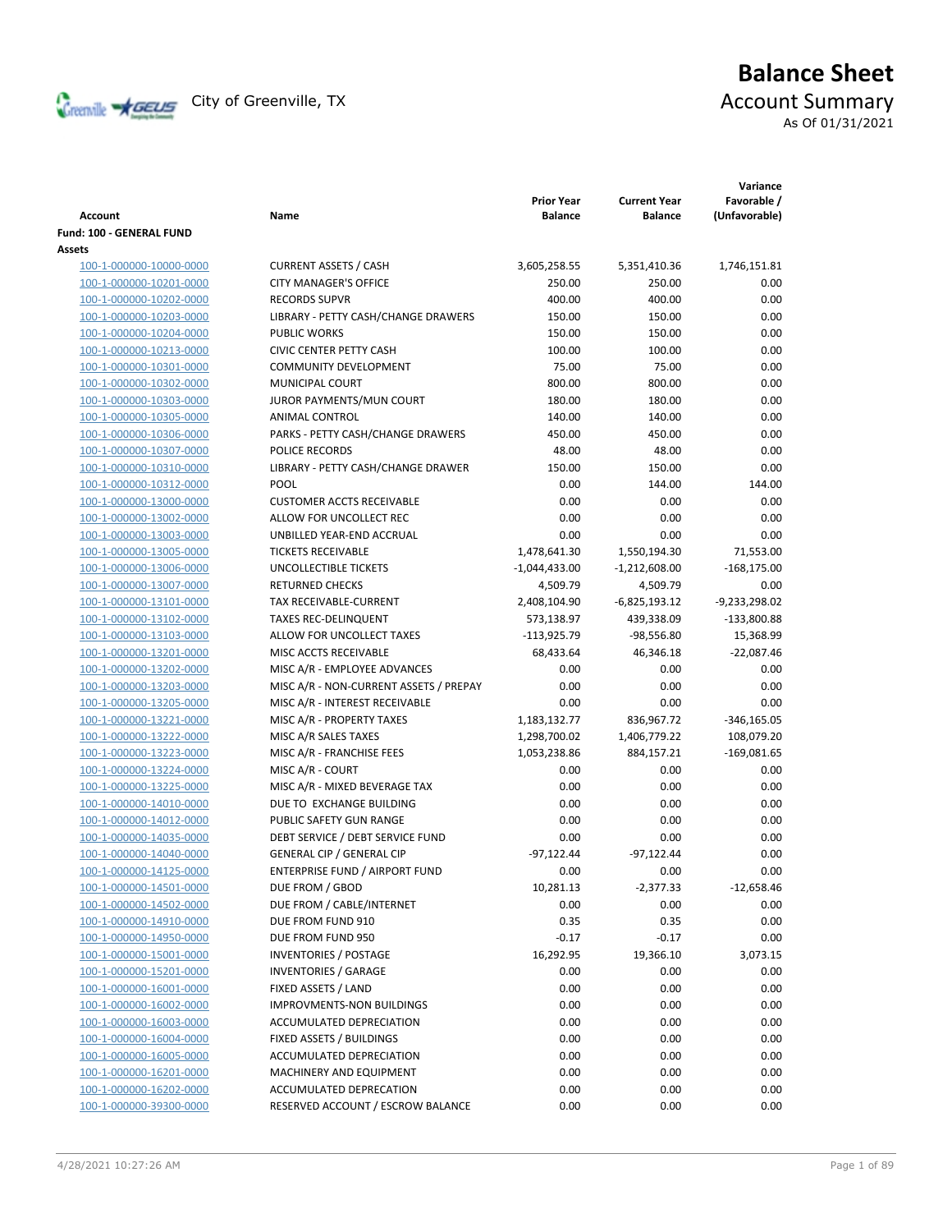# Balance Sheet

City of Greenville, TX

## Account Summary

As Of 01/31/2021

| Account | Name | Prior Year Balance | Current Year Balance | Variance Favorable / (Unfavorable) |
|---|---|---|---|---|
| **Fund: 100 - GENERAL FUND** | | | | |
| **Assets** | | | | |
| 100-1-000000-10000-0000 | CURRENT ASSETS / CASH | 3,605,258.55 | 5,351,410.36 | 1,746,151.81 |
| 100-1-000000-10201-0000 | CITY MANAGER'S OFFICE | 250.00 | 250.00 | 0.00 |
| 100-1-000000-10202-0000 | RECORDS SUPVR | 400.00 | 400.00 | 0.00 |
| 100-1-000000-10203-0000 | LIBRARY - PETTY CASH/CHANGE DRAWERS | 150.00 | 150.00 | 0.00 |
| 100-1-000000-10204-0000 | PUBLIC WORKS | 150.00 | 150.00 | 0.00 |
| 100-1-000000-10213-0000 | CIVIC CENTER PETTY CASH | 100.00 | 100.00 | 0.00 |
| 100-1-000000-10301-0000 | COMMUNITY DEVELOPMENT | 75.00 | 75.00 | 0.00 |
| 100-1-000000-10302-0000 | MUNICIPAL COURT | 800.00 | 800.00 | 0.00 |
| 100-1-000000-10303-0000 | JUROR PAYMENTS/MUN COURT | 180.00 | 180.00 | 0.00 |
| 100-1-000000-10305-0000 | ANIMAL CONTROL | 140.00 | 140.00 | 0.00 |
| 100-1-000000-10306-0000 | PARKS - PETTY CASH/CHANGE DRAWERS | 450.00 | 450.00 | 0.00 |
| 100-1-000000-10307-0000 | POLICE RECORDS | 48.00 | 48.00 | 0.00 |
| 100-1-000000-10310-0000 | LIBRARY - PETTY CASH/CHANGE DRAWER | 150.00 | 150.00 | 0.00 |
| 100-1-000000-10312-0000 | POOL | 0.00 | 144.00 | 144.00 |
| 100-1-000000-13000-0000 | CUSTOMER ACCTS RECEIVABLE | 0.00 | 0.00 | 0.00 |
| 100-1-000000-13002-0000 | ALLOW FOR UNCOLLECT REC | 0.00 | 0.00 | 0.00 |
| 100-1-000000-13003-0000 | UNBILLED YEAR-END ACCRUAL | 0.00 | 0.00 | 0.00 |
| 100-1-000000-13005-0000 | TICKETS RECEIVABLE | 1,478,641.30 | 1,550,194.30 | 71,553.00 |
| 100-1-000000-13006-0000 | UNCOLLECTIBLE TICKETS | -1,044,433.00 | -1,212,608.00 | -168,175.00 |
| 100-1-000000-13007-0000 | RETURNED CHECKS | 4,509.79 | 4,509.79 | 0.00 |
| 100-1-000000-13101-0000 | TAX RECEIVABLE-CURRENT | 2,408,104.90 | -6,825,193.12 | -9,233,298.02 |
| 100-1-000000-13102-0000 | TAXES REC-DELINQUENT | 573,138.97 | 439,338.09 | -133,800.88 |
| 100-1-000000-13103-0000 | ALLOW FOR UNCOLLECT TAXES | -113,925.79 | -98,556.80 | 15,368.99 |
| 100-1-000000-13201-0000 | MISC ACCTS RECEIVABLE | 68,433.64 | 46,346.18 | -22,087.46 |
| 100-1-000000-13202-0000 | MISC A/R - EMPLOYEE ADVANCES | 0.00 | 0.00 | 0.00 |
| 100-1-000000-13203-0000 | MISC A/R - NON-CURRENT ASSETS / PREPAY | 0.00 | 0.00 | 0.00 |
| 100-1-000000-13205-0000 | MISC A/R - INTEREST RECEIVABLE | 0.00 | 0.00 | 0.00 |
| 100-1-000000-13221-0000 | MISC A/R - PROPERTY TAXES | 1,183,132.77 | 836,967.72 | -346,165.05 |
| 100-1-000000-13222-0000 | MISC A/R SALES TAXES | 1,298,700.02 | 1,406,779.22 | 108,079.20 |
| 100-1-000000-13223-0000 | MISC A/R - FRANCHISE FEES | 1,053,238.86 | 884,157.21 | -169,081.65 |
| 100-1-000000-13224-0000 | MISC A/R - COURT | 0.00 | 0.00 | 0.00 |
| 100-1-000000-13225-0000 | MISC A/R - MIXED BEVERAGE TAX | 0.00 | 0.00 | 0.00 |
| 100-1-000000-14010-0000 | DUE TO EXCHANGE BUILDING | 0.00 | 0.00 | 0.00 |
| 100-1-000000-14012-0000 | PUBLIC SAFETY GUN RANGE | 0.00 | 0.00 | 0.00 |
| 100-1-000000-14035-0000 | DEBT SERVICE / DEBT SERVICE FUND | 0.00 | 0.00 | 0.00 |
| 100-1-000000-14040-0000 | GENERAL CIP / GENERAL CIP | -97,122.44 | -97,122.44 | 0.00 |
| 100-1-000000-14125-0000 | ENTERPRISE FUND / AIRPORT FUND | 0.00 | 0.00 | 0.00 |
| 100-1-000000-14501-0000 | DUE FROM / GBOD | 10,281.13 | -2,377.33 | -12,658.46 |
| 100-1-000000-14502-0000 | DUE FROM / CABLE/INTERNET | 0.00 | 0.00 | 0.00 |
| 100-1-000000-14910-0000 | DUE FROM FUND 910 | 0.35 | 0.35 | 0.00 |
| 100-1-000000-14950-0000 | DUE FROM FUND 950 | -0.17 | -0.17 | 0.00 |
| 100-1-000000-15001-0000 | INVENTORIES / POSTAGE | 16,292.95 | 19,366.10 | 3,073.15 |
| 100-1-000000-15201-0000 | INVENTORIES / GARAGE | 0.00 | 0.00 | 0.00 |
| 100-1-000000-16001-0000 | FIXED ASSETS / LAND | 0.00 | 0.00 | 0.00 |
| 100-1-000000-16002-0000 | IMPROVMENTS-NON BUILDINGS | 0.00 | 0.00 | 0.00 |
| 100-1-000000-16003-0000 | ACCUMULATED DEPRECIATION | 0.00 | 0.00 | 0.00 |
| 100-1-000000-16004-0000 | FIXED ASSETS / BUILDINGS | 0.00 | 0.00 | 0.00 |
| 100-1-000000-16005-0000 | ACCUMULATED DEPRECIATION | 0.00 | 0.00 | 0.00 |
| 100-1-000000-16201-0000 | MACHINERY AND EQUIPMENT | 0.00 | 0.00 | 0.00 |
| 100-1-000000-16202-0000 | ACCUMULATED DEPRECATION | 0.00 | 0.00 | 0.00 |
| 100-1-000000-39300-0000 | RESERVED ACCOUNT / ESCROW BALANCE | 0.00 | 0.00 | 0.00 |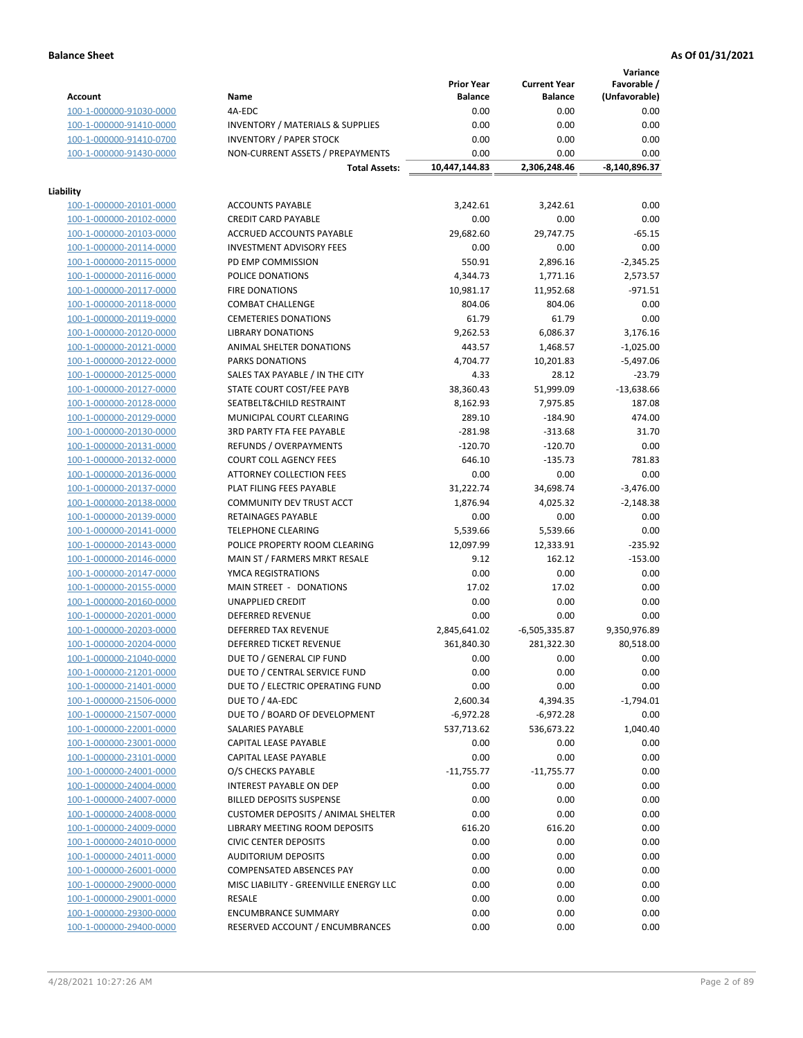**Balance Sheet** **As Of 01/31/2021**

| Account | Name | Prior Year Balance | Current Year Balance | Variance Favorable / (Unfavorable) |
|---|---|---|---|---|
| 100-1-000000-91030-0000 | 4A-EDC | 0.00 | 0.00 | 0.00 |
| 100-1-000000-91410-0000 | INVENTORY / MATERIALS & SUPPLIES | 0.00 | 0.00 | 0.00 |
| 100-1-000000-91410-0700 | INVENTORY / PAPER STOCK | 0.00 | 0.00 | 0.00 |
| 100-1-000000-91430-0000 | NON-CURRENT ASSETS / PREPAYMENTS | 0.00 | 0.00 | 0.00 |
| | **Total Assets:** | 10,447,144.83 | 2,306,248.46 | -8,140,896.37 |

**Liability**

| Account | Name | Prior Year Balance | Current Year Balance | Variance Favorable / (Unfavorable) |
|---|---|---|---|---|
| 100-1-000000-20101-0000 | ACCOUNTS PAYABLE | 3,242.61 | 3,242.61 | 0.00 |
| 100-1-000000-20102-0000 | CREDIT CARD PAYABLE | 0.00 | 0.00 | 0.00 |
| 100-1-000000-20103-0000 | ACCRUED ACCOUNTS PAYABLE | 29,682.60 | 29,747.75 | -65.15 |
| 100-1-000000-20114-0000 | INVESTMENT ADVISORY FEES | 0.00 | 0.00 | 0.00 |
| 100-1-000000-20115-0000 | PD EMP COMMISSION | 550.91 | 2,896.16 | -2,345.25 |
| 100-1-000000-20116-0000 | POLICE DONATIONS | 4,344.73 | 1,771.16 | 2,573.57 |
| 100-1-000000-20117-0000 | FIRE DONATIONS | 10,981.17 | 11,952.68 | -971.51 |
| 100-1-000000-20118-0000 | COMBAT CHALLENGE | 804.06 | 804.06 | 0.00 |
| 100-1-000000-20119-0000 | CEMETERIES DONATIONS | 61.79 | 61.79 | 0.00 |
| 100-1-000000-20120-0000 | LIBRARY DONATIONS | 9,262.53 | 6,086.37 | 3,176.16 |
| 100-1-000000-20121-0000 | ANIMAL SHELTER DONATIONS | 443.57 | 1,468.57 | -1,025.00 |
| 100-1-000000-20122-0000 | PARKS DONATIONS | 4,704.77 | 10,201.83 | -5,497.06 |
| 100-1-000000-20125-0000 | SALES TAX PAYABLE / IN THE CITY | 4.33 | 28.12 | -23.79 |
| 100-1-000000-20127-0000 | STATE COURT COST/FEE PAYB | 38,360.43 | 51,999.09 | -13,638.66 |
| 100-1-000000-20128-0000 | SEATBELT&CHILD RESTRAINT | 8,162.93 | 7,975.85 | 187.08 |
| 100-1-000000-20129-0000 | MUNICIPAL COURT CLEARING | 289.10 | -184.90 | 474.00 |
| 100-1-000000-20130-0000 | 3RD PARTY FTA FEE PAYABLE | -281.98 | -313.68 | 31.70 |
| 100-1-000000-20131-0000 | REFUNDS / OVERPAYMENTS | -120.70 | -120.70 | 0.00 |
| 100-1-000000-20132-0000 | COURT COLL AGENCY FEES | 646.10 | -135.73 | 781.83 |
| 100-1-000000-20136-0000 | ATTORNEY COLLECTION FEES | 0.00 | 0.00 | 0.00 |
| 100-1-000000-20137-0000 | PLAT FILING FEES PAYABLE | 31,222.74 | 34,698.74 | -3,476.00 |
| 100-1-000000-20138-0000 | COMMUNITY DEV TRUST ACCT | 1,876.94 | 4,025.32 | -2,148.38 |
| 100-1-000000-20139-0000 | RETAINAGES PAYABLE | 0.00 | 0.00 | 0.00 |
| 100-1-000000-20141-0000 | TELEPHONE CLEARING | 5,539.66 | 5,539.66 | 0.00 |
| 100-1-000000-20143-0000 | POLICE PROPERTY ROOM CLEARING | 12,097.99 | 12,333.91 | -235.92 |
| 100-1-000000-20146-0000 | MAIN ST / FARMERS MRKT RESALE | 9.12 | 162.12 | -153.00 |
| 100-1-000000-20147-0000 | YMCA REGISTRATIONS | 0.00 | 0.00 | 0.00 |
| 100-1-000000-20155-0000 | MAIN STREET - DONATIONS | 17.02 | 17.02 | 0.00 |
| 100-1-000000-20160-0000 | UNAPPLIED CREDIT | 0.00 | 0.00 | 0.00 |
| 100-1-000000-20201-0000 | DEFERRED REVENUE | 0.00 | 0.00 | 0.00 |
| 100-1-000000-20203-0000 | DEFERRED TAX REVENUE | 2,845,641.02 | -6,505,335.87 | 9,350,976.89 |
| 100-1-000000-20204-0000 | DEFERRED TICKET REVENUE | 361,840.30 | 281,322.30 | 80,518.00 |
| 100-1-000000-21040-0000 | DUE TO / GENERAL CIP FUND | 0.00 | 0.00 | 0.00 |
| 100-1-000000-21201-0000 | DUE TO / CENTRAL SERVICE FUND | 0.00 | 0.00 | 0.00 |
| 100-1-000000-21401-0000 | DUE TO / ELECTRIC OPERATING FUND | 0.00 | 0.00 | 0.00 |
| 100-1-000000-21506-0000 | DUE TO / 4A-EDC | 2,600.34 | 4,394.35 | -1,794.01 |
| 100-1-000000-21507-0000 | DUE TO / BOARD OF DEVELOPMENT | -6,972.28 | -6,972.28 | 0.00 |
| 100-1-000000-22001-0000 | SALARIES PAYABLE | 537,713.62 | 536,673.22 | 1,040.40 |
| 100-1-000000-23001-0000 | CAPITAL LEASE PAYABLE | 0.00 | 0.00 | 0.00 |
| 100-1-000000-23101-0000 | CAPITAL LEASE PAYABLE | 0.00 | 0.00 | 0.00 |
| 100-1-000000-24001-0000 | O/S CHECKS PAYABLE | -11,755.77 | -11,755.77 | 0.00 |
| 100-1-000000-24004-0000 | INTEREST PAYABLE ON DEP | 0.00 | 0.00 | 0.00 |
| 100-1-000000-24007-0000 | BILLED DEPOSITS SUSPENSE | 0.00 | 0.00 | 0.00 |
| 100-1-000000-24008-0000 | CUSTOMER DEPOSITS / ANIMAL SHELTER | 0.00 | 0.00 | 0.00 |
| 100-1-000000-24009-0000 | LIBRARY MEETING ROOM DEPOSITS | 616.20 | 616.20 | 0.00 |
| 100-1-000000-24010-0000 | CIVIC CENTER DEPOSITS | 0.00 | 0.00 | 0.00 |
| 100-1-000000-24011-0000 | AUDITORIUM DEPOSITS | 0.00 | 0.00 | 0.00 |
| 100-1-000000-26001-0000 | COMPENSATED ABSENCES PAY | 0.00 | 0.00 | 0.00 |
| 100-1-000000-29000-0000 | MISC LIABILITY - GREENVILLE ENERGY LLC | 0.00 | 0.00 | 0.00 |
| 100-1-000000-29001-0000 | RESALE | 0.00 | 0.00 | 0.00 |
| 100-1-000000-29300-0000 | ENCUMBRANCE SUMMARY | 0.00 | 0.00 | 0.00 |
| 100-1-000000-29400-0000 | RESERVED ACCOUNT / ENCUMBRANCES | 0.00 | 0.00 | 0.00 |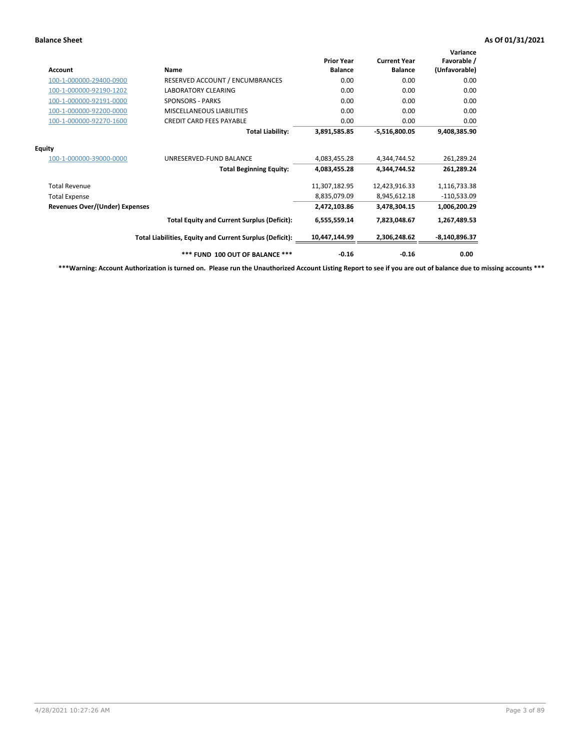**Balance Sheet** **As Of 01/31/2021**

| Account | Name | Prior Year Balance | Current Year Balance | Variance Favorable / (Unfavorable) |
|---|---|---|---|---|
| 100-1-000000-29400-0900 | RESERVED ACCOUNT / ENCUMBRANCES | 0.00 | 0.00 | 0.00 |
| 100-1-000000-92190-1202 | LABORATORY CLEARING | 0.00 | 0.00 | 0.00 |
| 100-1-000000-92191-0000 | SPONSORS - PARKS | 0.00 | 0.00 | 0.00 |
| 100-1-000000-92200-0000 | MISCELLANEOUS LIABILITIES | 0.00 | 0.00 | 0.00 |
| 100-1-000000-92270-1600 | CREDIT CARD FEES PAYABLE | 0.00 | 0.00 | 0.00 |
| | **Total Liability:** | **3,891,585.85** | **-5,516,800.05** | **9,408,385.90** |
| **Equity** | | | | |
| 100-1-000000-39000-0000 | UNRESERVED-FUND BALANCE | 4,083,455.28 | 4,344,744.52 | 261,289.24 |
| | **Total Beginning Equity:** | **4,083,455.28** | **4,344,744.52** | **261,289.24** |
| Total Revenue | | 11,307,182.95 | 12,423,916.33 | 1,116,733.38 |
| Total Expense | | 8,835,079.09 | 8,945,612.18 | -110,533.09 |
| **Revenues Over/(Under) Expenses** | | **2,472,103.86** | **3,478,304.15** | **1,006,200.29** |
| | **Total Equity and Current Surplus (Deficit):** | **6,555,559.14** | **7,823,048.67** | **1,267,489.53** |
| | **Total Liabilities, Equity and Current Surplus (Deficit):** | **10,447,144.99** | **2,306,248.62** | **-8,140,896.37** |
| | **\*\*\* FUND 100 OUT OF BALANCE \*\*\*** | **-0.16** | **-0.16** | **0.00** |

**\*\*\*Warning: Account Authorization is turned on. Please run the Unauthorized Account Listing Report to see if you are out of balance due to missing accounts \*\*\***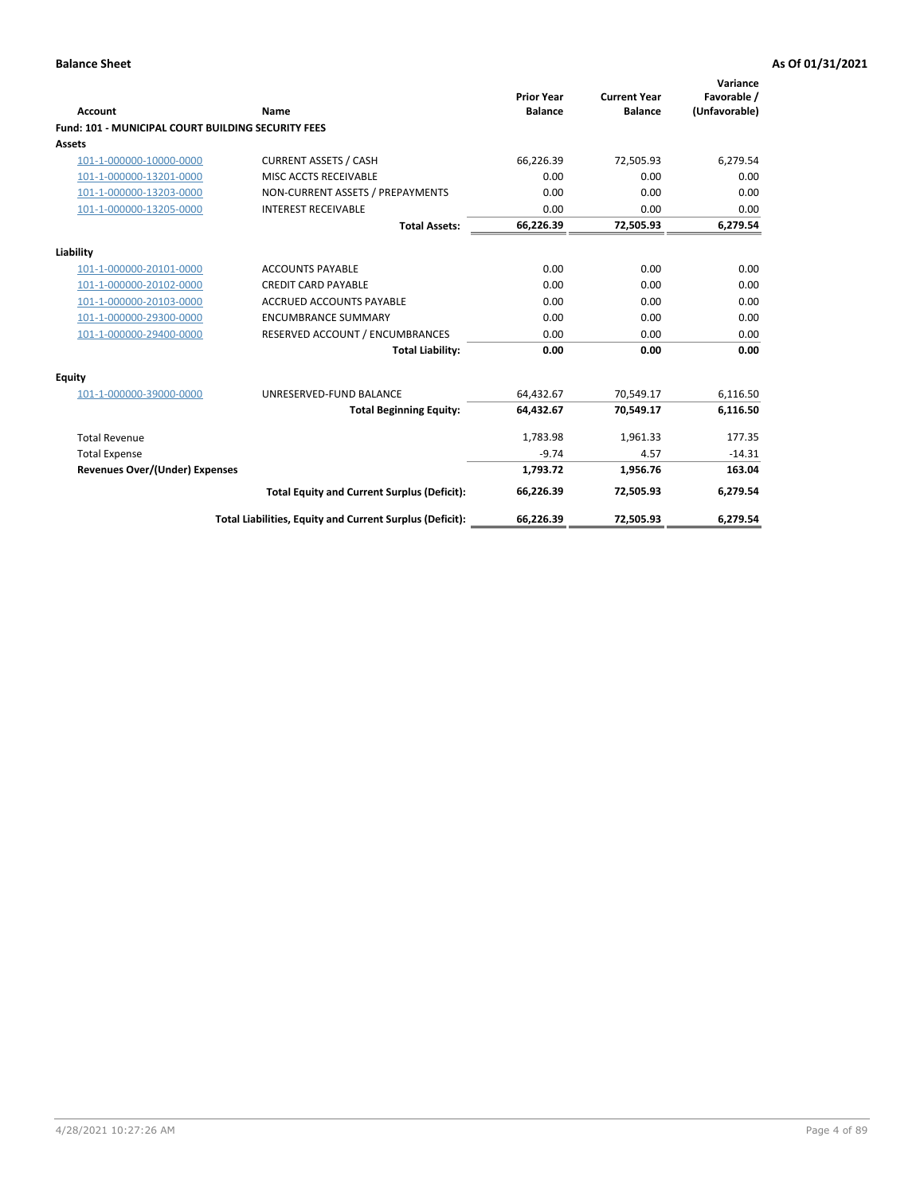**Balance Sheet** **As Of 01/31/2021**

| Account | Name | Prior Year Balance | Current Year Balance | Variance Favorable / (Unfavorable) |
|---|---|---|---|---|
| **Fund: 101 - MUNICIPAL COURT BUILDING SECURITY FEES** | | | | |
| **Assets** | | | | |
| 101-1-000000-10000-0000 | CURRENT ASSETS / CASH | 66,226.39 | 72,505.93 | 6,279.54 |
| 101-1-000000-13201-0000 | MISC ACCTS RECEIVABLE | 0.00 | 0.00 | 0.00 |
| 101-1-000000-13203-0000 | NON-CURRENT ASSETS / PREPAYMENTS | 0.00 | 0.00 | 0.00 |
| 101-1-000000-13205-0000 | INTEREST RECEIVABLE | 0.00 | 0.00 | 0.00 |
| | **Total Assets:** | **66,226.39** | **72,505.93** | **6,279.54** |
| **Liability** | | | | |
| 101-1-000000-20101-0000 | ACCOUNTS PAYABLE | 0.00 | 0.00 | 0.00 |
| 101-1-000000-20102-0000 | CREDIT CARD PAYABLE | 0.00 | 0.00 | 0.00 |
| 101-1-000000-20103-0000 | ACCRUED ACCOUNTS PAYABLE | 0.00 | 0.00 | 0.00 |
| 101-1-000000-29300-0000 | ENCUMBRANCE SUMMARY | 0.00 | 0.00 | 0.00 |
| 101-1-000000-29400-0000 | RESERVED ACCOUNT / ENCUMBRANCES | 0.00 | 0.00 | 0.00 |
| | **Total Liability:** | **0.00** | **0.00** | **0.00** |
| **Equity** | | | | |
| 101-1-000000-39000-0000 | UNRESERVED-FUND BALANCE | 64,432.67 | 70,549.17 | 6,116.50 |
| | **Total Beginning Equity:** | **64,432.67** | **70,549.17** | **6,116.50** |
| Total Revenue | | 1,783.98 | 1,961.33 | 177.35 |
| Total Expense | | -9.74 | 4.57 | -14.31 |
| **Revenues Over/(Under) Expenses** | | **1,793.72** | **1,956.76** | **163.04** |
| | **Total Equity and Current Surplus (Deficit):** | **66,226.39** | **72,505.93** | **6,279.54** |
| | **Total Liabilities, Equity and Current Surplus (Deficit):** | **66,226.39** | **72,505.93** | **6,279.54** |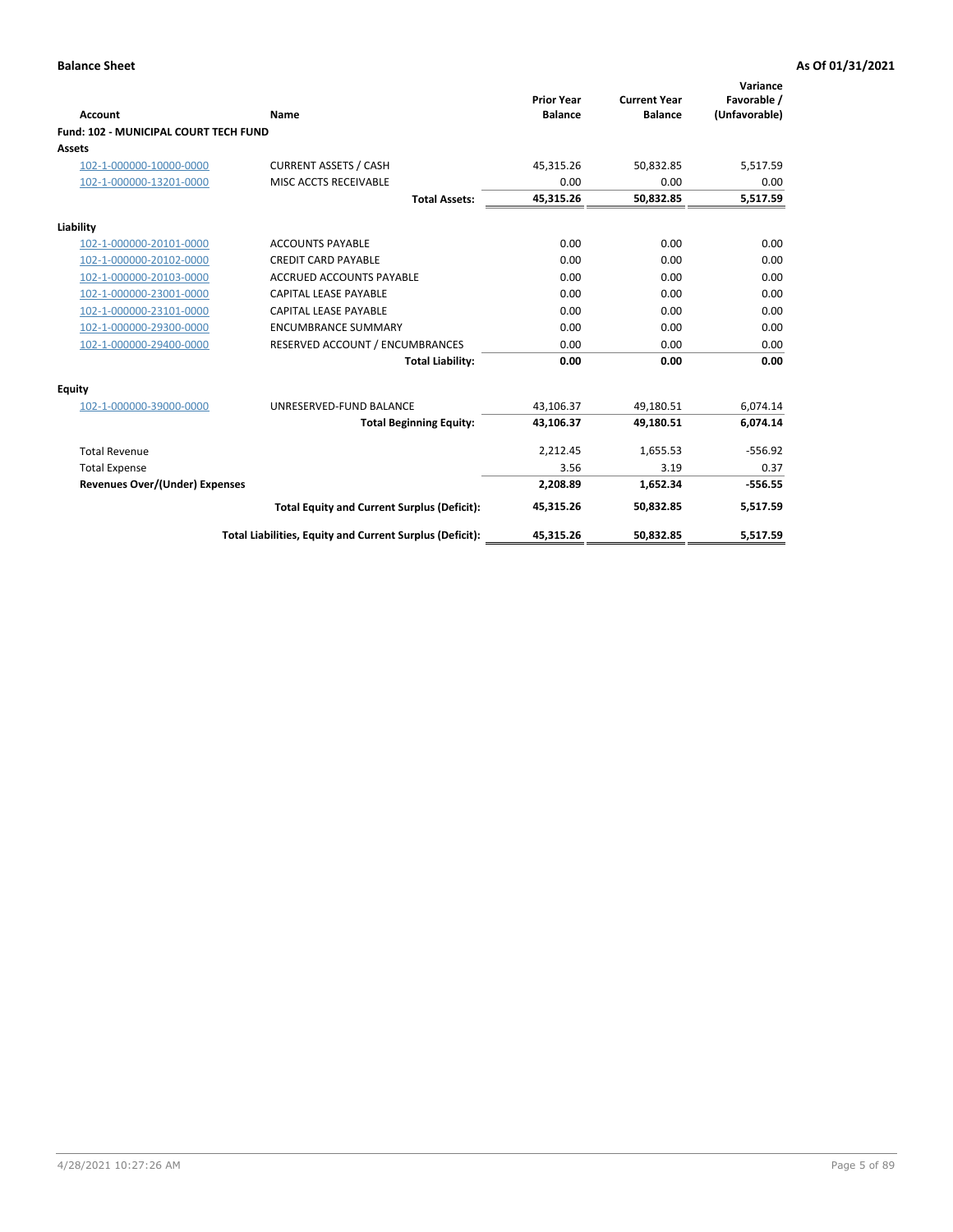**Balance Sheet** **As Of 01/31/2021**

| Account | Name | Prior Year Balance | Current Year Balance | Variance Favorable / (Unfavorable) |
|---|---|---|---|---|
| **Fund: 102 - MUNICIPAL COURT TECH FUND** | | | | |
| **Assets** | | | | |
| 102-1-000000-10000-0000 | CURRENT ASSETS / CASH | 45,315.26 | 50,832.85 | 5,517.59 |
| 102-1-000000-13201-0000 | MISC ACCTS RECEIVABLE | 0.00 | 0.00 | 0.00 |
| | **Total Assets:** | **45,315.26** | **50,832.85** | **5,517.59** |
| **Liability** | | | | |
| 102-1-000000-20101-0000 | ACCOUNTS PAYABLE | 0.00 | 0.00 | 0.00 |
| 102-1-000000-20102-0000 | CREDIT CARD PAYABLE | 0.00 | 0.00 | 0.00 |
| 102-1-000000-20103-0000 | ACCRUED ACCOUNTS PAYABLE | 0.00 | 0.00 | 0.00 |
| 102-1-000000-23001-0000 | CAPITAL LEASE PAYABLE | 0.00 | 0.00 | 0.00 |
| 102-1-000000-23101-0000 | CAPITAL LEASE PAYABLE | 0.00 | 0.00 | 0.00 |
| 102-1-000000-29300-0000 | ENCUMBRANCE SUMMARY | 0.00 | 0.00 | 0.00 |
| 102-1-000000-29400-0000 | RESERVED ACCOUNT / ENCUMBRANCES | 0.00 | 0.00 | 0.00 |
| | **Total Liability:** | **0.00** | **0.00** | **0.00** |
| **Equity** | | | | |
| 102-1-000000-39000-0000 | UNRESERVED-FUND BALANCE | 43,106.37 | 49,180.51 | 6,074.14 |
| | **Total Beginning Equity:** | **43,106.37** | **49,180.51** | **6,074.14** |
| Total Revenue | | 2,212.45 | 1,655.53 | -556.92 |
| Total Expense | | 3.56 | 3.19 | 0.37 |
| **Revenues Over/(Under) Expenses** | | **2,208.89** | **1,652.34** | **-556.55** |
| | **Total Equity and Current Surplus (Deficit):** | **45,315.26** | **50,832.85** | **5,517.59** |
| | **Total Liabilities, Equity and Current Surplus (Deficit):** | **45,315.26** | **50,832.85** | **5,517.59** |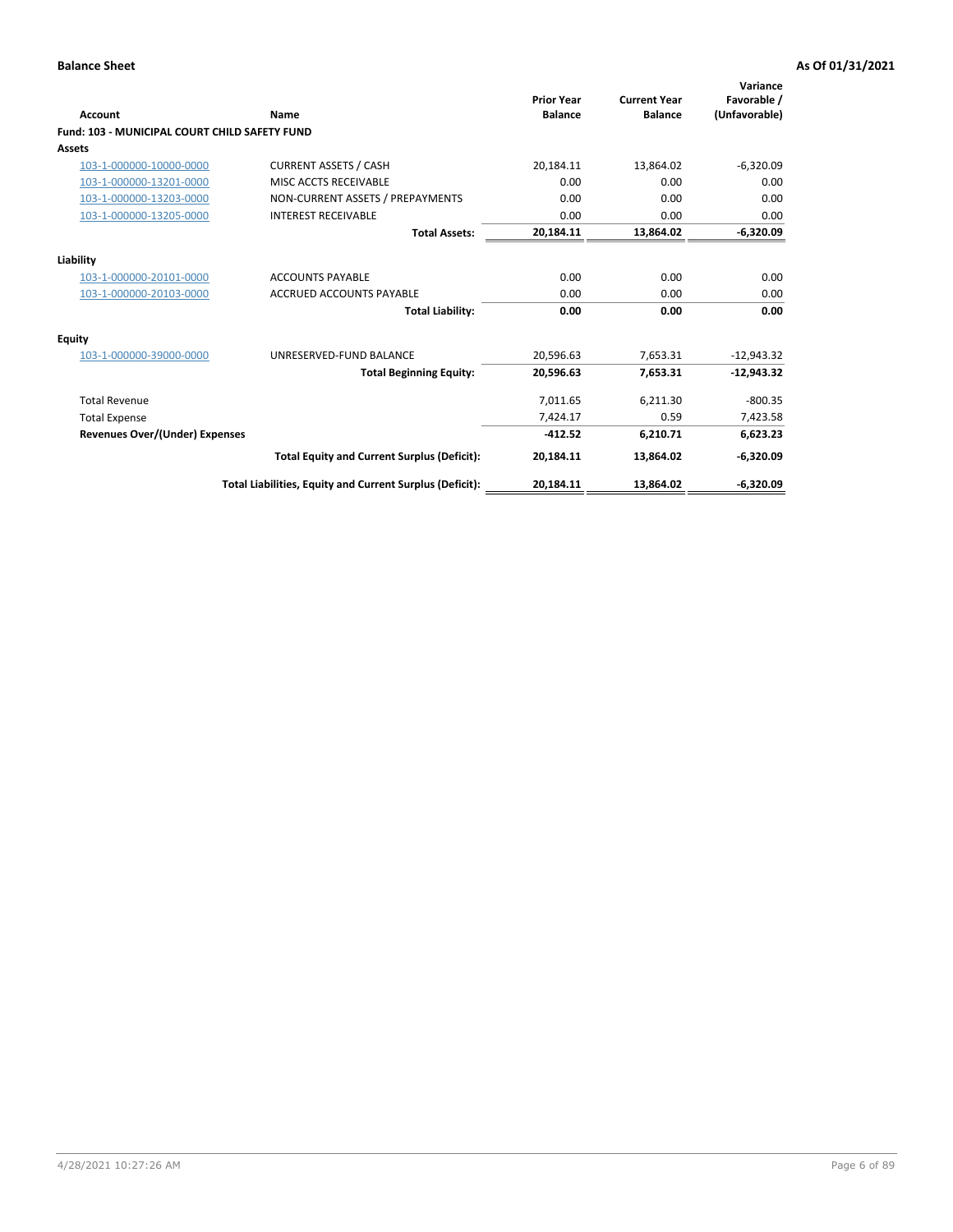**Balance Sheet** **As Of 01/31/2021**

| Account | Name | Prior Year Balance | Current Year Balance | Variance Favorable / (Unfavorable) |
|---|---|---|---|---|
| **Fund: 103 - MUNICIPAL COURT CHILD SAFETY FUND** | | | | |
| **Assets** | | | | |
| 103-1-000000-10000-0000 | CURRENT ASSETS / CASH | 20,184.11 | 13,864.02 | -6,320.09 |
| 103-1-000000-13201-0000 | MISC ACCTS RECEIVABLE | 0.00 | 0.00 | 0.00 |
| 103-1-000000-13203-0000 | NON-CURRENT ASSETS / PREPAYMENTS | 0.00 | 0.00 | 0.00 |
| 103-1-000000-13205-0000 | INTEREST RECEIVABLE | 0.00 | 0.00 | 0.00 |
| | **Total Assets:** | **20,184.11** | **13,864.02** | **-6,320.09** |
| **Liability** | | | | |
| 103-1-000000-20101-0000 | ACCOUNTS PAYABLE | 0.00 | 0.00 | 0.00 |
| 103-1-000000-20103-0000 | ACCRUED ACCOUNTS PAYABLE | 0.00 | 0.00 | 0.00 |
| | **Total Liability:** | **0.00** | **0.00** | **0.00** |
| **Equity** | | | | |
| 103-1-000000-39000-0000 | UNRESERVED-FUND BALANCE | 20,596.63 | 7,653.31 | -12,943.32 |
| | **Total Beginning Equity:** | **20,596.63** | **7,653.31** | **-12,943.32** |
| Total Revenue | | 7,011.65 | 6,211.30 | -800.35 |
| Total Expense | | 7,424.17 | 0.59 | 7,423.58 |
| **Revenues Over/(Under) Expenses** | | **-412.52** | **6,210.71** | **6,623.23** |
| | **Total Equity and Current Surplus (Deficit):** | **20,184.11** | **13,864.02** | **-6,320.09** |
| | **Total Liabilities, Equity and Current Surplus (Deficit):** | **20,184.11** | **13,864.02** | **-6,320.09** |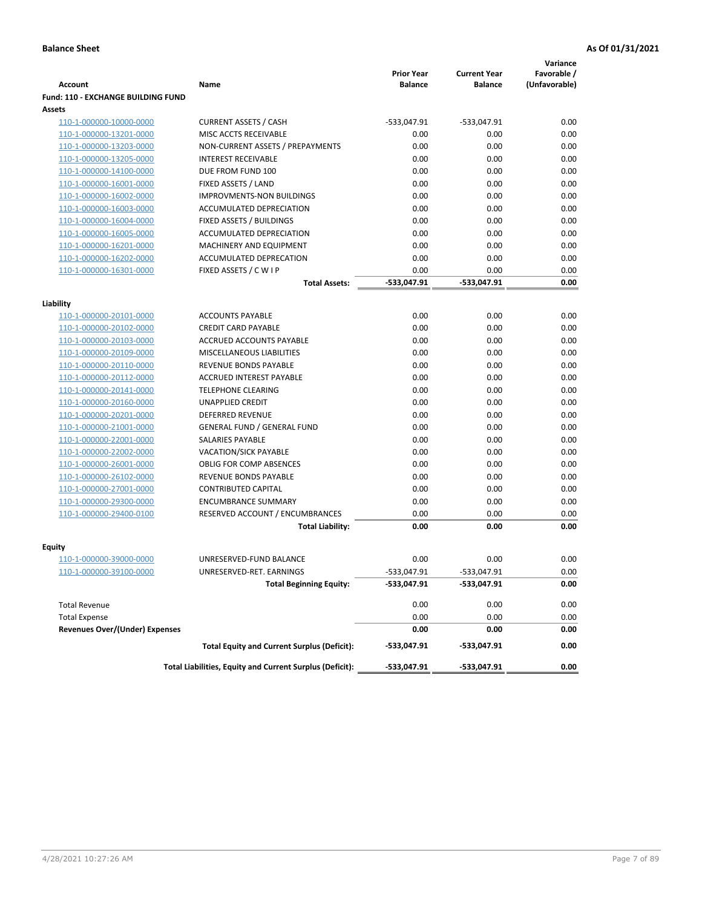**Balance Sheet** — **As Of 01/31/2021**

| Account | Name | Prior Year Balance | Current Year Balance | Variance Favorable / (Unfavorable) |
|---|---|---|---|---|
| **Fund: 110 - EXCHANGE BUILDING FUND** | | | | |
| **Assets** | | | | |
| 110-1-000000-10000-0000 | CURRENT ASSETS / CASH | -533,047.91 | -533,047.91 | 0.00 |
| 110-1-000000-13201-0000 | MISC ACCTS RECEIVABLE | 0.00 | 0.00 | 0.00 |
| 110-1-000000-13203-0000 | NON-CURRENT ASSETS / PREPAYMENTS | 0.00 | 0.00 | 0.00 |
| 110-1-000000-13205-0000 | INTEREST RECEIVABLE | 0.00 | 0.00 | 0.00 |
| 110-1-000000-14100-0000 | DUE FROM FUND 100 | 0.00 | 0.00 | 0.00 |
| 110-1-000000-16001-0000 | FIXED ASSETS / LAND | 0.00 | 0.00 | 0.00 |
| 110-1-000000-16002-0000 | IMPROVMENTS-NON BUILDINGS | 0.00 | 0.00 | 0.00 |
| 110-1-000000-16003-0000 | ACCUMULATED DEPRECIATION | 0.00 | 0.00 | 0.00 |
| 110-1-000000-16004-0000 | FIXED ASSETS / BUILDINGS | 0.00 | 0.00 | 0.00 |
| 110-1-000000-16005-0000 | ACCUMULATED DEPRECIATION | 0.00 | 0.00 | 0.00 |
| 110-1-000000-16201-0000 | MACHINERY AND EQUIPMENT | 0.00 | 0.00 | 0.00 |
| 110-1-000000-16202-0000 | ACCUMULATED DEPRECATION | 0.00 | 0.00 | 0.00 |
| 110-1-000000-16301-0000 | FIXED ASSETS / C W I P | 0.00 | 0.00 | 0.00 |
| | **Total Assets:** | **-533,047.91** | **-533,047.91** | **0.00** |
| **Liability** | | | | |
| 110-1-000000-20101-0000 | ACCOUNTS PAYABLE | 0.00 | 0.00 | 0.00 |
| 110-1-000000-20102-0000 | CREDIT CARD PAYABLE | 0.00 | 0.00 | 0.00 |
| 110-1-000000-20103-0000 | ACCRUED ACCOUNTS PAYABLE | 0.00 | 0.00 | 0.00 |
| 110-1-000000-20109-0000 | MISCELLANEOUS LIABILITIES | 0.00 | 0.00 | 0.00 |
| 110-1-000000-20110-0000 | REVENUE BONDS PAYABLE | 0.00 | 0.00 | 0.00 |
| 110-1-000000-20112-0000 | ACCRUED INTEREST PAYABLE | 0.00 | 0.00 | 0.00 |
| 110-1-000000-20141-0000 | TELEPHONE CLEARING | 0.00 | 0.00 | 0.00 |
| 110-1-000000-20160-0000 | UNAPPLIED CREDIT | 0.00 | 0.00 | 0.00 |
| 110-1-000000-20201-0000 | DEFERRED REVENUE | 0.00 | 0.00 | 0.00 |
| 110-1-000000-21001-0000 | GENERAL FUND / GENERAL FUND | 0.00 | 0.00 | 0.00 |
| 110-1-000000-22001-0000 | SALARIES PAYABLE | 0.00 | 0.00 | 0.00 |
| 110-1-000000-22002-0000 | VACATION/SICK PAYABLE | 0.00 | 0.00 | 0.00 |
| 110-1-000000-26001-0000 | OBLIG FOR COMP ABSENCES | 0.00 | 0.00 | 0.00 |
| 110-1-000000-26102-0000 | REVENUE BONDS PAYABLE | 0.00 | 0.00 | 0.00 |
| 110-1-000000-27001-0000 | CONTRIBUTED CAPITAL | 0.00 | 0.00 | 0.00 |
| 110-1-000000-29300-0000 | ENCUMBRANCE SUMMARY | 0.00 | 0.00 | 0.00 |
| 110-1-000000-29400-0100 | RESERVED ACCOUNT / ENCUMBRANCES | 0.00 | 0.00 | 0.00 |
| | **Total Liability:** | **0.00** | **0.00** | **0.00** |
| **Equity** | | | | |
| 110-1-000000-39000-0000 | UNRESERVED-FUND BALANCE | 0.00 | 0.00 | 0.00 |
| 110-1-000000-39100-0000 | UNRESERVED-RET. EARNINGS | -533,047.91 | -533,047.91 | 0.00 |
| | **Total Beginning Equity:** | **-533,047.91** | **-533,047.91** | **0.00** |
| Total Revenue | | 0.00 | 0.00 | 0.00 |
| Total Expense | | 0.00 | 0.00 | 0.00 |
| **Revenues Over/(Under) Expenses** | | **0.00** | **0.00** | **0.00** |
| | **Total Equity and Current Surplus (Deficit):** | **-533,047.91** | **-533,047.91** | **0.00** |
| | **Total Liabilities, Equity and Current Surplus (Deficit):** | **-533,047.91** | **-533,047.91** | **0.00** |

4/28/2021 10:27:26 AM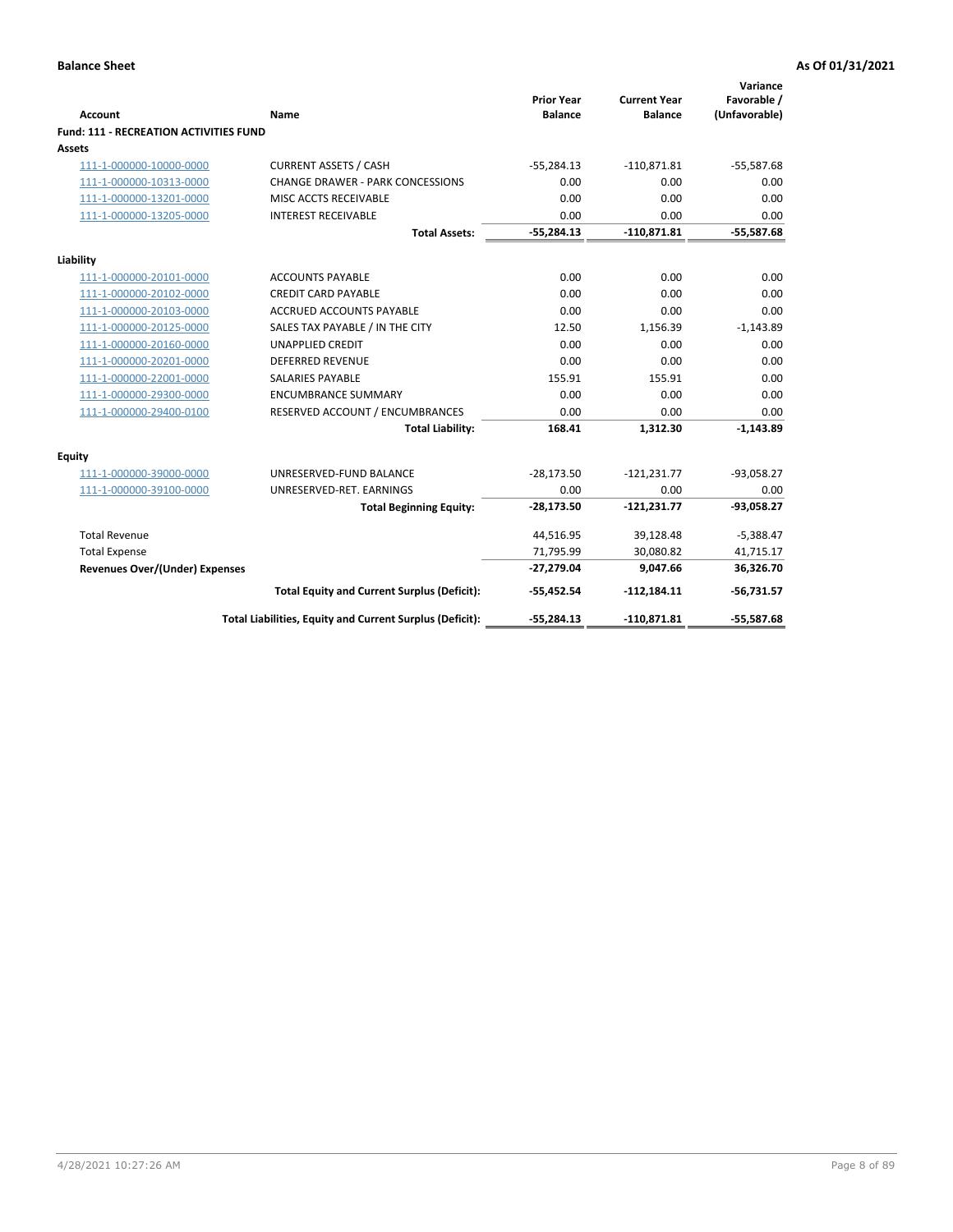**Balance Sheet** **As Of 01/31/2021**

| Account | Name | Prior Year Balance | Current Year Balance | Variance Favorable / (Unfavorable) |
|---|---|---|---|---|
| **Fund: 111 - RECREATION ACTIVITIES FUND** | | | | |
| **Assets** | | | | |
| 111-1-000000-10000-0000 | CURRENT ASSETS / CASH | -55,284.13 | -110,871.81 | -55,587.68 |
| 111-1-000000-10313-0000 | CHANGE DRAWER - PARK CONCESSIONS | 0.00 | 0.00 | 0.00 |
| 111-1-000000-13201-0000 | MISC ACCTS RECEIVABLE | 0.00 | 0.00 | 0.00 |
| 111-1-000000-13205-0000 | INTEREST RECEIVABLE | 0.00 | 0.00 | 0.00 |
| | **Total Assets:** | **-55,284.13** | **-110,871.81** | **-55,587.68** |
| **Liability** | | | | |
| 111-1-000000-20101-0000 | ACCOUNTS PAYABLE | 0.00 | 0.00 | 0.00 |
| 111-1-000000-20102-0000 | CREDIT CARD PAYABLE | 0.00 | 0.00 | 0.00 |
| 111-1-000000-20103-0000 | ACCRUED ACCOUNTS PAYABLE | 0.00 | 0.00 | 0.00 |
| 111-1-000000-20125-0000 | SALES TAX PAYABLE / IN THE CITY | 12.50 | 1,156.39 | -1,143.89 |
| 111-1-000000-20160-0000 | UNAPPLIED CREDIT | 0.00 | 0.00 | 0.00 |
| 111-1-000000-20201-0000 | DEFERRED REVENUE | 0.00 | 0.00 | 0.00 |
| 111-1-000000-22001-0000 | SALARIES PAYABLE | 155.91 | 155.91 | 0.00 |
| 111-1-000000-29300-0000 | ENCUMBRANCE SUMMARY | 0.00 | 0.00 | 0.00 |
| 111-1-000000-29400-0100 | RESERVED ACCOUNT / ENCUMBRANCES | 0.00 | 0.00 | 0.00 |
| | **Total Liability:** | **168.41** | **1,312.30** | **-1,143.89** |
| **Equity** | | | | |
| 111-1-000000-39000-0000 | UNRESERVED-FUND BALANCE | -28,173.50 | -121,231.77 | -93,058.27 |
| 111-1-000000-39100-0000 | UNRESERVED-RET. EARNINGS | 0.00 | 0.00 | 0.00 |
| | **Total Beginning Equity:** | **-28,173.50** | **-121,231.77** | **-93,058.27** |
| Total Revenue | | 44,516.95 | 39,128.48 | -5,388.47 |
| Total Expense | | 71,795.99 | 30,080.82 | 41,715.17 |
| **Revenues Over/(Under) Expenses** | | **-27,279.04** | **9,047.66** | **36,326.70** |
| | **Total Equity and Current Surplus (Deficit):** | **-55,452.54** | **-112,184.11** | **-56,731.57** |
| | **Total Liabilities, Equity and Current Surplus (Deficit):** | **-55,284.13** | **-110,871.81** | **-55,587.68** |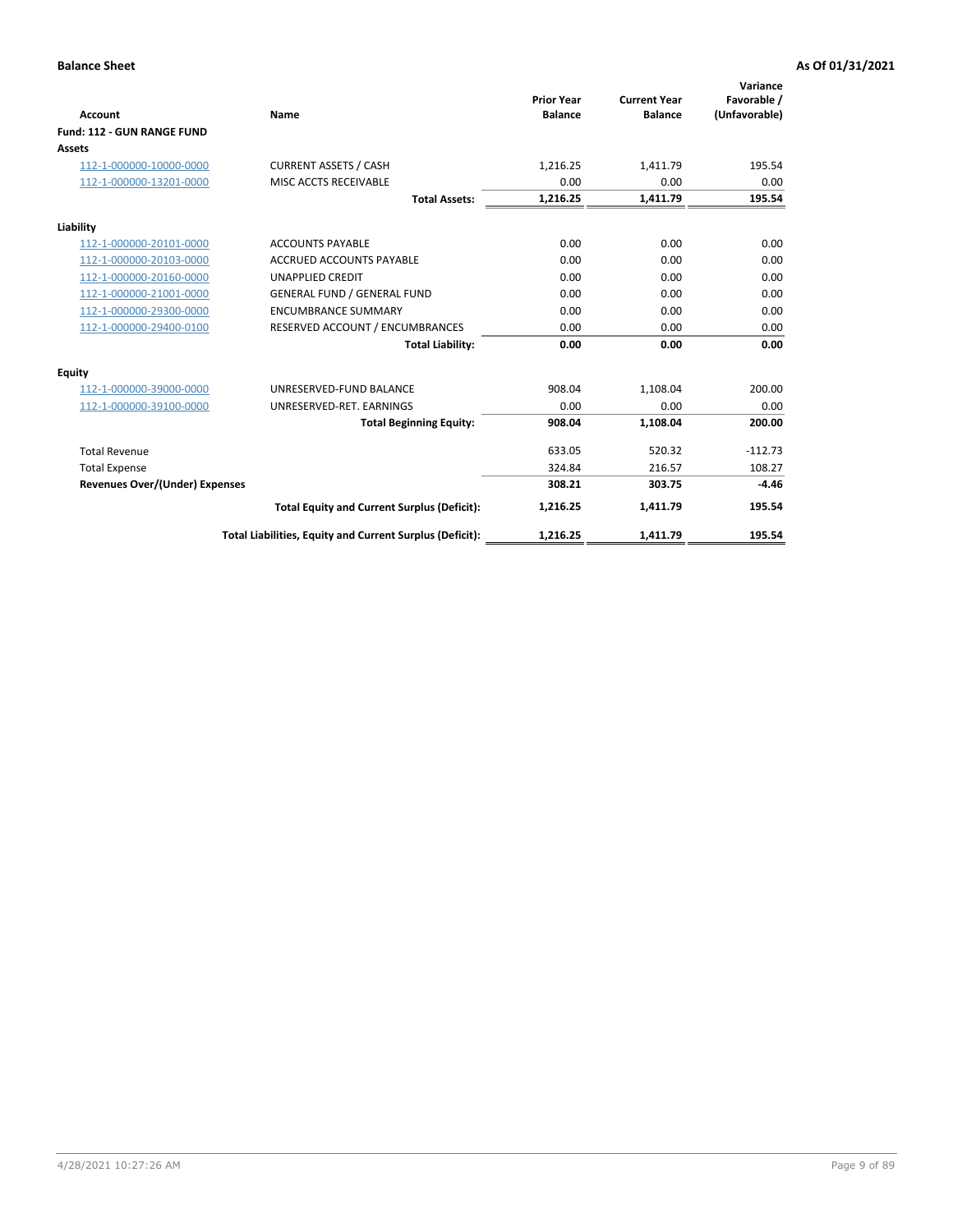**Balance Sheet** **As Of 01/31/2021**

| Account | Name | Prior Year Balance | Current Year Balance | Variance Favorable / (Unfavorable) |
|---|---|---|---|---|
| **Fund: 112 - GUN RANGE FUND** | | | | |
| **Assets** | | | | |
| 112-1-000000-10000-0000 | CURRENT ASSETS / CASH | 1,216.25 | 1,411.79 | 195.54 |
| 112-1-000000-13201-0000 | MISC ACCTS RECEIVABLE | 0.00 | 0.00 | 0.00 |
| | **Total Assets:** | **1,216.25** | **1,411.79** | **195.54** |
| **Liability** | | | | |
| 112-1-000000-20101-0000 | ACCOUNTS PAYABLE | 0.00 | 0.00 | 0.00 |
| 112-1-000000-20103-0000 | ACCRUED ACCOUNTS PAYABLE | 0.00 | 0.00 | 0.00 |
| 112-1-000000-20160-0000 | UNAPPLIED CREDIT | 0.00 | 0.00 | 0.00 |
| 112-1-000000-21001-0000 | GENERAL FUND / GENERAL FUND | 0.00 | 0.00 | 0.00 |
| 112-1-000000-29300-0000 | ENCUMBRANCE SUMMARY | 0.00 | 0.00 | 0.00 |
| 112-1-000000-29400-0100 | RESERVED ACCOUNT / ENCUMBRANCES | 0.00 | 0.00 | 0.00 |
| | **Total Liability:** | **0.00** | **0.00** | **0.00** |
| **Equity** | | | | |
| 112-1-000000-39000-0000 | UNRESERVED-FUND BALANCE | 908.04 | 1,108.04 | 200.00 |
| 112-1-000000-39100-0000 | UNRESERVED-RET. EARNINGS | 0.00 | 0.00 | 0.00 |
| | **Total Beginning Equity:** | **908.04** | **1,108.04** | **200.00** |
| Total Revenue | | 633.05 | 520.32 | -112.73 |
| Total Expense | | 324.84 | 216.57 | 108.27 |
| **Revenues Over/(Under) Expenses** | | **308.21** | **303.75** | **-4.46** |
| | **Total Equity and Current Surplus (Deficit):** | **1,216.25** | **1,411.79** | **195.54** |
| | **Total Liabilities, Equity and Current Surplus (Deficit):** | **1,216.25** | **1,411.79** | **195.54** |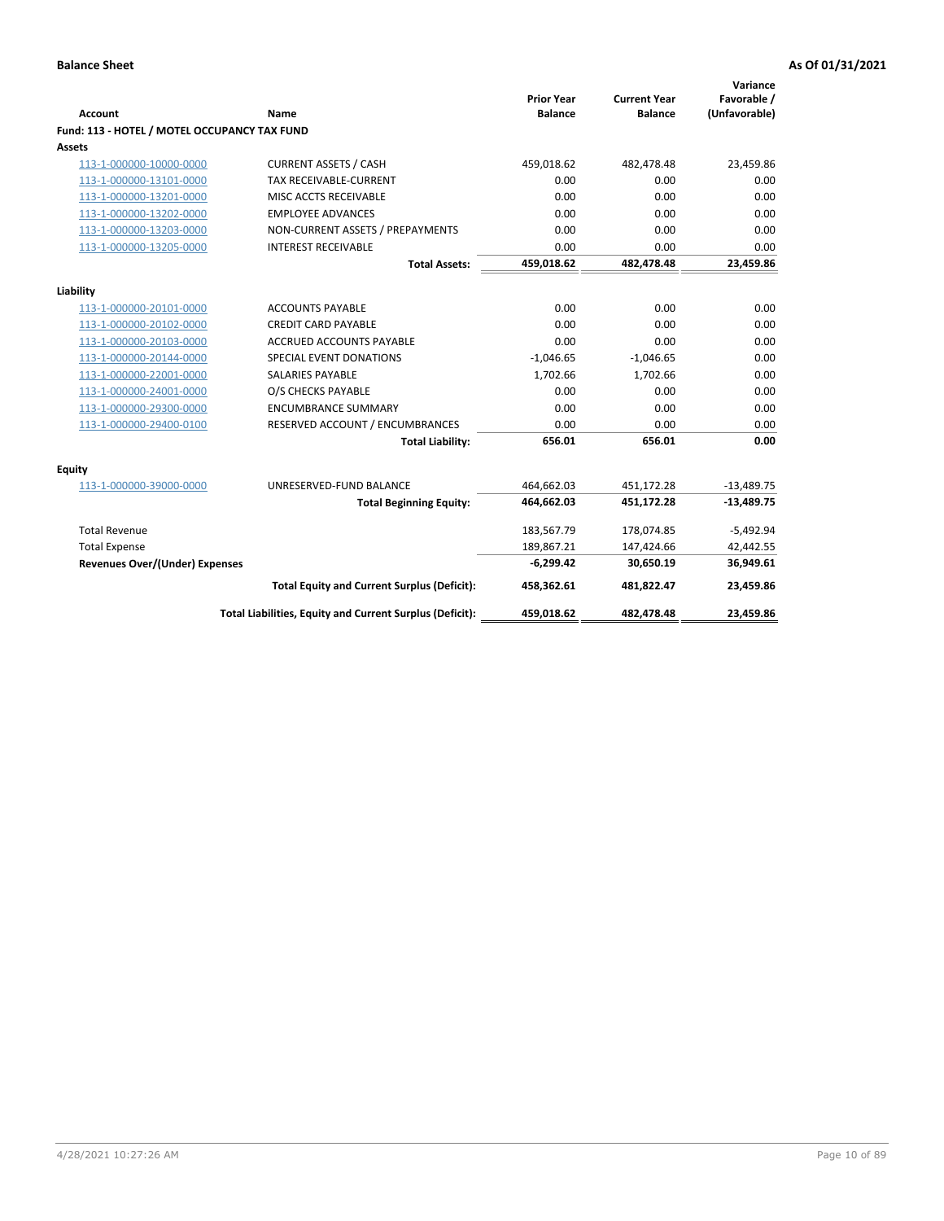**Balance Sheet** | **As Of 01/31/2021**

| Account | Name | Prior Year Balance | Current Year Balance | Variance Favorable / (Unfavorable) |
|---|---|---|---|---|
| **Fund: 113 - HOTEL / MOTEL OCCUPANCY TAX FUND** | | | | |
| **Assets** | | | | |
| 113-1-000000-10000-0000 | CURRENT ASSETS / CASH | 459,018.62 | 482,478.48 | 23,459.86 |
| 113-1-000000-13101-0000 | TAX RECEIVABLE-CURRENT | 0.00 | 0.00 | 0.00 |
| 113-1-000000-13201-0000 | MISC ACCTS RECEIVABLE | 0.00 | 0.00 | 0.00 |
| 113-1-000000-13202-0000 | EMPLOYEE ADVANCES | 0.00 | 0.00 | 0.00 |
| 113-1-000000-13203-0000 | NON-CURRENT ASSETS / PREPAYMENTS | 0.00 | 0.00 | 0.00 |
| 113-1-000000-13205-0000 | INTEREST RECEIVABLE | 0.00 | 0.00 | 0.00 |
| | **Total Assets:** | **459,018.62** | **482,478.48** | **23,459.86** |
| **Liability** | | | | |
| 113-1-000000-20101-0000 | ACCOUNTS PAYABLE | 0.00 | 0.00 | 0.00 |
| 113-1-000000-20102-0000 | CREDIT CARD PAYABLE | 0.00 | 0.00 | 0.00 |
| 113-1-000000-20103-0000 | ACCRUED ACCOUNTS PAYABLE | 0.00 | 0.00 | 0.00 |
| 113-1-000000-20144-0000 | SPECIAL EVENT DONATIONS | -1,046.65 | -1,046.65 | 0.00 |
| 113-1-000000-22001-0000 | SALARIES PAYABLE | 1,702.66 | 1,702.66 | 0.00 |
| 113-1-000000-24001-0000 | O/S CHECKS PAYABLE | 0.00 | 0.00 | 0.00 |
| 113-1-000000-29300-0000 | ENCUMBRANCE SUMMARY | 0.00 | 0.00 | 0.00 |
| 113-1-000000-29400-0100 | RESERVED ACCOUNT / ENCUMBRANCES | 0.00 | 0.00 | 0.00 |
| | **Total Liability:** | **656.01** | **656.01** | **0.00** |
| **Equity** | | | | |
| 113-1-000000-39000-0000 | UNRESERVED-FUND BALANCE | 464,662.03 | 451,172.28 | -13,489.75 |
| | **Total Beginning Equity:** | **464,662.03** | **451,172.28** | **-13,489.75** |
| Total Revenue | | 183,567.79 | 178,074.85 | -5,492.94 |
| Total Expense | | 189,867.21 | 147,424.66 | 42,442.55 |
| **Revenues Over/(Under) Expenses** | | **-6,299.42** | **30,650.19** | **36,949.61** |
| | **Total Equity and Current Surplus (Deficit):** | **458,362.61** | **481,822.47** | **23,459.86** |
| | **Total Liabilities, Equity and Current Surplus (Deficit):** | **459,018.62** | **482,478.48** | **23,459.86** |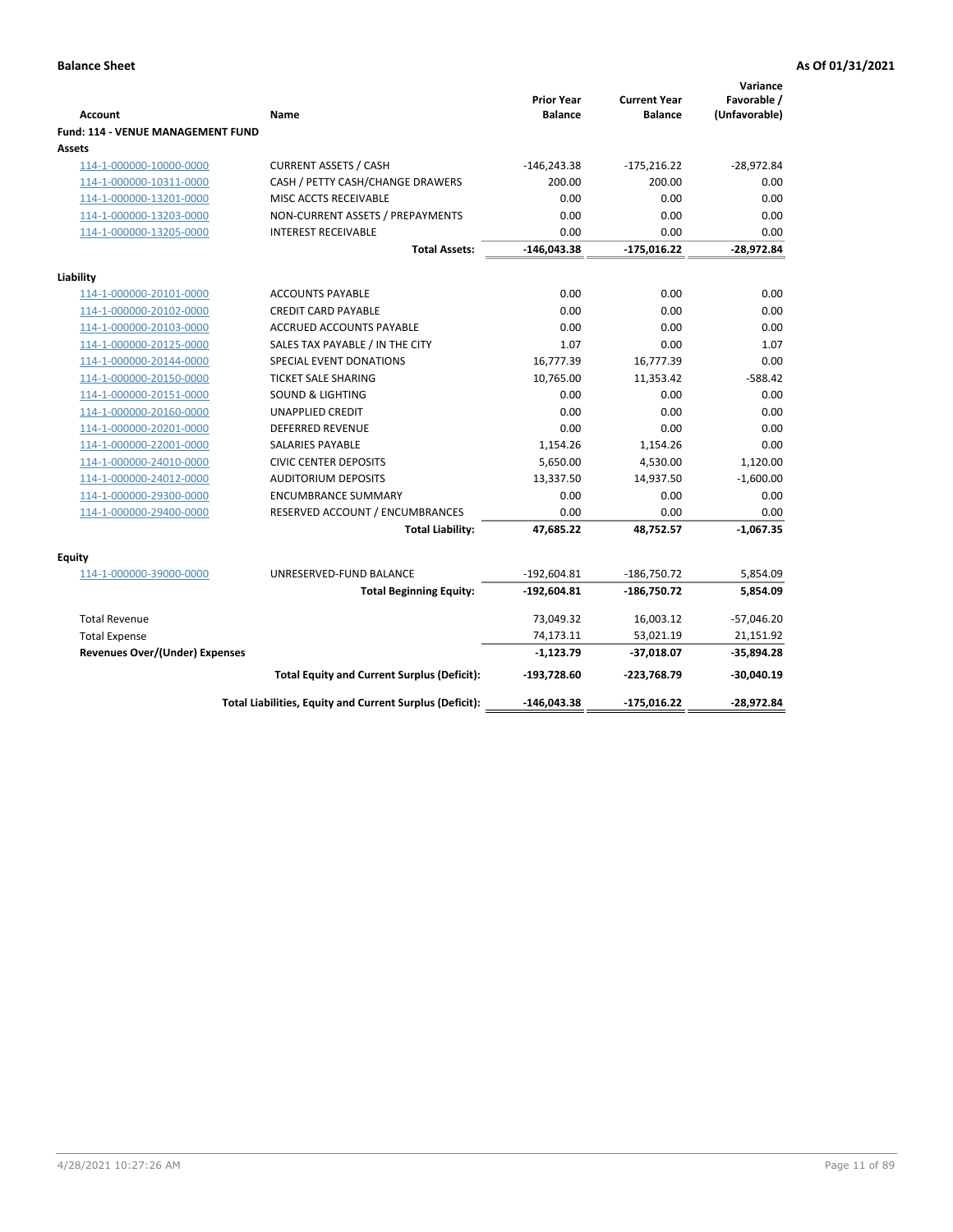**Balance Sheet** **As Of 01/31/2021**

| Account | Name | Prior Year Balance | Current Year Balance | Variance Favorable / (Unfavorable) |
|---|---|---|---|---|
| **Fund: 114 - VENUE MANAGEMENT FUND** | | | | |
| **Assets** | | | | |
| 114-1-000000-10000-0000 | CURRENT ASSETS / CASH | -146,243.38 | -175,216.22 | -28,972.84 |
| 114-1-000000-10311-0000 | CASH / PETTY CASH/CHANGE DRAWERS | 200.00 | 200.00 | 0.00 |
| 114-1-000000-13201-0000 | MISC ACCTS RECEIVABLE | 0.00 | 0.00 | 0.00 |
| 114-1-000000-13203-0000 | NON-CURRENT ASSETS / PREPAYMENTS | 0.00 | 0.00 | 0.00 |
| 114-1-000000-13205-0000 | INTEREST RECEIVABLE | 0.00 | 0.00 | 0.00 |
| | **Total Assets:** | **-146,043.38** | **-175,016.22** | **-28,972.84** |
| **Liability** | | | | |
| 114-1-000000-20101-0000 | ACCOUNTS PAYABLE | 0.00 | 0.00 | 0.00 |
| 114-1-000000-20102-0000 | CREDIT CARD PAYABLE | 0.00 | 0.00 | 0.00 |
| 114-1-000000-20103-0000 | ACCRUED ACCOUNTS PAYABLE | 0.00 | 0.00 | 0.00 |
| 114-1-000000-20125-0000 | SALES TAX PAYABLE / IN THE CITY | 1.07 | 0.00 | 1.07 |
| 114-1-000000-20144-0000 | SPECIAL EVENT DONATIONS | 16,777.39 | 16,777.39 | 0.00 |
| 114-1-000000-20150-0000 | TICKET SALE SHARING | 10,765.00 | 11,353.42 | -588.42 |
| 114-1-000000-20151-0000 | SOUND & LIGHTING | 0.00 | 0.00 | 0.00 |
| 114-1-000000-20160-0000 | UNAPPLIED CREDIT | 0.00 | 0.00 | 0.00 |
| 114-1-000000-20201-0000 | DEFERRED REVENUE | 0.00 | 0.00 | 0.00 |
| 114-1-000000-22001-0000 | SALARIES PAYABLE | 1,154.26 | 1,154.26 | 0.00 |
| 114-1-000000-24010-0000 | CIVIC CENTER DEPOSITS | 5,650.00 | 4,530.00 | 1,120.00 |
| 114-1-000000-24012-0000 | AUDITORIUM DEPOSITS | 13,337.50 | 14,937.50 | -1,600.00 |
| 114-1-000000-29300-0000 | ENCUMBRANCE SUMMARY | 0.00 | 0.00 | 0.00 |
| 114-1-000000-29400-0000 | RESERVED ACCOUNT / ENCUMBRANCES | 0.00 | 0.00 | 0.00 |
| | **Total Liability:** | **47,685.22** | **48,752.57** | **-1,067.35** |
| **Equity** | | | | |
| 114-1-000000-39000-0000 | UNRESERVED-FUND BALANCE | -192,604.81 | -186,750.72 | 5,854.09 |
| | **Total Beginning Equity:** | **-192,604.81** | **-186,750.72** | **5,854.09** |
| Total Revenue | | 73,049.32 | 16,003.12 | -57,046.20 |
| Total Expense | | 74,173.11 | 53,021.19 | 21,151.92 |
| **Revenues Over/(Under) Expenses** | | **-1,123.79** | **-37,018.07** | **-35,894.28** |
| | **Total Equity and Current Surplus (Deficit):** | **-193,728.60** | **-223,768.79** | **-30,040.19** |
| | **Total Liabilities, Equity and Current Surplus (Deficit):** | **-146,043.38** | **-175,016.22** | **-28,972.84** |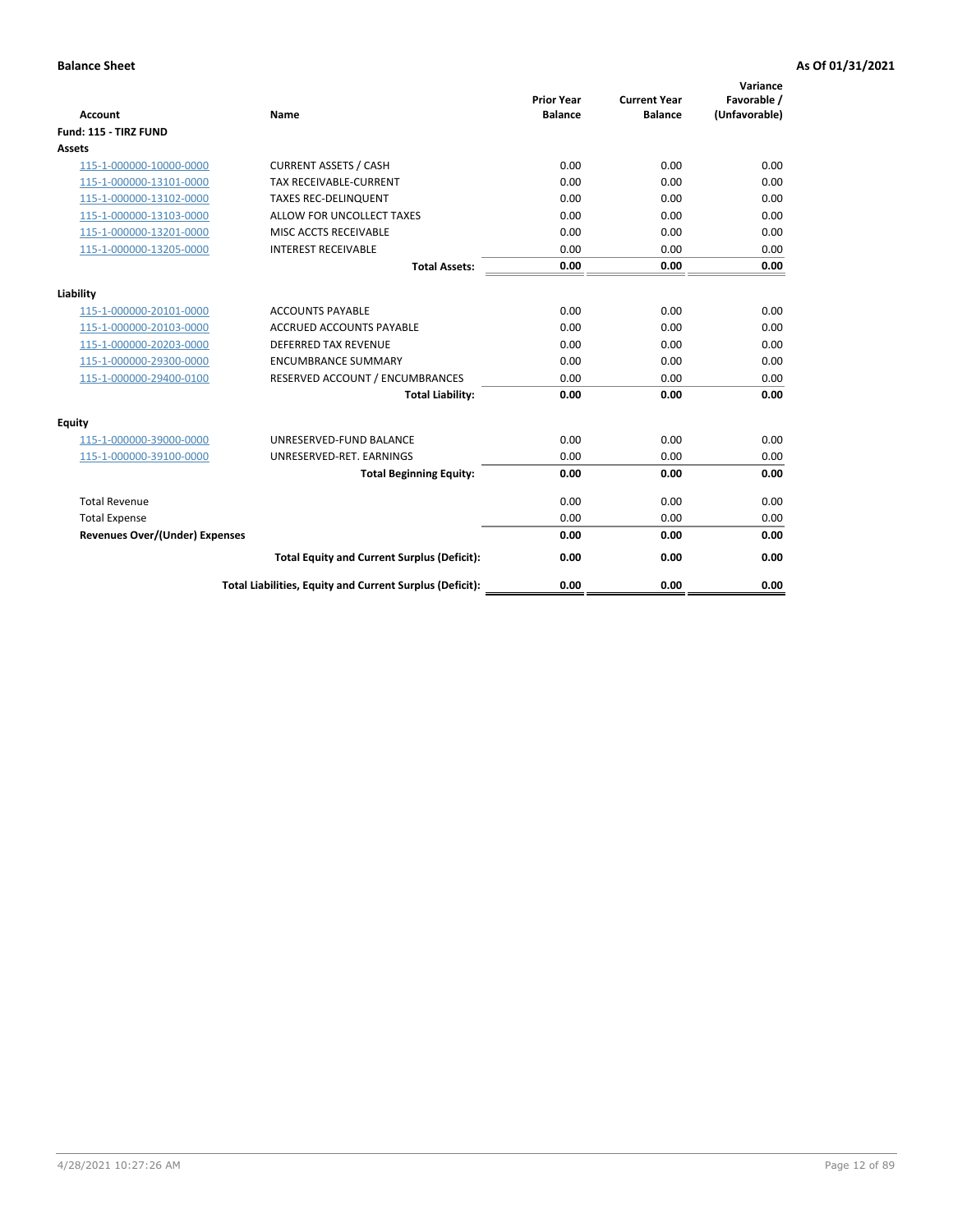**Balance Sheet** **As Of 01/31/2021**

| Account | Name | Prior Year Balance | Current Year Balance | Variance Favorable / (Unfavorable) |
|---|---|---|---|---|
| **Fund: 115 - TIRZ FUND** | | | | |
| **Assets** | | | | |
| 115-1-000000-10000-0000 | CURRENT ASSETS / CASH | 0.00 | 0.00 | 0.00 |
| 115-1-000000-13101-0000 | TAX RECEIVABLE-CURRENT | 0.00 | 0.00 | 0.00 |
| 115-1-000000-13102-0000 | TAXES REC-DELINQUENT | 0.00 | 0.00 | 0.00 |
| 115-1-000000-13103-0000 | ALLOW FOR UNCOLLECT TAXES | 0.00 | 0.00 | 0.00 |
| 115-1-000000-13201-0000 | MISC ACCTS RECEIVABLE | 0.00 | 0.00 | 0.00 |
| 115-1-000000-13205-0000 | INTEREST RECEIVABLE | 0.00 | 0.00 | 0.00 |
| | **Total Assets:** | **0.00** | **0.00** | **0.00** |
| **Liability** | | | | |
| 115-1-000000-20101-0000 | ACCOUNTS PAYABLE | 0.00 | 0.00 | 0.00 |
| 115-1-000000-20103-0000 | ACCRUED ACCOUNTS PAYABLE | 0.00 | 0.00 | 0.00 |
| 115-1-000000-20203-0000 | DEFERRED TAX REVENUE | 0.00 | 0.00 | 0.00 |
| 115-1-000000-29300-0000 | ENCUMBRANCE SUMMARY | 0.00 | 0.00 | 0.00 |
| 115-1-000000-29400-0100 | RESERVED ACCOUNT / ENCUMBRANCES | 0.00 | 0.00 | 0.00 |
| | **Total Liability:** | **0.00** | **0.00** | **0.00** |
| **Equity** | | | | |
| 115-1-000000-39000-0000 | UNRESERVED-FUND BALANCE | 0.00 | 0.00 | 0.00 |
| 115-1-000000-39100-0000 | UNRESERVED-RET. EARNINGS | 0.00 | 0.00 | 0.00 |
| | **Total Beginning Equity:** | **0.00** | **0.00** | **0.00** |
| Total Revenue | | 0.00 | 0.00 | 0.00 |
| Total Expense | | 0.00 | 0.00 | 0.00 |
| **Revenues Over/(Under) Expenses** | | **0.00** | **0.00** | **0.00** |
| | **Total Equity and Current Surplus (Deficit):** | **0.00** | **0.00** | **0.00** |
| | **Total Liabilities, Equity and Current Surplus (Deficit):** | **0.00** | **0.00** | **0.00** |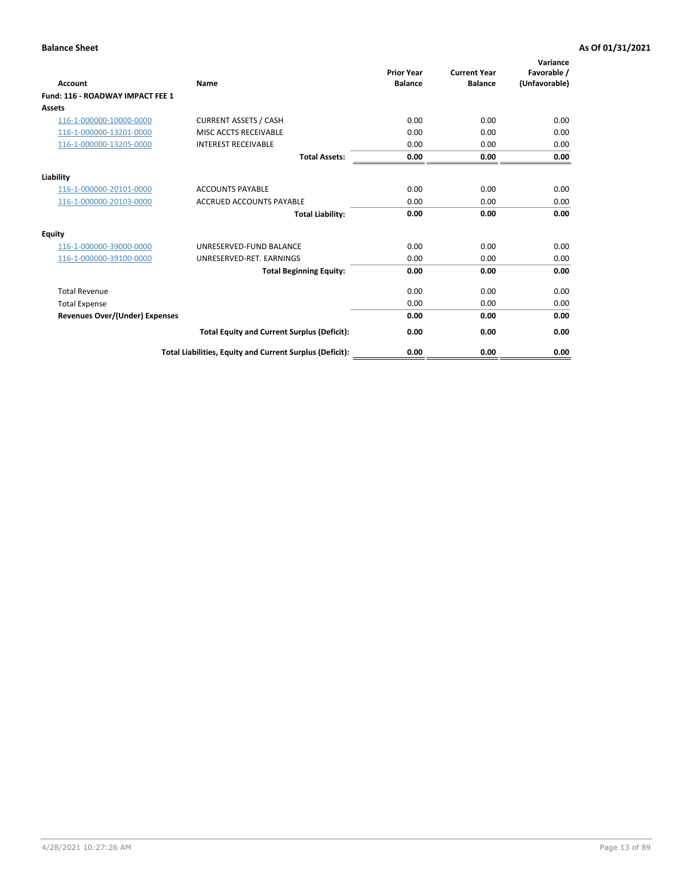**Balance Sheet** **As Of 01/31/2021**

| Account | Name | Prior Year Balance | Current Year Balance | Variance Favorable / (Unfavorable) |
|---|---|---|---|---|
| **Fund: 116 - ROADWAY IMPACT FEE 1** | | | | |
| **Assets** | | | | |
| 116-1-000000-10000-0000 | CURRENT ASSETS / CASH | 0.00 | 0.00 | 0.00 |
| 116-1-000000-13201-0000 | MISC ACCTS RECEIVABLE | 0.00 | 0.00 | 0.00 |
| 116-1-000000-13205-0000 | INTEREST RECEIVABLE | 0.00 | 0.00 | 0.00 |
| | **Total Assets:** | **0.00** | **0.00** | **0.00** |
| **Liability** | | | | |
| 116-1-000000-20101-0000 | ACCOUNTS PAYABLE | 0.00 | 0.00 | 0.00 |
| 116-1-000000-20103-0000 | ACCRUED ACCOUNTS PAYABLE | 0.00 | 0.00 | 0.00 |
| | **Total Liability:** | **0.00** | **0.00** | **0.00** |
| **Equity** | | | | |
| 116-1-000000-39000-0000 | UNRESERVED-FUND BALANCE | 0.00 | 0.00 | 0.00 |
| 116-1-000000-39100-0000 | UNRESERVED-RET. EARNINGS | 0.00 | 0.00 | 0.00 |
| | **Total Beginning Equity:** | **0.00** | **0.00** | **0.00** |
| Total Revenue | | 0.00 | 0.00 | 0.00 |
| Total Expense | | 0.00 | 0.00 | 0.00 |
| **Revenues Over/(Under) Expenses** | | **0.00** | **0.00** | **0.00** |
| | **Total Equity and Current Surplus (Deficit):** | **0.00** | **0.00** | **0.00** |
| | **Total Liabilities, Equity and Current Surplus (Deficit):** | **0.00** | **0.00** | **0.00** |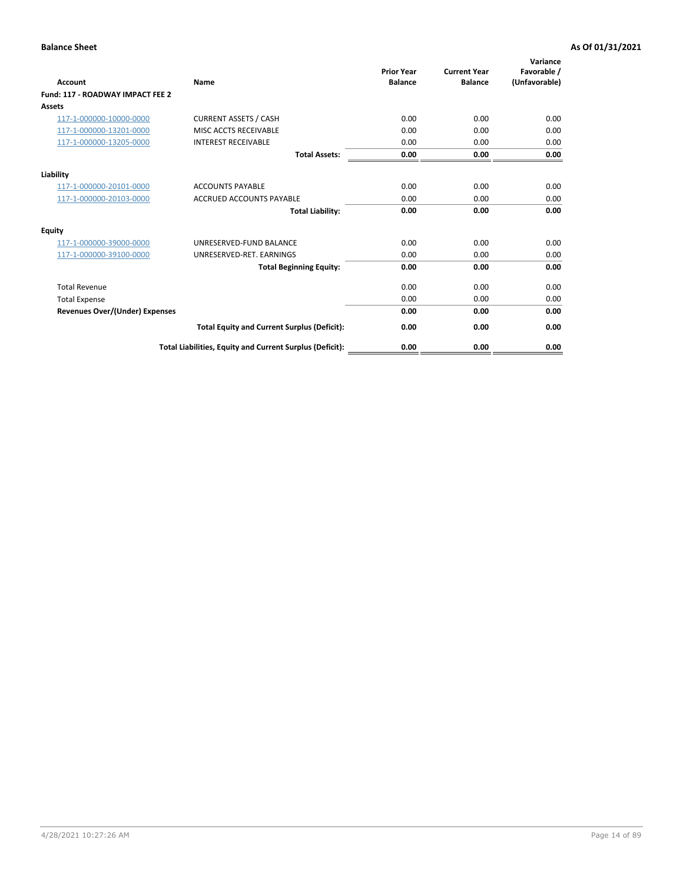**Balance Sheet** | **As Of 01/31/2021**

| Account | Name | Prior Year Balance | Current Year Balance | Variance Favorable / (Unfavorable) |
|---|---|---|---|---|
| **Fund: 117 - ROADWAY IMPACT FEE 2** | | | | |
| **Assets** | | | | |
| 117-1-000000-10000-0000 | CURRENT ASSETS / CASH | 0.00 | 0.00 | 0.00 |
| 117-1-000000-13201-0000 | MISC ACCTS RECEIVABLE | 0.00 | 0.00 | 0.00 |
| 117-1-000000-13205-0000 | INTEREST RECEIVABLE | 0.00 | 0.00 | 0.00 |
| | **Total Assets:** | **0.00** | **0.00** | **0.00** |
| **Liability** | | | | |
| 117-1-000000-20101-0000 | ACCOUNTS PAYABLE | 0.00 | 0.00 | 0.00 |
| 117-1-000000-20103-0000 | ACCRUED ACCOUNTS PAYABLE | 0.00 | 0.00 | 0.00 |
| | **Total Liability:** | **0.00** | **0.00** | **0.00** |
| **Equity** | | | | |
| 117-1-000000-39000-0000 | UNRESERVED-FUND BALANCE | 0.00 | 0.00 | 0.00 |
| 117-1-000000-39100-0000 | UNRESERVED-RET. EARNINGS | 0.00 | 0.00 | 0.00 |
| | **Total Beginning Equity:** | **0.00** | **0.00** | **0.00** |
| Total Revenue | | 0.00 | 0.00 | 0.00 |
| Total Expense | | 0.00 | 0.00 | 0.00 |
| **Revenues Over/(Under) Expenses** | | **0.00** | **0.00** | **0.00** |
| | **Total Equity and Current Surplus (Deficit):** | **0.00** | **0.00** | **0.00** |
| | **Total Liabilities, Equity and Current Surplus (Deficit):** | **0.00** | **0.00** | **0.00** |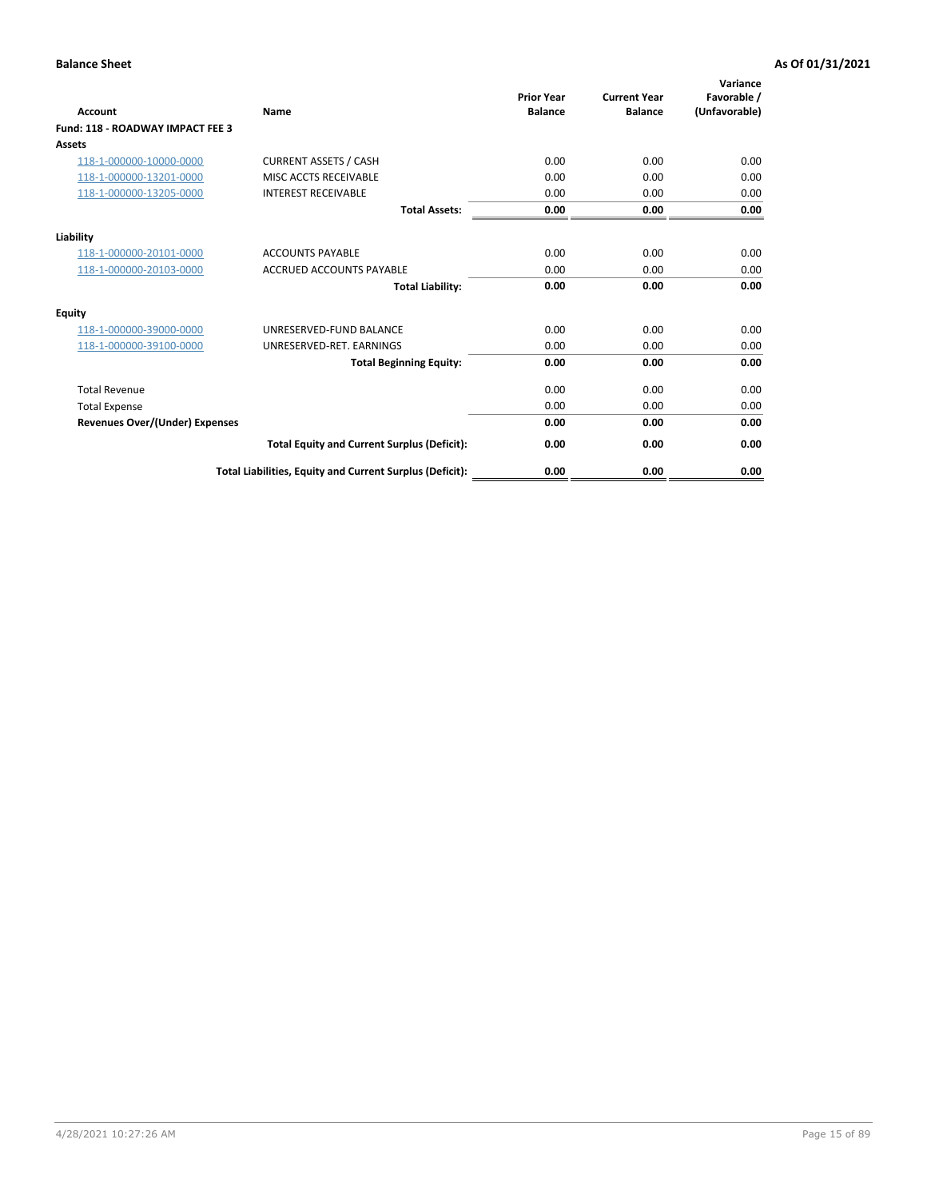**Balance Sheet** **As Of 01/31/2021**

| Account | Name | Prior Year Balance | Current Year Balance | Variance Favorable / (Unfavorable) |
|---|---|---|---|---|
| **Fund: 118 - ROADWAY IMPACT FEE 3** | | | | |
| **Assets** | | | | |
| 118-1-000000-10000-0000 | CURRENT ASSETS / CASH | 0.00 | 0.00 | 0.00 |
| 118-1-000000-13201-0000 | MISC ACCTS RECEIVABLE | 0.00 | 0.00 | 0.00 |
| 118-1-000000-13205-0000 | INTEREST RECEIVABLE | 0.00 | 0.00 | 0.00 |
| | **Total Assets:** | **0.00** | **0.00** | **0.00** |
| **Liability** | | | | |
| 118-1-000000-20101-0000 | ACCOUNTS PAYABLE | 0.00 | 0.00 | 0.00 |
| 118-1-000000-20103-0000 | ACCRUED ACCOUNTS PAYABLE | 0.00 | 0.00 | 0.00 |
| | **Total Liability:** | **0.00** | **0.00** | **0.00** |
| **Equity** | | | | |
| 118-1-000000-39000-0000 | UNRESERVED-FUND BALANCE | 0.00 | 0.00 | 0.00 |
| 118-1-000000-39100-0000 | UNRESERVED-RET. EARNINGS | 0.00 | 0.00 | 0.00 |
| | **Total Beginning Equity:** | **0.00** | **0.00** | **0.00** |
| Total Revenue | | 0.00 | 0.00 | 0.00 |
| Total Expense | | 0.00 | 0.00 | 0.00 |
| **Revenues Over/(Under) Expenses** | | **0.00** | **0.00** | **0.00** |
| | **Total Equity and Current Surplus (Deficit):** | **0.00** | **0.00** | **0.00** |
| | **Total Liabilities, Equity and Current Surplus (Deficit):** | **0.00** | **0.00** | **0.00** |

4/28/2021 10:27:26 AM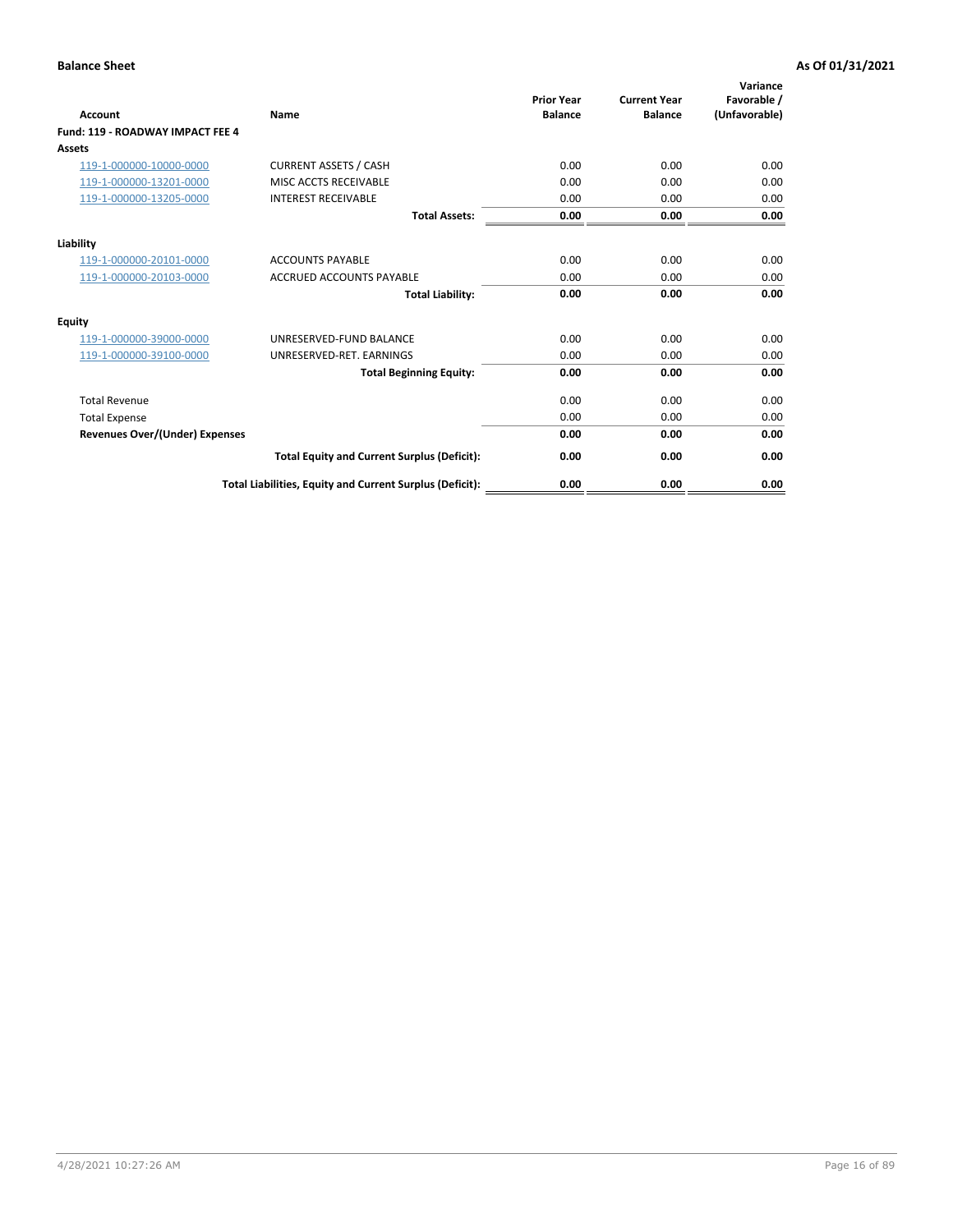**Balance Sheet** **As Of 01/31/2021**

| Account | Name | Prior Year Balance | Current Year Balance | Variance Favorable / (Unfavorable) |
|---|---|---|---|---|
| **Fund: 119 - ROADWAY IMPACT FEE 4** | | | | |
| **Assets** | | | | |
| 119-1-000000-10000-0000 | CURRENT ASSETS / CASH | 0.00 | 0.00 | 0.00 |
| 119-1-000000-13201-0000 | MISC ACCTS RECEIVABLE | 0.00 | 0.00 | 0.00 |
| 119-1-000000-13205-0000 | INTEREST RECEIVABLE | 0.00 | 0.00 | 0.00 |
| | **Total Assets:** | **0.00** | **0.00** | **0.00** |
| **Liability** | | | | |
| 119-1-000000-20101-0000 | ACCOUNTS PAYABLE | 0.00 | 0.00 | 0.00 |
| 119-1-000000-20103-0000 | ACCRUED ACCOUNTS PAYABLE | 0.00 | 0.00 | 0.00 |
| | **Total Liability:** | **0.00** | **0.00** | **0.00** |
| **Equity** | | | | |
| 119-1-000000-39000-0000 | UNRESERVED-FUND BALANCE | 0.00 | 0.00 | 0.00 |
| 119-1-000000-39100-0000 | UNRESERVED-RET. EARNINGS | 0.00 | 0.00 | 0.00 |
| | **Total Beginning Equity:** | **0.00** | **0.00** | **0.00** |
| Total Revenue | | 0.00 | 0.00 | 0.00 |
| Total Expense | | 0.00 | 0.00 | 0.00 |
| **Revenues Over/(Under) Expenses** | | **0.00** | **0.00** | **0.00** |
| | **Total Equity and Current Surplus (Deficit):** | **0.00** | **0.00** | **0.00** |
| | **Total Liabilities, Equity and Current Surplus (Deficit):** | **0.00** | **0.00** | **0.00** |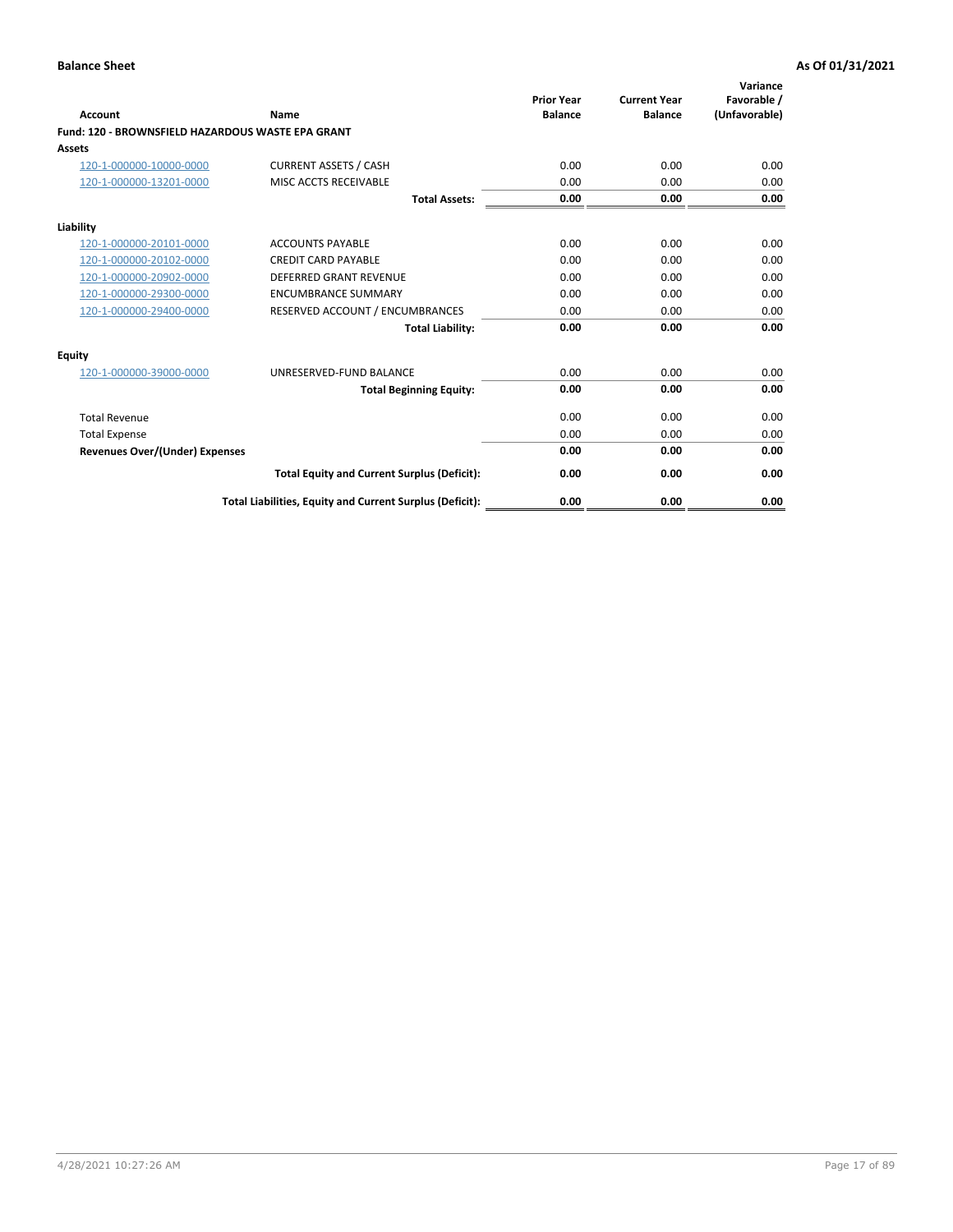**Balance Sheet** **As Of 01/31/2021**

| Account | Name | Prior Year Balance | Current Year Balance | Variance Favorable / (Unfavorable) |
|---|---|---|---|---|
| **Fund: 120 - BROWNSFIELD HAZARDOUS WASTE EPA GRANT** | | | | |
| **Assets** | | | | |
| 120-1-000000-10000-0000 | CURRENT ASSETS / CASH | 0.00 | 0.00 | 0.00 |
| 120-1-000000-13201-0000 | MISC ACCTS RECEIVABLE | 0.00 | 0.00 | 0.00 |
| | **Total Assets:** | **0.00** | **0.00** | **0.00** |
| **Liability** | | | | |
| 120-1-000000-20101-0000 | ACCOUNTS PAYABLE | 0.00 | 0.00 | 0.00 |
| 120-1-000000-20102-0000 | CREDIT CARD PAYABLE | 0.00 | 0.00 | 0.00 |
| 120-1-000000-20902-0000 | DEFERRED GRANT REVENUE | 0.00 | 0.00 | 0.00 |
| 120-1-000000-29300-0000 | ENCUMBRANCE SUMMARY | 0.00 | 0.00 | 0.00 |
| 120-1-000000-29400-0000 | RESERVED ACCOUNT / ENCUMBRANCES | 0.00 | 0.00 | 0.00 |
| | **Total Liability:** | **0.00** | **0.00** | **0.00** |
| **Equity** | | | | |
| 120-1-000000-39000-0000 | UNRESERVED-FUND BALANCE | 0.00 | 0.00 | 0.00 |
| | **Total Beginning Equity:** | **0.00** | **0.00** | **0.00** |
| Total Revenue | | 0.00 | 0.00 | 0.00 |
| Total Expense | | 0.00 | 0.00 | 0.00 |
| **Revenues Over/(Under) Expenses** | | **0.00** | **0.00** | **0.00** |
| | **Total Equity and Current Surplus (Deficit):** | **0.00** | **0.00** | **0.00** |
| | **Total Liabilities, Equity and Current Surplus (Deficit):** | **0.00** | **0.00** | **0.00** |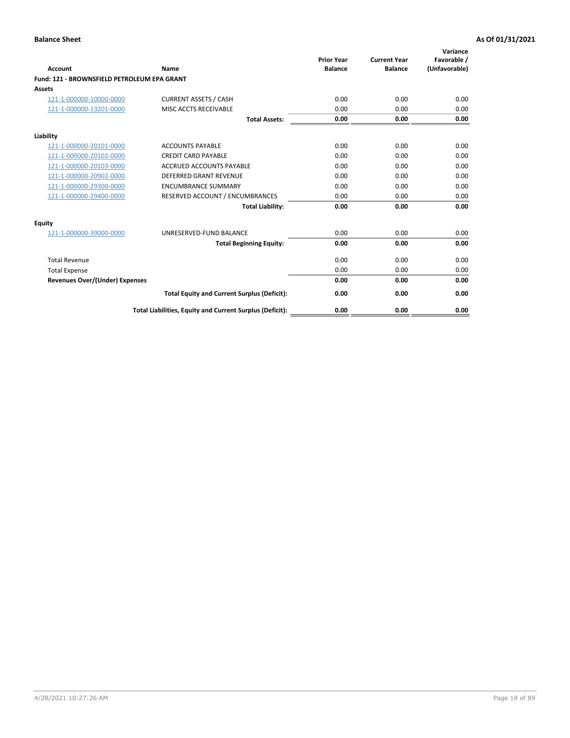**Balance Sheet** **As Of 01/31/2021**

| Account | Name | Prior Year Balance | Current Year Balance | Variance Favorable / (Unfavorable) |
|---|---|---|---|---|
| **Fund: 121 - BROWNSFIELD PETROLEUM EPA GRANT** | | | | |
| **Assets** | | | | |
| 121-1-000000-10000-0000 | CURRENT ASSETS / CASH | 0.00 | 0.00 | 0.00 |
| 121-1-000000-13201-0000 | MISC ACCTS RECEIVABLE | 0.00 | 0.00 | 0.00 |
| | **Total Assets:** | **0.00** | **0.00** | **0.00** |
| **Liability** | | | | |
| 121-1-000000-20101-0000 | ACCOUNTS PAYABLE | 0.00 | 0.00 | 0.00 |
| 121-1-000000-20102-0000 | CREDIT CARD PAYABLE | 0.00 | 0.00 | 0.00 |
| 121-1-000000-20103-0000 | ACCRUED ACCOUNTS PAYABLE | 0.00 | 0.00 | 0.00 |
| 121-1-000000-20902-0000 | DEFERRED GRANT REVENUE | 0.00 | 0.00 | 0.00 |
| 121-1-000000-29300-0000 | ENCUMBRANCE SUMMARY | 0.00 | 0.00 | 0.00 |
| 121-1-000000-29400-0000 | RESERVED ACCOUNT / ENCUMBRANCES | 0.00 | 0.00 | 0.00 |
| | **Total Liability:** | **0.00** | **0.00** | **0.00** |
| **Equity** | | | | |
| 121-1-000000-39000-0000 | UNRESERVED-FUND BALANCE | 0.00 | 0.00 | 0.00 |
| | **Total Beginning Equity:** | **0.00** | **0.00** | **0.00** |
| Total Revenue | | 0.00 | 0.00 | 0.00 |
| Total Expense | | 0.00 | 0.00 | 0.00 |
| **Revenues Over/(Under) Expenses** | | **0.00** | **0.00** | **0.00** |
| | **Total Equity and Current Surplus (Deficit):** | **0.00** | **0.00** | **0.00** |
| | **Total Liabilities, Equity and Current Surplus (Deficit):** | **0.00** | **0.00** | **0.00** |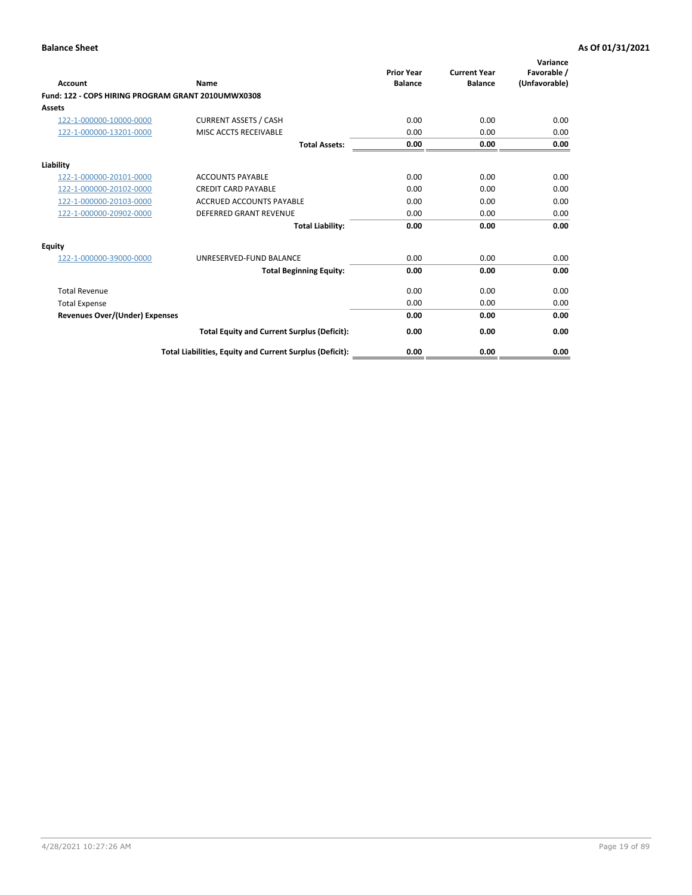**Balance Sheet** **As Of 01/31/2021**

| Account | Name | Prior Year Balance | Current Year Balance | Variance Favorable / (Unfavorable) |
|---|---|---|---|---|
| **Fund: 122 - COPS HIRING PROGRAM GRANT 2010UMWX0308** | | | | |
| **Assets** | | | | |
| 122-1-000000-10000-0000 | CURRENT ASSETS / CASH | 0.00 | 0.00 | 0.00 |
| 122-1-000000-13201-0000 | MISC ACCTS RECEIVABLE | 0.00 | 0.00 | 0.00 |
| | **Total Assets:** | **0.00** | **0.00** | **0.00** |
| **Liability** | | | | |
| 122-1-000000-20101-0000 | ACCOUNTS PAYABLE | 0.00 | 0.00 | 0.00 |
| 122-1-000000-20102-0000 | CREDIT CARD PAYABLE | 0.00 | 0.00 | 0.00 |
| 122-1-000000-20103-0000 | ACCRUED ACCOUNTS PAYABLE | 0.00 | 0.00 | 0.00 |
| 122-1-000000-20902-0000 | DEFERRED GRANT REVENUE | 0.00 | 0.00 | 0.00 |
| | **Total Liability:** | **0.00** | **0.00** | **0.00** |
| **Equity** | | | | |
| 122-1-000000-39000-0000 | UNRESERVED-FUND BALANCE | 0.00 | 0.00 | 0.00 |
| | **Total Beginning Equity:** | **0.00** | **0.00** | **0.00** |
| Total Revenue | | 0.00 | 0.00 | 0.00 |
| Total Expense | | 0.00 | 0.00 | 0.00 |
| **Revenues Over/(Under) Expenses** | | **0.00** | **0.00** | **0.00** |
| | **Total Equity and Current Surplus (Deficit):** | **0.00** | **0.00** | **0.00** |
| | **Total Liabilities, Equity and Current Surplus (Deficit):** | **0.00** | **0.00** | **0.00** |

4/28/2021 10:27:26 AM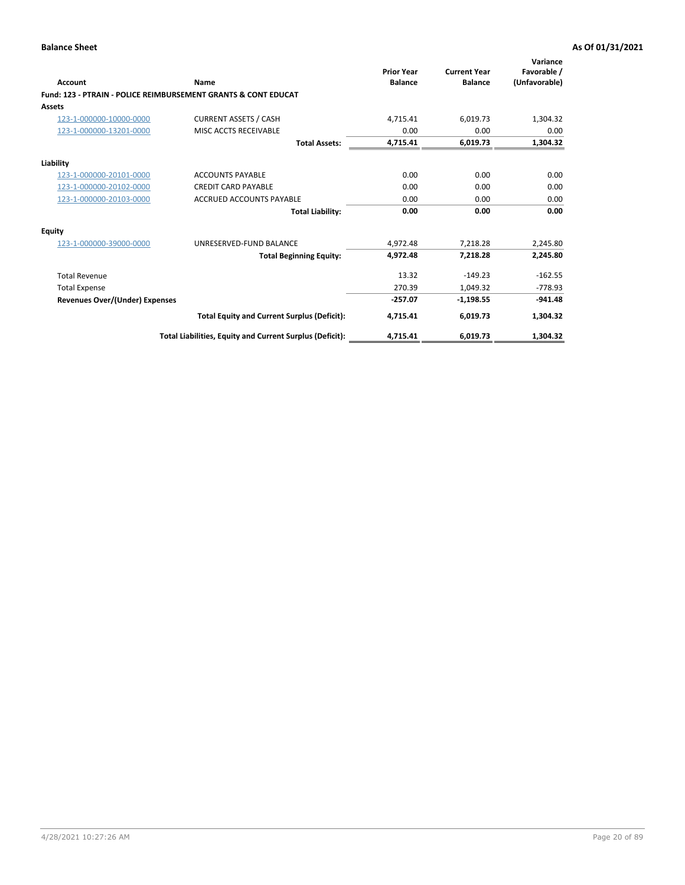**Balance Sheet** **As Of 01/31/2021**

| Account | Name | Prior Year Balance | Current Year Balance | Variance Favorable / (Unfavorable) |
|---|---|---|---|---|
| **Fund: 123 - PTRAIN - POLICE REIMBURSEMENT GRANTS & CONT EDUCAT** | | | | |
| **Assets** | | | | |
| 123-1-000000-10000-0000 | CURRENT ASSETS / CASH | 4,715.41 | 6,019.73 | 1,304.32 |
| 123-1-000000-13201-0000 | MISC ACCTS RECEIVABLE | 0.00 | 0.00 | 0.00 |
| | **Total Assets:** | **4,715.41** | **6,019.73** | **1,304.32** |
| **Liability** | | | | |
| 123-1-000000-20101-0000 | ACCOUNTS PAYABLE | 0.00 | 0.00 | 0.00 |
| 123-1-000000-20102-0000 | CREDIT CARD PAYABLE | 0.00 | 0.00 | 0.00 |
| 123-1-000000-20103-0000 | ACCRUED ACCOUNTS PAYABLE | 0.00 | 0.00 | 0.00 |
| | **Total Liability:** | **0.00** | **0.00** | **0.00** |
| **Equity** | | | | |
| 123-1-000000-39000-0000 | UNRESERVED-FUND BALANCE | 4,972.48 | 7,218.28 | 2,245.80 |
| | **Total Beginning Equity:** | **4,972.48** | **7,218.28** | **2,245.80** |
| Total Revenue | | 13.32 | -149.23 | -162.55 |
| Total Expense | | 270.39 | 1,049.32 | -778.93 |
| **Revenues Over/(Under) Expenses** | | **-257.07** | **-1,198.55** | **-941.48** |
| | **Total Equity and Current Surplus (Deficit):** | **4,715.41** | **6,019.73** | **1,304.32** |
| | **Total Liabilities, Equity and Current Surplus (Deficit):** | **4,715.41** | **6,019.73** | **1,304.32** |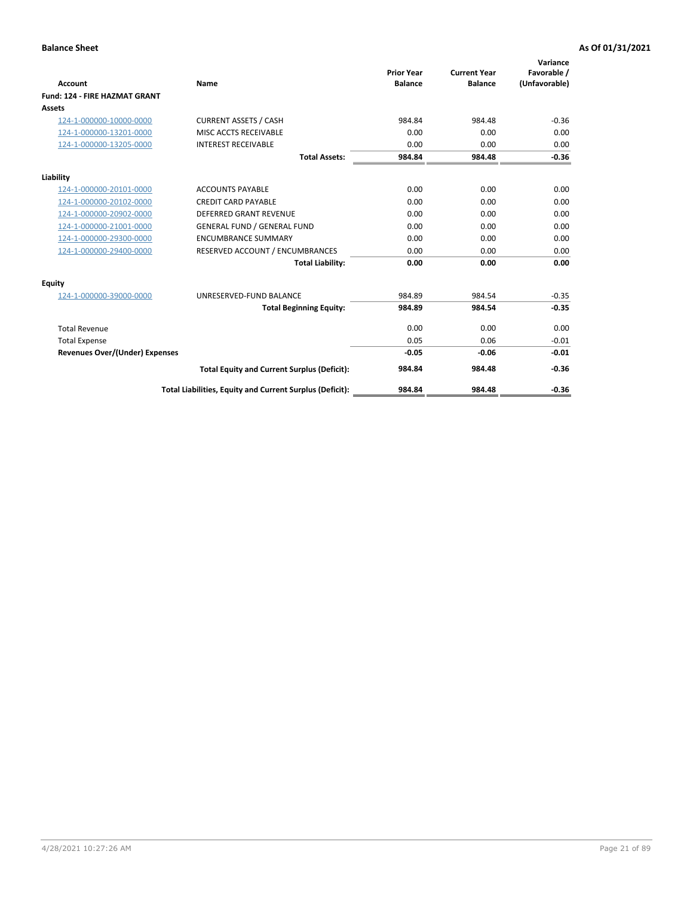**Balance Sheet** **As Of 01/31/2021**

| Account | Name | Prior Year Balance | Current Year Balance | Variance Favorable / (Unfavorable) |
|---|---|---|---|---|
| **Fund: 124 - FIRE HAZMAT GRANT** | | | | |
| **Assets** | | | | |
| 124-1-000000-10000-0000 | CURRENT ASSETS / CASH | 984.84 | 984.48 | -0.36 |
| 124-1-000000-13201-0000 | MISC ACCTS RECEIVABLE | 0.00 | 0.00 | 0.00 |
| 124-1-000000-13205-0000 | INTEREST RECEIVABLE | 0.00 | 0.00 | 0.00 |
| | **Total Assets:** | **984.84** | **984.48** | **-0.36** |
| **Liability** | | | | |
| 124-1-000000-20101-0000 | ACCOUNTS PAYABLE | 0.00 | 0.00 | 0.00 |
| 124-1-000000-20102-0000 | CREDIT CARD PAYABLE | 0.00 | 0.00 | 0.00 |
| 124-1-000000-20902-0000 | DEFERRED GRANT REVENUE | 0.00 | 0.00 | 0.00 |
| 124-1-000000-21001-0000 | GENERAL FUND / GENERAL FUND | 0.00 | 0.00 | 0.00 |
| 124-1-000000-29300-0000 | ENCUMBRANCE SUMMARY | 0.00 | 0.00 | 0.00 |
| 124-1-000000-29400-0000 | RESERVED ACCOUNT / ENCUMBRANCES | 0.00 | 0.00 | 0.00 |
| | **Total Liability:** | **0.00** | **0.00** | **0.00** |
| **Equity** | | | | |
| 124-1-000000-39000-0000 | UNRESERVED-FUND BALANCE | 984.89 | 984.54 | -0.35 |
| | **Total Beginning Equity:** | **984.89** | **984.54** | **-0.35** |
| Total Revenue | | 0.00 | 0.00 | 0.00 |
| Total Expense | | 0.05 | 0.06 | -0.01 |
| **Revenues Over/(Under) Expenses** | | **-0.05** | **-0.06** | **-0.01** |
| | **Total Equity and Current Surplus (Deficit):** | **984.84** | **984.48** | **-0.36** |
| | **Total Liabilities, Equity and Current Surplus (Deficit):** | **984.84** | **984.48** | **-0.36** |

4/28/2021 10:27:26 AM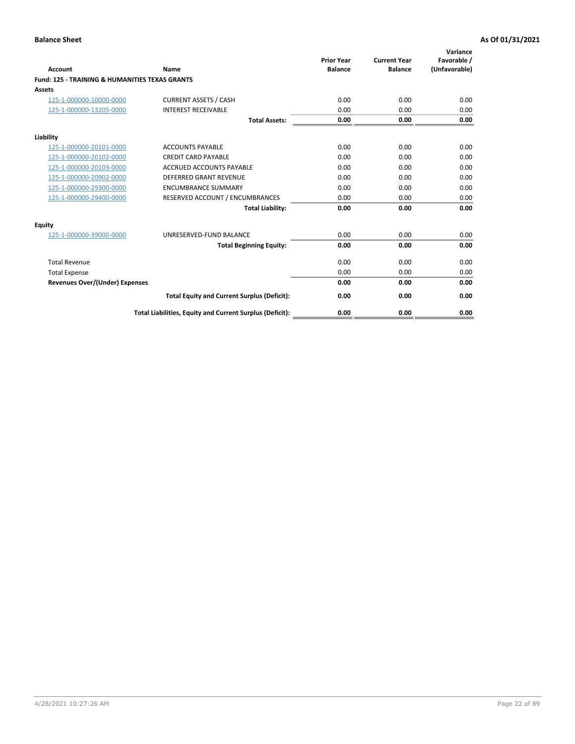**Balance Sheet** **As Of 01/31/2021**

| Account | Name | Prior Year Balance | Current Year Balance | Variance Favorable / (Unfavorable) |
|---|---|---|---|---|
| **Fund: 125 - TRAINING & HUMANITIES TEXAS GRANTS** | | | | |
| **Assets** | | | | |
| 125-1-000000-10000-0000 | CURRENT ASSETS / CASH | 0.00 | 0.00 | 0.00 |
| 125-1-000000-13205-0000 | INTEREST RECEIVABLE | 0.00 | 0.00 | 0.00 |
| | **Total Assets:** | **0.00** | **0.00** | **0.00** |
| **Liability** | | | | |
| 125-1-000000-20101-0000 | ACCOUNTS PAYABLE | 0.00 | 0.00 | 0.00 |
| 125-1-000000-20102-0000 | CREDIT CARD PAYABLE | 0.00 | 0.00 | 0.00 |
| 125-1-000000-20103-0000 | ACCRUED ACCOUNTS PAYABLE | 0.00 | 0.00 | 0.00 |
| 125-1-000000-20902-0000 | DEFERRED GRANT REVENUE | 0.00 | 0.00 | 0.00 |
| 125-1-000000-29300-0000 | ENCUMBRANCE SUMMARY | 0.00 | 0.00 | 0.00 |
| 125-1-000000-29400-0000 | RESERVED ACCOUNT / ENCUMBRANCES | 0.00 | 0.00 | 0.00 |
| | **Total Liability:** | **0.00** | **0.00** | **0.00** |
| **Equity** | | | | |
| 125-1-000000-39000-0000 | UNRESERVED-FUND BALANCE | 0.00 | 0.00 | 0.00 |
| | **Total Beginning Equity:** | **0.00** | **0.00** | **0.00** |
| Total Revenue | | 0.00 | 0.00 | 0.00 |
| Total Expense | | 0.00 | 0.00 | 0.00 |
| **Revenues Over/(Under) Expenses** | | **0.00** | **0.00** | **0.00** |
| | **Total Equity and Current Surplus (Deficit):** | **0.00** | **0.00** | **0.00** |
| | **Total Liabilities, Equity and Current Surplus (Deficit):** | **0.00** | **0.00** | **0.00** |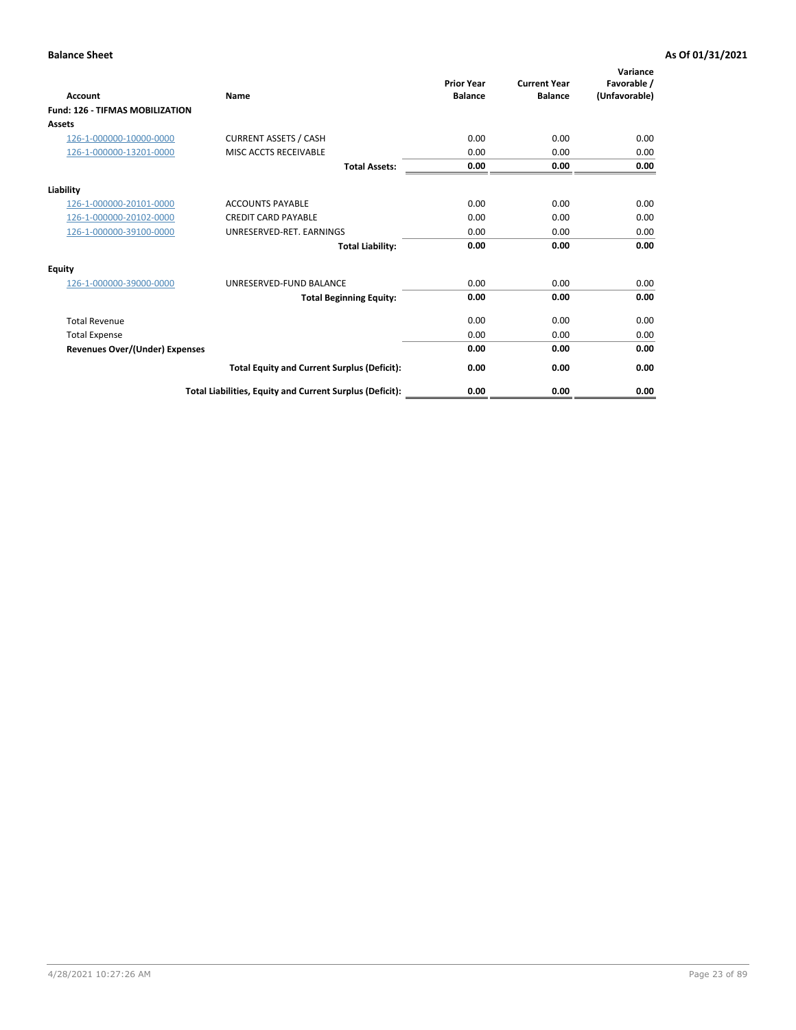**Balance Sheet** **As Of 01/31/2021**

| Account | Name | Prior Year Balance | Current Year Balance | Variance Favorable / (Unfavorable) |
|---|---|---|---|---|
| **Fund: 126 - TIFMAS MOBILIZATION** | | | | |
| **Assets** | | | | |
| 126-1-000000-10000-0000 | CURRENT ASSETS / CASH | 0.00 | 0.00 | 0.00 |
| 126-1-000000-13201-0000 | MISC ACCTS RECEIVABLE | 0.00 | 0.00 | 0.00 |
| | **Total Assets:** | **0.00** | **0.00** | **0.00** |
| **Liability** | | | | |
| 126-1-000000-20101-0000 | ACCOUNTS PAYABLE | 0.00 | 0.00 | 0.00 |
| 126-1-000000-20102-0000 | CREDIT CARD PAYABLE | 0.00 | 0.00 | 0.00 |
| 126-1-000000-39100-0000 | UNRESERVED-RET. EARNINGS | 0.00 | 0.00 | 0.00 |
| | **Total Liability:** | **0.00** | **0.00** | **0.00** |
| **Equity** | | | | |
| 126-1-000000-39000-0000 | UNRESERVED-FUND BALANCE | 0.00 | 0.00 | 0.00 |
| | **Total Beginning Equity:** | **0.00** | **0.00** | **0.00** |
| Total Revenue | | 0.00 | 0.00 | 0.00 |
| Total Expense | | 0.00 | 0.00 | 0.00 |
| **Revenues Over/(Under) Expenses** | | **0.00** | **0.00** | **0.00** |
| | **Total Equity and Current Surplus (Deficit):** | **0.00** | **0.00** | **0.00** |
| | **Total Liabilities, Equity and Current Surplus (Deficit):** | **0.00** | **0.00** | **0.00** |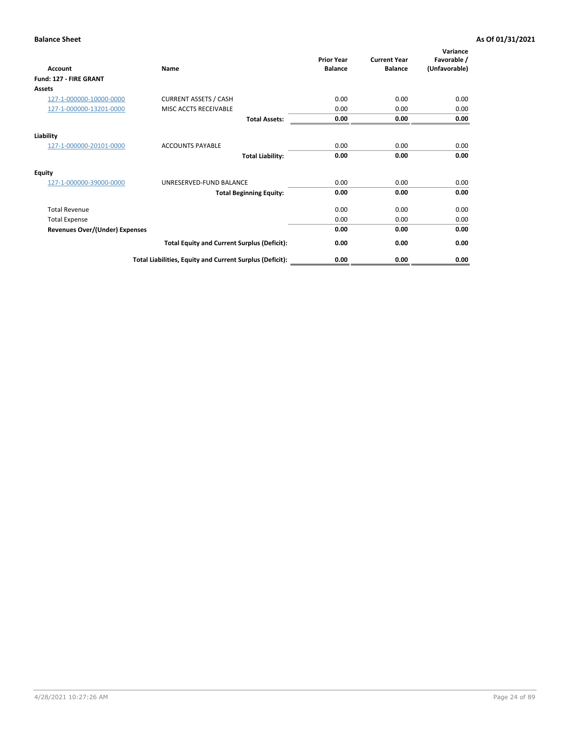**Balance Sheet** | **As Of 01/31/2021**

| Account | Name | Prior Year Balance | Current Year Balance | Variance Favorable / (Unfavorable) |
|---|---|---|---|---|
| **Fund: 127 - FIRE GRANT** | | | | |
| **Assets** | | | | |
| 127-1-000000-10000-0000 | CURRENT ASSETS / CASH | 0.00 | 0.00 | 0.00 |
| 127-1-000000-13201-0000 | MISC ACCTS RECEIVABLE | 0.00 | 0.00 | 0.00 |
| | **Total Assets:** | **0.00** | **0.00** | **0.00** |
| **Liability** | | | | |
| 127-1-000000-20101-0000 | ACCOUNTS PAYABLE | 0.00 | 0.00 | 0.00 |
| | **Total Liability:** | **0.00** | **0.00** | **0.00** |
| **Equity** | | | | |
| 127-1-000000-39000-0000 | UNRESERVED-FUND BALANCE | 0.00 | 0.00 | 0.00 |
| | **Total Beginning Equity:** | **0.00** | **0.00** | **0.00** |
| Total Revenue | | 0.00 | 0.00 | 0.00 |
| Total Expense | | 0.00 | 0.00 | 0.00 |
| **Revenues Over/(Under) Expenses** | | **0.00** | **0.00** | **0.00** |
| | **Total Equity and Current Surplus (Deficit):** | **0.00** | **0.00** | **0.00** |
| | **Total Liabilities, Equity and Current Surplus (Deficit):** | **0.00** | **0.00** | **0.00** |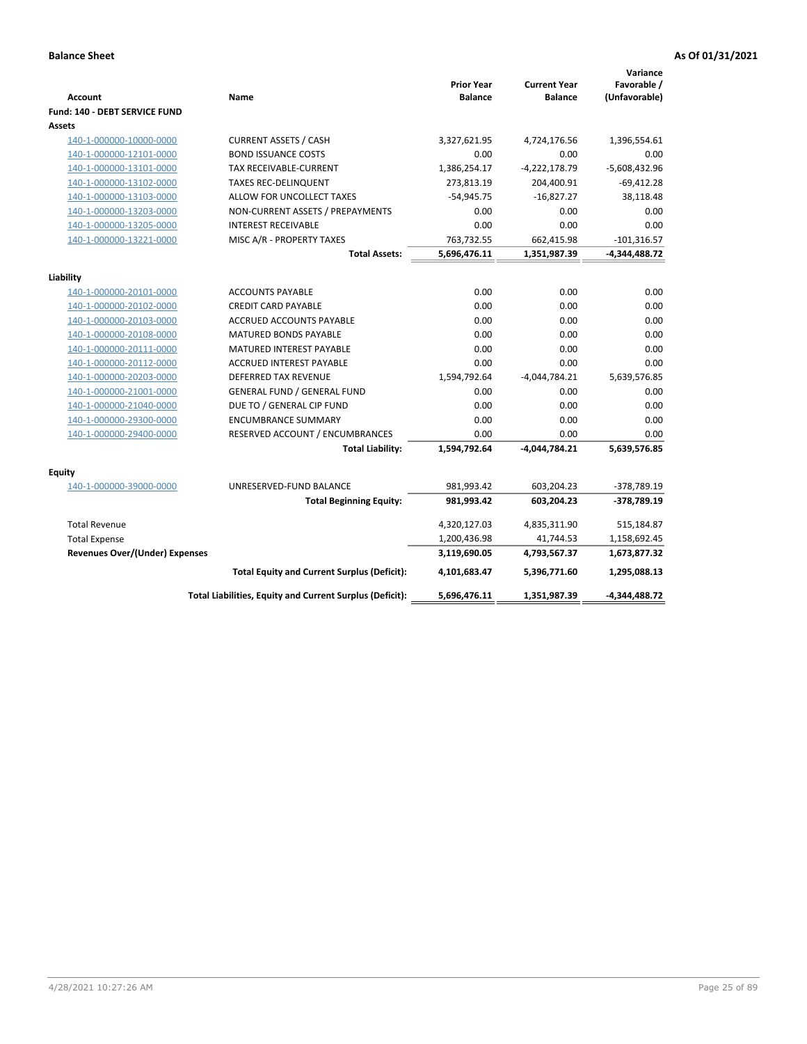**Balance Sheet** **As Of 01/31/2021**

| Account | Name | Prior Year Balance | Current Year Balance | Variance Favorable / (Unfavorable) |
|---|---|---|---|---|
| **Fund: 140 - DEBT SERVICE FUND** | | | | |
| **Assets** | | | | |
| 140-1-000000-10000-0000 | CURRENT ASSETS / CASH | 3,327,621.95 | 4,724,176.56 | 1,396,554.61 |
| 140-1-000000-12101-0000 | BOND ISSUANCE COSTS | 0.00 | 0.00 | 0.00 |
| 140-1-000000-13101-0000 | TAX RECEIVABLE-CURRENT | 1,386,254.17 | -4,222,178.79 | -5,608,432.96 |
| 140-1-000000-13102-0000 | TAXES REC-DELINQUENT | 273,813.19 | 204,400.91 | -69,412.28 |
| 140-1-000000-13103-0000 | ALLOW FOR UNCOLLECT TAXES | -54,945.75 | -16,827.27 | 38,118.48 |
| 140-1-000000-13203-0000 | NON-CURRENT ASSETS / PREPAYMENTS | 0.00 | 0.00 | 0.00 |
| 140-1-000000-13205-0000 | INTEREST RECEIVABLE | 0.00 | 0.00 | 0.00 |
| 140-1-000000-13221-0000 | MISC A/R - PROPERTY TAXES | 763,732.55 | 662,415.98 | -101,316.57 |
| | **Total Assets:** | **5,696,476.11** | **1,351,987.39** | **-4,344,488.72** |
| **Liability** | | | | |
| 140-1-000000-20101-0000 | ACCOUNTS PAYABLE | 0.00 | 0.00 | 0.00 |
| 140-1-000000-20102-0000 | CREDIT CARD PAYABLE | 0.00 | 0.00 | 0.00 |
| 140-1-000000-20103-0000 | ACCRUED ACCOUNTS PAYABLE | 0.00 | 0.00 | 0.00 |
| 140-1-000000-20108-0000 | MATURED BONDS PAYABLE | 0.00 | 0.00 | 0.00 |
| 140-1-000000-20111-0000 | MATURED INTEREST PAYABLE | 0.00 | 0.00 | 0.00 |
| 140-1-000000-20112-0000 | ACCRUED INTEREST PAYABLE | 0.00 | 0.00 | 0.00 |
| 140-1-000000-20203-0000 | DEFERRED TAX REVENUE | 1,594,792.64 | -4,044,784.21 | 5,639,576.85 |
| 140-1-000000-21001-0000 | GENERAL FUND / GENERAL FUND | 0.00 | 0.00 | 0.00 |
| 140-1-000000-21040-0000 | DUE TO / GENERAL CIP FUND | 0.00 | 0.00 | 0.00 |
| 140-1-000000-29300-0000 | ENCUMBRANCE SUMMARY | 0.00 | 0.00 | 0.00 |
| 140-1-000000-29400-0000 | RESERVED ACCOUNT / ENCUMBRANCES | 0.00 | 0.00 | 0.00 |
| | **Total Liability:** | **1,594,792.64** | **-4,044,784.21** | **5,639,576.85** |
| **Equity** | | | | |
| 140-1-000000-39000-0000 | UNRESERVED-FUND BALANCE | 981,993.42 | 603,204.23 | -378,789.19 |
| | **Total Beginning Equity:** | **981,993.42** | **603,204.23** | **-378,789.19** |
| Total Revenue | | 4,320,127.03 | 4,835,311.90 | 515,184.87 |
| Total Expense | | 1,200,436.98 | 41,744.53 | 1,158,692.45 |
| **Revenues Over/(Under) Expenses** | | **3,119,690.05** | **4,793,567.37** | **1,673,877.32** |
| | **Total Equity and Current Surplus (Deficit):** | **4,101,683.47** | **5,396,771.60** | **1,295,088.13** |
| | **Total Liabilities, Equity and Current Surplus (Deficit):** | **5,696,476.11** | **1,351,987.39** | **-4,344,488.72** |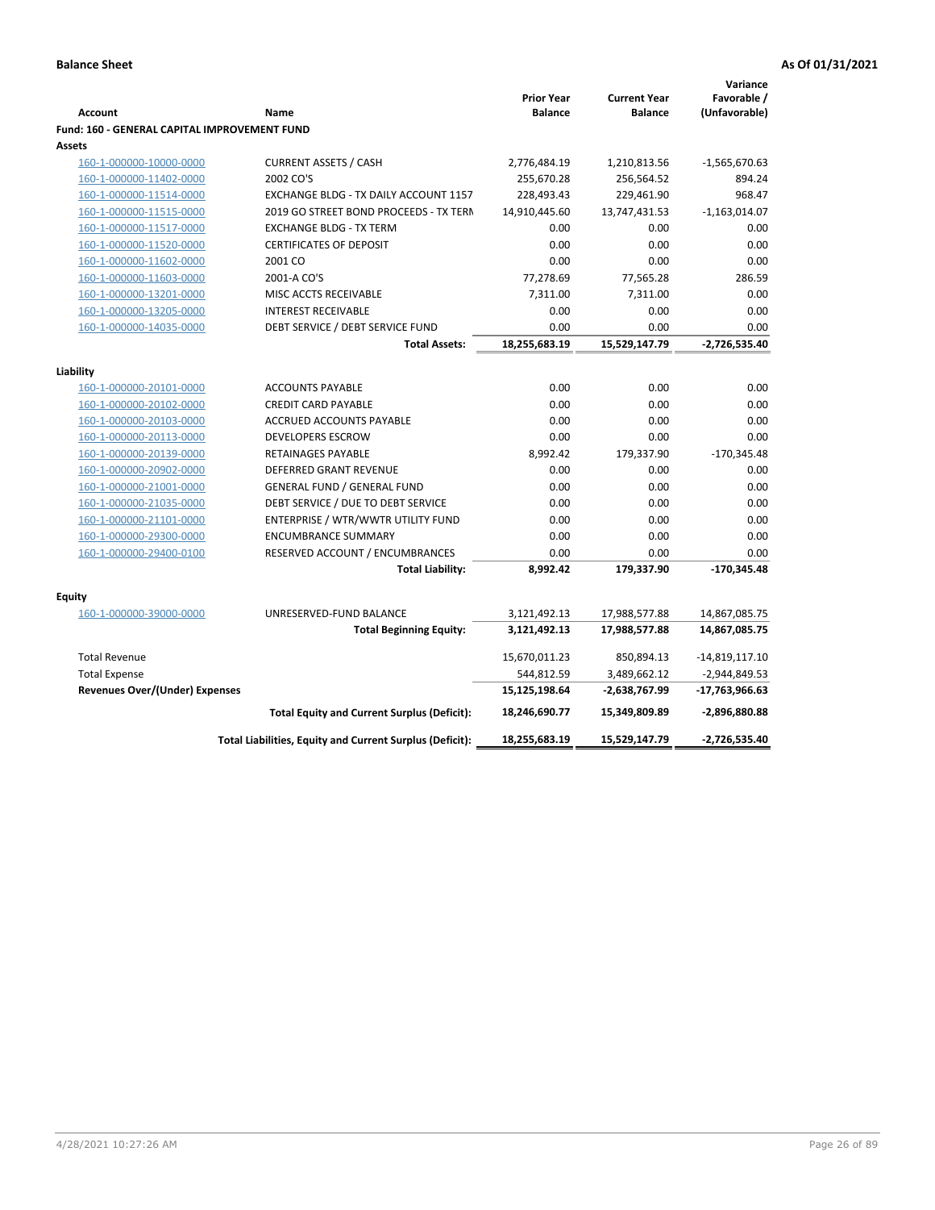**Balance Sheet** | **As Of 01/31/2021**

| Account | Name | Prior Year Balance | Current Year Balance | Variance Favorable / (Unfavorable) |
|---|---|---|---|---|
| **Fund: 160 - GENERAL CAPITAL IMPROVEMENT FUND** | | | | |
| **Assets** | | | | |
| 160-1-000000-10000-0000 | CURRENT ASSETS / CASH | 2,776,484.19 | 1,210,813.56 | -1,565,670.63 |
| 160-1-000000-11402-0000 | 2002 CO'S | 255,670.28 | 256,564.52 | 894.24 |
| 160-1-000000-11514-0000 | EXCHANGE BLDG - TX DAILY ACCOUNT 1157 | 228,493.43 | 229,461.90 | 968.47 |
| 160-1-000000-11515-0000 | 2019 GO STREET BOND PROCEEDS - TX TERM | 14,910,445.60 | 13,747,431.53 | -1,163,014.07 |
| 160-1-000000-11517-0000 | EXCHANGE BLDG - TX TERM | 0.00 | 0.00 | 0.00 |
| 160-1-000000-11520-0000 | CERTIFICATES OF DEPOSIT | 0.00 | 0.00 | 0.00 |
| 160-1-000000-11602-0000 | 2001 CO | 0.00 | 0.00 | 0.00 |
| 160-1-000000-11603-0000 | 2001-A CO'S | 77,278.69 | 77,565.28 | 286.59 |
| 160-1-000000-13201-0000 | MISC ACCTS RECEIVABLE | 7,311.00 | 7,311.00 | 0.00 |
| 160-1-000000-13205-0000 | INTEREST RECEIVABLE | 0.00 | 0.00 | 0.00 |
| 160-1-000000-14035-0000 | DEBT SERVICE / DEBT SERVICE FUND | 0.00 | 0.00 | 0.00 |
| | **Total Assets:** | **18,255,683.19** | **15,529,147.79** | **-2,726,535.40** |
| **Liability** | | | | |
| 160-1-000000-20101-0000 | ACCOUNTS PAYABLE | 0.00 | 0.00 | 0.00 |
| 160-1-000000-20102-0000 | CREDIT CARD PAYABLE | 0.00 | 0.00 | 0.00 |
| 160-1-000000-20103-0000 | ACCRUED ACCOUNTS PAYABLE | 0.00 | 0.00 | 0.00 |
| 160-1-000000-20113-0000 | DEVELOPERS ESCROW | 0.00 | 0.00 | 0.00 |
| 160-1-000000-20139-0000 | RETAINAGES PAYABLE | 8,992.42 | 179,337.90 | -170,345.48 |
| 160-1-000000-20902-0000 | DEFERRED GRANT REVENUE | 0.00 | 0.00 | 0.00 |
| 160-1-000000-21001-0000 | GENERAL FUND / GENERAL FUND | 0.00 | 0.00 | 0.00 |
| 160-1-000000-21035-0000 | DEBT SERVICE / DUE TO DEBT SERVICE | 0.00 | 0.00 | 0.00 |
| 160-1-000000-21101-0000 | ENTERPRISE / WTR/WWTR UTILITY FUND | 0.00 | 0.00 | 0.00 |
| 160-1-000000-29300-0000 | ENCUMBRANCE SUMMARY | 0.00 | 0.00 | 0.00 |
| 160-1-000000-29400-0100 | RESERVED ACCOUNT / ENCUMBRANCES | 0.00 | 0.00 | 0.00 |
| | **Total Liability:** | **8,992.42** | **179,337.90** | **-170,345.48** |
| **Equity** | | | | |
| 160-1-000000-39000-0000 | UNRESERVED-FUND BALANCE | 3,121,492.13 | 17,988,577.88 | 14,867,085.75 |
| | **Total Beginning Equity:** | **3,121,492.13** | **17,988,577.88** | **14,867,085.75** |
| Total Revenue | | 15,670,011.23 | 850,894.13 | -14,819,117.10 |
| Total Expense | | 544,812.59 | 3,489,662.12 | -2,944,849.53 |
| **Revenues Over/(Under) Expenses** | | **15,125,198.64** | **-2,638,767.99** | **-17,763,966.63** |
| | **Total Equity and Current Surplus (Deficit):** | **18,246,690.77** | **15,349,809.89** | **-2,896,880.88** |
| | **Total Liabilities, Equity and Current Surplus (Deficit):** | **18,255,683.19** | **15,529,147.79** | **-2,726,535.40** |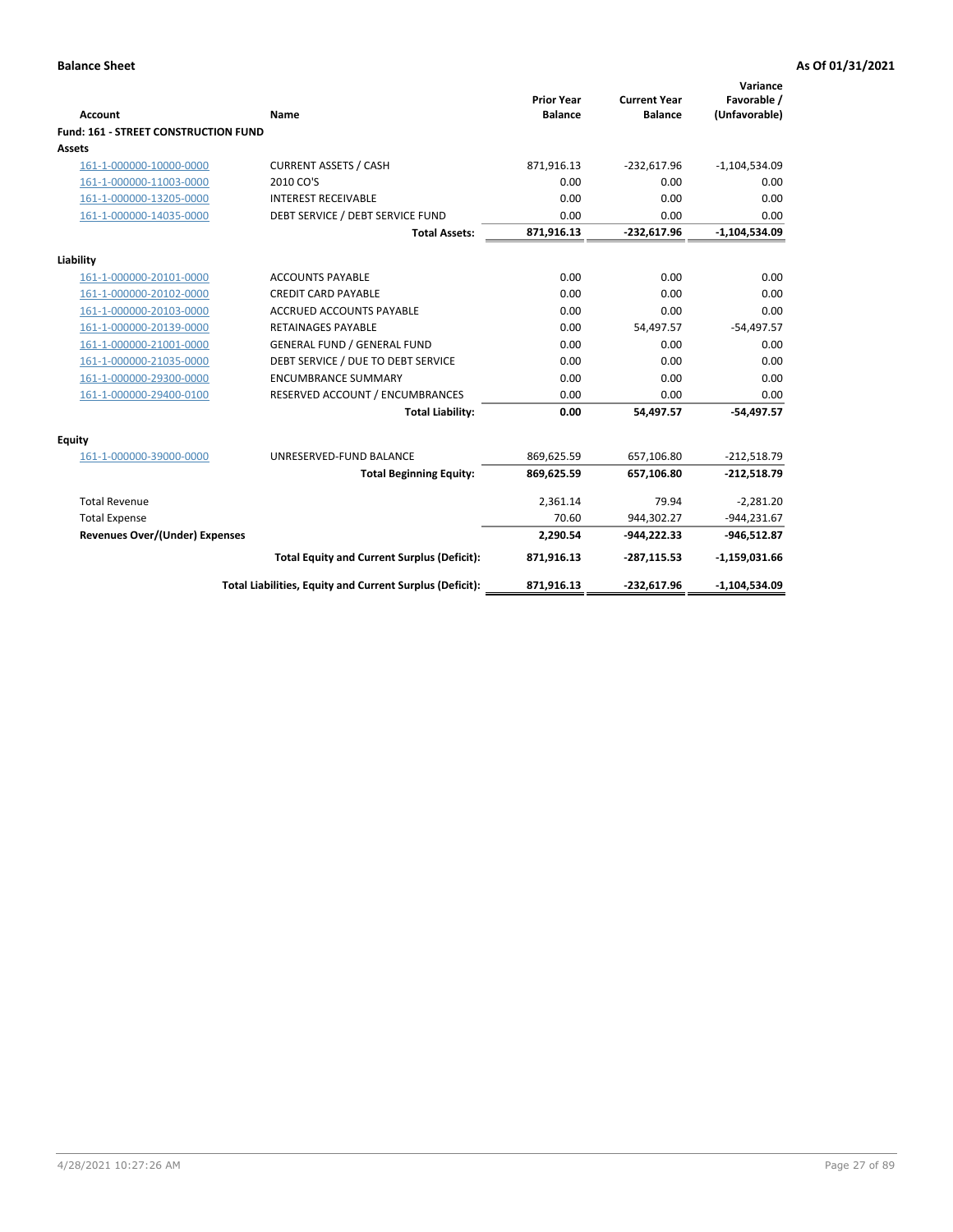**Balance Sheet** **As Of 01/31/2021**

| Account | Name | Prior Year Balance | Current Year Balance | Variance Favorable / (Unfavorable) |
|---|---|---|---|---|
| **Fund: 161 - STREET CONSTRUCTION FUND** | | | | |
| **Assets** | | | | |
| 161-1-000000-10000-0000 | CURRENT ASSETS / CASH | 871,916.13 | -232,617.96 | -1,104,534.09 |
| 161-1-000000-11003-0000 | 2010 CO'S | 0.00 | 0.00 | 0.00 |
| 161-1-000000-13205-0000 | INTEREST RECEIVABLE | 0.00 | 0.00 | 0.00 |
| 161-1-000000-14035-0000 | DEBT SERVICE / DEBT SERVICE FUND | 0.00 | 0.00 | 0.00 |
| | **Total Assets:** | **871,916.13** | **-232,617.96** | **-1,104,534.09** |
| **Liability** | | | | |
| 161-1-000000-20101-0000 | ACCOUNTS PAYABLE | 0.00 | 0.00 | 0.00 |
| 161-1-000000-20102-0000 | CREDIT CARD PAYABLE | 0.00 | 0.00 | 0.00 |
| 161-1-000000-20103-0000 | ACCRUED ACCOUNTS PAYABLE | 0.00 | 0.00 | 0.00 |
| 161-1-000000-20139-0000 | RETAINAGES PAYABLE | 0.00 | 54,497.57 | -54,497.57 |
| 161-1-000000-21001-0000 | GENERAL FUND / GENERAL FUND | 0.00 | 0.00 | 0.00 |
| 161-1-000000-21035-0000 | DEBT SERVICE / DUE TO DEBT SERVICE | 0.00 | 0.00 | 0.00 |
| 161-1-000000-29300-0000 | ENCUMBRANCE SUMMARY | 0.00 | 0.00 | 0.00 |
| 161-1-000000-29400-0100 | RESERVED ACCOUNT / ENCUMBRANCES | 0.00 | 0.00 | 0.00 |
| | **Total Liability:** | **0.00** | **54,497.57** | **-54,497.57** |
| **Equity** | | | | |
| 161-1-000000-39000-0000 | UNRESERVED-FUND BALANCE | 869,625.59 | 657,106.80 | -212,518.79 |
| | **Total Beginning Equity:** | **869,625.59** | **657,106.80** | **-212,518.79** |
| Total Revenue | | 2,361.14 | 79.94 | -2,281.20 |
| Total Expense | | 70.60 | 944,302.27 | -944,231.67 |
| **Revenues Over/(Under) Expenses** | | **2,290.54** | **-944,222.33** | **-946,512.87** |
| | **Total Equity and Current Surplus (Deficit):** | **871,916.13** | **-287,115.53** | **-1,159,031.66** |
| | **Total Liabilities, Equity and Current Surplus (Deficit):** | **871,916.13** | **-232,617.96** | **-1,104,534.09** |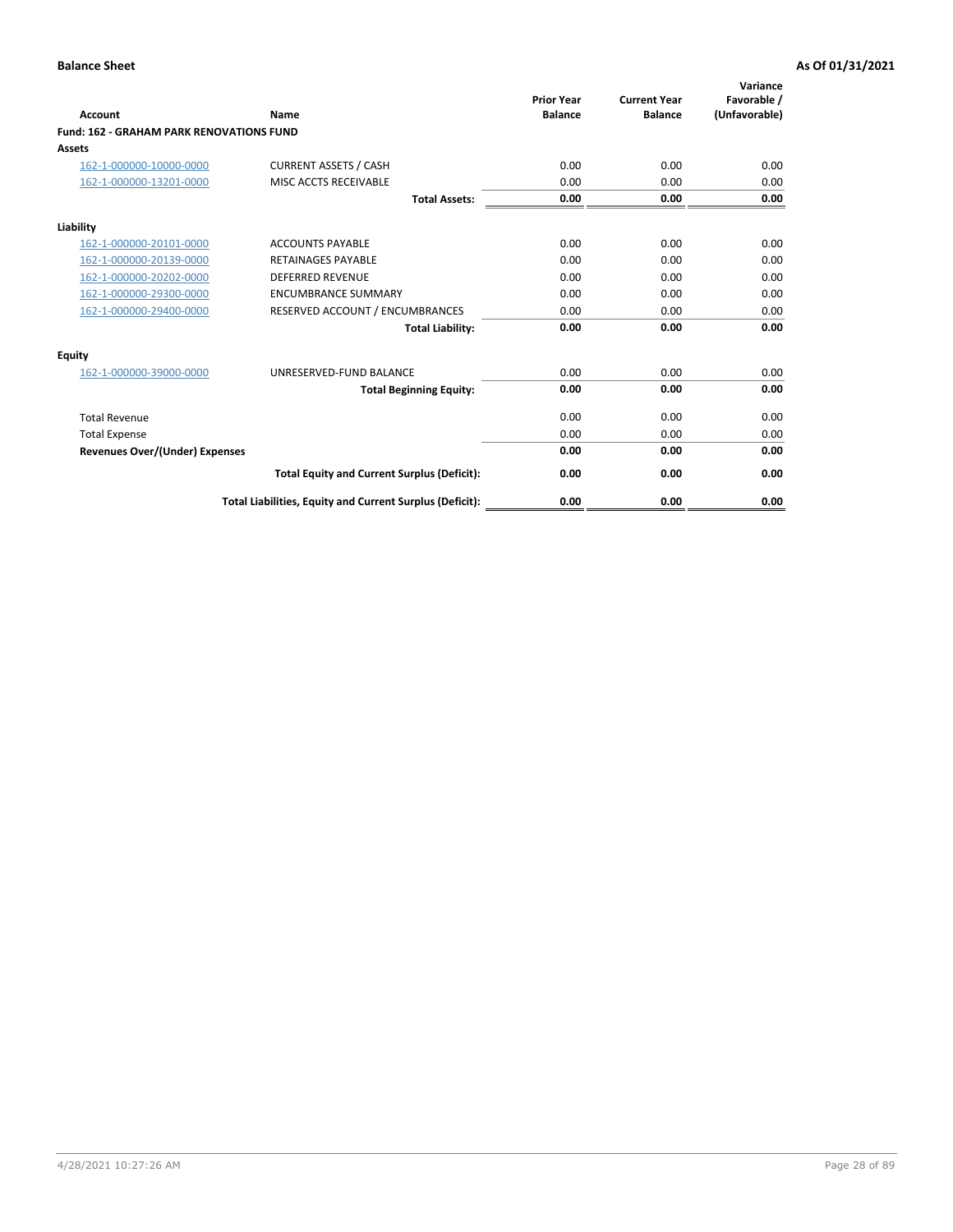**Balance Sheet** **As Of 01/31/2021**

| Account | Name | Prior Year Balance | Current Year Balance | Variance Favorable / (Unfavorable) |
|---|---|---|---|---|
| **Fund: 162 - GRAHAM PARK RENOVATIONS FUND** | | | | |
| **Assets** | | | | |
| 162-1-000000-10000-0000 | CURRENT ASSETS / CASH | 0.00 | 0.00 | 0.00 |
| 162-1-000000-13201-0000 | MISC ACCTS RECEIVABLE | 0.00 | 0.00 | 0.00 |
| | **Total Assets:** | **0.00** | **0.00** | **0.00** |
| **Liability** | | | | |
| 162-1-000000-20101-0000 | ACCOUNTS PAYABLE | 0.00 | 0.00 | 0.00 |
| 162-1-000000-20139-0000 | RETAINAGES PAYABLE | 0.00 | 0.00 | 0.00 |
| 162-1-000000-20202-0000 | DEFERRED REVENUE | 0.00 | 0.00 | 0.00 |
| 162-1-000000-29300-0000 | ENCUMBRANCE SUMMARY | 0.00 | 0.00 | 0.00 |
| 162-1-000000-29400-0000 | RESERVED ACCOUNT / ENCUMBRANCES | 0.00 | 0.00 | 0.00 |
| | **Total Liability:** | **0.00** | **0.00** | **0.00** |
| **Equity** | | | | |
| 162-1-000000-39000-0000 | UNRESERVED-FUND BALANCE | 0.00 | 0.00 | 0.00 |
| | **Total Beginning Equity:** | **0.00** | **0.00** | **0.00** |
| Total Revenue | | 0.00 | 0.00 | 0.00 |
| Total Expense | | 0.00 | 0.00 | 0.00 |
| **Revenues Over/(Under) Expenses** | | **0.00** | **0.00** | **0.00** |
| | **Total Equity and Current Surplus (Deficit):** | **0.00** | **0.00** | **0.00** |
| | **Total Liabilities, Equity and Current Surplus (Deficit):** | **0.00** | **0.00** | **0.00** |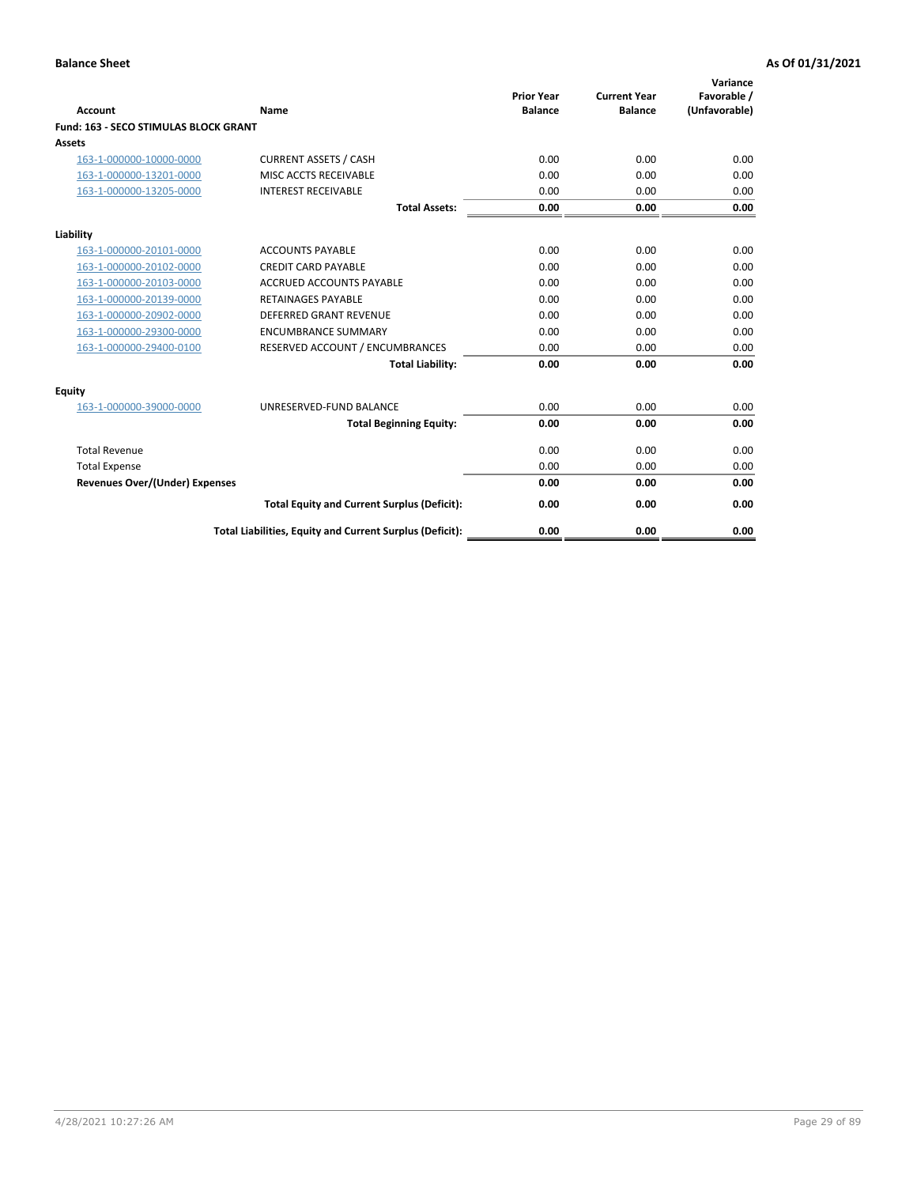**Balance Sheet** **As Of 01/31/2021**

| Account | Name | Prior Year Balance | Current Year Balance | Variance Favorable / (Unfavorable) |
|---|---|---|---|---|
| **Fund: 163 - SECO STIMULAS BLOCK GRANT** | | | | |
| **Assets** | | | | |
| 163-1-000000-10000-0000 | CURRENT ASSETS / CASH | 0.00 | 0.00 | 0.00 |
| 163-1-000000-13201-0000 | MISC ACCTS RECEIVABLE | 0.00 | 0.00 | 0.00 |
| 163-1-000000-13205-0000 | INTEREST RECEIVABLE | 0.00 | 0.00 | 0.00 |
| | **Total Assets:** | **0.00** | **0.00** | **0.00** |
| **Liability** | | | | |
| 163-1-000000-20101-0000 | ACCOUNTS PAYABLE | 0.00 | 0.00 | 0.00 |
| 163-1-000000-20102-0000 | CREDIT CARD PAYABLE | 0.00 | 0.00 | 0.00 |
| 163-1-000000-20103-0000 | ACCRUED ACCOUNTS PAYABLE | 0.00 | 0.00 | 0.00 |
| 163-1-000000-20139-0000 | RETAINAGES PAYABLE | 0.00 | 0.00 | 0.00 |
| 163-1-000000-20902-0000 | DEFERRED GRANT REVENUE | 0.00 | 0.00 | 0.00 |
| 163-1-000000-29300-0000 | ENCUMBRANCE SUMMARY | 0.00 | 0.00 | 0.00 |
| 163-1-000000-29400-0100 | RESERVED ACCOUNT / ENCUMBRANCES | 0.00 | 0.00 | 0.00 |
| | **Total Liability:** | **0.00** | **0.00** | **0.00** |
| **Equity** | | | | |
| 163-1-000000-39000-0000 | UNRESERVED-FUND BALANCE | 0.00 | 0.00 | 0.00 |
| | **Total Beginning Equity:** | **0.00** | **0.00** | **0.00** |
| Total Revenue | | 0.00 | 0.00 | 0.00 |
| Total Expense | | 0.00 | 0.00 | 0.00 |
| **Revenues Over/(Under) Expenses** | | **0.00** | **0.00** | **0.00** |
| | **Total Equity and Current Surplus (Deficit):** | **0.00** | **0.00** | **0.00** |
| | **Total Liabilities, Equity and Current Surplus (Deficit):** | **0.00** | **0.00** | **0.00** |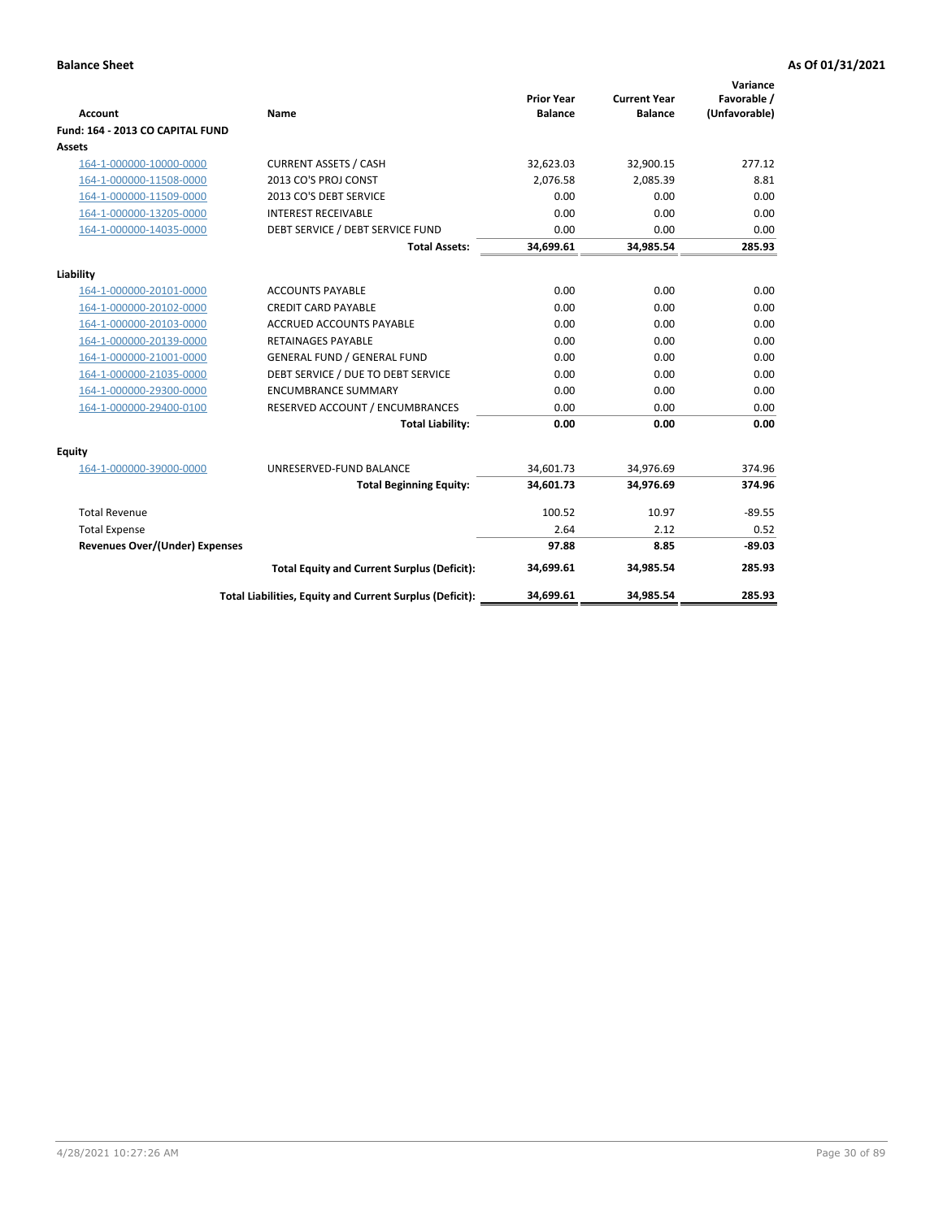**Balance Sheet** — **As Of 01/31/2021**

| Account | Name | Prior Year Balance | Current Year Balance | Variance Favorable / (Unfavorable) |
|---|---|---|---|---|
| **Fund: 164 - 2013 CO CAPITAL FUND** | | | | |
| **Assets** | | | | |
| 164-1-000000-10000-0000 | CURRENT ASSETS / CASH | 32,623.03 | 32,900.15 | 277.12 |
| 164-1-000000-11508-0000 | 2013 CO'S PROJ CONST | 2,076.58 | 2,085.39 | 8.81 |
| 164-1-000000-11509-0000 | 2013 CO'S DEBT SERVICE | 0.00 | 0.00 | 0.00 |
| 164-1-000000-13205-0000 | INTEREST RECEIVABLE | 0.00 | 0.00 | 0.00 |
| 164-1-000000-14035-0000 | DEBT SERVICE / DEBT SERVICE FUND | 0.00 | 0.00 | 0.00 |
| | **Total Assets:** | **34,699.61** | **34,985.54** | **285.93** |
| **Liability** | | | | |
| 164-1-000000-20101-0000 | ACCOUNTS PAYABLE | 0.00 | 0.00 | 0.00 |
| 164-1-000000-20102-0000 | CREDIT CARD PAYABLE | 0.00 | 0.00 | 0.00 |
| 164-1-000000-20103-0000 | ACCRUED ACCOUNTS PAYABLE | 0.00 | 0.00 | 0.00 |
| 164-1-000000-20139-0000 | RETAINAGES PAYABLE | 0.00 | 0.00 | 0.00 |
| 164-1-000000-21001-0000 | GENERAL FUND / GENERAL FUND | 0.00 | 0.00 | 0.00 |
| 164-1-000000-21035-0000 | DEBT SERVICE / DUE TO DEBT SERVICE | 0.00 | 0.00 | 0.00 |
| 164-1-000000-29300-0000 | ENCUMBRANCE SUMMARY | 0.00 | 0.00 | 0.00 |
| 164-1-000000-29400-0100 | RESERVED ACCOUNT / ENCUMBRANCES | 0.00 | 0.00 | 0.00 |
| | **Total Liability:** | **0.00** | **0.00** | **0.00** |
| **Equity** | | | | |
| 164-1-000000-39000-0000 | UNRESERVED-FUND BALANCE | 34,601.73 | 34,976.69 | 374.96 |
| | **Total Beginning Equity:** | **34,601.73** | **34,976.69** | **374.96** |
| Total Revenue | | 100.52 | 10.97 | -89.55 |
| Total Expense | | 2.64 | 2.12 | 0.52 |
| **Revenues Over/(Under) Expenses** | | **97.88** | **8.85** | **-89.03** |
| | **Total Equity and Current Surplus (Deficit):** | **34,699.61** | **34,985.54** | **285.93** |
| | **Total Liabilities, Equity and Current Surplus (Deficit):** | **34,699.61** | **34,985.54** | **285.93** |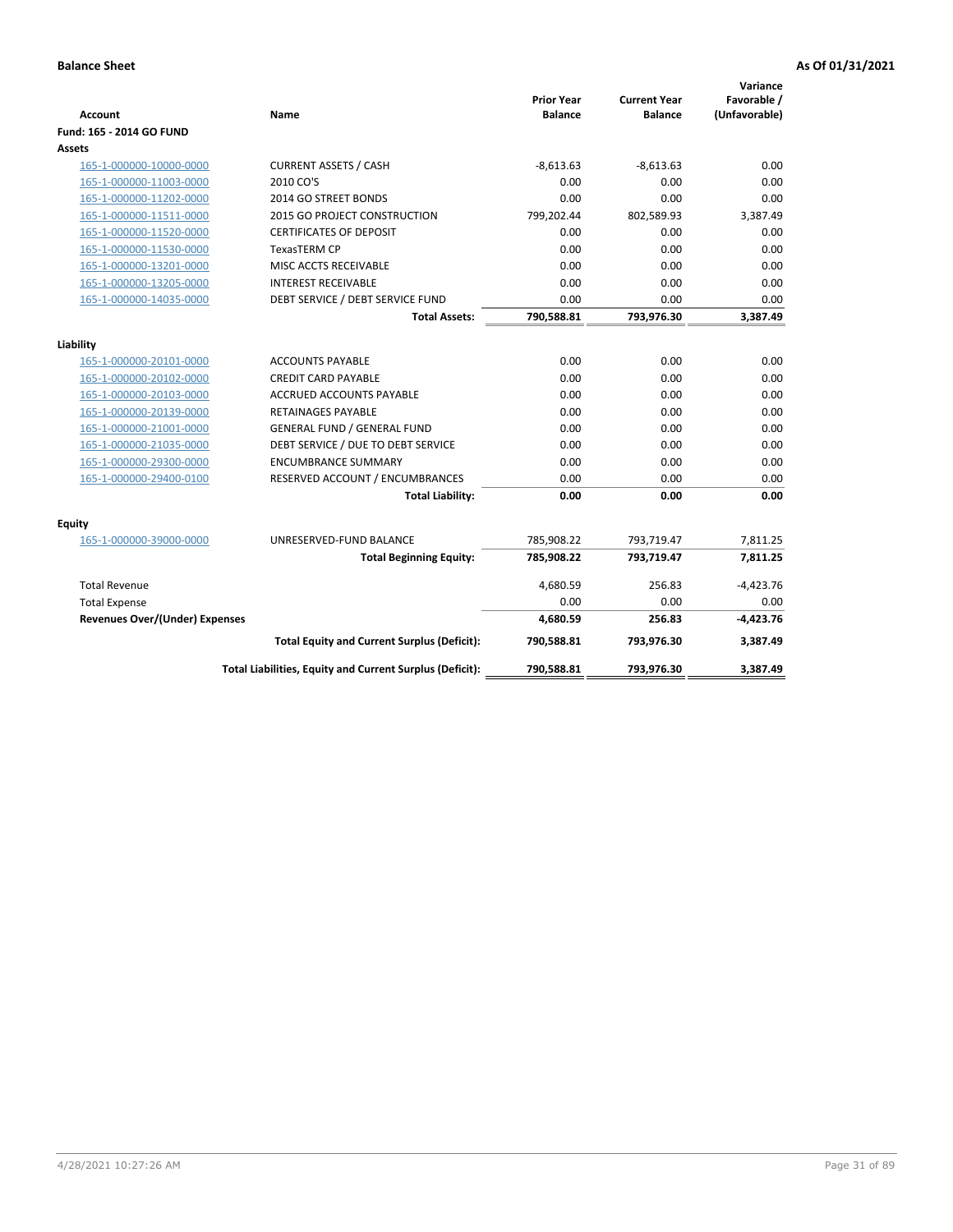**Balance Sheet** — As Of 01/31/2021

| Account | Name | Prior Year Balance | Current Year Balance | Variance Favorable / (Unfavorable) |
|---|---|---|---|---|
| **Fund: 165 - 2014 GO FUND** | | | | |
| **Assets** | | | | |
| 165-1-000000-10000-0000 | CURRENT ASSETS / CASH | -8,613.63 | -8,613.63 | 0.00 |
| 165-1-000000-11003-0000 | 2010 CO'S | 0.00 | 0.00 | 0.00 |
| 165-1-000000-11202-0000 | 2014 GO STREET BONDS | 0.00 | 0.00 | 0.00 |
| 165-1-000000-11511-0000 | 2015 GO PROJECT CONSTRUCTION | 799,202.44 | 802,589.93 | 3,387.49 |
| 165-1-000000-11520-0000 | CERTIFICATES OF DEPOSIT | 0.00 | 0.00 | 0.00 |
| 165-1-000000-11530-0000 | TexasTERM CP | 0.00 | 0.00 | 0.00 |
| 165-1-000000-13201-0000 | MISC ACCTS RECEIVABLE | 0.00 | 0.00 | 0.00 |
| 165-1-000000-13205-0000 | INTEREST RECEIVABLE | 0.00 | 0.00 | 0.00 |
| 165-1-000000-14035-0000 | DEBT SERVICE / DEBT SERVICE FUND | 0.00 | 0.00 | 0.00 |
| | **Total Assets:** | **790,588.81** | **793,976.30** | **3,387.49** |
| **Liability** | | | | |
| 165-1-000000-20101-0000 | ACCOUNTS PAYABLE | 0.00 | 0.00 | 0.00 |
| 165-1-000000-20102-0000 | CREDIT CARD PAYABLE | 0.00 | 0.00 | 0.00 |
| 165-1-000000-20103-0000 | ACCRUED ACCOUNTS PAYABLE | 0.00 | 0.00 | 0.00 |
| 165-1-000000-20139-0000 | RETAINAGES PAYABLE | 0.00 | 0.00 | 0.00 |
| 165-1-000000-21001-0000 | GENERAL FUND / GENERAL FUND | 0.00 | 0.00 | 0.00 |
| 165-1-000000-21035-0000 | DEBT SERVICE / DUE TO DEBT SERVICE | 0.00 | 0.00 | 0.00 |
| 165-1-000000-29300-0000 | ENCUMBRANCE SUMMARY | 0.00 | 0.00 | 0.00 |
| 165-1-000000-29400-0100 | RESERVED ACCOUNT / ENCUMBRANCES | 0.00 | 0.00 | 0.00 |
| | **Total Liability:** | **0.00** | **0.00** | **0.00** |
| **Equity** | | | | |
| 165-1-000000-39000-0000 | UNRESERVED-FUND BALANCE | 785,908.22 | 793,719.47 | 7,811.25 |
| | **Total Beginning Equity:** | **785,908.22** | **793,719.47** | **7,811.25** |
| Total Revenue | | 4,680.59 | 256.83 | -4,423.76 |
| Total Expense | | 0.00 | 0.00 | 0.00 |
| **Revenues Over/(Under) Expenses** | | **4,680.59** | **256.83** | **-4,423.76** |
| | **Total Equity and Current Surplus (Deficit):** | **790,588.81** | **793,976.30** | **3,387.49** |
| | **Total Liabilities, Equity and Current Surplus (Deficit):** | **790,588.81** | **793,976.30** | **3,387.49** |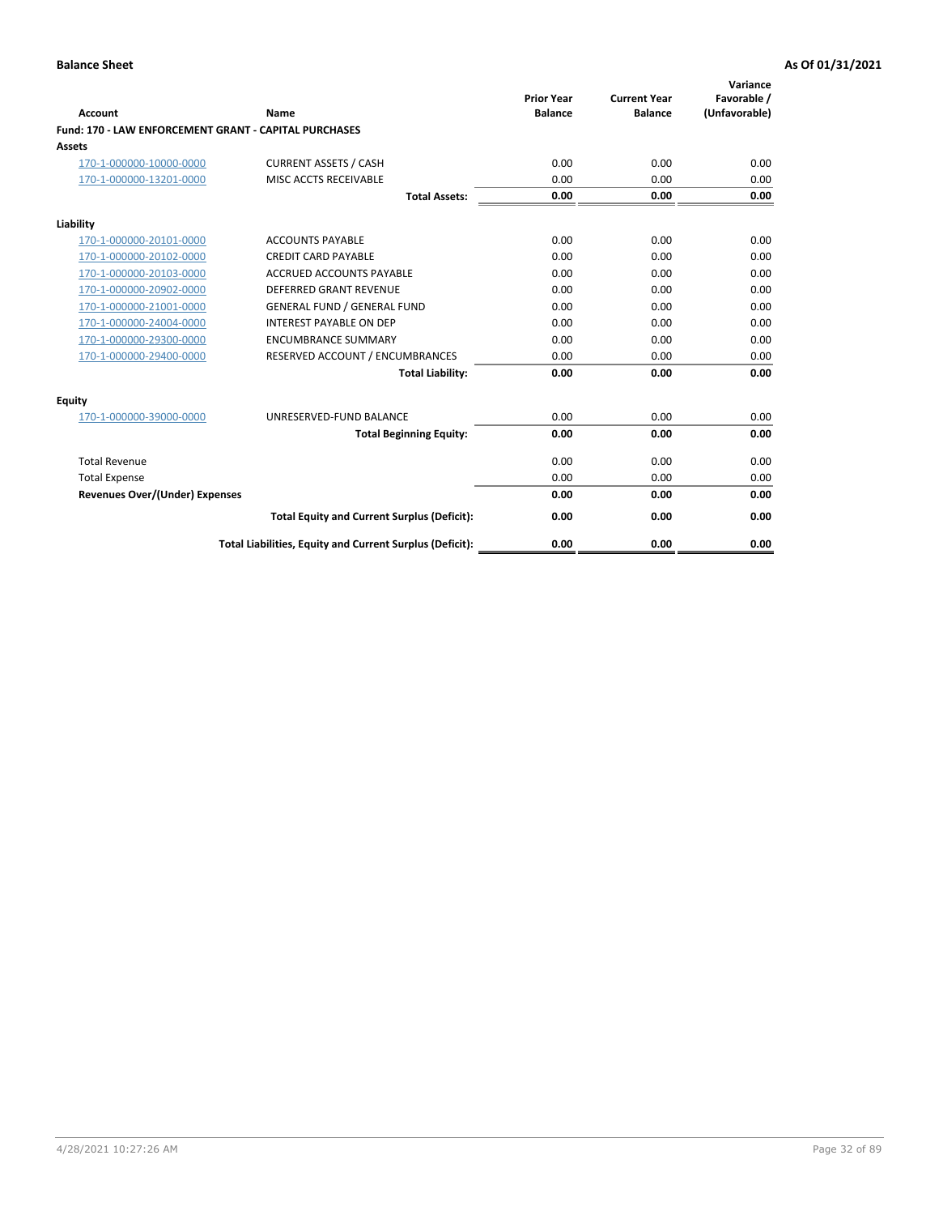**Balance Sheet** **As Of 01/31/2021**

| Account | Name | Prior Year Balance | Current Year Balance | Variance Favorable / (Unfavorable) |
|---|---|---|---|---|
| **Fund: 170 - LAW ENFORCEMENT GRANT - CAPITAL PURCHASES** | | | | |
| **Assets** | | | | |
| 170-1-000000-10000-0000 | CURRENT ASSETS / CASH | 0.00 | 0.00 | 0.00 |
| 170-1-000000-13201-0000 | MISC ACCTS RECEIVABLE | 0.00 | 0.00 | 0.00 |
| | **Total Assets:** | **0.00** | **0.00** | **0.00** |
| **Liability** | | | | |
| 170-1-000000-20101-0000 | ACCOUNTS PAYABLE | 0.00 | 0.00 | 0.00 |
| 170-1-000000-20102-0000 | CREDIT CARD PAYABLE | 0.00 | 0.00 | 0.00 |
| 170-1-000000-20103-0000 | ACCRUED ACCOUNTS PAYABLE | 0.00 | 0.00 | 0.00 |
| 170-1-000000-20902-0000 | DEFERRED GRANT REVENUE | 0.00 | 0.00 | 0.00 |
| 170-1-000000-21001-0000 | GENERAL FUND / GENERAL FUND | 0.00 | 0.00 | 0.00 |
| 170-1-000000-24004-0000 | INTEREST PAYABLE ON DEP | 0.00 | 0.00 | 0.00 |
| 170-1-000000-29300-0000 | ENCUMBRANCE SUMMARY | 0.00 | 0.00 | 0.00 |
| 170-1-000000-29400-0000 | RESERVED ACCOUNT / ENCUMBRANCES | 0.00 | 0.00 | 0.00 |
| | **Total Liability:** | **0.00** | **0.00** | **0.00** |
| **Equity** | | | | |
| 170-1-000000-39000-0000 | UNRESERVED-FUND BALANCE | 0.00 | 0.00 | 0.00 |
| | **Total Beginning Equity:** | **0.00** | **0.00** | **0.00** |
| Total Revenue | | 0.00 | 0.00 | 0.00 |
| Total Expense | | 0.00 | 0.00 | 0.00 |
| **Revenues Over/(Under) Expenses** | | **0.00** | **0.00** | **0.00** |
| | **Total Equity and Current Surplus (Deficit):** | **0.00** | **0.00** | **0.00** |
| | **Total Liabilities, Equity and Current Surplus (Deficit):** | **0.00** | **0.00** | **0.00** |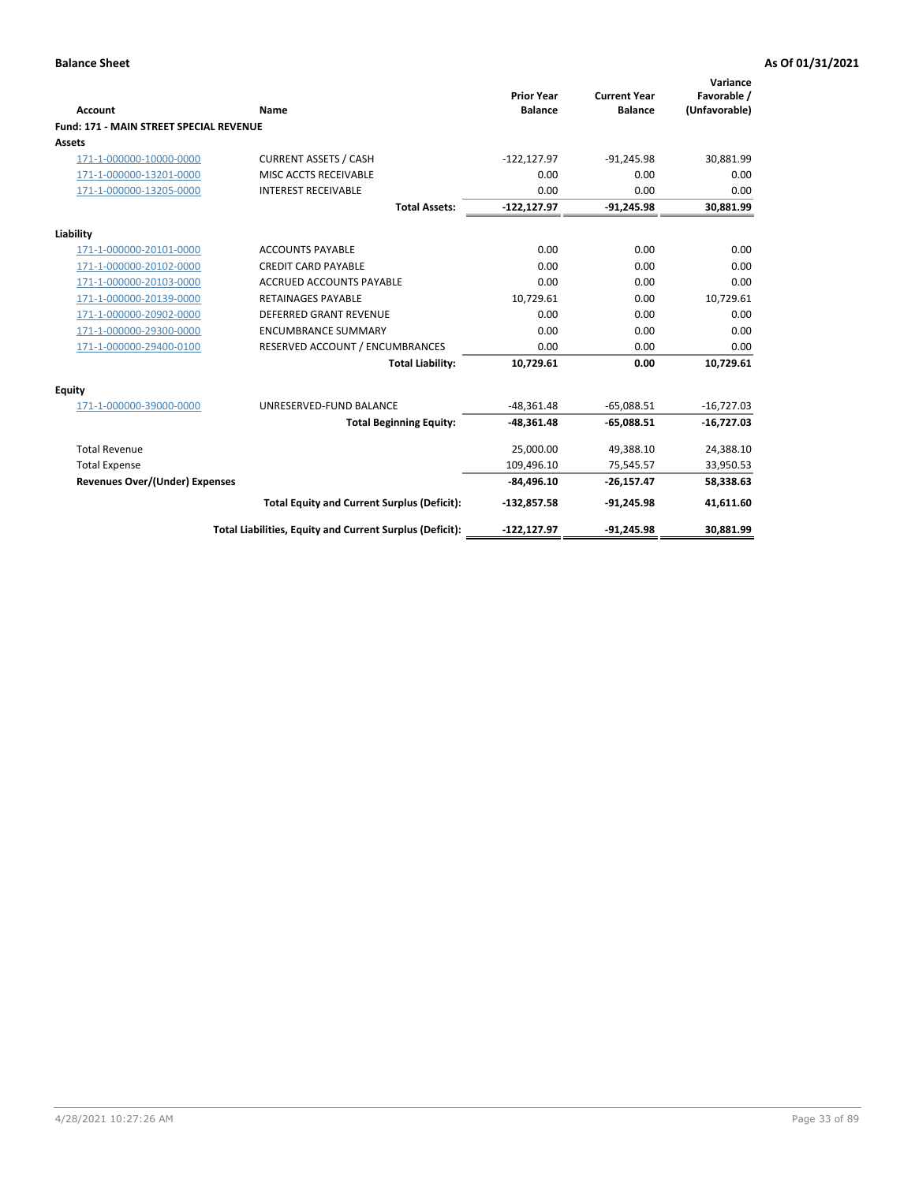**Balance Sheet** **As Of 01/31/2021**

| Account | Name | Prior Year Balance | Current Year Balance | Variance Favorable / (Unfavorable) |
|---|---|---|---|---|
| **Fund: 171 - MAIN STREET SPECIAL REVENUE** | | | | |
| **Assets** | | | | |
| 171-1-000000-10000-0000 | CURRENT ASSETS / CASH | -122,127.97 | -91,245.98 | 30,881.99 |
| 171-1-000000-13201-0000 | MISC ACCTS RECEIVABLE | 0.00 | 0.00 | 0.00 |
| 171-1-000000-13205-0000 | INTEREST RECEIVABLE | 0.00 | 0.00 | 0.00 |
| | **Total Assets:** | **-122,127.97** | **-91,245.98** | **30,881.99** |
| **Liability** | | | | |
| 171-1-000000-20101-0000 | ACCOUNTS PAYABLE | 0.00 | 0.00 | 0.00 |
| 171-1-000000-20102-0000 | CREDIT CARD PAYABLE | 0.00 | 0.00 | 0.00 |
| 171-1-000000-20103-0000 | ACCRUED ACCOUNTS PAYABLE | 0.00 | 0.00 | 0.00 |
| 171-1-000000-20139-0000 | RETAINAGES PAYABLE | 10,729.61 | 0.00 | 10,729.61 |
| 171-1-000000-20902-0000 | DEFERRED GRANT REVENUE | 0.00 | 0.00 | 0.00 |
| 171-1-000000-29300-0000 | ENCUMBRANCE SUMMARY | 0.00 | 0.00 | 0.00 |
| 171-1-000000-29400-0100 | RESERVED ACCOUNT / ENCUMBRANCES | 0.00 | 0.00 | 0.00 |
| | **Total Liability:** | **10,729.61** | **0.00** | **10,729.61** |
| **Equity** | | | | |
| 171-1-000000-39000-0000 | UNRESERVED-FUND BALANCE | -48,361.48 | -65,088.51 | -16,727.03 |
| | **Total Beginning Equity:** | **-48,361.48** | **-65,088.51** | **-16,727.03** |
| Total Revenue | | 25,000.00 | 49,388.10 | 24,388.10 |
| Total Expense | | 109,496.10 | 75,545.57 | 33,950.53 |
| **Revenues Over/(Under) Expenses** | | **-84,496.10** | **-26,157.47** | **58,338.63** |
| | **Total Equity and Current Surplus (Deficit):** | **-132,857.58** | **-91,245.98** | **41,611.60** |
| | **Total Liabilities, Equity and Current Surplus (Deficit):** | **-122,127.97** | **-91,245.98** | **30,881.99** |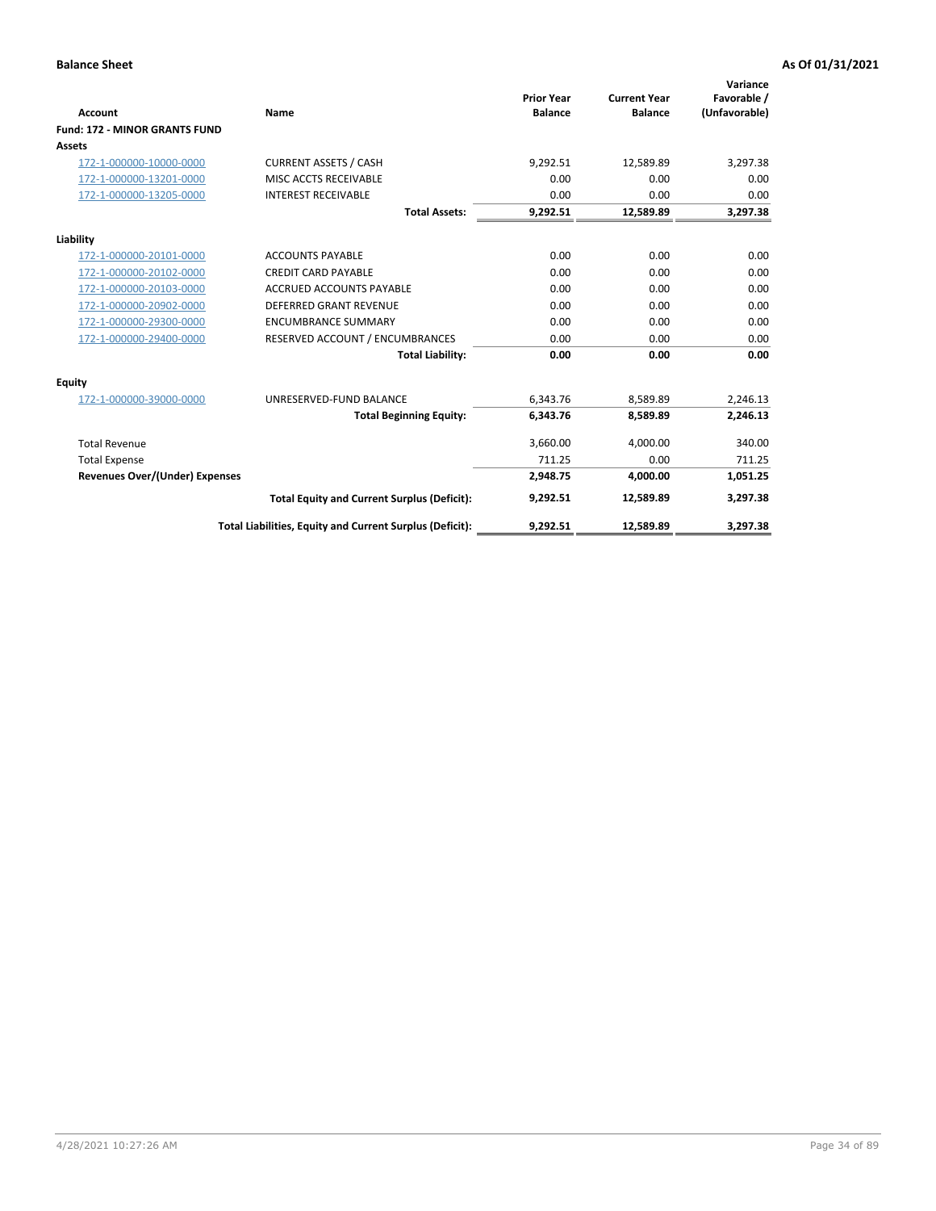**Balance Sheet** **As Of 01/31/2021**

| Account | Name | Prior Year Balance | Current Year Balance | Variance Favorable / (Unfavorable) |
|---|---|---|---|---|
| **Fund: 172 - MINOR GRANTS FUND** | | | | |
| **Assets** | | | | |
| 172-1-000000-10000-0000 | CURRENT ASSETS / CASH | 9,292.51 | 12,589.89 | 3,297.38 |
| 172-1-000000-13201-0000 | MISC ACCTS RECEIVABLE | 0.00 | 0.00 | 0.00 |
| 172-1-000000-13205-0000 | INTEREST RECEIVABLE | 0.00 | 0.00 | 0.00 |
| | **Total Assets:** | **9,292.51** | **12,589.89** | **3,297.38** |
| **Liability** | | | | |
| 172-1-000000-20101-0000 | ACCOUNTS PAYABLE | 0.00 | 0.00 | 0.00 |
| 172-1-000000-20102-0000 | CREDIT CARD PAYABLE | 0.00 | 0.00 | 0.00 |
| 172-1-000000-20103-0000 | ACCRUED ACCOUNTS PAYABLE | 0.00 | 0.00 | 0.00 |
| 172-1-000000-20902-0000 | DEFERRED GRANT REVENUE | 0.00 | 0.00 | 0.00 |
| 172-1-000000-29300-0000 | ENCUMBRANCE SUMMARY | 0.00 | 0.00 | 0.00 |
| 172-1-000000-29400-0000 | RESERVED ACCOUNT / ENCUMBRANCES | 0.00 | 0.00 | 0.00 |
| | **Total Liability:** | **0.00** | **0.00** | **0.00** |
| **Equity** | | | | |
| 172-1-000000-39000-0000 | UNRESERVED-FUND BALANCE | 6,343.76 | 8,589.89 | 2,246.13 |
| | **Total Beginning Equity:** | **6,343.76** | **8,589.89** | **2,246.13** |
| Total Revenue | | 3,660.00 | 4,000.00 | 340.00 |
| Total Expense | | 711.25 | 0.00 | 711.25 |
| **Revenues Over/(Under) Expenses** | | **2,948.75** | **4,000.00** | **1,051.25** |
| | **Total Equity and Current Surplus (Deficit):** | **9,292.51** | **12,589.89** | **3,297.38** |
| | **Total Liabilities, Equity and Current Surplus (Deficit):** | **9,292.51** | **12,589.89** | **3,297.38** |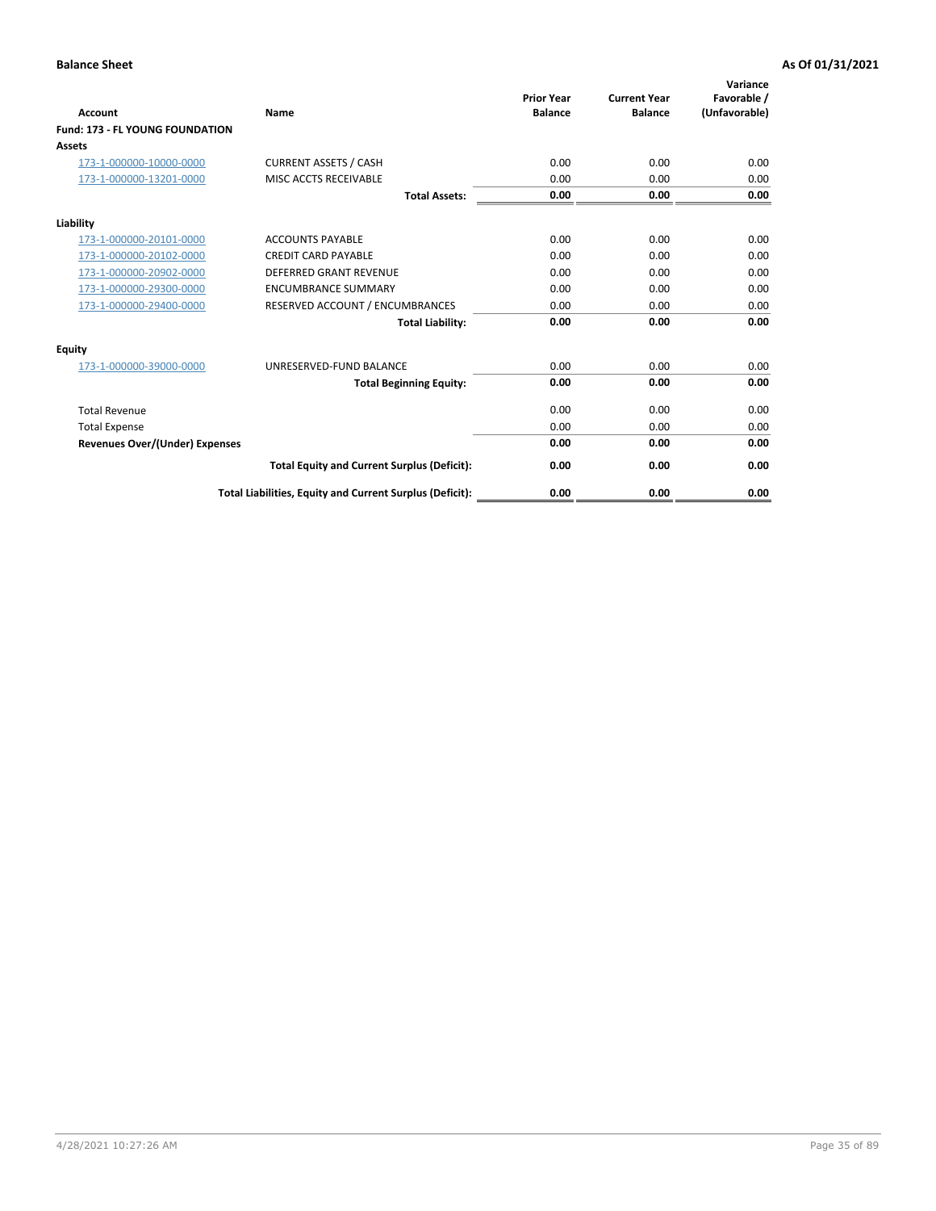**Balance Sheet** **As Of 01/31/2021**

| Account | Name | Prior Year Balance | Current Year Balance | Variance Favorable / (Unfavorable) |
|---|---|---|---|---|
| **Fund: 173 - FL YOUNG FOUNDATION** | | | | |
| **Assets** | | | | |
| 173-1-000000-10000-0000 | CURRENT ASSETS / CASH | 0.00 | 0.00 | 0.00 |
| 173-1-000000-13201-0000 | MISC ACCTS RECEIVABLE | 0.00 | 0.00 | 0.00 |
| | **Total Assets:** | **0.00** | **0.00** | **0.00** |
| **Liability** | | | | |
| 173-1-000000-20101-0000 | ACCOUNTS PAYABLE | 0.00 | 0.00 | 0.00 |
| 173-1-000000-20102-0000 | CREDIT CARD PAYABLE | 0.00 | 0.00 | 0.00 |
| 173-1-000000-20902-0000 | DEFERRED GRANT REVENUE | 0.00 | 0.00 | 0.00 |
| 173-1-000000-29300-0000 | ENCUMBRANCE SUMMARY | 0.00 | 0.00 | 0.00 |
| 173-1-000000-29400-0000 | RESERVED ACCOUNT / ENCUMBRANCES | 0.00 | 0.00 | 0.00 |
| | **Total Liability:** | **0.00** | **0.00** | **0.00** |
| **Equity** | | | | |
| 173-1-000000-39000-0000 | UNRESERVED-FUND BALANCE | 0.00 | 0.00 | 0.00 |
| | **Total Beginning Equity:** | **0.00** | **0.00** | **0.00** |
| Total Revenue | | 0.00 | 0.00 | 0.00 |
| Total Expense | | 0.00 | 0.00 | 0.00 |
| **Revenues Over/(Under) Expenses** | | **0.00** | **0.00** | **0.00** |
| | **Total Equity and Current Surplus (Deficit):** | **0.00** | **0.00** | **0.00** |
| | **Total Liabilities, Equity and Current Surplus (Deficit):** | **0.00** | **0.00** | **0.00** |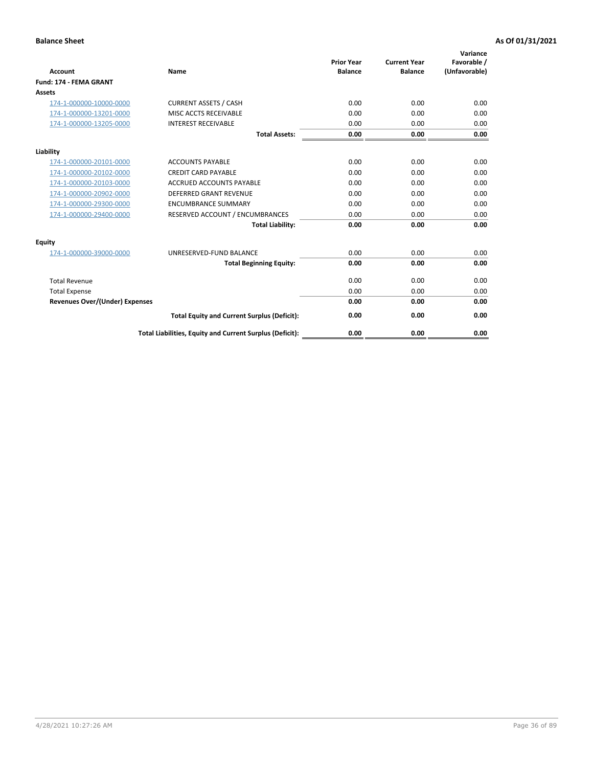**Balance Sheet** | **As Of 01/31/2021**

| Account | Name | Prior Year Balance | Current Year Balance | Variance Favorable / (Unfavorable) |
|---|---|---|---|---|
| **Fund: 174 - FEMA GRANT** | | | | |
| **Assets** | | | | |
| 174-1-000000-10000-0000 | CURRENT ASSETS / CASH | 0.00 | 0.00 | 0.00 |
| 174-1-000000-13201-0000 | MISC ACCTS RECEIVABLE | 0.00 | 0.00 | 0.00 |
| 174-1-000000-13205-0000 | INTEREST RECEIVABLE | 0.00 | 0.00 | 0.00 |
| | **Total Assets:** | **0.00** | **0.00** | **0.00** |
| **Liability** | | | | |
| 174-1-000000-20101-0000 | ACCOUNTS PAYABLE | 0.00 | 0.00 | 0.00 |
| 174-1-000000-20102-0000 | CREDIT CARD PAYABLE | 0.00 | 0.00 | 0.00 |
| 174-1-000000-20103-0000 | ACCRUED ACCOUNTS PAYABLE | 0.00 | 0.00 | 0.00 |
| 174-1-000000-20902-0000 | DEFERRED GRANT REVENUE | 0.00 | 0.00 | 0.00 |
| 174-1-000000-29300-0000 | ENCUMBRANCE SUMMARY | 0.00 | 0.00 | 0.00 |
| 174-1-000000-29400-0000 | RESERVED ACCOUNT / ENCUMBRANCES | 0.00 | 0.00 | 0.00 |
| | **Total Liability:** | **0.00** | **0.00** | **0.00** |
| **Equity** | | | | |
| 174-1-000000-39000-0000 | UNRESERVED-FUND BALANCE | 0.00 | 0.00 | 0.00 |
| | **Total Beginning Equity:** | **0.00** | **0.00** | **0.00** |
| Total Revenue | | 0.00 | 0.00 | 0.00 |
| Total Expense | | 0.00 | 0.00 | 0.00 |
| **Revenues Over/(Under) Expenses** | | **0.00** | **0.00** | **0.00** |
| | **Total Equity and Current Surplus (Deficit):** | **0.00** | **0.00** | **0.00** |
| | **Total Liabilities, Equity and Current Surplus (Deficit):** | **0.00** | **0.00** | **0.00** |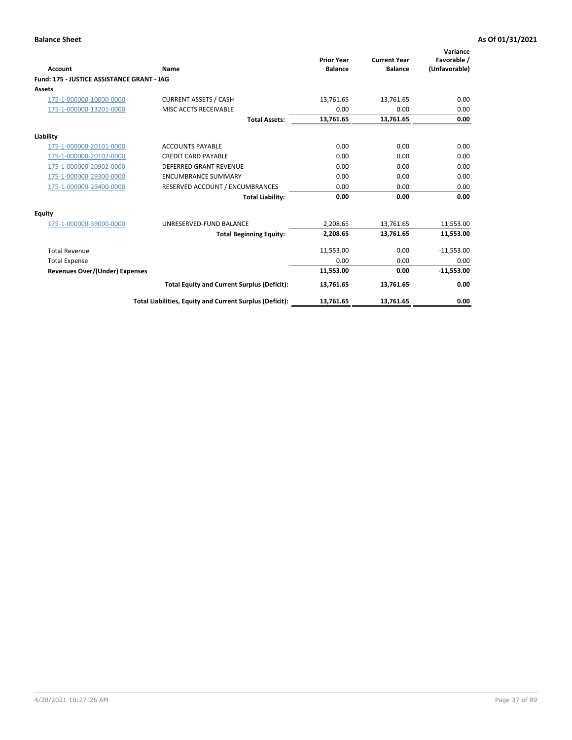**Balance Sheet** **As Of 01/31/2021**

| Account | Name | Prior Year Balance | Current Year Balance | Variance Favorable / (Unfavorable) |
|---|---|---|---|---|
| **Fund: 175 - JUSTICE ASSISTANCE GRANT - JAG** | | | | |
| **Assets** | | | | |
| 175-1-000000-10000-0000 | CURRENT ASSETS / CASH | 13,761.65 | 13,761.65 | 0.00 |
| 175-1-000000-13201-0000 | MISC ACCTS RECEIVABLE | 0.00 | 0.00 | 0.00 |
| | **Total Assets:** | **13,761.65** | **13,761.65** | **0.00** |
| **Liability** | | | | |
| 175-1-000000-20101-0000 | ACCOUNTS PAYABLE | 0.00 | 0.00 | 0.00 |
| 175-1-000000-20102-0000 | CREDIT CARD PAYABLE | 0.00 | 0.00 | 0.00 |
| 175-1-000000-20902-0000 | DEFERRED GRANT REVENUE | 0.00 | 0.00 | 0.00 |
| 175-1-000000-29300-0000 | ENCUMBRANCE SUMMARY | 0.00 | 0.00 | 0.00 |
| 175-1-000000-29400-0000 | RESERVED ACCOUNT / ENCUMBRANCES | 0.00 | 0.00 | 0.00 |
| | **Total Liability:** | **0.00** | **0.00** | **0.00** |
| **Equity** | | | | |
| 175-1-000000-39000-0000 | UNRESERVED-FUND BALANCE | 2,208.65 | 13,761.65 | 11,553.00 |
| | **Total Beginning Equity:** | **2,208.65** | **13,761.65** | **11,553.00** |
| Total Revenue | | 11,553.00 | 0.00 | -11,553.00 |
| Total Expense | | 0.00 | 0.00 | 0.00 |
| **Revenues Over/(Under) Expenses** | | **11,553.00** | **0.00** | **-11,553.00** |
| | **Total Equity and Current Surplus (Deficit):** | **13,761.65** | **13,761.65** | **0.00** |
| | **Total Liabilities, Equity and Current Surplus (Deficit):** | **13,761.65** | **13,761.65** | **0.00** |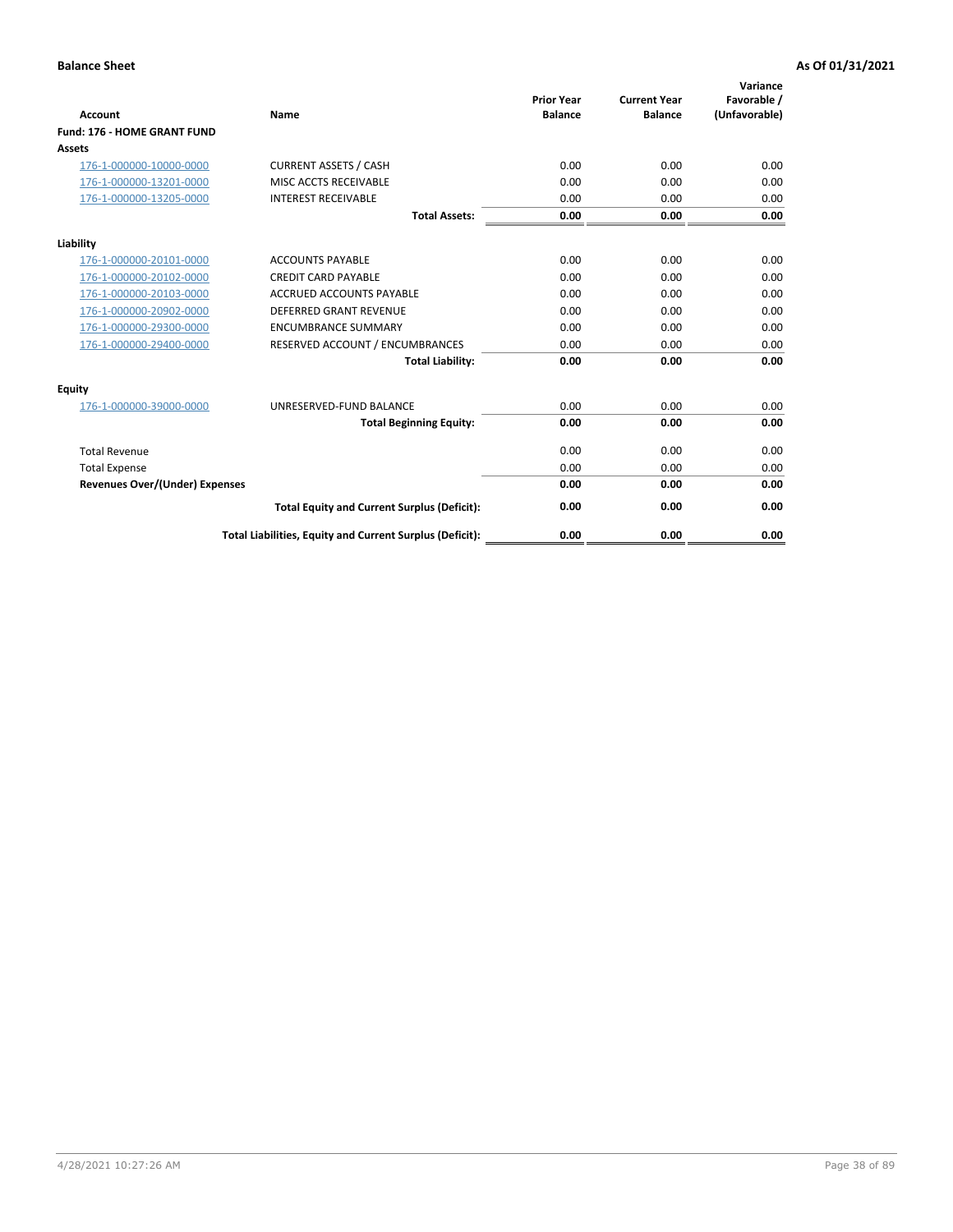**Balance Sheet** **As Of 01/31/2021**

| Account | Name | Prior Year Balance | Current Year Balance | Variance Favorable / (Unfavorable) |
|---|---|---|---|---|
| **Fund: 176 - HOME GRANT FUND** | | | | |
| **Assets** | | | | |
| 176-1-000000-10000-0000 | CURRENT ASSETS / CASH | 0.00 | 0.00 | 0.00 |
| 176-1-000000-13201-0000 | MISC ACCTS RECEIVABLE | 0.00 | 0.00 | 0.00 |
| 176-1-000000-13205-0000 | INTEREST RECEIVABLE | 0.00 | 0.00 | 0.00 |
| | **Total Assets:** | **0.00** | **0.00** | **0.00** |
| **Liability** | | | | |
| 176-1-000000-20101-0000 | ACCOUNTS PAYABLE | 0.00 | 0.00 | 0.00 |
| 176-1-000000-20102-0000 | CREDIT CARD PAYABLE | 0.00 | 0.00 | 0.00 |
| 176-1-000000-20103-0000 | ACCRUED ACCOUNTS PAYABLE | 0.00 | 0.00 | 0.00 |
| 176-1-000000-20902-0000 | DEFERRED GRANT REVENUE | 0.00 | 0.00 | 0.00 |
| 176-1-000000-29300-0000 | ENCUMBRANCE SUMMARY | 0.00 | 0.00 | 0.00 |
| 176-1-000000-29400-0000 | RESERVED ACCOUNT / ENCUMBRANCES | 0.00 | 0.00 | 0.00 |
| | **Total Liability:** | **0.00** | **0.00** | **0.00** |
| **Equity** | | | | |
| 176-1-000000-39000-0000 | UNRESERVED-FUND BALANCE | 0.00 | 0.00 | 0.00 |
| | **Total Beginning Equity:** | **0.00** | **0.00** | **0.00** |
| Total Revenue | | 0.00 | 0.00 | 0.00 |
| Total Expense | | 0.00 | 0.00 | 0.00 |
| **Revenues Over/(Under) Expenses** | | **0.00** | **0.00** | **0.00** |
| | **Total Equity and Current Surplus (Deficit):** | **0.00** | **0.00** | **0.00** |
| | **Total Liabilities, Equity and Current Surplus (Deficit):** | **0.00** | **0.00** | **0.00** |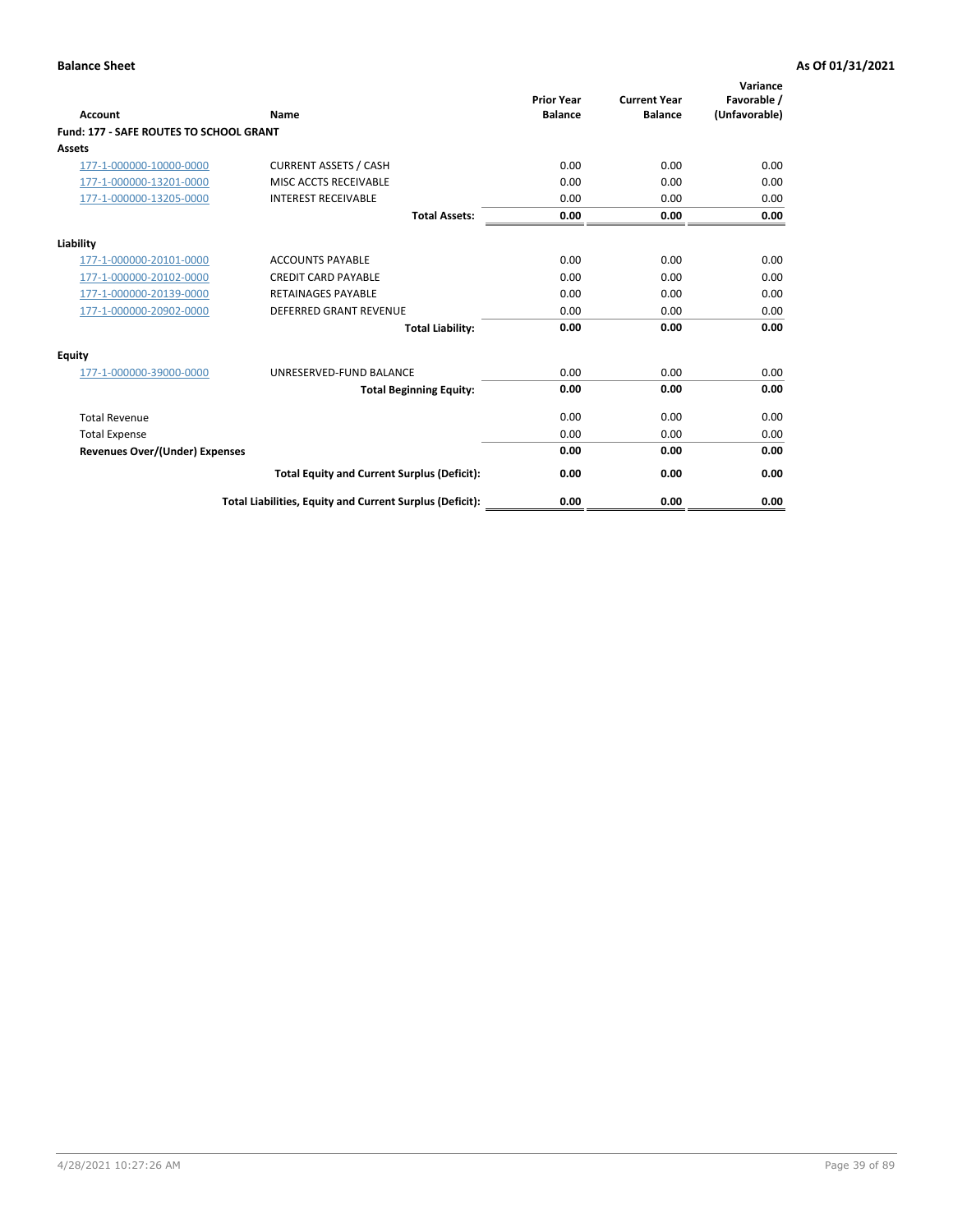**Balance Sheet** | **As Of 01/31/2021**

| Account | Name | Prior Year Balance | Current Year Balance | Variance Favorable / (Unfavorable) |
|---|---|---|---|---|
| **Fund: 177 - SAFE ROUTES TO SCHOOL GRANT** | | | | |
| **Assets** | | | | |
| 177-1-000000-10000-0000 | CURRENT ASSETS / CASH | 0.00 | 0.00 | 0.00 |
| 177-1-000000-13201-0000 | MISC ACCTS RECEIVABLE | 0.00 | 0.00 | 0.00 |
| 177-1-000000-13205-0000 | INTEREST RECEIVABLE | 0.00 | 0.00 | 0.00 |
| | **Total Assets:** | **0.00** | **0.00** | **0.00** |
| **Liability** | | | | |
| 177-1-000000-20101-0000 | ACCOUNTS PAYABLE | 0.00 | 0.00 | 0.00 |
| 177-1-000000-20102-0000 | CREDIT CARD PAYABLE | 0.00 | 0.00 | 0.00 |
| 177-1-000000-20139-0000 | RETAINAGES PAYABLE | 0.00 | 0.00 | 0.00 |
| 177-1-000000-20902-0000 | DEFERRED GRANT REVENUE | 0.00 | 0.00 | 0.00 |
| | **Total Liability:** | **0.00** | **0.00** | **0.00** |
| **Equity** | | | | |
| 177-1-000000-39000-0000 | UNRESERVED-FUND BALANCE | 0.00 | 0.00 | 0.00 |
| | **Total Beginning Equity:** | **0.00** | **0.00** | **0.00** |
| Total Revenue | | 0.00 | 0.00 | 0.00 |
| Total Expense | | 0.00 | 0.00 | 0.00 |
| **Revenues Over/(Under) Expenses** | | **0.00** | **0.00** | **0.00** |
| | **Total Equity and Current Surplus (Deficit):** | **0.00** | **0.00** | **0.00** |
| | **Total Liabilities, Equity and Current Surplus (Deficit):** | **0.00** | **0.00** | **0.00** |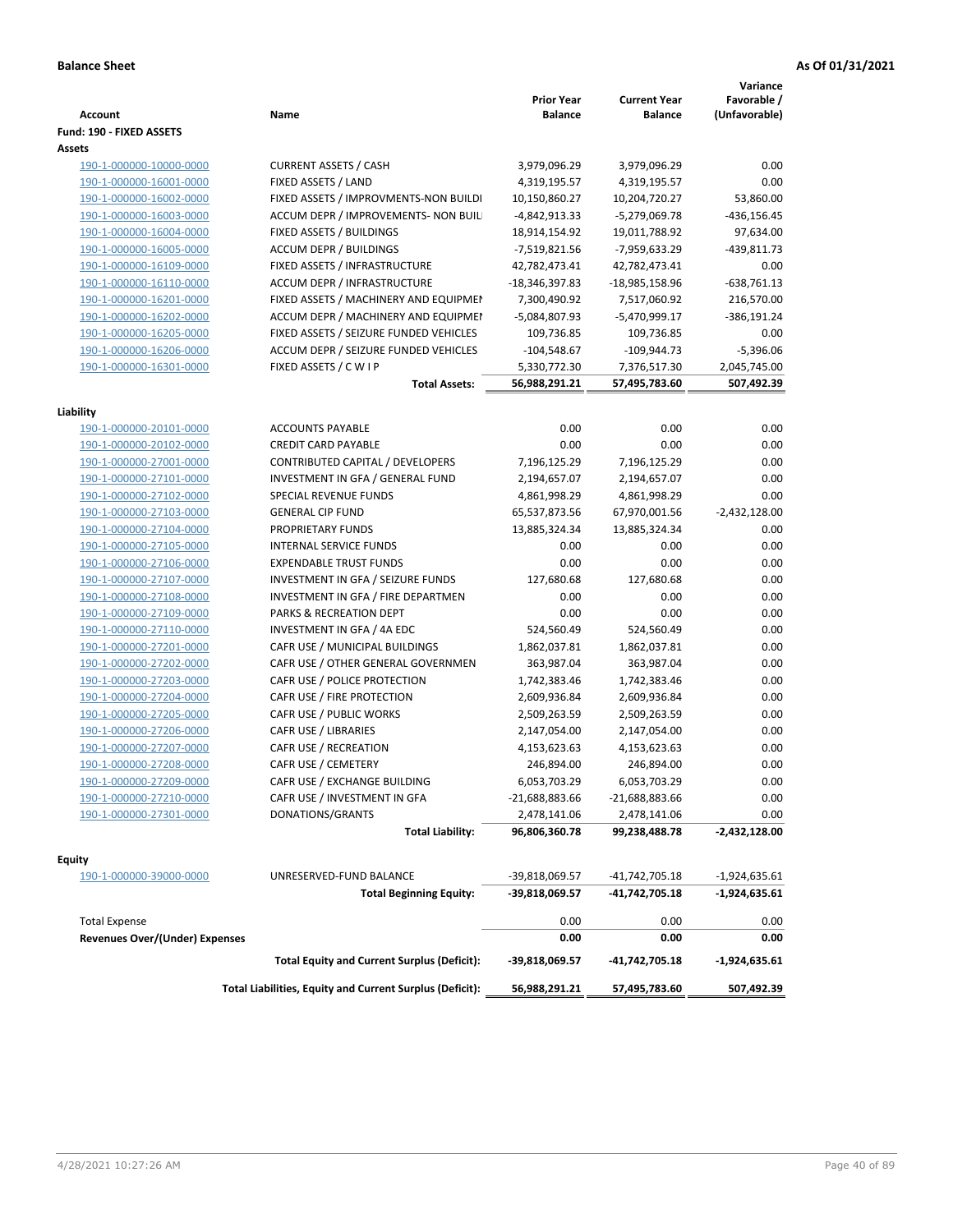**Balance Sheet** — **As Of 01/31/2021**

| Account | Name | Prior Year Balance | Current Year Balance | Variance Favorable / (Unfavorable) |
|---|---|---|---|---|
| **Fund: 190 - FIXED ASSETS** | | | | |
| **Assets** | | | | |
| 190-1-000000-10000-0000 | CURRENT ASSETS / CASH | 3,979,096.29 | 3,979,096.29 | 0.00 |
| 190-1-000000-16001-0000 | FIXED ASSETS / LAND | 4,319,195.57 | 4,319,195.57 | 0.00 |
| 190-1-000000-16002-0000 | FIXED ASSETS / IMPROVMENTS-NON BUILDI | 10,150,860.27 | 10,204,720.27 | 53,860.00 |
| 190-1-000000-16003-0000 | ACCUM DEPR / IMPROVEMENTS- NON BUIL | -4,842,913.33 | -5,279,069.78 | -436,156.45 |
| 190-1-000000-16004-0000 | FIXED ASSETS / BUILDINGS | 18,914,154.92 | 19,011,788.92 | 97,634.00 |
| 190-1-000000-16005-0000 | ACCUM DEPR / BUILDINGS | -7,519,821.56 | -7,959,633.29 | -439,811.73 |
| 190-1-000000-16109-0000 | FIXED ASSETS / INFRASTRUCTURE | 42,782,473.41 | 42,782,473.41 | 0.00 |
| 190-1-000000-16110-0000 | ACCUM DEPR / INFRASTRUCTURE | -18,346,397.83 | -18,985,158.96 | -638,761.13 |
| 190-1-000000-16201-0000 | FIXED ASSETS / MACHINERY AND EQUIPMEI | 7,300,490.92 | 7,517,060.92 | 216,570.00 |
| 190-1-000000-16202-0000 | ACCUM DEPR / MACHINERY AND EQUIPMEI | -5,084,807.93 | -5,470,999.17 | -386,191.24 |
| 190-1-000000-16205-0000 | FIXED ASSETS / SEIZURE FUNDED VEHICLES | 109,736.85 | 109,736.85 | 0.00 |
| 190-1-000000-16206-0000 | ACCUM DEPR / SEIZURE FUNDED VEHICLES | -104,548.67 | -109,944.73 | -5,396.06 |
| 190-1-000000-16301-0000 | FIXED ASSETS / C W I P | 5,330,772.30 | 7,376,517.30 | 2,045,745.00 |
| | **Total Assets:** | **56,988,291.21** | **57,495,783.60** | **507,492.39** |
| **Liability** | | | | |
| 190-1-000000-20101-0000 | ACCOUNTS PAYABLE | 0.00 | 0.00 | 0.00 |
| 190-1-000000-20102-0000 | CREDIT CARD PAYABLE | 0.00 | 0.00 | 0.00 |
| 190-1-000000-27001-0000 | CONTRIBUTED CAPITAL / DEVELOPERS | 7,196,125.29 | 7,196,125.29 | 0.00 |
| 190-1-000000-27101-0000 | INVESTMENT IN GFA / GENERAL FUND | 2,194,657.07 | 2,194,657.07 | 0.00 |
| 190-1-000000-27102-0000 | SPECIAL REVENUE FUNDS | 4,861,998.29 | 4,861,998.29 | 0.00 |
| 190-1-000000-27103-0000 | GENERAL CIP FUND | 65,537,873.56 | 67,970,001.56 | -2,432,128.00 |
| 190-1-000000-27104-0000 | PROPRIETARY FUNDS | 13,885,324.34 | 13,885,324.34 | 0.00 |
| 190-1-000000-27105-0000 | INTERNAL SERVICE FUNDS | 0.00 | 0.00 | 0.00 |
| 190-1-000000-27106-0000 | EXPENDABLE TRUST FUNDS | 0.00 | 0.00 | 0.00 |
| 190-1-000000-27107-0000 | INVESTMENT IN GFA / SEIZURE FUNDS | 127,680.68 | 127,680.68 | 0.00 |
| 190-1-000000-27108-0000 | INVESTMENT IN GFA / FIRE DEPARTMEN | 0.00 | 0.00 | 0.00 |
| 190-1-000000-27109-0000 | PARKS & RECREATION DEPT | 0.00 | 0.00 | 0.00 |
| 190-1-000000-27110-0000 | INVESTMENT IN GFA / 4A EDC | 524,560.49 | 524,560.49 | 0.00 |
| 190-1-000000-27201-0000 | CAFR USE / MUNICIPAL BUILDINGS | 1,862,037.81 | 1,862,037.81 | 0.00 |
| 190-1-000000-27202-0000 | CAFR USE / OTHER GENERAL GOVERNMEN | 363,987.04 | 363,987.04 | 0.00 |
| 190-1-000000-27203-0000 | CAFR USE / POLICE PROTECTION | 1,742,383.46 | 1,742,383.46 | 0.00 |
| 190-1-000000-27204-0000 | CAFR USE / FIRE PROTECTION | 2,609,936.84 | 2,609,936.84 | 0.00 |
| 190-1-000000-27205-0000 | CAFR USE / PUBLIC WORKS | 2,509,263.59 | 2,509,263.59 | 0.00 |
| 190-1-000000-27206-0000 | CAFR USE / LIBRARIES | 2,147,054.00 | 2,147,054.00 | 0.00 |
| 190-1-000000-27207-0000 | CAFR USE / RECREATION | 4,153,623.63 | 4,153,623.63 | 0.00 |
| 190-1-000000-27208-0000 | CAFR USE / CEMETERY | 246,894.00 | 246,894.00 | 0.00 |
| 190-1-000000-27209-0000 | CAFR USE / EXCHANGE BUILDING | 6,053,703.29 | 6,053,703.29 | 0.00 |
| 190-1-000000-27210-0000 | CAFR USE / INVESTMENT IN GFA | -21,688,883.66 | -21,688,883.66 | 0.00 |
| 190-1-000000-27301-0000 | DONATIONS/GRANTS | 2,478,141.06 | 2,478,141.06 | 0.00 |
| | **Total Liability:** | **96,806,360.78** | **99,238,488.78** | **-2,432,128.00** |
| **Equity** | | | | |
| 190-1-000000-39000-0000 | UNRESERVED-FUND BALANCE | -39,818,069.57 | -41,742,705.18 | -1,924,635.61 |
| | **Total Beginning Equity:** | **-39,818,069.57** | **-41,742,705.18** | **-1,924,635.61** |
| Total Expense | | 0.00 | 0.00 | 0.00 |
| **Revenues Over/(Under) Expenses** | | **0.00** | **0.00** | **0.00** |
| | **Total Equity and Current Surplus (Deficit):** | **-39,818,069.57** | **-41,742,705.18** | **-1,924,635.61** |
| | **Total Liabilities, Equity and Current Surplus (Deficit):** | **56,988,291.21** | **57,495,783.60** | **507,492.39** |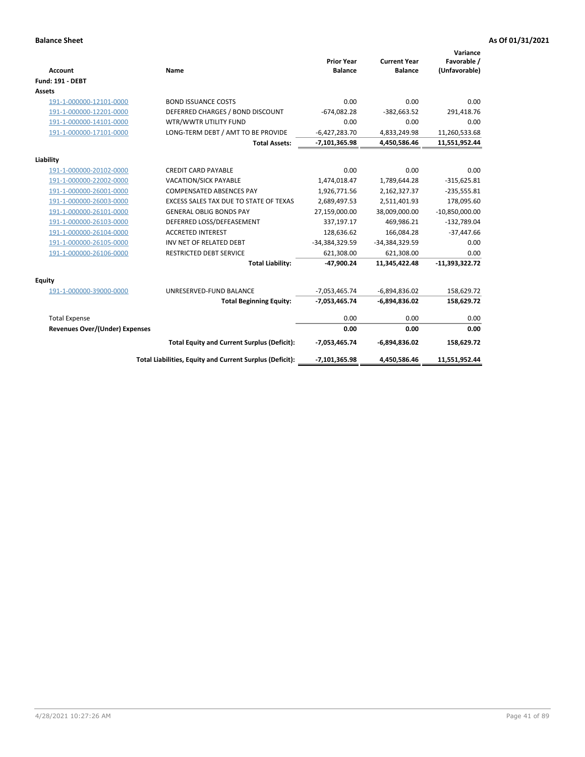**Balance Sheet** **As Of 01/31/2021**

| Account | Name | Prior Year Balance | Current Year Balance | Variance Favorable / (Unfavorable) |
|---|---|---|---|---|
| **Fund: 191 - DEBT** | | | | |
| **Assets** | | | | |
| 191-1-000000-12101-0000 | BOND ISSUANCE COSTS | 0.00 | 0.00 | 0.00 |
| 191-1-000000-12201-0000 | DEFERRED CHARGES / BOND DISCOUNT | -674,082.28 | -382,663.52 | 291,418.76 |
| 191-1-000000-14101-0000 | WTR/WWTR UTILITY FUND | 0.00 | 0.00 | 0.00 |
| 191-1-000000-17101-0000 | LONG-TERM DEBT / AMT TO BE PROVIDE | -6,427,283.70 | 4,833,249.98 | 11,260,533.68 |
| | **Total Assets:** | **-7,101,365.98** | **4,450,586.46** | **11,551,952.44** |
| **Liability** | | | | |
| 191-1-000000-20102-0000 | CREDIT CARD PAYABLE | 0.00 | 0.00 | 0.00 |
| 191-1-000000-22002-0000 | VACATION/SICK PAYABLE | 1,474,018.47 | 1,789,644.28 | -315,625.81 |
| 191-1-000000-26001-0000 | COMPENSATED ABSENCES PAY | 1,926,771.56 | 2,162,327.37 | -235,555.81 |
| 191-1-000000-26003-0000 | EXCESS SALES TAX DUE TO STATE OF TEXAS | 2,689,497.53 | 2,511,401.93 | 178,095.60 |
| 191-1-000000-26101-0000 | GENERAL OBLIG BONDS PAY | 27,159,000.00 | 38,009,000.00 | -10,850,000.00 |
| 191-1-000000-26103-0000 | DEFERRED LOSS/DEFEASEMENT | 337,197.17 | 469,986.21 | -132,789.04 |
| 191-1-000000-26104-0000 | ACCRETED INTEREST | 128,636.62 | 166,084.28 | -37,447.66 |
| 191-1-000000-26105-0000 | INV NET OF RELATED DEBT | -34,384,329.59 | -34,384,329.59 | 0.00 |
| 191-1-000000-26106-0000 | RESTRICTED DEBT SERVICE | 621,308.00 | 621,308.00 | 0.00 |
| | **Total Liability:** | **-47,900.24** | **11,345,422.48** | **-11,393,322.72** |
| **Equity** | | | | |
| 191-1-000000-39000-0000 | UNRESERVED-FUND BALANCE | -7,053,465.74 | -6,894,836.02 | 158,629.72 |
| | **Total Beginning Equity:** | **-7,053,465.74** | **-6,894,836.02** | **158,629.72** |
| Total Expense | | 0.00 | 0.00 | 0.00 |
| **Revenues Over/(Under) Expenses** | | **0.00** | **0.00** | **0.00** |
| | **Total Equity and Current Surplus (Deficit):** | **-7,053,465.74** | **-6,894,836.02** | **158,629.72** |
| | **Total Liabilities, Equity and Current Surplus (Deficit):** | **-7,101,365.98** | **4,450,586.46** | **11,551,952.44** |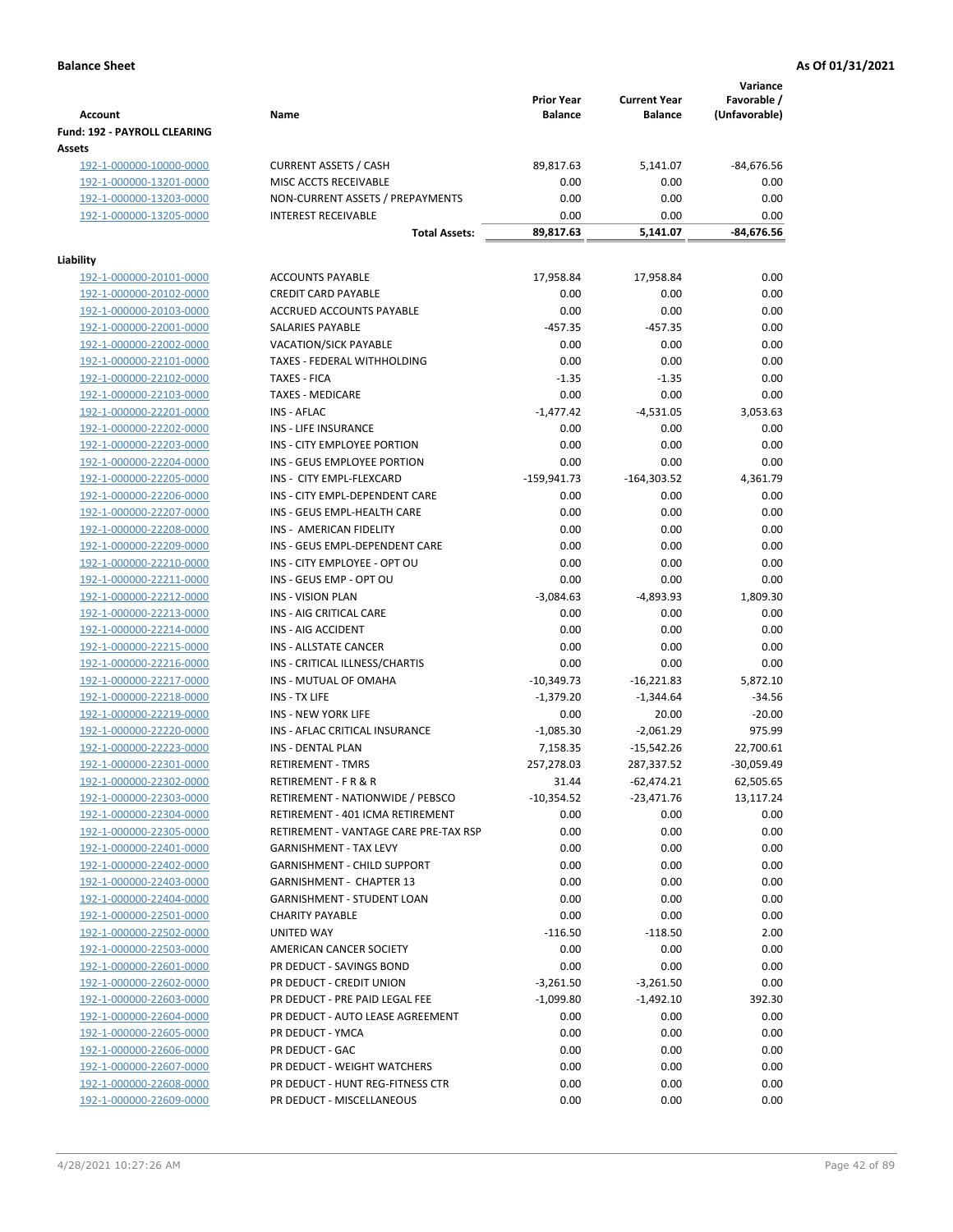**Balance Sheet** **As Of 01/31/2021**

| Account | Name | Prior Year Balance | Current Year Balance | Variance Favorable / (Unfavorable) |
|---|---|---|---|---|
| **Fund: 192 - PAYROLL CLEARING** | | | | |
| **Assets** | | | | |
| 192-1-000000-10000-0000 | CURRENT ASSETS / CASH | 89,817.63 | 5,141.07 | -84,676.56 |
| 192-1-000000-13201-0000 | MISC ACCTS RECEIVABLE | 0.00 | 0.00 | 0.00 |
| 192-1-000000-13203-0000 | NON-CURRENT ASSETS / PREPAYMENTS | 0.00 | 0.00 | 0.00 |
| 192-1-000000-13205-0000 | INTEREST RECEIVABLE | 0.00 | 0.00 | 0.00 |
| | **Total Assets:** | **89,817.63** | **5,141.07** | **-84,676.56** |
| **Liability** | | | | |
| 192-1-000000-20101-0000 | ACCOUNTS PAYABLE | 17,958.84 | 17,958.84 | 0.00 |
| 192-1-000000-20102-0000 | CREDIT CARD PAYABLE | 0.00 | 0.00 | 0.00 |
| 192-1-000000-20103-0000 | ACCRUED ACCOUNTS PAYABLE | 0.00 | 0.00 | 0.00 |
| 192-1-000000-22001-0000 | SALARIES PAYABLE | -457.35 | -457.35 | 0.00 |
| 192-1-000000-22002-0000 | VACATION/SICK PAYABLE | 0.00 | 0.00 | 0.00 |
| 192-1-000000-22101-0000 | TAXES - FEDERAL WITHHOLDING | 0.00 | 0.00 | 0.00 |
| 192-1-000000-22102-0000 | TAXES - FICA | -1.35 | -1.35 | 0.00 |
| 192-1-000000-22103-0000 | TAXES - MEDICARE | 0.00 | 0.00 | 0.00 |
| 192-1-000000-22201-0000 | INS - AFLAC | -1,477.42 | -4,531.05 | 3,053.63 |
| 192-1-000000-22202-0000 | INS - LIFE INSURANCE | 0.00 | 0.00 | 0.00 |
| 192-1-000000-22203-0000 | INS - CITY EMPLOYEE PORTION | 0.00 | 0.00 | 0.00 |
| 192-1-000000-22204-0000 | INS - GEUS EMPLOYEE PORTION | 0.00 | 0.00 | 0.00 |
| 192-1-000000-22205-0000 | INS - CITY EMPL-FLEXCARD | -159,941.73 | -164,303.52 | 4,361.79 |
| 192-1-000000-22206-0000 | INS - CITY EMPL-DEPENDENT CARE | 0.00 | 0.00 | 0.00 |
| 192-1-000000-22207-0000 | INS - GEUS EMPL-HEALTH CARE | 0.00 | 0.00 | 0.00 |
| 192-1-000000-22208-0000 | INS - AMERICAN FIDELITY | 0.00 | 0.00 | 0.00 |
| 192-1-000000-22209-0000 | INS - GEUS EMPL-DEPENDENT CARE | 0.00 | 0.00 | 0.00 |
| 192-1-000000-22210-0000 | INS - CITY EMPLOYEE - OPT OU | 0.00 | 0.00 | 0.00 |
| 192-1-000000-22211-0000 | INS - GEUS EMP - OPT OU | 0.00 | 0.00 | 0.00 |
| 192-1-000000-22212-0000 | INS - VISION PLAN | -3,084.63 | -4,893.93 | 1,809.30 |
| 192-1-000000-22213-0000 | INS - AIG CRITICAL CARE | 0.00 | 0.00 | 0.00 |
| 192-1-000000-22214-0000 | INS - AIG ACCIDENT | 0.00 | 0.00 | 0.00 |
| 192-1-000000-22215-0000 | INS - ALLSTATE CANCER | 0.00 | 0.00 | 0.00 |
| 192-1-000000-22216-0000 | INS - CRITICAL ILLNESS/CHARTIS | 0.00 | 0.00 | 0.00 |
| 192-1-000000-22217-0000 | INS - MUTUAL OF OMAHA | -10,349.73 | -16,221.83 | 5,872.10 |
| 192-1-000000-22218-0000 | INS - TX LIFE | -1,379.20 | -1,344.64 | -34.56 |
| 192-1-000000-22219-0000 | INS - NEW YORK LIFE | 0.00 | 20.00 | -20.00 |
| 192-1-000000-22220-0000 | INS - AFLAC CRITICAL INSURANCE | -1,085.30 | -2,061.29 | 975.99 |
| 192-1-000000-22223-0000 | INS - DENTAL PLAN | 7,158.35 | -15,542.26 | 22,700.61 |
| 192-1-000000-22301-0000 | RETIREMENT - TMRS | 257,278.03 | 287,337.52 | -30,059.49 |
| 192-1-000000-22302-0000 | RETIREMENT - F R & R | 31.44 | -62,474.21 | 62,505.65 |
| 192-1-000000-22303-0000 | RETIREMENT - NATIONWIDE / PEBSCO | -10,354.52 | -23,471.76 | 13,117.24 |
| 192-1-000000-22304-0000 | RETIREMENT - 401 ICMA RETIREMENT | 0.00 | 0.00 | 0.00 |
| 192-1-000000-22305-0000 | RETIREMENT - VANTAGE CARE PRE-TAX RSP | 0.00 | 0.00 | 0.00 |
| 192-1-000000-22401-0000 | GARNISHMENT - TAX LEVY | 0.00 | 0.00 | 0.00 |
| 192-1-000000-22402-0000 | GARNISHMENT - CHILD SUPPORT | 0.00 | 0.00 | 0.00 |
| 192-1-000000-22403-0000 | GARNISHMENT - CHAPTER 13 | 0.00 | 0.00 | 0.00 |
| 192-1-000000-22404-0000 | GARNISHMENT - STUDENT LOAN | 0.00 | 0.00 | 0.00 |
| 192-1-000000-22501-0000 | CHARITY PAYABLE | 0.00 | 0.00 | 0.00 |
| 192-1-000000-22502-0000 | UNITED WAY | -116.50 | -118.50 | 2.00 |
| 192-1-000000-22503-0000 | AMERICAN CANCER SOCIETY | 0.00 | 0.00 | 0.00 |
| 192-1-000000-22601-0000 | PR DEDUCT - SAVINGS BOND | 0.00 | 0.00 | 0.00 |
| 192-1-000000-22602-0000 | PR DEDUCT - CREDIT UNION | -3,261.50 | -3,261.50 | 0.00 |
| 192-1-000000-22603-0000 | PR DEDUCT - PRE PAID LEGAL FEE | -1,099.80 | -1,492.10 | 392.30 |
| 192-1-000000-22604-0000 | PR DEDUCT - AUTO LEASE AGREEMENT | 0.00 | 0.00 | 0.00 |
| 192-1-000000-22605-0000 | PR DEDUCT - YMCA | 0.00 | 0.00 | 0.00 |
| 192-1-000000-22606-0000 | PR DEDUCT - GAC | 0.00 | 0.00 | 0.00 |
| 192-1-000000-22607-0000 | PR DEDUCT - WEIGHT WATCHERS | 0.00 | 0.00 | 0.00 |
| 192-1-000000-22608-0000 | PR DEDUCT - HUNT REG-FITNESS CTR | 0.00 | 0.00 | 0.00 |
| 192-1-000000-22609-0000 | PR DEDUCT - MISCELLANEOUS | 0.00 | 0.00 | 0.00 |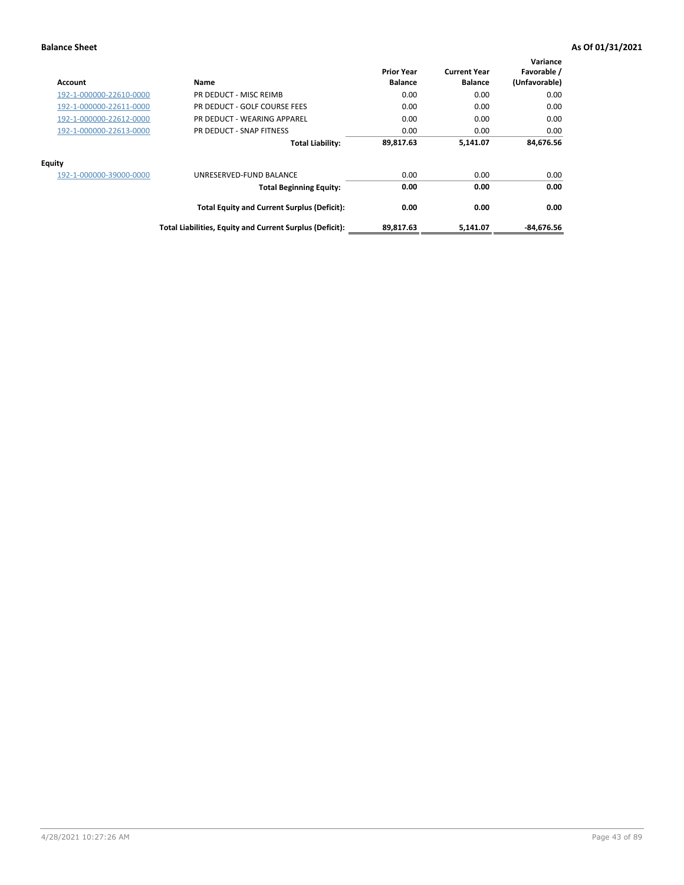**Balance Sheet** **As Of 01/31/2021**

| Account | Name | Prior Year Balance | Current Year Balance | Variance Favorable / (Unfavorable) |
|---|---|---|---|---|
| 192-1-000000-22610-0000 | PR DEDUCT - MISC REIMB | 0.00 | 0.00 | 0.00 |
| 192-1-000000-22611-0000 | PR DEDUCT - GOLF COURSE FEES | 0.00 | 0.00 | 0.00 |
| 192-1-000000-22612-0000 | PR DEDUCT - WEARING APPAREL | 0.00 | 0.00 | 0.00 |
| 192-1-000000-22613-0000 | PR DEDUCT - SNAP FITNESS | 0.00 | 0.00 | 0.00 |
| | **Total Liability:** | **89,817.63** | **5,141.07** | **84,676.56** |
| **Equity** | | | | |
| 192-1-000000-39000-0000 | UNRESERVED-FUND BALANCE | 0.00 | 0.00 | 0.00 |
| | **Total Beginning Equity:** | **0.00** | **0.00** | **0.00** |
| | **Total Equity and Current Surplus (Deficit):** | **0.00** | **0.00** | **0.00** |
| | **Total Liabilities, Equity and Current Surplus (Deficit):** | **89,817.63** | **5,141.07** | **-84,676.56** |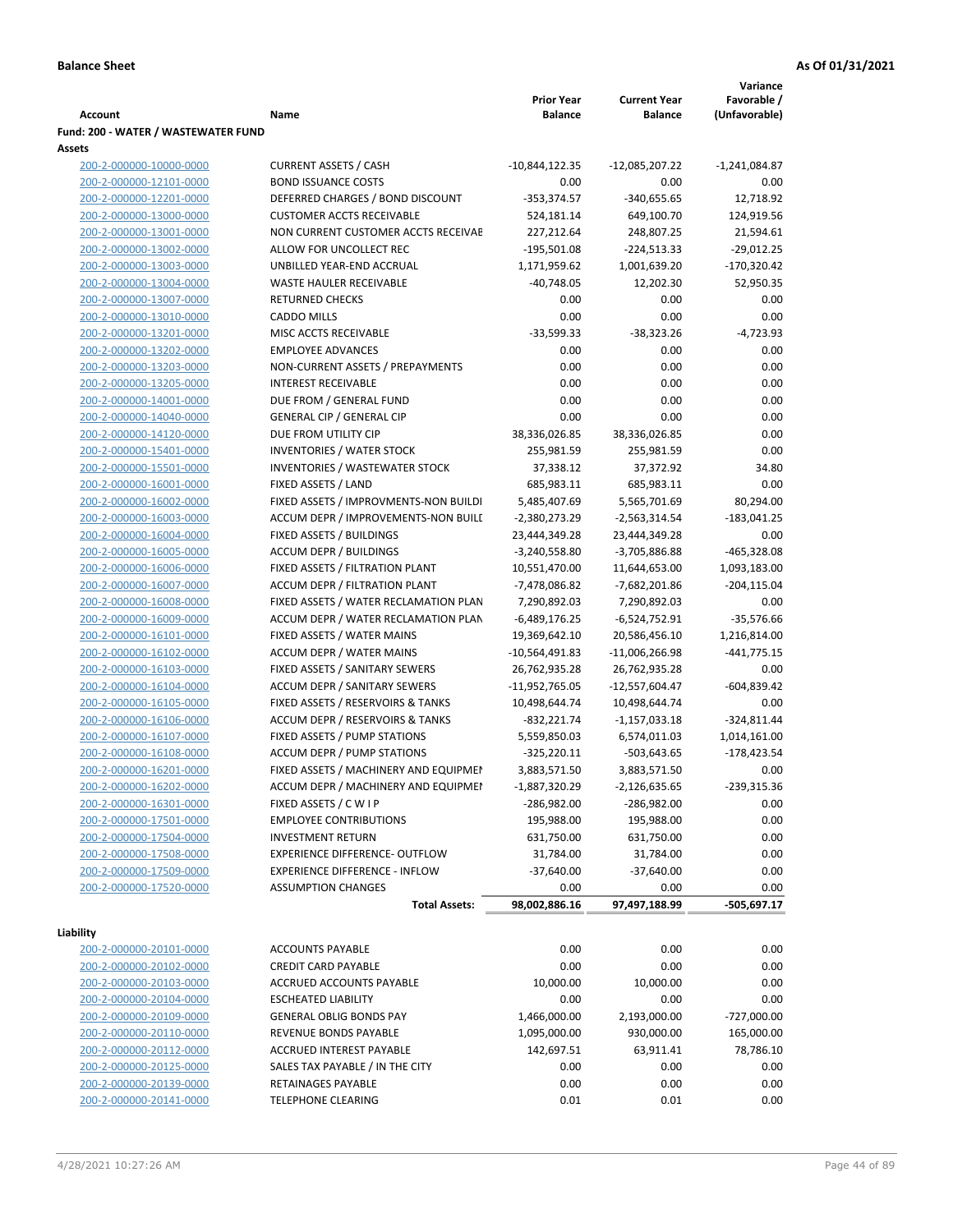**Balance Sheet** **As Of 01/31/2021**

| Account | Name | Prior Year Balance | Current Year Balance | Variance Favorable / (Unfavorable) |
|---|---|---|---|---|
| **Fund: 200 - WATER / WASTEWATER FUND** | | | | |
| **Assets** | | | | |
| 200-2-000000-10000-0000 | CURRENT ASSETS / CASH | -10,844,122.35 | -12,085,207.22 | -1,241,084.87 |
| 200-2-000000-12101-0000 | BOND ISSUANCE COSTS | 0.00 | 0.00 | 0.00 |
| 200-2-000000-12201-0000 | DEFERRED CHARGES / BOND DISCOUNT | -353,374.57 | -340,655.65 | 12,718.92 |
| 200-2-000000-13000-0000 | CUSTOMER ACCTS RECEIVABLE | 524,181.14 | 649,100.70 | 124,919.56 |
| 200-2-000000-13001-0000 | NON CURRENT CUSTOMER ACCTS RECEIVAE | 227,212.64 | 248,807.25 | 21,594.61 |
| 200-2-000000-13002-0000 | ALLOW FOR UNCOLLECT REC | -195,501.08 | -224,513.33 | -29,012.25 |
| 200-2-000000-13003-0000 | UNBILLED YEAR-END ACCRUAL | 1,171,959.62 | 1,001,639.20 | -170,320.42 |
| 200-2-000000-13004-0000 | WASTE HAULER RECEIVABLE | -40,748.05 | 12,202.30 | 52,950.35 |
| 200-2-000000-13007-0000 | RETURNED CHECKS | 0.00 | 0.00 | 0.00 |
| 200-2-000000-13010-0000 | CADDO MILLS | 0.00 | 0.00 | 0.00 |
| 200-2-000000-13201-0000 | MISC ACCTS RECEIVABLE | -33,599.33 | -38,323.26 | -4,723.93 |
| 200-2-000000-13202-0000 | EMPLOYEE ADVANCES | 0.00 | 0.00 | 0.00 |
| 200-2-000000-13203-0000 | NON-CURRENT ASSETS / PREPAYMENTS | 0.00 | 0.00 | 0.00 |
| 200-2-000000-13205-0000 | INTEREST RECEIVABLE | 0.00 | 0.00 | 0.00 |
| 200-2-000000-14001-0000 | DUE FROM / GENERAL FUND | 0.00 | 0.00 | 0.00 |
| 200-2-000000-14040-0000 | GENERAL CIP / GENERAL CIP | 0.00 | 0.00 | 0.00 |
| 200-2-000000-14120-0000 | DUE FROM UTILITY CIP | 38,336,026.85 | 38,336,026.85 | 0.00 |
| 200-2-000000-15401-0000 | INVENTORIES / WATER STOCK | 255,981.59 | 255,981.59 | 0.00 |
| 200-2-000000-15501-0000 | INVENTORIES / WASTEWATER STOCK | 37,338.12 | 37,372.92 | 34.80 |
| 200-2-000000-16001-0000 | FIXED ASSETS / LAND | 685,983.11 | 685,983.11 | 0.00 |
| 200-2-000000-16002-0000 | FIXED ASSETS / IMPROVMENTS-NON BUILDI | 5,485,407.69 | 5,565,701.69 | 80,294.00 |
| 200-2-000000-16003-0000 | ACCUM DEPR / IMPROVEMENTS-NON BUILI | -2,380,273.29 | -2,563,314.54 | -183,041.25 |
| 200-2-000000-16004-0000 | FIXED ASSETS / BUILDINGS | 23,444,349.28 | 23,444,349.28 | 0.00 |
| 200-2-000000-16005-0000 | ACCUM DEPR / BUILDINGS | -3,240,558.80 | -3,705,886.88 | -465,328.08 |
| 200-2-000000-16006-0000 | FIXED ASSETS / FILTRATION PLANT | 10,551,470.00 | 11,644,653.00 | 1,093,183.00 |
| 200-2-000000-16007-0000 | ACCUM DEPR / FILTRATION PLANT | -7,478,086.82 | -7,682,201.86 | -204,115.04 |
| 200-2-000000-16008-0000 | FIXED ASSETS / WATER RECLAMATION PLAN | 7,290,892.03 | 7,290,892.03 | 0.00 |
| 200-2-000000-16009-0000 | ACCUM DEPR / WATER RECLAMATION PLAN | -6,489,176.25 | -6,524,752.91 | -35,576.66 |
| 200-2-000000-16101-0000 | FIXED ASSETS / WATER MAINS | 19,369,642.10 | 20,586,456.10 | 1,216,814.00 |
| 200-2-000000-16102-0000 | ACCUM DEPR / WATER MAINS | -10,564,491.83 | -11,006,266.98 | -441,775.15 |
| 200-2-000000-16103-0000 | FIXED ASSETS / SANITARY SEWERS | 26,762,935.28 | 26,762,935.28 | 0.00 |
| 200-2-000000-16104-0000 | ACCUM DEPR / SANITARY SEWERS | -11,952,765.05 | -12,557,604.47 | -604,839.42 |
| 200-2-000000-16105-0000 | FIXED ASSETS / RESERVOIRS & TANKS | 10,498,644.74 | 10,498,644.74 | 0.00 |
| 200-2-000000-16106-0000 | ACCUM DEPR / RESERVOIRS & TANKS | -832,221.74 | -1,157,033.18 | -324,811.44 |
| 200-2-000000-16107-0000 | FIXED ASSETS / PUMP STATIONS | 5,559,850.03 | 6,574,011.03 | 1,014,161.00 |
| 200-2-000000-16108-0000 | ACCUM DEPR / PUMP STATIONS | -325,220.11 | -503,643.65 | -178,423.54 |
| 200-2-000000-16201-0000 | FIXED ASSETS / MACHINERY AND EQUIPMEI | 3,883,571.50 | 3,883,571.50 | 0.00 |
| 200-2-000000-16202-0000 | ACCUM DEPR / MACHINERY AND EQUIPMEI | -1,887,320.29 | -2,126,635.65 | -239,315.36 |
| 200-2-000000-16301-0000 | FIXED ASSETS / C W I P | -286,982.00 | -286,982.00 | 0.00 |
| 200-2-000000-17501-0000 | EMPLOYEE CONTRIBUTIONS | 195,988.00 | 195,988.00 | 0.00 |
| 200-2-000000-17504-0000 | INVESTMENT RETURN | 631,750.00 | 631,750.00 | 0.00 |
| 200-2-000000-17508-0000 | EXPERIENCE DIFFERENCE- OUTFLOW | 31,784.00 | 31,784.00 | 0.00 |
| 200-2-000000-17509-0000 | EXPERIENCE DIFFERENCE - INFLOW | -37,640.00 | -37,640.00 | 0.00 |
| 200-2-000000-17520-0000 | ASSUMPTION CHANGES | 0.00 | 0.00 | 0.00 |
| | **Total Assets:** | **98,002,886.16** | **97,497,188.99** | **-505,697.17** |
| **Liability** | | | | |
| 200-2-000000-20101-0000 | ACCOUNTS PAYABLE | 0.00 | 0.00 | 0.00 |
| 200-2-000000-20102-0000 | CREDIT CARD PAYABLE | 0.00 | 0.00 | 0.00 |
| 200-2-000000-20103-0000 | ACCRUED ACCOUNTS PAYABLE | 10,000.00 | 10,000.00 | 0.00 |
| 200-2-000000-20104-0000 | ESCHEATED LIABILITY | 0.00 | 0.00 | 0.00 |
| 200-2-000000-20109-0000 | GENERAL OBLIG BONDS PAY | 1,466,000.00 | 2,193,000.00 | -727,000.00 |
| 200-2-000000-20110-0000 | REVENUE BONDS PAYABLE | 1,095,000.00 | 930,000.00 | 165,000.00 |
| 200-2-000000-20112-0000 | ACCRUED INTEREST PAYABLE | 142,697.51 | 63,911.41 | 78,786.10 |
| 200-2-000000-20125-0000 | SALES TAX PAYABLE / IN THE CITY | 0.00 | 0.00 | 0.00 |
| 200-2-000000-20139-0000 | RETAINAGES PAYABLE | 0.00 | 0.00 | 0.00 |
| 200-2-000000-20141-0000 | TELEPHONE CLEARING | 0.01 | 0.01 | 0.00 |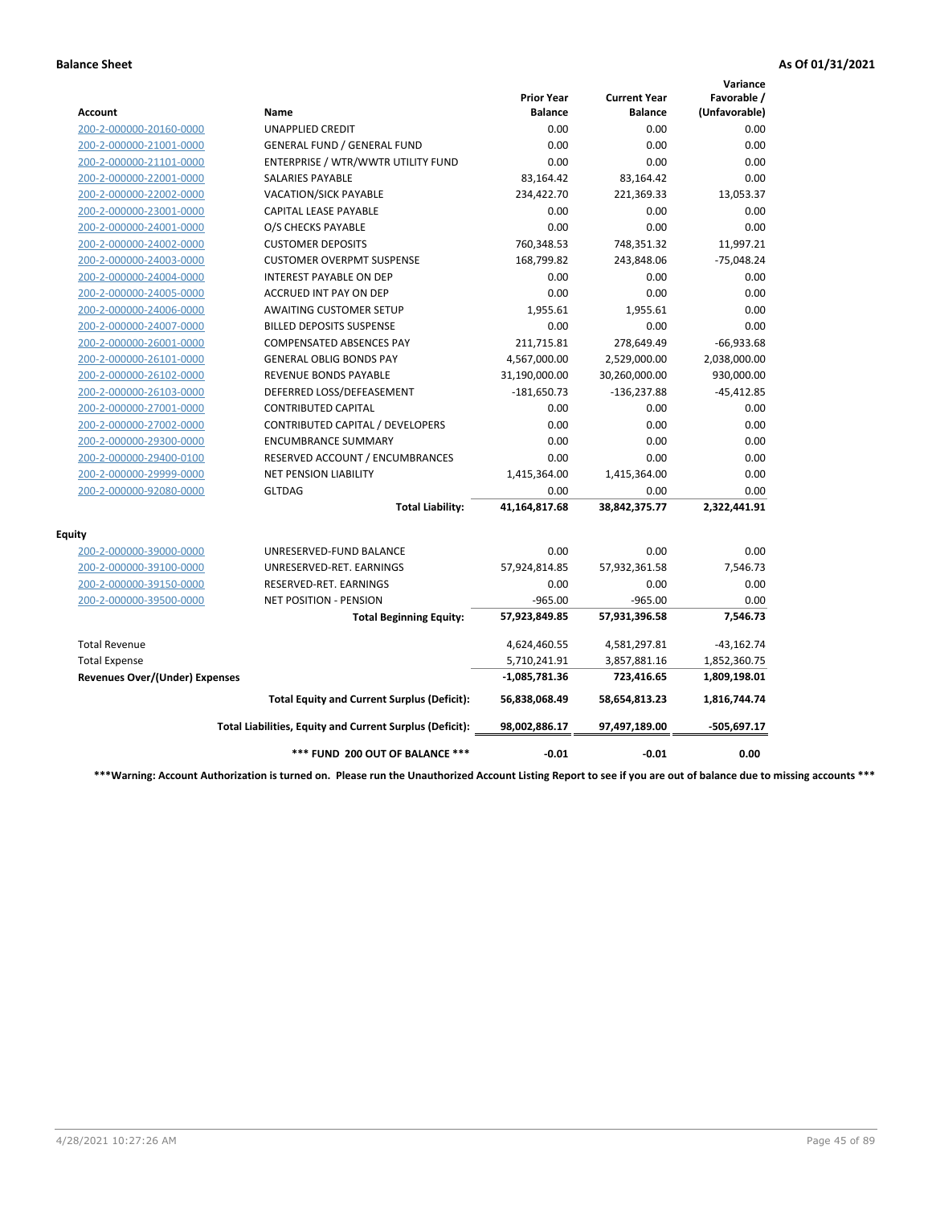**Balance Sheet** **As Of 01/31/2021**

| Account | Name | Prior Year Balance | Current Year Balance | Variance Favorable / (Unfavorable) |
|---|---|---|---|---|
| 200-2-000000-20160-0000 | UNAPPLIED CREDIT | 0.00 | 0.00 | 0.00 |
| 200-2-000000-21001-0000 | GENERAL FUND / GENERAL FUND | 0.00 | 0.00 | 0.00 |
| 200-2-000000-21101-0000 | ENTERPRISE / WTR/WWTR UTILITY FUND | 0.00 | 0.00 | 0.00 |
| 200-2-000000-22001-0000 | SALARIES PAYABLE | 83,164.42 | 83,164.42 | 0.00 |
| 200-2-000000-22002-0000 | VACATION/SICK PAYABLE | 234,422.70 | 221,369.33 | 13,053.37 |
| 200-2-000000-23001-0000 | CAPITAL LEASE PAYABLE | 0.00 | 0.00 | 0.00 |
| 200-2-000000-24001-0000 | O/S CHECKS PAYABLE | 0.00 | 0.00 | 0.00 |
| 200-2-000000-24002-0000 | CUSTOMER DEPOSITS | 760,348.53 | 748,351.32 | 11,997.21 |
| 200-2-000000-24003-0000 | CUSTOMER OVERPMT SUSPENSE | 168,799.82 | 243,848.06 | -75,048.24 |
| 200-2-000000-24004-0000 | INTEREST PAYABLE ON DEP | 0.00 | 0.00 | 0.00 |
| 200-2-000000-24005-0000 | ACCRUED INT PAY ON DEP | 0.00 | 0.00 | 0.00 |
| 200-2-000000-24006-0000 | AWAITING CUSTOMER SETUP | 1,955.61 | 1,955.61 | 0.00 |
| 200-2-000000-24007-0000 | BILLED DEPOSITS SUSPENSE | 0.00 | 0.00 | 0.00 |
| 200-2-000000-26001-0000 | COMPENSATED ABSENCES PAY | 211,715.81 | 278,649.49 | -66,933.68 |
| 200-2-000000-26101-0000 | GENERAL OBLIG BONDS PAY | 4,567,000.00 | 2,529,000.00 | 2,038,000.00 |
| 200-2-000000-26102-0000 | REVENUE BONDS PAYABLE | 31,190,000.00 | 30,260,000.00 | 930,000.00 |
| 200-2-000000-26103-0000 | DEFERRED LOSS/DEFEASEMENT | -181,650.73 | -136,237.88 | -45,412.85 |
| 200-2-000000-27001-0000 | CONTRIBUTED CAPITAL | 0.00 | 0.00 | 0.00 |
| 200-2-000000-27002-0000 | CONTRIBUTED CAPITAL / DEVELOPERS | 0.00 | 0.00 | 0.00 |
| 200-2-000000-29300-0000 | ENCUMBRANCE SUMMARY | 0.00 | 0.00 | 0.00 |
| 200-2-000000-29400-0100 | RESERVED ACCOUNT / ENCUMBRANCES | 0.00 | 0.00 | 0.00 |
| 200-2-000000-29999-0000 | NET PENSION LIABILITY | 1,415,364.00 | 1,415,364.00 | 0.00 |
| 200-2-000000-92080-0000 | GLTDAG | 0.00 | 0.00 | 0.00 |
| | **Total Liability:** | **41,164,817.68** | **38,842,375.77** | **2,322,441.91** |
| **Equity** | | | | |
| 200-2-000000-39000-0000 | UNRESERVED-FUND BALANCE | 0.00 | 0.00 | 0.00 |
| 200-2-000000-39100-0000 | UNRESERVED-RET. EARNINGS | 57,924,814.85 | 57,932,361.58 | 7,546.73 |
| 200-2-000000-39150-0000 | RESERVED-RET. EARNINGS | 0.00 | 0.00 | 0.00 |
| 200-2-000000-39500-0000 | NET POSITION - PENSION | -965.00 | -965.00 | 0.00 |
| | **Total Beginning Equity:** | **57,923,849.85** | **57,931,396.58** | **7,546.73** |
| Total Revenue | | 4,624,460.55 | 4,581,297.81 | -43,162.74 |
| Total Expense | | 5,710,241.91 | 3,857,881.16 | 1,852,360.75 |
| **Revenues Over/(Under) Expenses** | | **-1,085,781.36** | **723,416.65** | **1,809,198.01** |
| | **Total Equity and Current Surplus (Deficit):** | **56,838,068.49** | **58,654,813.23** | **1,816,744.74** |
| | **Total Liabilities, Equity and Current Surplus (Deficit):** | **98,002,886.17** | **97,497,189.00** | **-505,697.17** |
| | **\*\*\* FUND 200 OUT OF BALANCE \*\*\*** | **-0.01** | **-0.01** | **0.00** |

**\*\*\*Warning: Account Authorization is turned on. Please run the Unauthorized Account Listing Report to see if you are out of balance due to missing accounts \*\*\***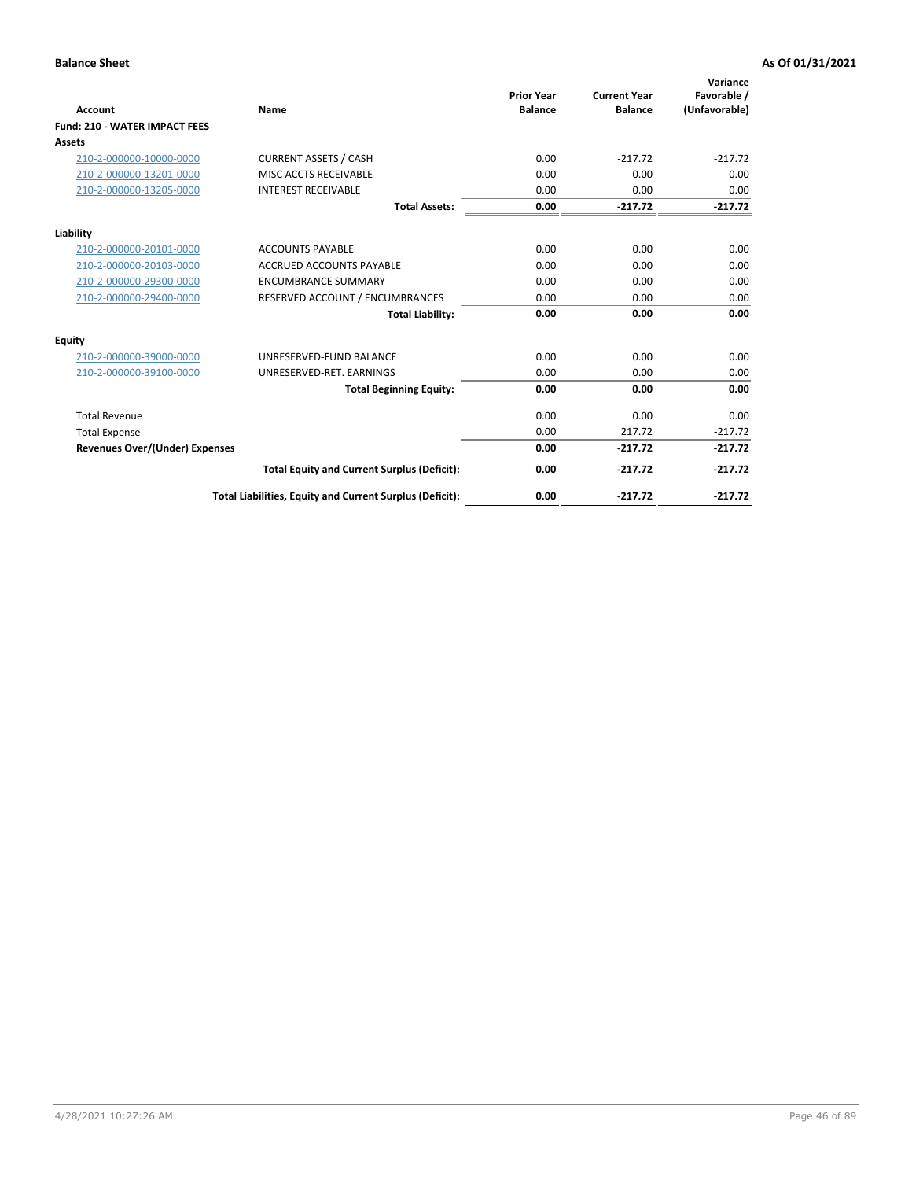**Balance Sheet** — **As Of 01/31/2021**

| Account | Name | Prior Year Balance | Current Year Balance | Variance Favorable / (Unfavorable) |
|---|---|---|---|---|
| **Fund: 210 - WATER IMPACT FEES** | | | | |
| **Assets** | | | | |
| 210-2-000000-10000-0000 | CURRENT ASSETS / CASH | 0.00 | -217.72 | -217.72 |
| 210-2-000000-13201-0000 | MISC ACCTS RECEIVABLE | 0.00 | 0.00 | 0.00 |
| 210-2-000000-13205-0000 | INTEREST RECEIVABLE | 0.00 | 0.00 | 0.00 |
| | **Total Assets:** | **0.00** | **-217.72** | **-217.72** |
| **Liability** | | | | |
| 210-2-000000-20101-0000 | ACCOUNTS PAYABLE | 0.00 | 0.00 | 0.00 |
| 210-2-000000-20103-0000 | ACCRUED ACCOUNTS PAYABLE | 0.00 | 0.00 | 0.00 |
| 210-2-000000-29300-0000 | ENCUMBRANCE SUMMARY | 0.00 | 0.00 | 0.00 |
| 210-2-000000-29400-0000 | RESERVED ACCOUNT / ENCUMBRANCES | 0.00 | 0.00 | 0.00 |
| | **Total Liability:** | **0.00** | **0.00** | **0.00** |
| **Equity** | | | | |
| 210-2-000000-39000-0000 | UNRESERVED-FUND BALANCE | 0.00 | 0.00 | 0.00 |
| 210-2-000000-39100-0000 | UNRESERVED-RET. EARNINGS | 0.00 | 0.00 | 0.00 |
| | **Total Beginning Equity:** | **0.00** | **0.00** | **0.00** |
| Total Revenue | | 0.00 | 0.00 | 0.00 |
| Total Expense | | 0.00 | 217.72 | -217.72 |
| **Revenues Over/(Under) Expenses** | | **0.00** | **-217.72** | **-217.72** |
| | **Total Equity and Current Surplus (Deficit):** | **0.00** | **-217.72** | **-217.72** |
| | **Total Liabilities, Equity and Current Surplus (Deficit):** | **0.00** | **-217.72** | **-217.72** |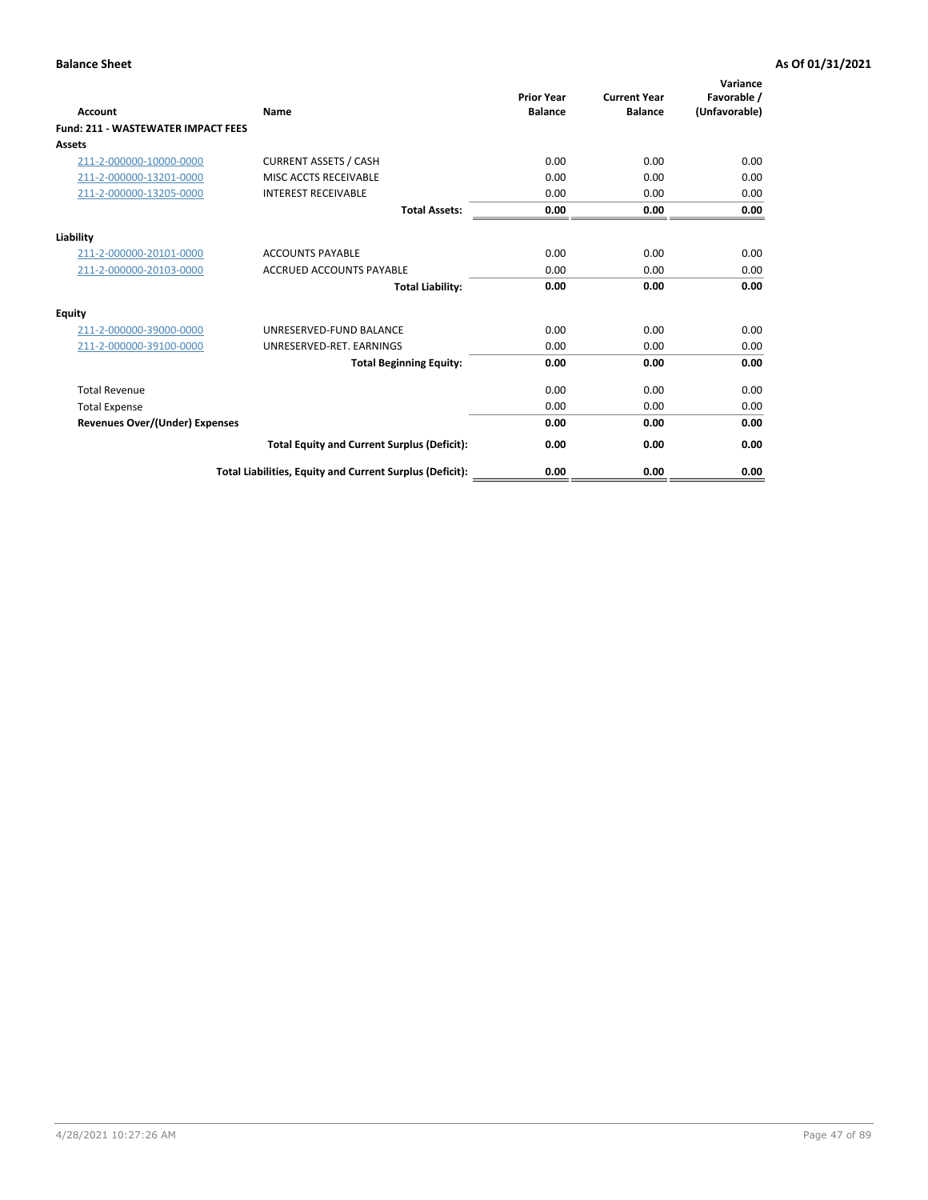**Balance Sheet** — **As Of 01/31/2021**

| Account | Name | Prior Year Balance | Current Year Balance | Variance Favorable / (Unfavorable) |
|---|---|---|---|---|
| **Fund: 211 - WASTEWATER IMPACT FEES** | | | | |
| **Assets** | | | | |
| 211-2-000000-10000-0000 | CURRENT ASSETS / CASH | 0.00 | 0.00 | 0.00 |
| 211-2-000000-13201-0000 | MISC ACCTS RECEIVABLE | 0.00 | 0.00 | 0.00 |
| 211-2-000000-13205-0000 | INTEREST RECEIVABLE | 0.00 | 0.00 | 0.00 |
| | **Total Assets:** | **0.00** | **0.00** | **0.00** |
| **Liability** | | | | |
| 211-2-000000-20101-0000 | ACCOUNTS PAYABLE | 0.00 | 0.00 | 0.00 |
| 211-2-000000-20103-0000 | ACCRUED ACCOUNTS PAYABLE | 0.00 | 0.00 | 0.00 |
| | **Total Liability:** | **0.00** | **0.00** | **0.00** |
| **Equity** | | | | |
| 211-2-000000-39000-0000 | UNRESERVED-FUND BALANCE | 0.00 | 0.00 | 0.00 |
| 211-2-000000-39100-0000 | UNRESERVED-RET. EARNINGS | 0.00 | 0.00 | 0.00 |
| | **Total Beginning Equity:** | **0.00** | **0.00** | **0.00** |
| Total Revenue | | 0.00 | 0.00 | 0.00 |
| Total Expense | | 0.00 | 0.00 | 0.00 |
| **Revenues Over/(Under) Expenses** | | **0.00** | **0.00** | **0.00** |
| | **Total Equity and Current Surplus (Deficit):** | **0.00** | **0.00** | **0.00** |
| | **Total Liabilities, Equity and Current Surplus (Deficit):** | **0.00** | **0.00** | **0.00** |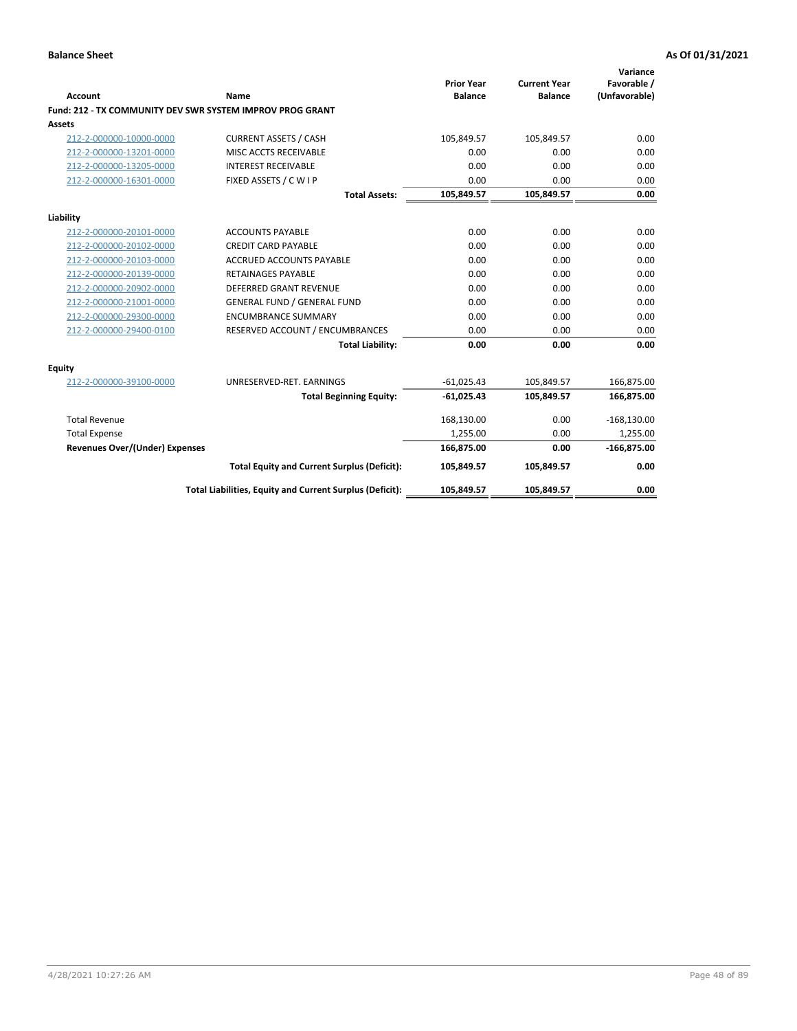**Balance Sheet** | **As Of 01/31/2021**

| Account | Name | Prior Year Balance | Current Year Balance | Variance Favorable / (Unfavorable) |
|---|---|---|---|---|
| **Fund: 212 - TX COMMUNITY DEV SWR SYSTEM IMPROV PROG GRANT** | | | | |
| **Assets** | | | | |
| 212-2-000000-10000-0000 | CURRENT ASSETS / CASH | 105,849.57 | 105,849.57 | 0.00 |
| 212-2-000000-13201-0000 | MISC ACCTS RECEIVABLE | 0.00 | 0.00 | 0.00 |
| 212-2-000000-13205-0000 | INTEREST RECEIVABLE | 0.00 | 0.00 | 0.00 |
| 212-2-000000-16301-0000 | FIXED ASSETS / C W I P | 0.00 | 0.00 | 0.00 |
| | **Total Assets:** | **105,849.57** | **105,849.57** | **0.00** |
| **Liability** | | | | |
| 212-2-000000-20101-0000 | ACCOUNTS PAYABLE | 0.00 | 0.00 | 0.00 |
| 212-2-000000-20102-0000 | CREDIT CARD PAYABLE | 0.00 | 0.00 | 0.00 |
| 212-2-000000-20103-0000 | ACCRUED ACCOUNTS PAYABLE | 0.00 | 0.00 | 0.00 |
| 212-2-000000-20139-0000 | RETAINAGES PAYABLE | 0.00 | 0.00 | 0.00 |
| 212-2-000000-20902-0000 | DEFERRED GRANT REVENUE | 0.00 | 0.00 | 0.00 |
| 212-2-000000-21001-0000 | GENERAL FUND / GENERAL FUND | 0.00 | 0.00 | 0.00 |
| 212-2-000000-29300-0000 | ENCUMBRANCE SUMMARY | 0.00 | 0.00 | 0.00 |
| 212-2-000000-29400-0100 | RESERVED ACCOUNT / ENCUMBRANCES | 0.00 | 0.00 | 0.00 |
| | **Total Liability:** | **0.00** | **0.00** | **0.00** |
| **Equity** | | | | |
| 212-2-000000-39100-0000 | UNRESERVED-RET. EARNINGS | -61,025.43 | 105,849.57 | 166,875.00 |
| | **Total Beginning Equity:** | **-61,025.43** | **105,849.57** | **166,875.00** |
| Total Revenue | | 168,130.00 | 0.00 | -168,130.00 |
| Total Expense | | 1,255.00 | 0.00 | 1,255.00 |
| **Revenues Over/(Under) Expenses** | | **166,875.00** | **0.00** | **-166,875.00** |
| | **Total Equity and Current Surplus (Deficit):** | **105,849.57** | **105,849.57** | **0.00** |
| | **Total Liabilities, Equity and Current Surplus (Deficit):** | **105,849.57** | **105,849.57** | **0.00** |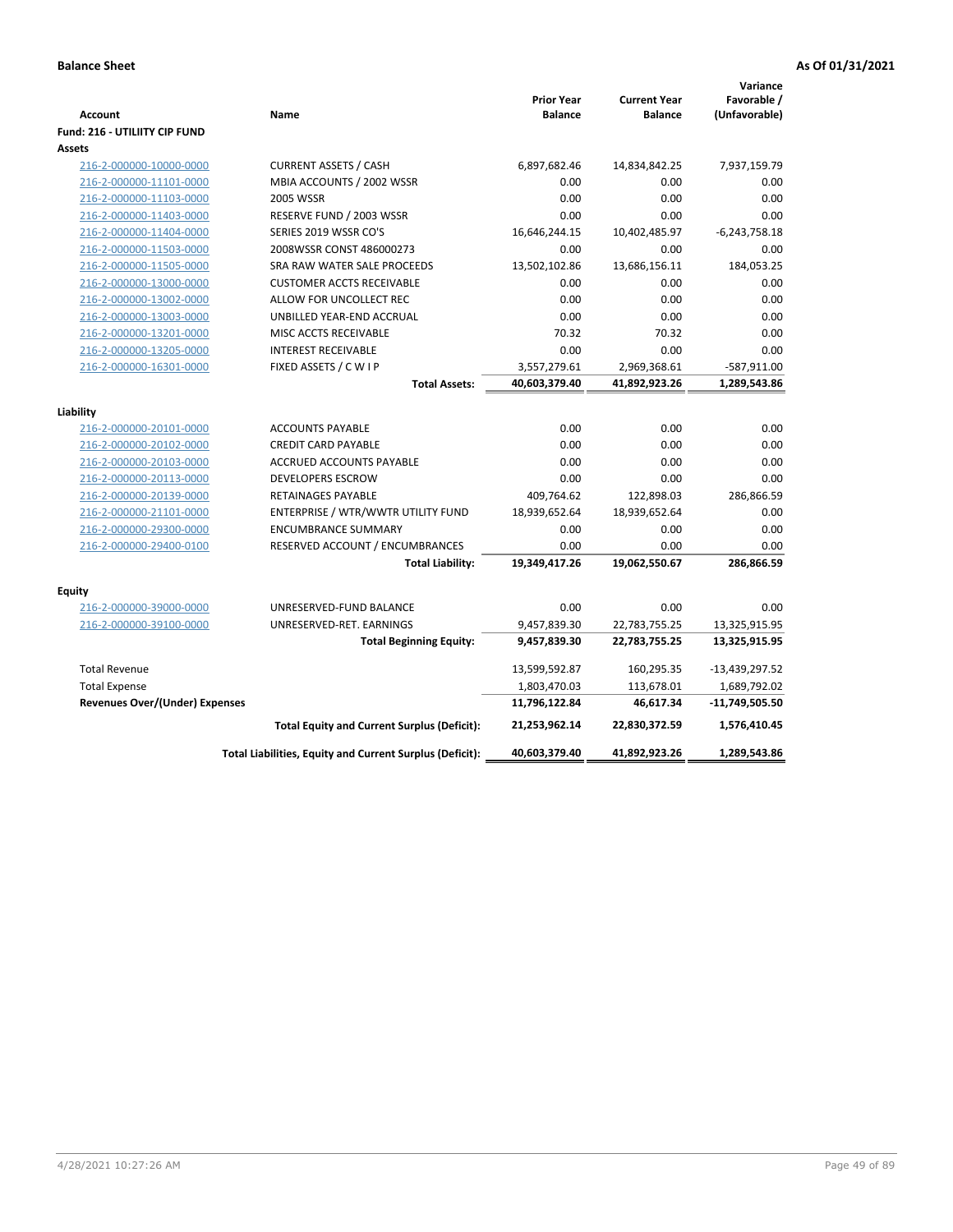**Balance Sheet** **As Of 01/31/2021**

| Account | Name | Prior Year Balance | Current Year Balance | Variance Favorable / (Unfavorable) |
|---|---|---|---|---|
| **Fund: 216 - UTILIITY CIP FUND** | | | | |
| **Assets** | | | | |
| 216-2-000000-10000-0000 | CURRENT ASSETS / CASH | 6,897,682.46 | 14,834,842.25 | 7,937,159.79 |
| 216-2-000000-11101-0000 | MBIA ACCOUNTS / 2002 WSSR | 0.00 | 0.00 | 0.00 |
| 216-2-000000-11103-0000 | 2005 WSSR | 0.00 | 0.00 | 0.00 |
| 216-2-000000-11403-0000 | RESERVE FUND / 2003 WSSR | 0.00 | 0.00 | 0.00 |
| 216-2-000000-11404-0000 | SERIES 2019 WSSR CO'S | 16,646,244.15 | 10,402,485.97 | -6,243,758.18 |
| 216-2-000000-11503-0000 | 2008WSSR CONST 486000273 | 0.00 | 0.00 | 0.00 |
| 216-2-000000-11505-0000 | SRA RAW WATER SALE PROCEEDS | 13,502,102.86 | 13,686,156.11 | 184,053.25 |
| 216-2-000000-13000-0000 | CUSTOMER ACCTS RECEIVABLE | 0.00 | 0.00 | 0.00 |
| 216-2-000000-13002-0000 | ALLOW FOR UNCOLLECT REC | 0.00 | 0.00 | 0.00 |
| 216-2-000000-13003-0000 | UNBILLED YEAR-END ACCRUAL | 0.00 | 0.00 | 0.00 |
| 216-2-000000-13201-0000 | MISC ACCTS RECEIVABLE | 70.32 | 70.32 | 0.00 |
| 216-2-000000-13205-0000 | INTEREST RECEIVABLE | 0.00 | 0.00 | 0.00 |
| 216-2-000000-16301-0000 | FIXED ASSETS / C W I P | 3,557,279.61 | 2,969,368.61 | -587,911.00 |
| | **Total Assets:** | **40,603,379.40** | **41,892,923.26** | **1,289,543.86** |
| **Liability** | | | | |
| 216-2-000000-20101-0000 | ACCOUNTS PAYABLE | 0.00 | 0.00 | 0.00 |
| 216-2-000000-20102-0000 | CREDIT CARD PAYABLE | 0.00 | 0.00 | 0.00 |
| 216-2-000000-20103-0000 | ACCRUED ACCOUNTS PAYABLE | 0.00 | 0.00 | 0.00 |
| 216-2-000000-20113-0000 | DEVELOPERS ESCROW | 0.00 | 0.00 | 0.00 |
| 216-2-000000-20139-0000 | RETAINAGES PAYABLE | 409,764.62 | 122,898.03 | 286,866.59 |
| 216-2-000000-21101-0000 | ENTERPRISE / WTR/WWTR UTILITY FUND | 18,939,652.64 | 18,939,652.64 | 0.00 |
| 216-2-000000-29300-0000 | ENCUMBRANCE SUMMARY | 0.00 | 0.00 | 0.00 |
| 216-2-000000-29400-0100 | RESERVED ACCOUNT / ENCUMBRANCES | 0.00 | 0.00 | 0.00 |
| | **Total Liability:** | **19,349,417.26** | **19,062,550.67** | **286,866.59** |
| **Equity** | | | | |
| 216-2-000000-39000-0000 | UNRESERVED-FUND BALANCE | 0.00 | 0.00 | 0.00 |
| 216-2-000000-39100-0000 | UNRESERVED-RET. EARNINGS | 9,457,839.30 | 22,783,755.25 | 13,325,915.95 |
| | **Total Beginning Equity:** | **9,457,839.30** | **22,783,755.25** | **13,325,915.95** |
| Total Revenue | | 13,599,592.87 | 160,295.35 | -13,439,297.52 |
| Total Expense | | 1,803,470.03 | 113,678.01 | 1,689,792.02 |
| **Revenues Over/(Under) Expenses** | | **11,796,122.84** | **46,617.34** | **-11,749,505.50** |
| | **Total Equity and Current Surplus (Deficit):** | **21,253,962.14** | **22,830,372.59** | **1,576,410.45** |
| | **Total Liabilities, Equity and Current Surplus (Deficit):** | **40,603,379.40** | **41,892,923.26** | **1,289,543.86** |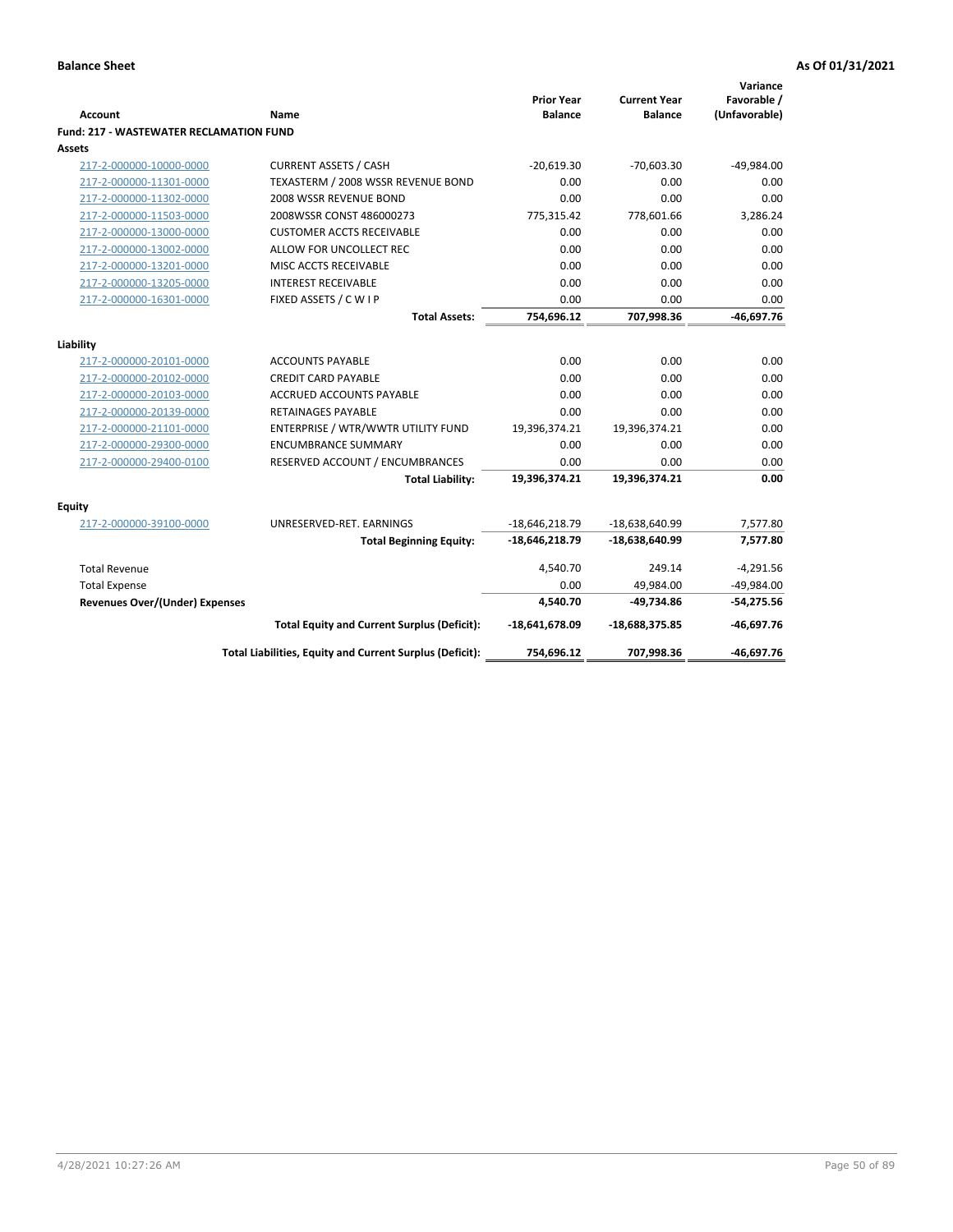**Balance Sheet** **As Of 01/31/2021**

| Account | Name | Prior Year Balance | Current Year Balance | Variance Favorable / (Unfavorable) |
|---|---|---|---|---|
| **Fund: 217 - WASTEWATER RECLAMATION FUND** | | | | |
| **Assets** | | | | |
| 217-2-000000-10000-0000 | CURRENT ASSETS / CASH | -20,619.30 | -70,603.30 | -49,984.00 |
| 217-2-000000-11301-0000 | TEXASTERM / 2008 WSSR REVENUE BOND | 0.00 | 0.00 | 0.00 |
| 217-2-000000-11302-0000 | 2008 WSSR REVENUE BOND | 0.00 | 0.00 | 0.00 |
| 217-2-000000-11503-0000 | 2008WSSR CONST 486000273 | 775,315.42 | 778,601.66 | 3,286.24 |
| 217-2-000000-13000-0000 | CUSTOMER ACCTS RECEIVABLE | 0.00 | 0.00 | 0.00 |
| 217-2-000000-13002-0000 | ALLOW FOR UNCOLLECT REC | 0.00 | 0.00 | 0.00 |
| 217-2-000000-13201-0000 | MISC ACCTS RECEIVABLE | 0.00 | 0.00 | 0.00 |
| 217-2-000000-13205-0000 | INTEREST RECEIVABLE | 0.00 | 0.00 | 0.00 |
| 217-2-000000-16301-0000 | FIXED ASSETS / C W I P | 0.00 | 0.00 | 0.00 |
| | **Total Assets:** | **754,696.12** | **707,998.36** | **-46,697.76** |
| **Liability** | | | | |
| 217-2-000000-20101-0000 | ACCOUNTS PAYABLE | 0.00 | 0.00 | 0.00 |
| 217-2-000000-20102-0000 | CREDIT CARD PAYABLE | 0.00 | 0.00 | 0.00 |
| 217-2-000000-20103-0000 | ACCRUED ACCOUNTS PAYABLE | 0.00 | 0.00 | 0.00 |
| 217-2-000000-20139-0000 | RETAINAGES PAYABLE | 0.00 | 0.00 | 0.00 |
| 217-2-000000-21101-0000 | ENTERPRISE / WTR/WWTR UTILITY FUND | 19,396,374.21 | 19,396,374.21 | 0.00 |
| 217-2-000000-29300-0000 | ENCUMBRANCE SUMMARY | 0.00 | 0.00 | 0.00 |
| 217-2-000000-29400-0100 | RESERVED ACCOUNT / ENCUMBRANCES | 0.00 | 0.00 | 0.00 |
| | **Total Liability:** | **19,396,374.21** | **19,396,374.21** | **0.00** |
| **Equity** | | | | |
| 217-2-000000-39100-0000 | UNRESERVED-RET. EARNINGS | -18,646,218.79 | -18,638,640.99 | 7,577.80 |
| | **Total Beginning Equity:** | **-18,646,218.79** | **-18,638,640.99** | **7,577.80** |
| Total Revenue | | 4,540.70 | 249.14 | -4,291.56 |
| Total Expense | | 0.00 | 49,984.00 | -49,984.00 |
| **Revenues Over/(Under) Expenses** | | **4,540.70** | **-49,734.86** | **-54,275.56** |
| | **Total Equity and Current Surplus (Deficit):** | **-18,641,678.09** | **-18,688,375.85** | **-46,697.76** |
| | **Total Liabilities, Equity and Current Surplus (Deficit):** | **754,696.12** | **707,998.36** | **-46,697.76** |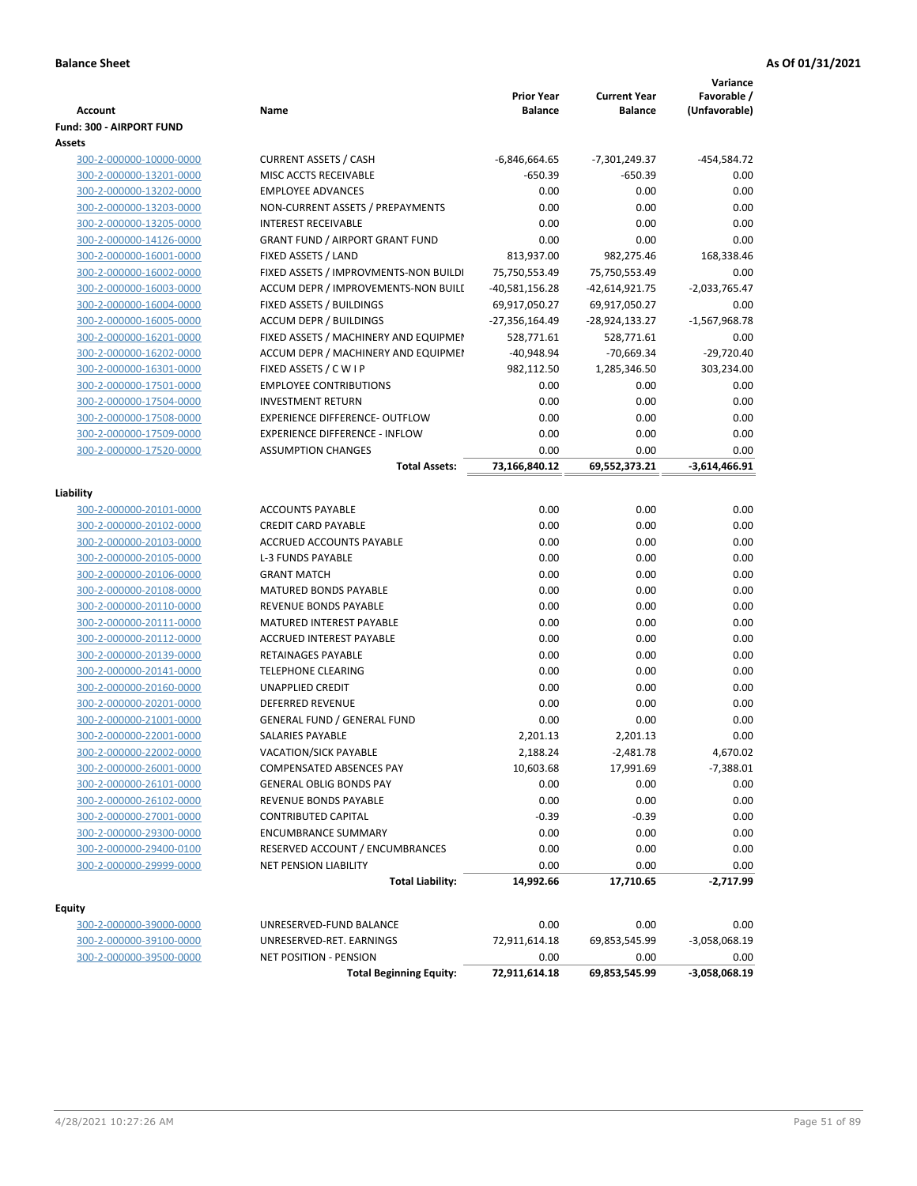**Balance Sheet** **As Of 01/31/2021**

| Account | Name | Prior Year Balance | Current Year Balance | Variance Favorable / (Unfavorable) |
|---|---|---|---|---|
| **Fund: 300 - AIRPORT FUND** | | | | |
| **Assets** | | | | |
| 300-2-000000-10000-0000 | CURRENT ASSETS / CASH | -6,846,664.65 | -7,301,249.37 | -454,584.72 |
| 300-2-000000-13201-0000 | MISC ACCTS RECEIVABLE | -650.39 | -650.39 | 0.00 |
| 300-2-000000-13202-0000 | EMPLOYEE ADVANCES | 0.00 | 0.00 | 0.00 |
| 300-2-000000-13203-0000 | NON-CURRENT ASSETS / PREPAYMENTS | 0.00 | 0.00 | 0.00 |
| 300-2-000000-13205-0000 | INTEREST RECEIVABLE | 0.00 | 0.00 | 0.00 |
| 300-2-000000-14126-0000 | GRANT FUND / AIRPORT GRANT FUND | 0.00 | 0.00 | 0.00 |
| 300-2-000000-16001-0000 | FIXED ASSETS / LAND | 813,937.00 | 982,275.46 | 168,338.46 |
| 300-2-000000-16002-0000 | FIXED ASSETS / IMPROVMENTS-NON BUILDI | 75,750,553.49 | 75,750,553.49 | 0.00 |
| 300-2-000000-16003-0000 | ACCUM DEPR / IMPROVEMENTS-NON BUILI | -40,581,156.28 | -42,614,921.75 | -2,033,765.47 |
| 300-2-000000-16004-0000 | FIXED ASSETS / BUILDINGS | 69,917,050.27 | 69,917,050.27 | 0.00 |
| 300-2-000000-16005-0000 | ACCUM DEPR / BUILDINGS | -27,356,164.49 | -28,924,133.27 | -1,567,968.78 |
| 300-2-000000-16201-0000 | FIXED ASSETS / MACHINERY AND EQUIPMEI | 528,771.61 | 528,771.61 | 0.00 |
| 300-2-000000-16202-0000 | ACCUM DEPR / MACHINERY AND EQUIPMEI | -40,948.94 | -70,669.34 | -29,720.40 |
| 300-2-000000-16301-0000 | FIXED ASSETS / C W I P | 982,112.50 | 1,285,346.50 | 303,234.00 |
| 300-2-000000-17501-0000 | EMPLOYEE CONTRIBUTIONS | 0.00 | 0.00 | 0.00 |
| 300-2-000000-17504-0000 | INVESTMENT RETURN | 0.00 | 0.00 | 0.00 |
| 300-2-000000-17508-0000 | EXPERIENCE DIFFERENCE- OUTFLOW | 0.00 | 0.00 | 0.00 |
| 300-2-000000-17509-0000 | EXPERIENCE DIFFERENCE - INFLOW | 0.00 | 0.00 | 0.00 |
| 300-2-000000-17520-0000 | ASSUMPTION CHANGES | 0.00 | 0.00 | 0.00 |
| | **Total Assets:** | **73,166,840.12** | **69,552,373.21** | **-3,614,466.91** |
| **Liability** | | | | |
| 300-2-000000-20101-0000 | ACCOUNTS PAYABLE | 0.00 | 0.00 | 0.00 |
| 300-2-000000-20102-0000 | CREDIT CARD PAYABLE | 0.00 | 0.00 | 0.00 |
| 300-2-000000-20103-0000 | ACCRUED ACCOUNTS PAYABLE | 0.00 | 0.00 | 0.00 |
| 300-2-000000-20105-0000 | L-3 FUNDS PAYABLE | 0.00 | 0.00 | 0.00 |
| 300-2-000000-20106-0000 | GRANT MATCH | 0.00 | 0.00 | 0.00 |
| 300-2-000000-20108-0000 | MATURED BONDS PAYABLE | 0.00 | 0.00 | 0.00 |
| 300-2-000000-20110-0000 | REVENUE BONDS PAYABLE | 0.00 | 0.00 | 0.00 |
| 300-2-000000-20111-0000 | MATURED INTEREST PAYABLE | 0.00 | 0.00 | 0.00 |
| 300-2-000000-20112-0000 | ACCRUED INTEREST PAYABLE | 0.00 | 0.00 | 0.00 |
| 300-2-000000-20139-0000 | RETAINAGES PAYABLE | 0.00 | 0.00 | 0.00 |
| 300-2-000000-20141-0000 | TELEPHONE CLEARING | 0.00 | 0.00 | 0.00 |
| 300-2-000000-20160-0000 | UNAPPLIED CREDIT | 0.00 | 0.00 | 0.00 |
| 300-2-000000-20201-0000 | DEFERRED REVENUE | 0.00 | 0.00 | 0.00 |
| 300-2-000000-21001-0000 | GENERAL FUND / GENERAL FUND | 0.00 | 0.00 | 0.00 |
| 300-2-000000-22001-0000 | SALARIES PAYABLE | 2,201.13 | 2,201.13 | 0.00 |
| 300-2-000000-22002-0000 | VACATION/SICK PAYABLE | 2,188.24 | -2,481.78 | 4,670.02 |
| 300-2-000000-26001-0000 | COMPENSATED ABSENCES PAY | 10,603.68 | 17,991.69 | -7,388.01 |
| 300-2-000000-26101-0000 | GENERAL OBLIG BONDS PAY | 0.00 | 0.00 | 0.00 |
| 300-2-000000-26102-0000 | REVENUE BONDS PAYABLE | 0.00 | 0.00 | 0.00 |
| 300-2-000000-27001-0000 | CONTRIBUTED CAPITAL | -0.39 | -0.39 | 0.00 |
| 300-2-000000-29300-0000 | ENCUMBRANCE SUMMARY | 0.00 | 0.00 | 0.00 |
| 300-2-000000-29400-0100 | RESERVED ACCOUNT / ENCUMBRANCES | 0.00 | 0.00 | 0.00 |
| 300-2-000000-29999-0000 | NET PENSION LIABILITY | 0.00 | 0.00 | 0.00 |
| | **Total Liability:** | **14,992.66** | **17,710.65** | **-2,717.99** |
| **Equity** | | | | |
| 300-2-000000-39000-0000 | UNRESERVED-FUND BALANCE | 0.00 | 0.00 | 0.00 |
| 300-2-000000-39100-0000 | UNRESERVED-RET. EARNINGS | 72,911,614.18 | 69,853,545.99 | -3,058,068.19 |
| 300-2-000000-39500-0000 | NET POSITION - PENSION | 0.00 | 0.00 | 0.00 |
| | **Total Beginning Equity:** | **72,911,614.18** | **69,853,545.99** | **-3,058,068.19** |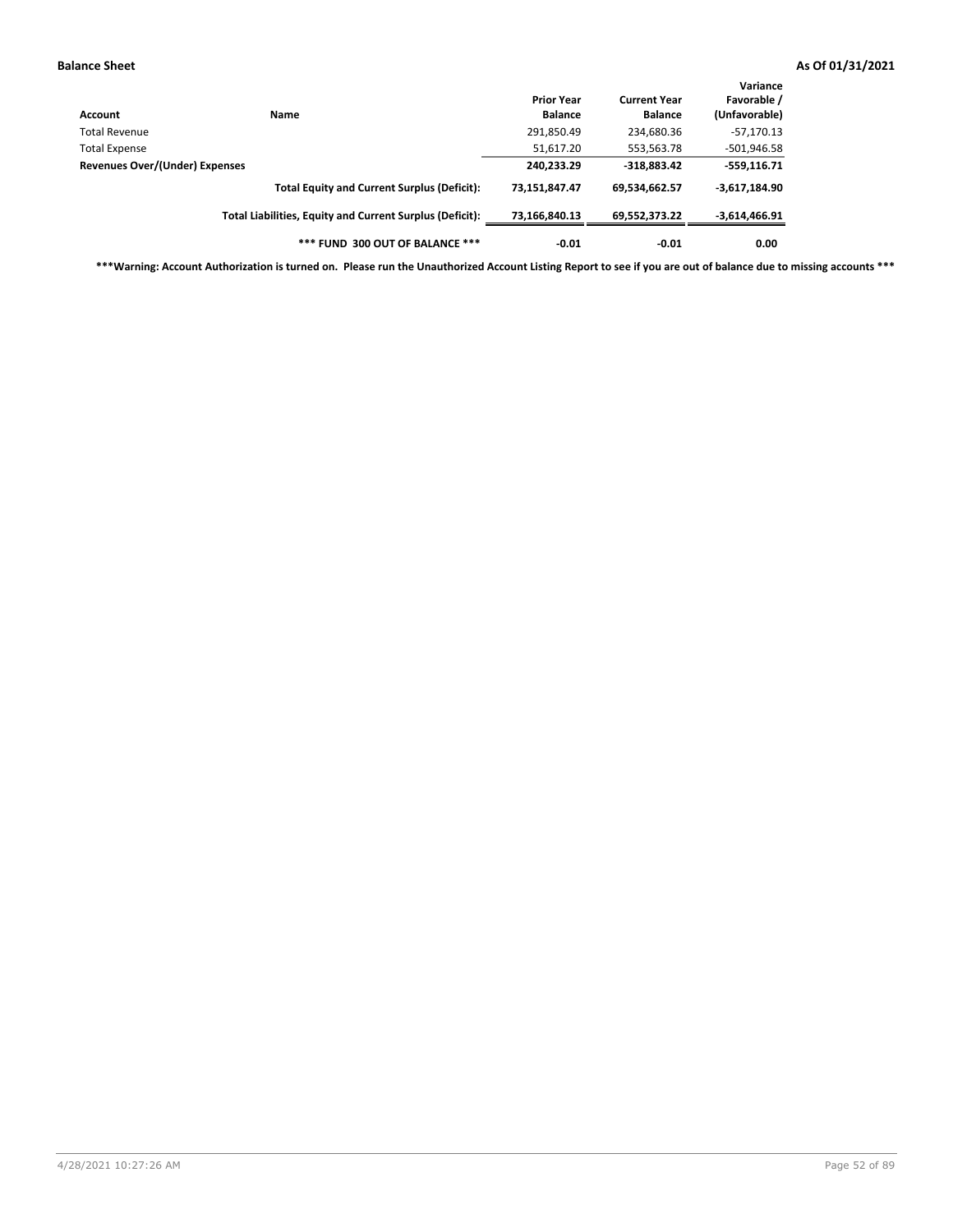**Balance Sheet** **As Of 01/31/2021**

| Account | Name | Prior Year Balance | Current Year Balance | Variance Favorable / (Unfavorable) |
|---|---|---|---|---|
| Total Revenue | | 291,850.49 | 234,680.36 | -57,170.13 |
| Total Expense | | 51,617.20 | 553,563.78 | -501,946.58 |
| **Revenues Over/(Under) Expenses** | | **240,233.29** | **-318,883.42** | **-559,116.71** |
| | **Total Equity and Current Surplus (Deficit):** | **73,151,847.47** | **69,534,662.57** | **-3,617,184.90** |
| | **Total Liabilities, Equity and Current Surplus (Deficit):** | **73,166,840.13** | **69,552,373.22** | **-3,614,466.91** |
| | ***** FUND 300 OUT OF BALANCE ***** | **-0.01** | **-0.01** | **0.00** |

*****Warning: Account Authorization is turned on. Please run the Unauthorized Account Listing Report to see if you are out of balance due to missing accounts *****

4/28/2021 10:27:26 AM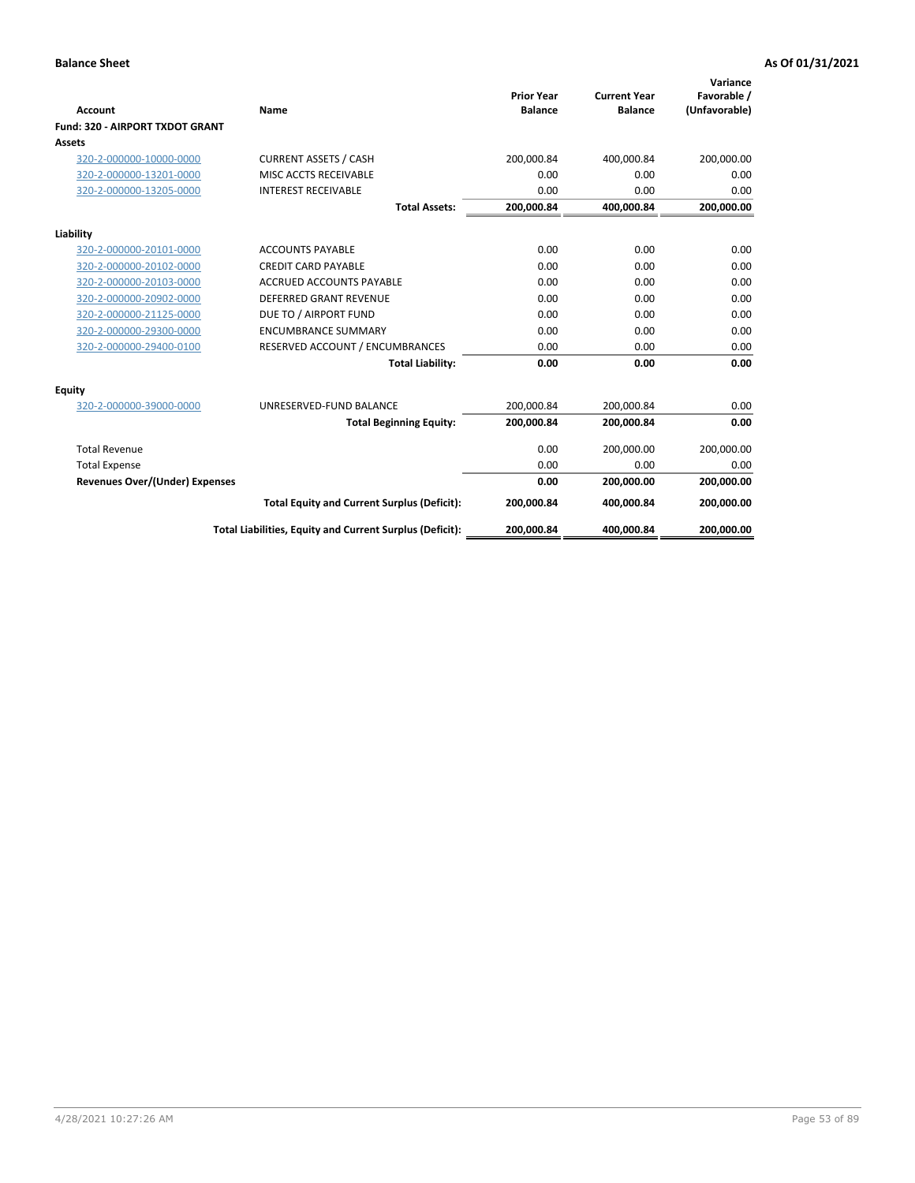**Balance Sheet** **As Of 01/31/2021**

| Account | Name | Prior Year Balance | Current Year Balance | Variance Favorable / (Unfavorable) |
|---|---|---|---|---|
| **Fund: 320 - AIRPORT TXDOT GRANT** | | | | |
| **Assets** | | | | |
| 320-2-000000-10000-0000 | CURRENT ASSETS / CASH | 200,000.84 | 400,000.84 | 200,000.00 |
| 320-2-000000-13201-0000 | MISC ACCTS RECEIVABLE | 0.00 | 0.00 | 0.00 |
| 320-2-000000-13205-0000 | INTEREST RECEIVABLE | 0.00 | 0.00 | 0.00 |
| | **Total Assets:** | **200,000.84** | **400,000.84** | **200,000.00** |
| **Liability** | | | | |
| 320-2-000000-20101-0000 | ACCOUNTS PAYABLE | 0.00 | 0.00 | 0.00 |
| 320-2-000000-20102-0000 | CREDIT CARD PAYABLE | 0.00 | 0.00 | 0.00 |
| 320-2-000000-20103-0000 | ACCRUED ACCOUNTS PAYABLE | 0.00 | 0.00 | 0.00 |
| 320-2-000000-20902-0000 | DEFERRED GRANT REVENUE | 0.00 | 0.00 | 0.00 |
| 320-2-000000-21125-0000 | DUE TO / AIRPORT FUND | 0.00 | 0.00 | 0.00 |
| 320-2-000000-29300-0000 | ENCUMBRANCE SUMMARY | 0.00 | 0.00 | 0.00 |
| 320-2-000000-29400-0100 | RESERVED ACCOUNT / ENCUMBRANCES | 0.00 | 0.00 | 0.00 |
| | **Total Liability:** | **0.00** | **0.00** | **0.00** |
| **Equity** | | | | |
| 320-2-000000-39000-0000 | UNRESERVED-FUND BALANCE | 200,000.84 | 200,000.84 | 0.00 |
| | **Total Beginning Equity:** | **200,000.84** | **200,000.84** | **0.00** |
| Total Revenue | | 0.00 | 200,000.00 | 200,000.00 |
| Total Expense | | 0.00 | 0.00 | 0.00 |
| **Revenues Over/(Under) Expenses** | | **0.00** | **200,000.00** | **200,000.00** |
| | **Total Equity and Current Surplus (Deficit):** | **200,000.84** | **400,000.84** | **200,000.00** |
| | **Total Liabilities, Equity and Current Surplus (Deficit):** | **200,000.84** | **400,000.84** | **200,000.00** |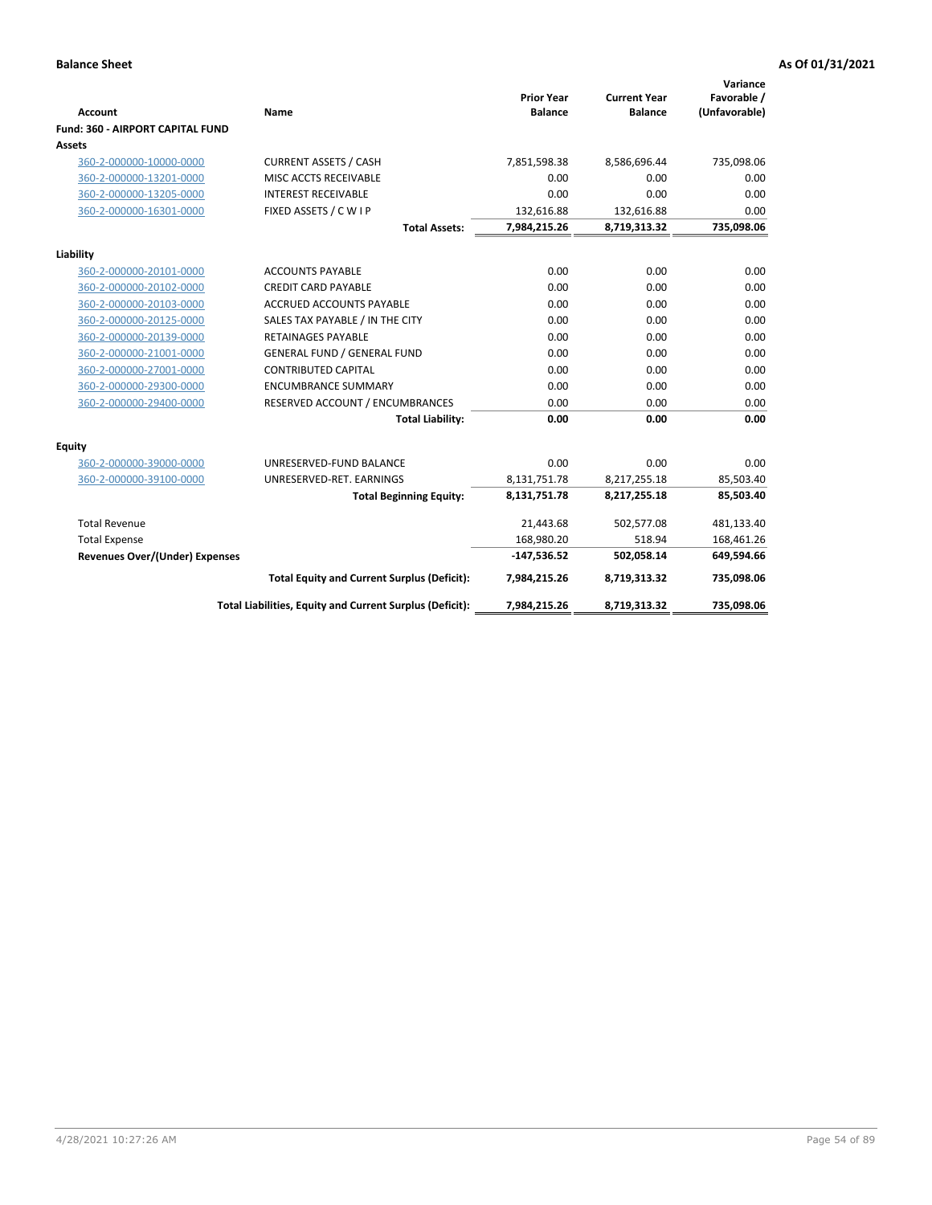**Balance Sheet** — **As Of 01/31/2021**

| Account | Name | Prior Year Balance | Current Year Balance | Variance Favorable / (Unfavorable) |
|---|---|---|---|---|
| **Fund: 360 - AIRPORT CAPITAL FUND** | | | | |
| **Assets** | | | | |
| 360-2-000000-10000-0000 | CURRENT ASSETS / CASH | 7,851,598.38 | 8,586,696.44 | 735,098.06 |
| 360-2-000000-13201-0000 | MISC ACCTS RECEIVABLE | 0.00 | 0.00 | 0.00 |
| 360-2-000000-13205-0000 | INTEREST RECEIVABLE | 0.00 | 0.00 | 0.00 |
| 360-2-000000-16301-0000 | FIXED ASSETS / C W I P | 132,616.88 | 132,616.88 | 0.00 |
| | **Total Assets:** | **7,984,215.26** | **8,719,313.32** | **735,098.06** |
| **Liability** | | | | |
| 360-2-000000-20101-0000 | ACCOUNTS PAYABLE | 0.00 | 0.00 | 0.00 |
| 360-2-000000-20102-0000 | CREDIT CARD PAYABLE | 0.00 | 0.00 | 0.00 |
| 360-2-000000-20103-0000 | ACCRUED ACCOUNTS PAYABLE | 0.00 | 0.00 | 0.00 |
| 360-2-000000-20125-0000 | SALES TAX PAYABLE / IN THE CITY | 0.00 | 0.00 | 0.00 |
| 360-2-000000-20139-0000 | RETAINAGES PAYABLE | 0.00 | 0.00 | 0.00 |
| 360-2-000000-21001-0000 | GENERAL FUND / GENERAL FUND | 0.00 | 0.00 | 0.00 |
| 360-2-000000-27001-0000 | CONTRIBUTED CAPITAL | 0.00 | 0.00 | 0.00 |
| 360-2-000000-29300-0000 | ENCUMBRANCE SUMMARY | 0.00 | 0.00 | 0.00 |
| 360-2-000000-29400-0000 | RESERVED ACCOUNT / ENCUMBRANCES | 0.00 | 0.00 | 0.00 |
| | **Total Liability:** | **0.00** | **0.00** | **0.00** |
| **Equity** | | | | |
| 360-2-000000-39000-0000 | UNRESERVED-FUND BALANCE | 0.00 | 0.00 | 0.00 |
| 360-2-000000-39100-0000 | UNRESERVED-RET. EARNINGS | 8,131,751.78 | 8,217,255.18 | 85,503.40 |
| | **Total Beginning Equity:** | **8,131,751.78** | **8,217,255.18** | **85,503.40** |
| Total Revenue | | 21,443.68 | 502,577.08 | 481,133.40 |
| Total Expense | | 168,980.20 | 518.94 | 168,461.26 |
| **Revenues Over/(Under) Expenses** | | **-147,536.52** | **502,058.14** | **649,594.66** |
| | **Total Equity and Current Surplus (Deficit):** | **7,984,215.26** | **8,719,313.32** | **735,098.06** |
| | **Total Liabilities, Equity and Current Surplus (Deficit):** | **7,984,215.26** | **8,719,313.32** | **735,098.06** |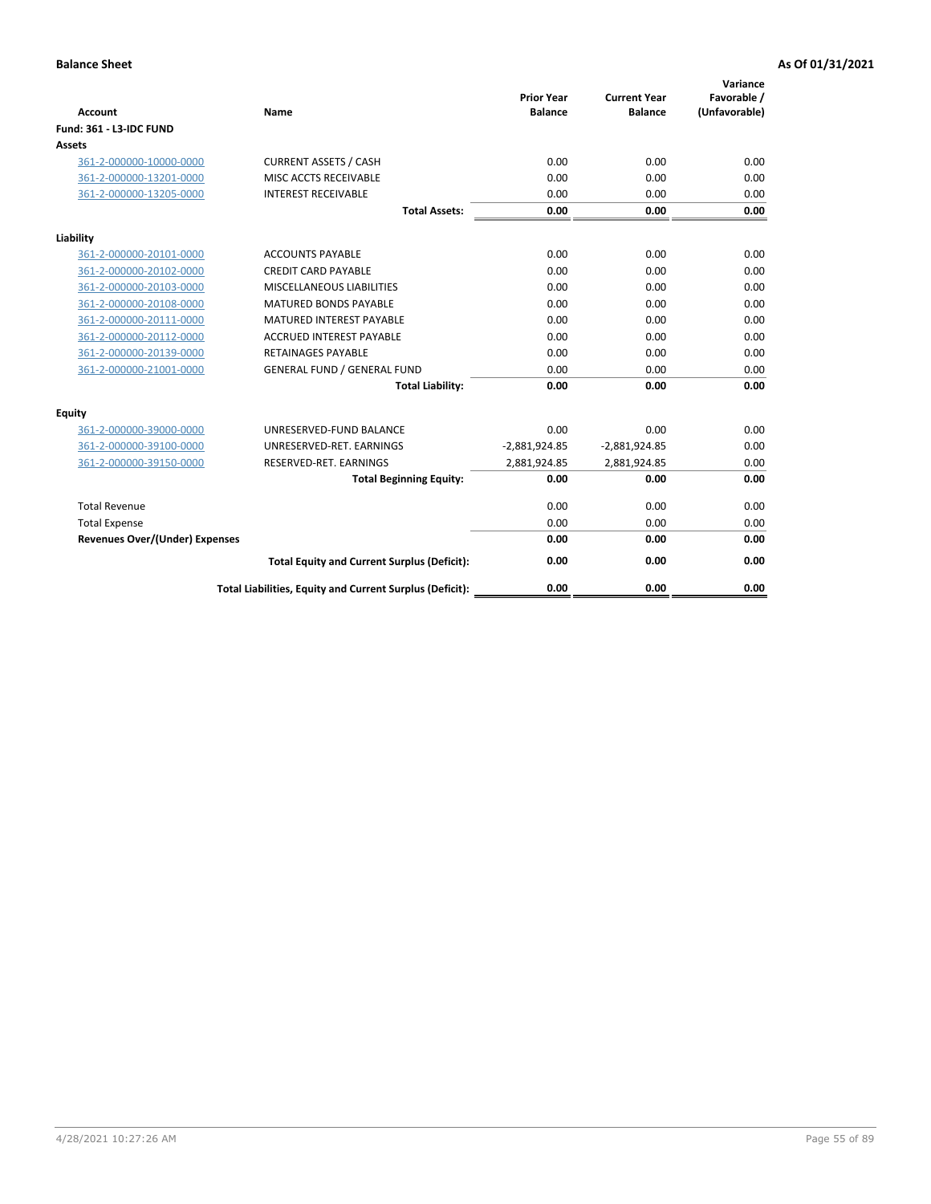**Balance Sheet** — **As Of 01/31/2021**

| Account | Name | Prior Year Balance | Current Year Balance | Variance Favorable / (Unfavorable) |
|---|---|---|---|---|
| **Fund: 361 - L3-IDC FUND** | | | | |
| **Assets** | | | | |
| 361-2-000000-10000-0000 | CURRENT ASSETS / CASH | 0.00 | 0.00 | 0.00 |
| 361-2-000000-13201-0000 | MISC ACCTS RECEIVABLE | 0.00 | 0.00 | 0.00 |
| 361-2-000000-13205-0000 | INTEREST RECEIVABLE | 0.00 | 0.00 | 0.00 |
| | **Total Assets:** | **0.00** | **0.00** | **0.00** |
| **Liability** | | | | |
| 361-2-000000-20101-0000 | ACCOUNTS PAYABLE | 0.00 | 0.00 | 0.00 |
| 361-2-000000-20102-0000 | CREDIT CARD PAYABLE | 0.00 | 0.00 | 0.00 |
| 361-2-000000-20103-0000 | MISCELLANEOUS LIABILITIES | 0.00 | 0.00 | 0.00 |
| 361-2-000000-20108-0000 | MATURED BONDS PAYABLE | 0.00 | 0.00 | 0.00 |
| 361-2-000000-20111-0000 | MATURED INTEREST PAYABLE | 0.00 | 0.00 | 0.00 |
| 361-2-000000-20112-0000 | ACCRUED INTEREST PAYABLE | 0.00 | 0.00 | 0.00 |
| 361-2-000000-20139-0000 | RETAINAGES PAYABLE | 0.00 | 0.00 | 0.00 |
| 361-2-000000-21001-0000 | GENERAL FUND / GENERAL FUND | 0.00 | 0.00 | 0.00 |
| | **Total Liability:** | **0.00** | **0.00** | **0.00** |
| **Equity** | | | | |
| 361-2-000000-39000-0000 | UNRESERVED-FUND BALANCE | 0.00 | 0.00 | 0.00 |
| 361-2-000000-39100-0000 | UNRESERVED-RET. EARNINGS | -2,881,924.85 | -2,881,924.85 | 0.00 |
| 361-2-000000-39150-0000 | RESERVED-RET. EARNINGS | 2,881,924.85 | 2,881,924.85 | 0.00 |
| | **Total Beginning Equity:** | **0.00** | **0.00** | **0.00** |
| Total Revenue | | 0.00 | 0.00 | 0.00 |
| Total Expense | | 0.00 | 0.00 | 0.00 |
| **Revenues Over/(Under) Expenses** | | **0.00** | **0.00** | **0.00** |
| | **Total Equity and Current Surplus (Deficit):** | **0.00** | **0.00** | **0.00** |
| | **Total Liabilities, Equity and Current Surplus (Deficit):** | **0.00** | **0.00** | **0.00** |

4/28/2021 10:27:26 AM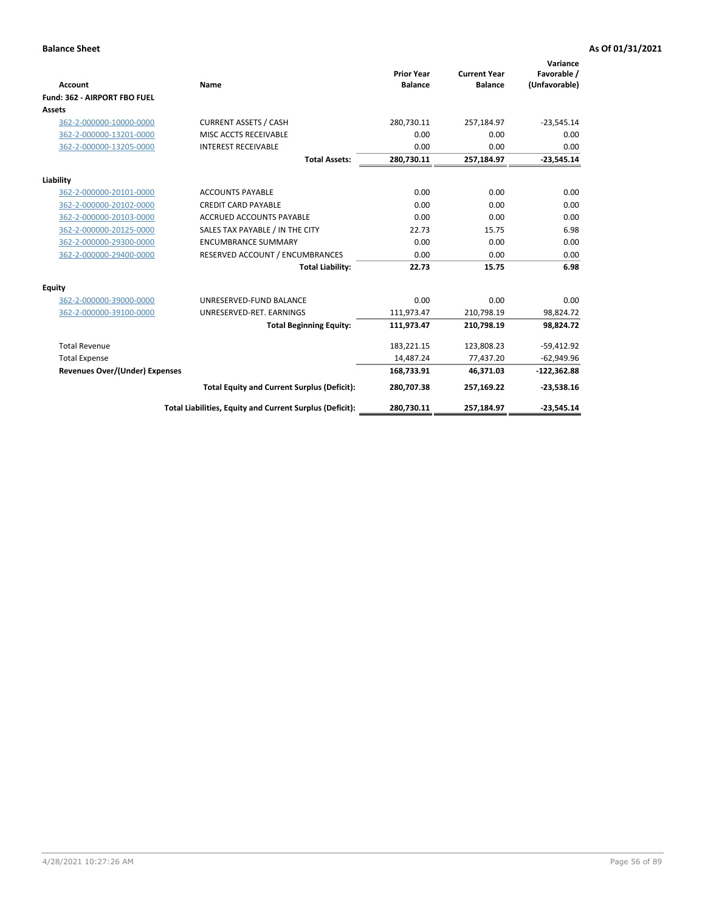**Balance Sheet** **As Of 01/31/2021**

| Account | Name | Prior Year Balance | Current Year Balance | Variance Favorable / (Unfavorable) |
|---|---|---|---|---|
| **Fund: 362 - AIRPORT FBO FUEL** | | | | |
| **Assets** | | | | |
| 362-2-000000-10000-0000 | CURRENT ASSETS / CASH | 280,730.11 | 257,184.97 | -23,545.14 |
| 362-2-000000-13201-0000 | MISC ACCTS RECEIVABLE | 0.00 | 0.00 | 0.00 |
| 362-2-000000-13205-0000 | INTEREST RECEIVABLE | 0.00 | 0.00 | 0.00 |
| | **Total Assets:** | **280,730.11** | **257,184.97** | **-23,545.14** |
| **Liability** | | | | |
| 362-2-000000-20101-0000 | ACCOUNTS PAYABLE | 0.00 | 0.00 | 0.00 |
| 362-2-000000-20102-0000 | CREDIT CARD PAYABLE | 0.00 | 0.00 | 0.00 |
| 362-2-000000-20103-0000 | ACCRUED ACCOUNTS PAYABLE | 0.00 | 0.00 | 0.00 |
| 362-2-000000-20125-0000 | SALES TAX PAYABLE / IN THE CITY | 22.73 | 15.75 | 6.98 |
| 362-2-000000-29300-0000 | ENCUMBRANCE SUMMARY | 0.00 | 0.00 | 0.00 |
| 362-2-000000-29400-0000 | RESERVED ACCOUNT / ENCUMBRANCES | 0.00 | 0.00 | 0.00 |
| | **Total Liability:** | **22.73** | **15.75** | **6.98** |
| **Equity** | | | | |
| 362-2-000000-39000-0000 | UNRESERVED-FUND BALANCE | 0.00 | 0.00 | 0.00 |
| 362-2-000000-39100-0000 | UNRESERVED-RET. EARNINGS | 111,973.47 | 210,798.19 | 98,824.72 |
| | **Total Beginning Equity:** | **111,973.47** | **210,798.19** | **98,824.72** |
| Total Revenue | | 183,221.15 | 123,808.23 | -59,412.92 |
| Total Expense | | 14,487.24 | 77,437.20 | -62,949.96 |
| **Revenues Over/(Under) Expenses** | | **168,733.91** | **46,371.03** | **-122,362.88** |
| | **Total Equity and Current Surplus (Deficit):** | **280,707.38** | **257,169.22** | **-23,538.16** |
| | **Total Liabilities, Equity and Current Surplus (Deficit):** | **280,730.11** | **257,184.97** | **-23,545.14** |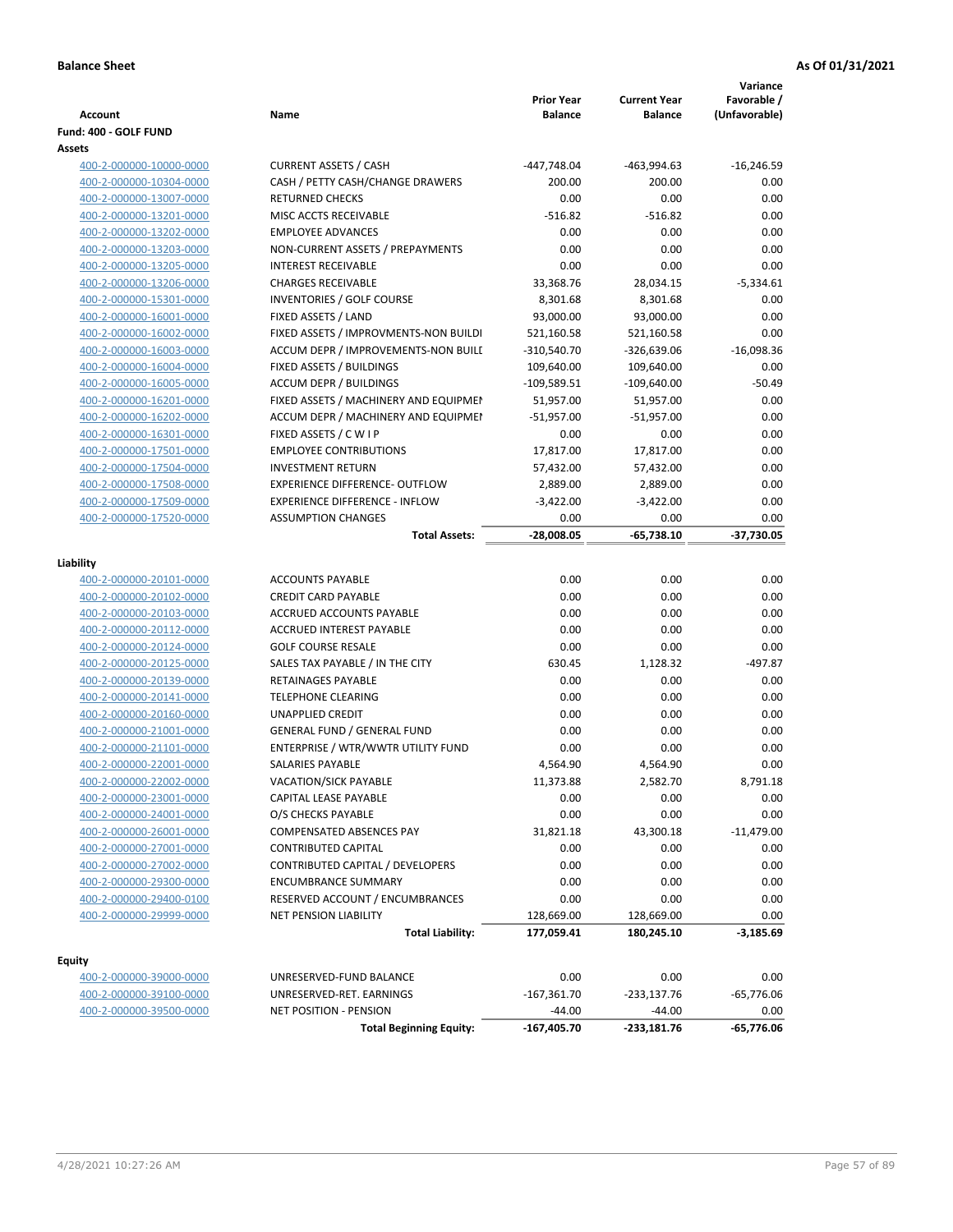**Balance Sheet** | **As Of 01/31/2021**

| Account | Name | Prior Year Balance | Current Year Balance | Variance Favorable / (Unfavorable) |
|---|---|---|---|---|
| **Fund: 400 - GOLF FUND** | | | | |
| **Assets** | | | | |
| 400-2-000000-10000-0000 | CURRENT ASSETS / CASH | -447,748.04 | -463,994.63 | -16,246.59 |
| 400-2-000000-10304-0000 | CASH / PETTY CASH/CHANGE DRAWERS | 200.00 | 200.00 | 0.00 |
| 400-2-000000-13007-0000 | RETURNED CHECKS | 0.00 | 0.00 | 0.00 |
| 400-2-000000-13201-0000 | MISC ACCTS RECEIVABLE | -516.82 | -516.82 | 0.00 |
| 400-2-000000-13202-0000 | EMPLOYEE ADVANCES | 0.00 | 0.00 | 0.00 |
| 400-2-000000-13203-0000 | NON-CURRENT ASSETS / PREPAYMENTS | 0.00 | 0.00 | 0.00 |
| 400-2-000000-13205-0000 | INTEREST RECEIVABLE | 0.00 | 0.00 | 0.00 |
| 400-2-000000-13206-0000 | CHARGES RECEIVABLE | 33,368.76 | 28,034.15 | -5,334.61 |
| 400-2-000000-15301-0000 | INVENTORIES / GOLF COURSE | 8,301.68 | 8,301.68 | 0.00 |
| 400-2-000000-16001-0000 | FIXED ASSETS / LAND | 93,000.00 | 93,000.00 | 0.00 |
| 400-2-000000-16002-0000 | FIXED ASSETS / IMPROVMENTS-NON BUILDI | 521,160.58 | 521,160.58 | 0.00 |
| 400-2-000000-16003-0000 | ACCUM DEPR / IMPROVEMENTS-NON BUILI | -310,540.70 | -326,639.06 | -16,098.36 |
| 400-2-000000-16004-0000 | FIXED ASSETS / BUILDINGS | 109,640.00 | 109,640.00 | 0.00 |
| 400-2-000000-16005-0000 | ACCUM DEPR / BUILDINGS | -109,589.51 | -109,640.00 | -50.49 |
| 400-2-000000-16201-0000 | FIXED ASSETS / MACHINERY AND EQUIPMEI | 51,957.00 | 51,957.00 | 0.00 |
| 400-2-000000-16202-0000 | ACCUM DEPR / MACHINERY AND EQUIPMEI | -51,957.00 | -51,957.00 | 0.00 |
| 400-2-000000-16301-0000 | FIXED ASSETS / C W I P | 0.00 | 0.00 | 0.00 |
| 400-2-000000-17501-0000 | EMPLOYEE CONTRIBUTIONS | 17,817.00 | 17,817.00 | 0.00 |
| 400-2-000000-17504-0000 | INVESTMENT RETURN | 57,432.00 | 57,432.00 | 0.00 |
| 400-2-000000-17508-0000 | EXPERIENCE DIFFERENCE- OUTFLOW | 2,889.00 | 2,889.00 | 0.00 |
| 400-2-000000-17509-0000 | EXPERIENCE DIFFERENCE - INFLOW | -3,422.00 | -3,422.00 | 0.00 |
| 400-2-000000-17520-0000 | ASSUMPTION CHANGES | 0.00 | 0.00 | 0.00 |
| | **Total Assets:** | **-28,008.05** | **-65,738.10** | **-37,730.05** |
| **Liability** | | | | |
| 400-2-000000-20101-0000 | ACCOUNTS PAYABLE | 0.00 | 0.00 | 0.00 |
| 400-2-000000-20102-0000 | CREDIT CARD PAYABLE | 0.00 | 0.00 | 0.00 |
| 400-2-000000-20103-0000 | ACCRUED ACCOUNTS PAYABLE | 0.00 | 0.00 | 0.00 |
| 400-2-000000-20112-0000 | ACCRUED INTEREST PAYABLE | 0.00 | 0.00 | 0.00 |
| 400-2-000000-20124-0000 | GOLF COURSE RESALE | 0.00 | 0.00 | 0.00 |
| 400-2-000000-20125-0000 | SALES TAX PAYABLE / IN THE CITY | 630.45 | 1,128.32 | -497.87 |
| 400-2-000000-20139-0000 | RETAINAGES PAYABLE | 0.00 | 0.00 | 0.00 |
| 400-2-000000-20141-0000 | TELEPHONE CLEARING | 0.00 | 0.00 | 0.00 |
| 400-2-000000-20160-0000 | UNAPPLIED CREDIT | 0.00 | 0.00 | 0.00 |
| 400-2-000000-21001-0000 | GENERAL FUND / GENERAL FUND | 0.00 | 0.00 | 0.00 |
| 400-2-000000-21101-0000 | ENTERPRISE / WTR/WWTR UTILITY FUND | 0.00 | 0.00 | 0.00 |
| 400-2-000000-22001-0000 | SALARIES PAYABLE | 4,564.90 | 4,564.90 | 0.00 |
| 400-2-000000-22002-0000 | VACATION/SICK PAYABLE | 11,373.88 | 2,582.70 | 8,791.18 |
| 400-2-000000-23001-0000 | CAPITAL LEASE PAYABLE | 0.00 | 0.00 | 0.00 |
| 400-2-000000-24001-0000 | O/S CHECKS PAYABLE | 0.00 | 0.00 | 0.00 |
| 400-2-000000-26001-0000 | COMPENSATED ABSENCES PAY | 31,821.18 | 43,300.18 | -11,479.00 |
| 400-2-000000-27001-0000 | CONTRIBUTED CAPITAL | 0.00 | 0.00 | 0.00 |
| 400-2-000000-27002-0000 | CONTRIBUTED CAPITAL / DEVELOPERS | 0.00 | 0.00 | 0.00 |
| 400-2-000000-29300-0000 | ENCUMBRANCE SUMMARY | 0.00 | 0.00 | 0.00 |
| 400-2-000000-29400-0100 | RESERVED ACCOUNT / ENCUMBRANCES | 0.00 | 0.00 | 0.00 |
| 400-2-000000-29999-0000 | NET PENSION LIABILITY | 128,669.00 | 128,669.00 | 0.00 |
| | **Total Liability:** | **177,059.41** | **180,245.10** | **-3,185.69** |
| **Equity** | | | | |
| 400-2-000000-39000-0000 | UNRESERVED-FUND BALANCE | 0.00 | 0.00 | 0.00 |
| 400-2-000000-39100-0000 | UNRESERVED-RET. EARNINGS | -167,361.70 | -233,137.76 | -65,776.06 |
| 400-2-000000-39500-0000 | NET POSITION - PENSION | -44.00 | -44.00 | 0.00 |
| | **Total Beginning Equity:** | **-167,405.70** | **-233,181.76** | **-65,776.06** |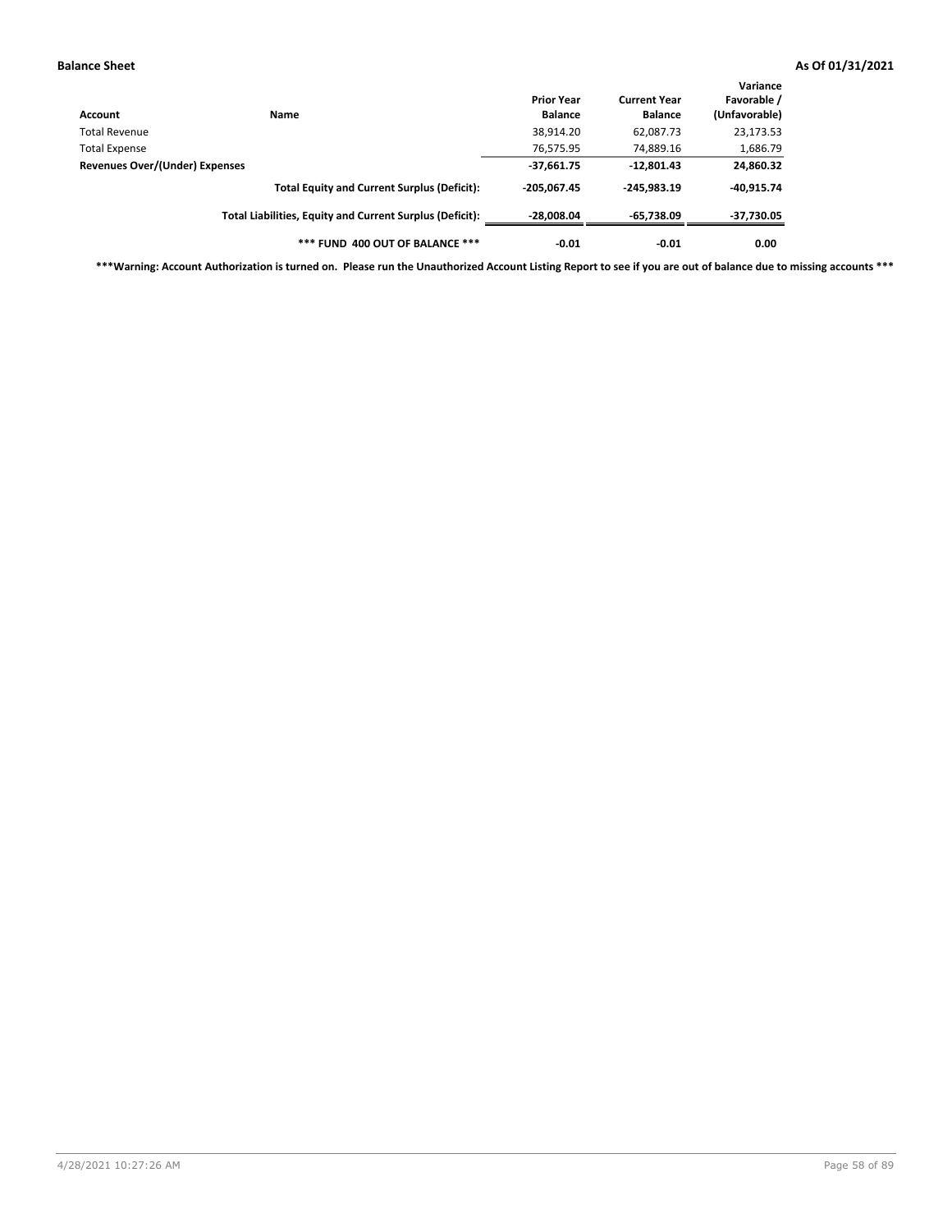**Balance Sheet** **As Of 01/31/2021**

| Account | Name | Prior Year Balance | Current Year Balance | Variance Favorable / (Unfavorable) |
|---|---|---|---|---|
| Total Revenue | | 38,914.20 | 62,087.73 | 23,173.53 |
| Total Expense | | 76,575.95 | 74,889.16 | 1,686.79 |
| **Revenues Over/(Under) Expenses** | | **-37,661.75** | **-12,801.43** | **24,860.32** |
| | **Total Equity and Current Surplus (Deficit):** | **-205,067.45** | **-245,983.19** | **-40,915.74** |
| | **Total Liabilities, Equity and Current Surplus (Deficit):** | **-28,008.04** | **-65,738.09** | **-37,730.05** |
| | **\*\*\* FUND 400 OUT OF BALANCE \*\*\*** | **-0.01** | **-0.01** | **0.00** |

**\*\*\*Warning: Account Authorization is turned on. Please run the Unauthorized Account Listing Report to see if you are out of balance due to missing accounts \*\*\***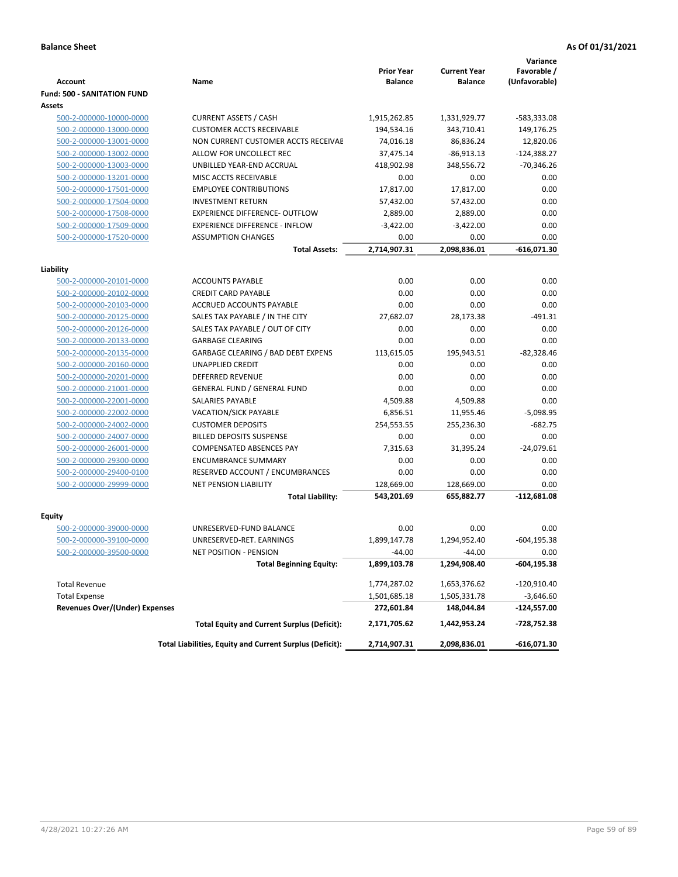**Balance Sheet** | **As Of 01/31/2021**

| Account | Name | Prior Year Balance | Current Year Balance | Variance Favorable / (Unfavorable) |
|---|---|---|---|---|
| **Fund: 500 - SANITATION FUND** | | | | |
| **Assets** | | | | |
| 500-2-000000-10000-0000 | CURRENT ASSETS / CASH | 1,915,262.85 | 1,331,929.77 | -583,333.08 |
| 500-2-000000-13000-0000 | CUSTOMER ACCTS RECEIVABLE | 194,534.16 | 343,710.41 | 149,176.25 |
| 500-2-000000-13001-0000 | NON CURRENT CUSTOMER ACCTS RECEIVAE | 74,016.18 | 86,836.24 | 12,820.06 |
| 500-2-000000-13002-0000 | ALLOW FOR UNCOLLECT REC | 37,475.14 | -86,913.13 | -124,388.27 |
| 500-2-000000-13003-0000 | UNBILLED YEAR-END ACCRUAL | 418,902.98 | 348,556.72 | -70,346.26 |
| 500-2-000000-13201-0000 | MISC ACCTS RECEIVABLE | 0.00 | 0.00 | 0.00 |
| 500-2-000000-17501-0000 | EMPLOYEE CONTRIBUTIONS | 17,817.00 | 17,817.00 | 0.00 |
| 500-2-000000-17504-0000 | INVESTMENT RETURN | 57,432.00 | 57,432.00 | 0.00 |
| 500-2-000000-17508-0000 | EXPERIENCE DIFFERENCE- OUTFLOW | 2,889.00 | 2,889.00 | 0.00 |
| 500-2-000000-17509-0000 | EXPERIENCE DIFFERENCE - INFLOW | -3,422.00 | -3,422.00 | 0.00 |
| 500-2-000000-17520-0000 | ASSUMPTION CHANGES | 0.00 | 0.00 | 0.00 |
| | **Total Assets:** | **2,714,907.31** | **2,098,836.01** | **-616,071.30** |
| **Liability** | | | | |
| 500-2-000000-20101-0000 | ACCOUNTS PAYABLE | 0.00 | 0.00 | 0.00 |
| 500-2-000000-20102-0000 | CREDIT CARD PAYABLE | 0.00 | 0.00 | 0.00 |
| 500-2-000000-20103-0000 | ACCRUED ACCOUNTS PAYABLE | 0.00 | 0.00 | 0.00 |
| 500-2-000000-20125-0000 | SALES TAX PAYABLE / IN THE CITY | 27,682.07 | 28,173.38 | -491.31 |
| 500-2-000000-20126-0000 | SALES TAX PAYABLE / OUT OF CITY | 0.00 | 0.00 | 0.00 |
| 500-2-000000-20133-0000 | GARBAGE CLEARING | 0.00 | 0.00 | 0.00 |
| 500-2-000000-20135-0000 | GARBAGE CLEARING / BAD DEBT EXPENS | 113,615.05 | 195,943.51 | -82,328.46 |
| 500-2-000000-20160-0000 | UNAPPLIED CREDIT | 0.00 | 0.00 | 0.00 |
| 500-2-000000-20201-0000 | DEFERRED REVENUE | 0.00 | 0.00 | 0.00 |
| 500-2-000000-21001-0000 | GENERAL FUND / GENERAL FUND | 0.00 | 0.00 | 0.00 |
| 500-2-000000-22001-0000 | SALARIES PAYABLE | 4,509.88 | 4,509.88 | 0.00 |
| 500-2-000000-22002-0000 | VACATION/SICK PAYABLE | 6,856.51 | 11,955.46 | -5,098.95 |
| 500-2-000000-24002-0000 | CUSTOMER DEPOSITS | 254,553.55 | 255,236.30 | -682.75 |
| 500-2-000000-24007-0000 | BILLED DEPOSITS SUSPENSE | 0.00 | 0.00 | 0.00 |
| 500-2-000000-26001-0000 | COMPENSATED ABSENCES PAY | 7,315.63 | 31,395.24 | -24,079.61 |
| 500-2-000000-29300-0000 | ENCUMBRANCE SUMMARY | 0.00 | 0.00 | 0.00 |
| 500-2-000000-29400-0100 | RESERVED ACCOUNT / ENCUMBRANCES | 0.00 | 0.00 | 0.00 |
| 500-2-000000-29999-0000 | NET PENSION LIABILITY | 128,669.00 | 128,669.00 | 0.00 |
| | **Total Liability:** | **543,201.69** | **655,882.77** | **-112,681.08** |
| **Equity** | | | | |
| 500-2-000000-39000-0000 | UNRESERVED-FUND BALANCE | 0.00 | 0.00 | 0.00 |
| 500-2-000000-39100-0000 | UNRESERVED-RET. EARNINGS | 1,899,147.78 | 1,294,952.40 | -604,195.38 |
| 500-2-000000-39500-0000 | NET POSITION - PENSION | -44.00 | -44.00 | 0.00 |
| | **Total Beginning Equity:** | **1,899,103.78** | **1,294,908.40** | **-604,195.38** |
| Total Revenue | | 1,774,287.02 | 1,653,376.62 | -120,910.40 |
| Total Expense | | 1,501,685.18 | 1,505,331.78 | -3,646.60 |
| **Revenues Over/(Under) Expenses** | | **272,601.84** | **148,044.84** | **-124,557.00** |
| | **Total Equity and Current Surplus (Deficit):** | **2,171,705.62** | **1,442,953.24** | **-728,752.38** |
| | **Total Liabilities, Equity and Current Surplus (Deficit):** | **2,714,907.31** | **2,098,836.01** | **-616,071.30** |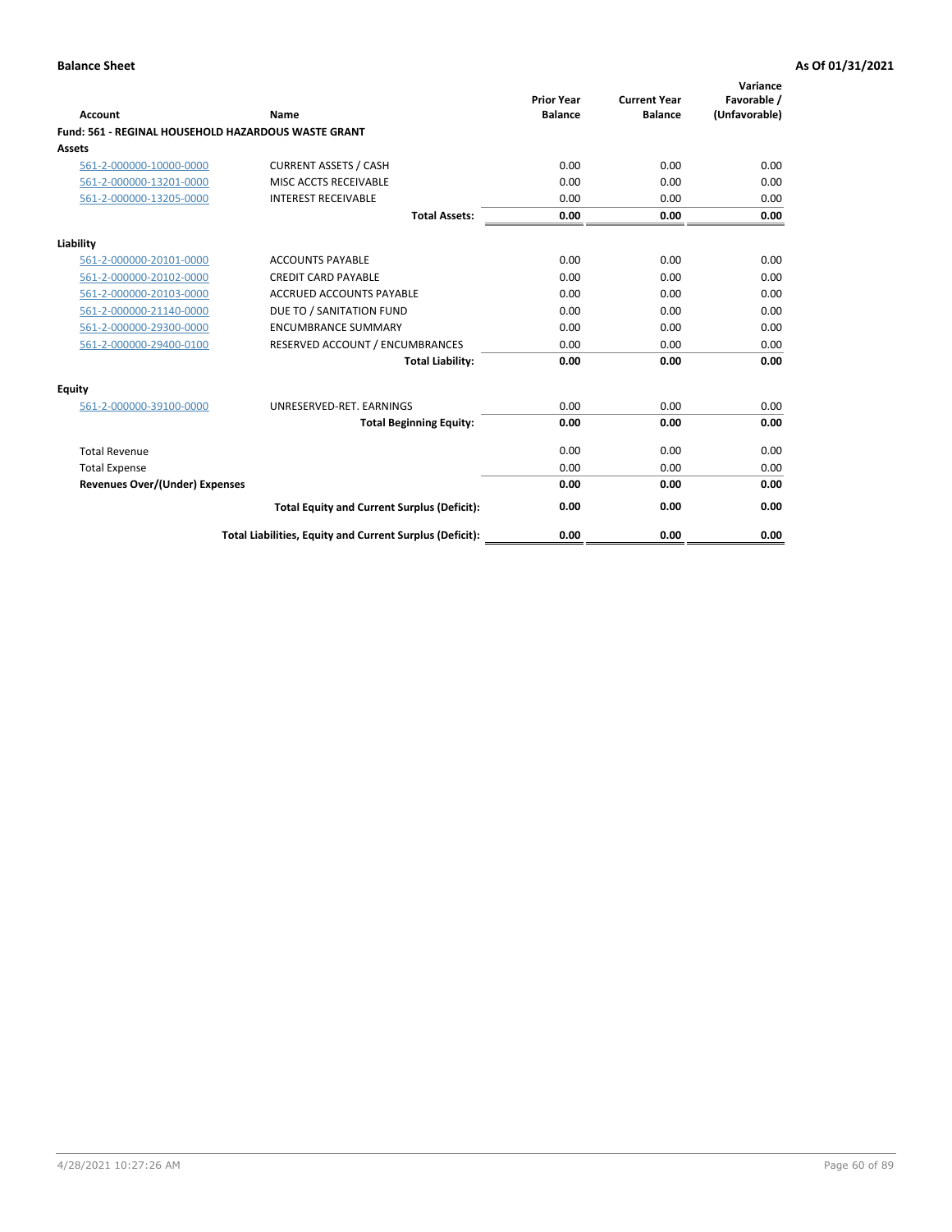**Balance Sheet** **As Of 01/31/2021**

| Account | Name | Prior Year Balance | Current Year Balance | Variance Favorable / (Unfavorable) |
|---|---|---|---|---|
| **Fund: 561 - REGINAL HOUSEHOLD HAZARDOUS WASTE GRANT** | | | | |
| **Assets** | | | | |
| 561-2-000000-10000-0000 | CURRENT ASSETS / CASH | 0.00 | 0.00 | 0.00 |
| 561-2-000000-13201-0000 | MISC ACCTS RECEIVABLE | 0.00 | 0.00 | 0.00 |
| 561-2-000000-13205-0000 | INTEREST RECEIVABLE | 0.00 | 0.00 | 0.00 |
| | **Total Assets:** | **0.00** | **0.00** | **0.00** |
| **Liability** | | | | |
| 561-2-000000-20101-0000 | ACCOUNTS PAYABLE | 0.00 | 0.00 | 0.00 |
| 561-2-000000-20102-0000 | CREDIT CARD PAYABLE | 0.00 | 0.00 | 0.00 |
| 561-2-000000-20103-0000 | ACCRUED ACCOUNTS PAYABLE | 0.00 | 0.00 | 0.00 |
| 561-2-000000-21140-0000 | DUE TO / SANITATION FUND | 0.00 | 0.00 | 0.00 |
| 561-2-000000-29300-0000 | ENCUMBRANCE SUMMARY | 0.00 | 0.00 | 0.00 |
| 561-2-000000-29400-0100 | RESERVED ACCOUNT / ENCUMBRANCES | 0.00 | 0.00 | 0.00 |
| | **Total Liability:** | **0.00** | **0.00** | **0.00** |
| **Equity** | | | | |
| 561-2-000000-39100-0000 | UNRESERVED-RET. EARNINGS | 0.00 | 0.00 | 0.00 |
| | **Total Beginning Equity:** | **0.00** | **0.00** | **0.00** |
| Total Revenue | | 0.00 | 0.00 | 0.00 |
| Total Expense | | 0.00 | 0.00 | 0.00 |
| **Revenues Over/(Under) Expenses** | | **0.00** | **0.00** | **0.00** |
| | **Total Equity and Current Surplus (Deficit):** | **0.00** | **0.00** | **0.00** |
| | **Total Liabilities, Equity and Current Surplus (Deficit):** | **0.00** | **0.00** | **0.00** |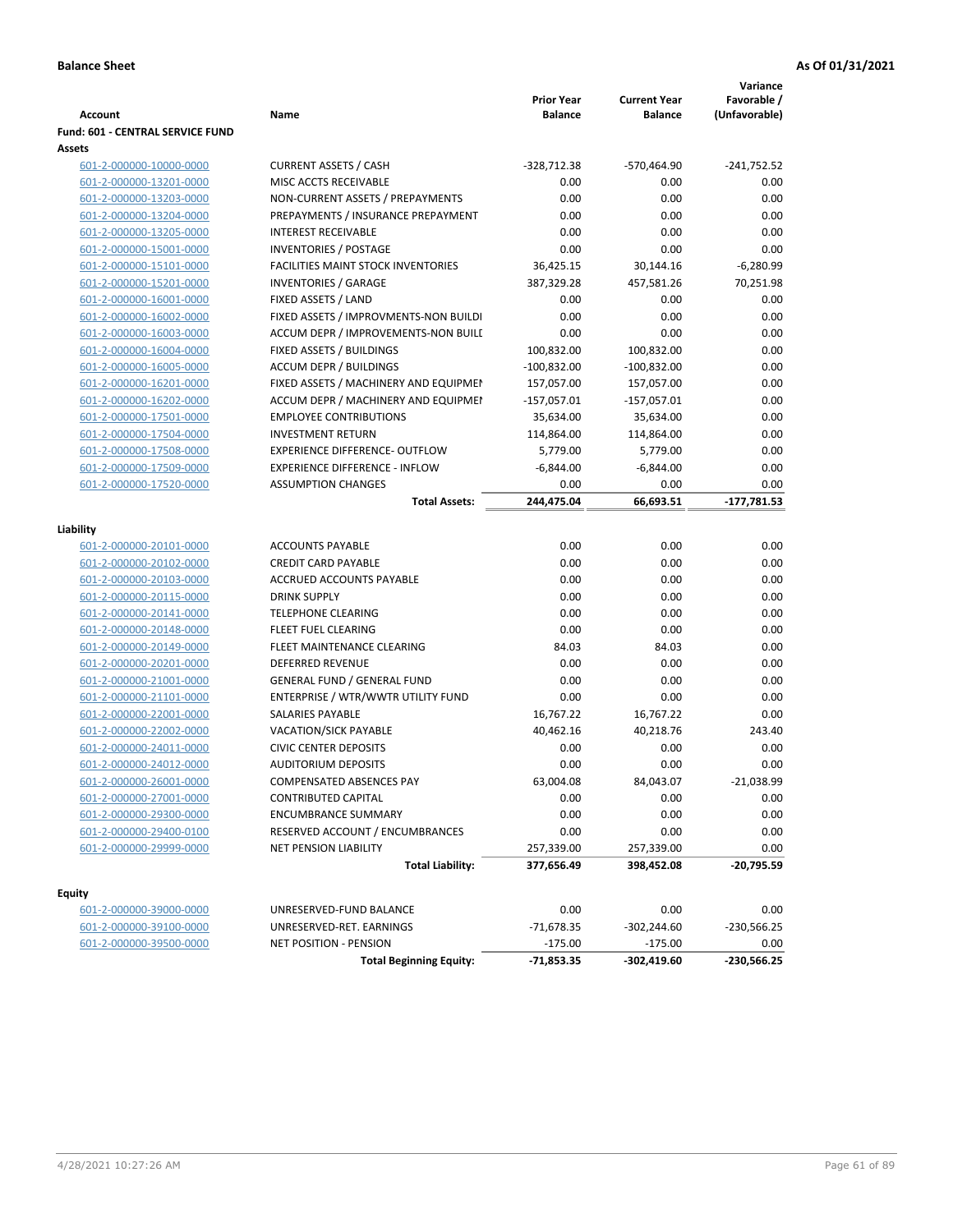**Balance Sheet** — **As Of 01/31/2021**

| Account | Name | Prior Year Balance | Current Year Balance | Variance Favorable / (Unfavorable) |
|---|---|---|---|---|
| **Fund: 601 - CENTRAL SERVICE FUND** | | | | |
| **Assets** | | | | |
| 601-2-000000-10000-0000 | CURRENT ASSETS / CASH | -328,712.38 | -570,464.90 | -241,752.52 |
| 601-2-000000-13201-0000 | MISC ACCTS RECEIVABLE | 0.00 | 0.00 | 0.00 |
| 601-2-000000-13203-0000 | NON-CURRENT ASSETS / PREPAYMENTS | 0.00 | 0.00 | 0.00 |
| 601-2-000000-13204-0000 | PREPAYMENTS / INSURANCE PREPAYMENT | 0.00 | 0.00 | 0.00 |
| 601-2-000000-13205-0000 | INTEREST RECEIVABLE | 0.00 | 0.00 | 0.00 |
| 601-2-000000-15001-0000 | INVENTORIES / POSTAGE | 0.00 | 0.00 | 0.00 |
| 601-2-000000-15101-0000 | FACILITIES MAINT STOCK INVENTORIES | 36,425.15 | 30,144.16 | -6,280.99 |
| 601-2-000000-15201-0000 | INVENTORIES / GARAGE | 387,329.28 | 457,581.26 | 70,251.98 |
| 601-2-000000-16001-0000 | FIXED ASSETS / LAND | 0.00 | 0.00 | 0.00 |
| 601-2-000000-16002-0000 | FIXED ASSETS / IMPROVMENTS-NON BUILDI | 0.00 | 0.00 | 0.00 |
| 601-2-000000-16003-0000 | ACCUM DEPR / IMPROVEMENTS-NON BUILI | 0.00 | 0.00 | 0.00 |
| 601-2-000000-16004-0000 | FIXED ASSETS / BUILDINGS | 100,832.00 | 100,832.00 | 0.00 |
| 601-2-000000-16005-0000 | ACCUM DEPR / BUILDINGS | -100,832.00 | -100,832.00 | 0.00 |
| 601-2-000000-16201-0000 | FIXED ASSETS / MACHINERY AND EQUIPMEI | 157,057.00 | 157,057.00 | 0.00 |
| 601-2-000000-16202-0000 | ACCUM DEPR / MACHINERY AND EQUIPMEI | -157,057.01 | -157,057.01 | 0.00 |
| 601-2-000000-17501-0000 | EMPLOYEE CONTRIBUTIONS | 35,634.00 | 35,634.00 | 0.00 |
| 601-2-000000-17504-0000 | INVESTMENT RETURN | 114,864.00 | 114,864.00 | 0.00 |
| 601-2-000000-17508-0000 | EXPERIENCE DIFFERENCE- OUTFLOW | 5,779.00 | 5,779.00 | 0.00 |
| 601-2-000000-17509-0000 | EXPERIENCE DIFFERENCE - INFLOW | -6,844.00 | -6,844.00 | 0.00 |
| 601-2-000000-17520-0000 | ASSUMPTION CHANGES | 0.00 | 0.00 | 0.00 |
| | **Total Assets:** | **244,475.04** | **66,693.51** | **-177,781.53** |
| **Liability** | | | | |
| 601-2-000000-20101-0000 | ACCOUNTS PAYABLE | 0.00 | 0.00 | 0.00 |
| 601-2-000000-20102-0000 | CREDIT CARD PAYABLE | 0.00 | 0.00 | 0.00 |
| 601-2-000000-20103-0000 | ACCRUED ACCOUNTS PAYABLE | 0.00 | 0.00 | 0.00 |
| 601-2-000000-20115-0000 | DRINK SUPPLY | 0.00 | 0.00 | 0.00 |
| 601-2-000000-20141-0000 | TELEPHONE CLEARING | 0.00 | 0.00 | 0.00 |
| 601-2-000000-20148-0000 | FLEET FUEL CLEARING | 0.00 | 0.00 | 0.00 |
| 601-2-000000-20149-0000 | FLEET MAINTENANCE CLEARING | 84.03 | 84.03 | 0.00 |
| 601-2-000000-20201-0000 | DEFERRED REVENUE | 0.00 | 0.00 | 0.00 |
| 601-2-000000-21001-0000 | GENERAL FUND / GENERAL FUND | 0.00 | 0.00 | 0.00 |
| 601-2-000000-21101-0000 | ENTERPRISE / WTR/WWTR UTILITY FUND | 0.00 | 0.00 | 0.00 |
| 601-2-000000-22001-0000 | SALARIES PAYABLE | 16,767.22 | 16,767.22 | 0.00 |
| 601-2-000000-22002-0000 | VACATION/SICK PAYABLE | 40,462.16 | 40,218.76 | 243.40 |
| 601-2-000000-24011-0000 | CIVIC CENTER DEPOSITS | 0.00 | 0.00 | 0.00 |
| 601-2-000000-24012-0000 | AUDITORIUM DEPOSITS | 0.00 | 0.00 | 0.00 |
| 601-2-000000-26001-0000 | COMPENSATED ABSENCES PAY | 63,004.08 | 84,043.07 | -21,038.99 |
| 601-2-000000-27001-0000 | CONTRIBUTED CAPITAL | 0.00 | 0.00 | 0.00 |
| 601-2-000000-29300-0000 | ENCUMBRANCE SUMMARY | 0.00 | 0.00 | 0.00 |
| 601-2-000000-29400-0100 | RESERVED ACCOUNT / ENCUMBRANCES | 0.00 | 0.00 | 0.00 |
| 601-2-000000-29999-0000 | NET PENSION LIABILITY | 257,339.00 | 257,339.00 | 0.00 |
| | **Total Liability:** | **377,656.49** | **398,452.08** | **-20,795.59** |
| **Equity** | | | | |
| 601-2-000000-39000-0000 | UNRESERVED-FUND BALANCE | 0.00 | 0.00 | 0.00 |
| 601-2-000000-39100-0000 | UNRESERVED-RET. EARNINGS | -71,678.35 | -302,244.60 | -230,566.25 |
| 601-2-000000-39500-0000 | NET POSITION - PENSION | -175.00 | -175.00 | 0.00 |
| | **Total Beginning Equity:** | **-71,853.35** | **-302,419.60** | **-230,566.25** |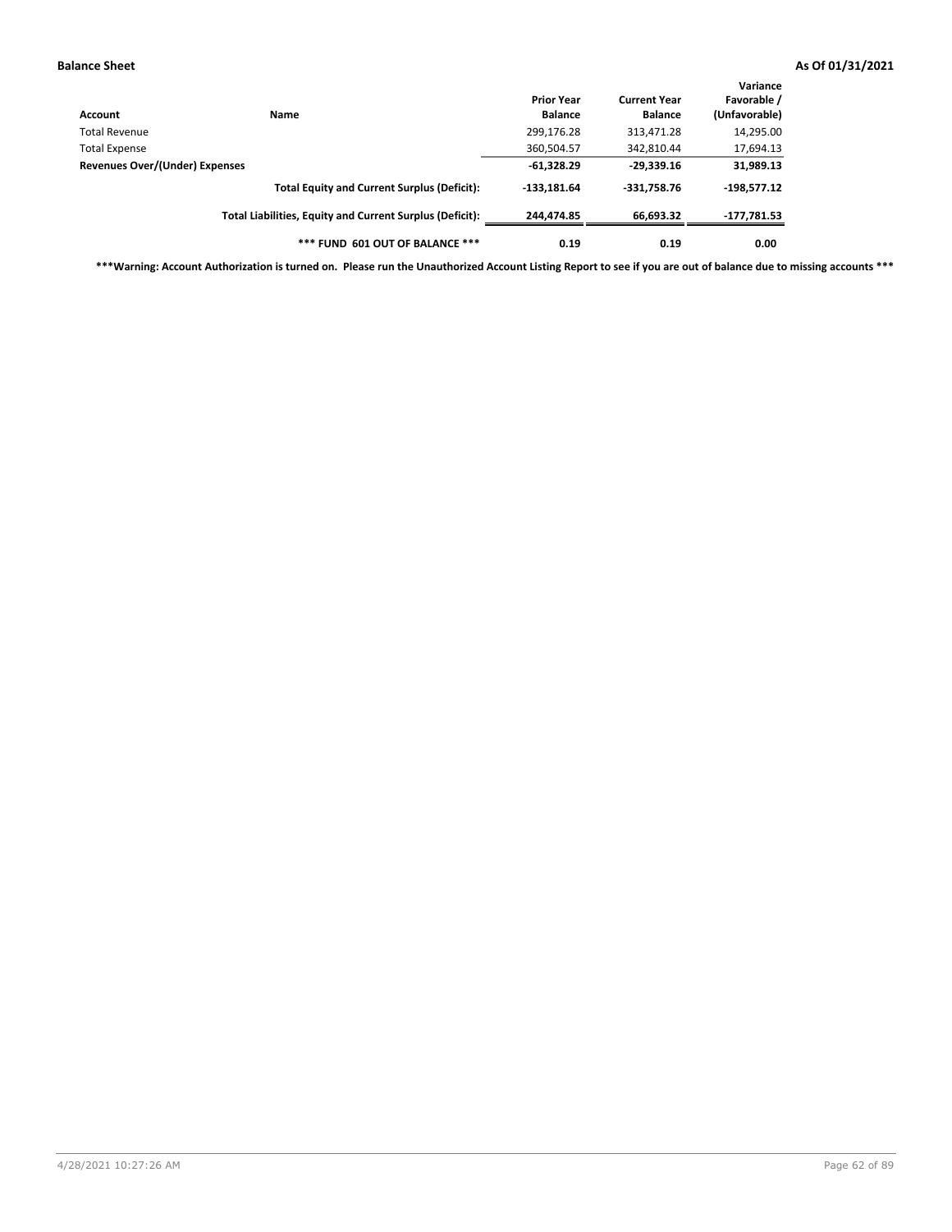| Account | Name | Prior Year Balance | Current Year Balance | Variance Favorable / (Unfavorable) |
|---|---|---|---|---|
| Total Revenue | | 299,176.28 | 313,471.28 | 14,295.00 |
| Total Expense | | 360,504.57 | 342,810.44 | 17,694.13 |
| **Revenues Over/(Under) Expenses** | | **-61,328.29** | **-29,339.16** | **31,989.13** |
| | **Total Equity and Current Surplus (Deficit):** | **-133,181.64** | **-331,758.76** | **-198,577.12** |
| | **Total Liabilities, Equity and Current Surplus (Deficit):** | **244,474.85** | **66,693.32** | **-177,781.53** |
| | **\*\*\* FUND 601 OUT OF BALANCE \*\*\*** | **0.19** | **0.19** | **0.00** |

**\*\*\*Warning: Account Authorization is turned on. Please run the Unauthorized Account Listing Report to see if you are out of balance due to missing accounts \*\*\***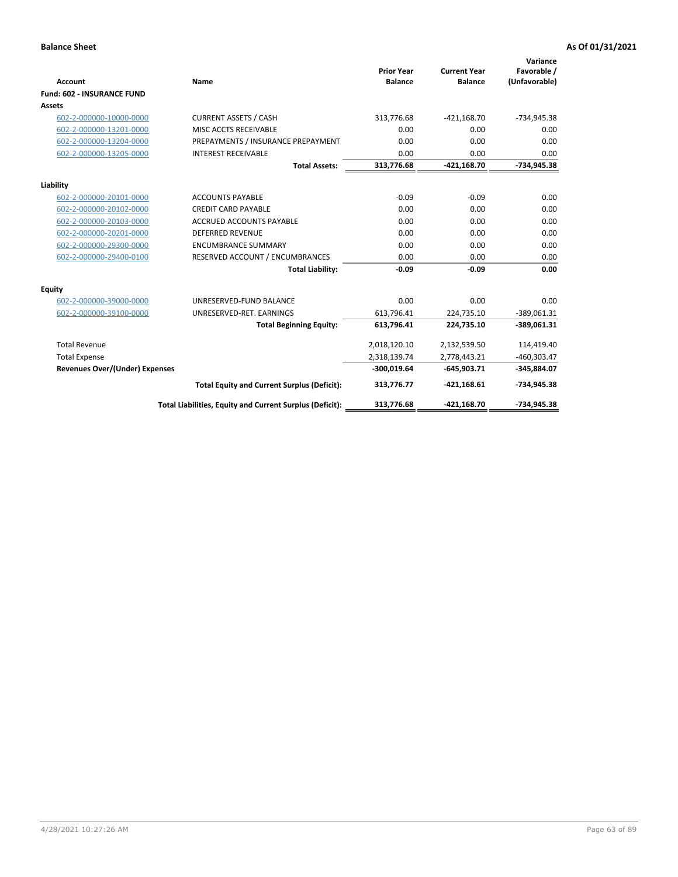**Balance Sheet** **As Of 01/31/2021**

| Account | Name | Prior Year Balance | Current Year Balance | Variance Favorable / (Unfavorable) |
|---|---|---|---|---|
| **Fund: 602 - INSURANCE FUND** | | | | |
| **Assets** | | | | |
| 602-2-000000-10000-0000 | CURRENT ASSETS / CASH | 313,776.68 | -421,168.70 | -734,945.38 |
| 602-2-000000-13201-0000 | MISC ACCTS RECEIVABLE | 0.00 | 0.00 | 0.00 |
| 602-2-000000-13204-0000 | PREPAYMENTS / INSURANCE PREPAYMENT | 0.00 | 0.00 | 0.00 |
| 602-2-000000-13205-0000 | INTEREST RECEIVABLE | 0.00 | 0.00 | 0.00 |
| | **Total Assets:** | **313,776.68** | **-421,168.70** | **-734,945.38** |
| **Liability** | | | | |
| 602-2-000000-20101-0000 | ACCOUNTS PAYABLE | -0.09 | -0.09 | 0.00 |
| 602-2-000000-20102-0000 | CREDIT CARD PAYABLE | 0.00 | 0.00 | 0.00 |
| 602-2-000000-20103-0000 | ACCRUED ACCOUNTS PAYABLE | 0.00 | 0.00 | 0.00 |
| 602-2-000000-20201-0000 | DEFERRED REVENUE | 0.00 | 0.00 | 0.00 |
| 602-2-000000-29300-0000 | ENCUMBRANCE SUMMARY | 0.00 | 0.00 | 0.00 |
| 602-2-000000-29400-0100 | RESERVED ACCOUNT / ENCUMBRANCES | 0.00 | 0.00 | 0.00 |
| | **Total Liability:** | **-0.09** | **-0.09** | **0.00** |
| **Equity** | | | | |
| 602-2-000000-39000-0000 | UNRESERVED-FUND BALANCE | 0.00 | 0.00 | 0.00 |
| 602-2-000000-39100-0000 | UNRESERVED-RET. EARNINGS | 613,796.41 | 224,735.10 | -389,061.31 |
| | **Total Beginning Equity:** | **613,796.41** | **224,735.10** | **-389,061.31** |
| Total Revenue | | 2,018,120.10 | 2,132,539.50 | 114,419.40 |
| Total Expense | | 2,318,139.74 | 2,778,443.21 | -460,303.47 |
| **Revenues Over/(Under) Expenses** | | **-300,019.64** | **-645,903.71** | **-345,884.07** |
| | **Total Equity and Current Surplus (Deficit):** | **313,776.77** | **-421,168.61** | **-734,945.38** |
| | **Total Liabilities, Equity and Current Surplus (Deficit):** | **313,776.68** | **-421,168.70** | **-734,945.38** |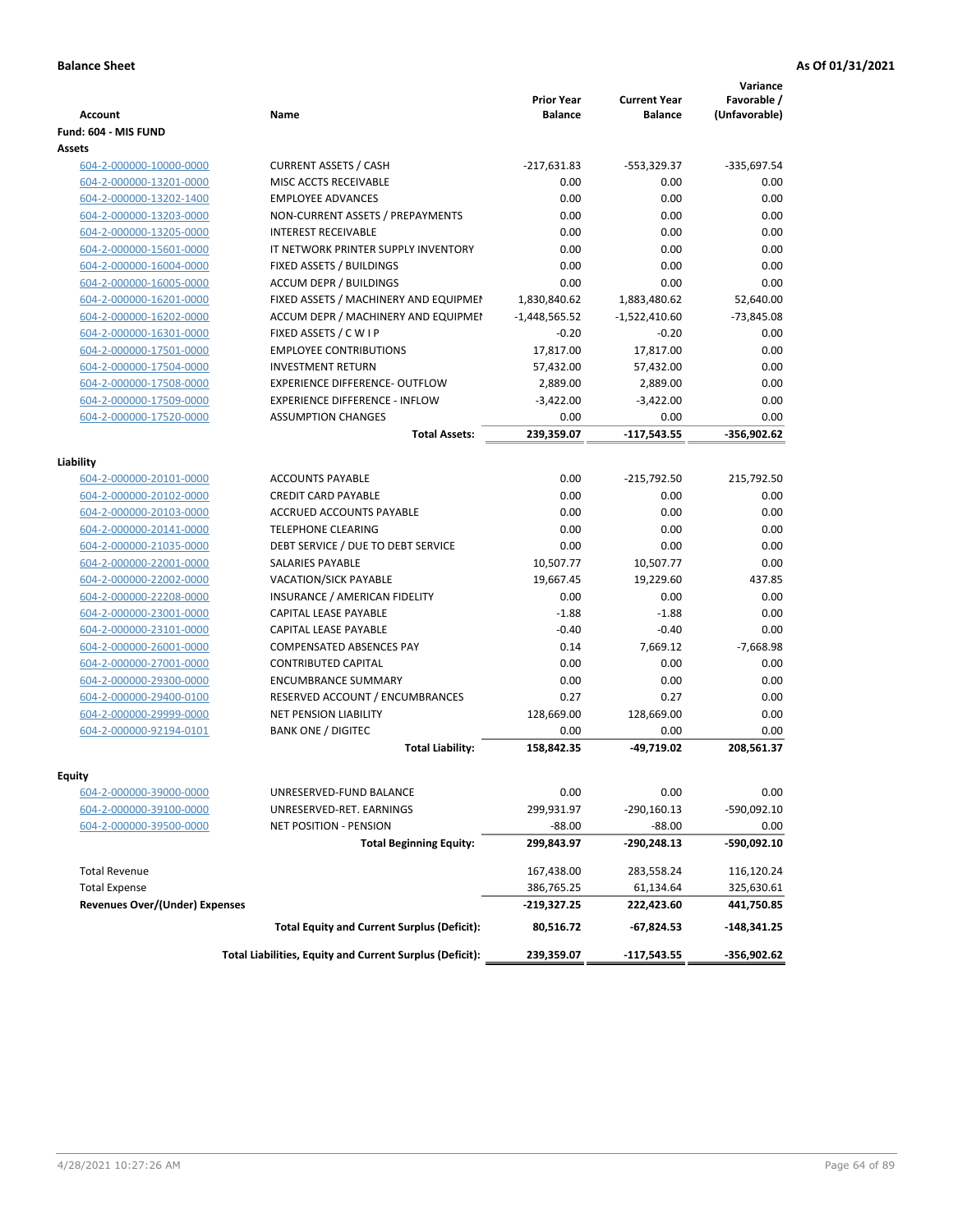**Balance Sheet** **As Of 01/31/2021**

| Account | Name | Prior Year Balance | Current Year Balance | Variance Favorable / (Unfavorable) |
|---|---|---|---|---|
| **Fund: 604 - MIS FUND** | | | | |
| **Assets** | | | | |
| 604-2-000000-10000-0000 | CURRENT ASSETS / CASH | -217,631.83 | -553,329.37 | -335,697.54 |
| 604-2-000000-13201-0000 | MISC ACCTS RECEIVABLE | 0.00 | 0.00 | 0.00 |
| 604-2-000000-13202-1400 | EMPLOYEE ADVANCES | 0.00 | 0.00 | 0.00 |
| 604-2-000000-13203-0000 | NON-CURRENT ASSETS / PREPAYMENTS | 0.00 | 0.00 | 0.00 |
| 604-2-000000-13205-0000 | INTEREST RECEIVABLE | 0.00 | 0.00 | 0.00 |
| 604-2-000000-15601-0000 | IT NETWORK PRINTER SUPPLY INVENTORY | 0.00 | 0.00 | 0.00 |
| 604-2-000000-16004-0000 | FIXED ASSETS / BUILDINGS | 0.00 | 0.00 | 0.00 |
| 604-2-000000-16005-0000 | ACCUM DEPR / BUILDINGS | 0.00 | 0.00 | 0.00 |
| 604-2-000000-16201-0000 | FIXED ASSETS / MACHINERY AND EQUIPMEI | 1,830,840.62 | 1,883,480.62 | 52,640.00 |
| 604-2-000000-16202-0000 | ACCUM DEPR / MACHINERY AND EQUIPMEI | -1,448,565.52 | -1,522,410.60 | -73,845.08 |
| 604-2-000000-16301-0000 | FIXED ASSETS / C W I P | -0.20 | -0.20 | 0.00 |
| 604-2-000000-17501-0000 | EMPLOYEE CONTRIBUTIONS | 17,817.00 | 17,817.00 | 0.00 |
| 604-2-000000-17504-0000 | INVESTMENT RETURN | 57,432.00 | 57,432.00 | 0.00 |
| 604-2-000000-17508-0000 | EXPERIENCE DIFFERENCE- OUTFLOW | 2,889.00 | 2,889.00 | 0.00 |
| 604-2-000000-17509-0000 | EXPERIENCE DIFFERENCE - INFLOW | -3,422.00 | -3,422.00 | 0.00 |
| 604-2-000000-17520-0000 | ASSUMPTION CHANGES | 0.00 | 0.00 | 0.00 |
| | **Total Assets:** | **239,359.07** | **-117,543.55** | **-356,902.62** |
| **Liability** | | | | |
| 604-2-000000-20101-0000 | ACCOUNTS PAYABLE | 0.00 | -215,792.50 | 215,792.50 |
| 604-2-000000-20102-0000 | CREDIT CARD PAYABLE | 0.00 | 0.00 | 0.00 |
| 604-2-000000-20103-0000 | ACCRUED ACCOUNTS PAYABLE | 0.00 | 0.00 | 0.00 |
| 604-2-000000-20141-0000 | TELEPHONE CLEARING | 0.00 | 0.00 | 0.00 |
| 604-2-000000-21035-0000 | DEBT SERVICE / DUE TO DEBT SERVICE | 0.00 | 0.00 | 0.00 |
| 604-2-000000-22001-0000 | SALARIES PAYABLE | 10,507.77 | 10,507.77 | 0.00 |
| 604-2-000000-22002-0000 | VACATION/SICK PAYABLE | 19,667.45 | 19,229.60 | 437.85 |
| 604-2-000000-22208-0000 | INSURANCE / AMERICAN FIDELITY | 0.00 | 0.00 | 0.00 |
| 604-2-000000-23001-0000 | CAPITAL LEASE PAYABLE | -1.88 | -1.88 | 0.00 |
| 604-2-000000-23101-0000 | CAPITAL LEASE PAYABLE | -0.40 | -0.40 | 0.00 |
| 604-2-000000-26001-0000 | COMPENSATED ABSENCES PAY | 0.14 | 7,669.12 | -7,668.98 |
| 604-2-000000-27001-0000 | CONTRIBUTED CAPITAL | 0.00 | 0.00 | 0.00 |
| 604-2-000000-29300-0000 | ENCUMBRANCE SUMMARY | 0.00 | 0.00 | 0.00 |
| 604-2-000000-29400-0100 | RESERVED ACCOUNT / ENCUMBRANCES | 0.27 | 0.27 | 0.00 |
| 604-2-000000-29999-0000 | NET PENSION LIABILITY | 128,669.00 | 128,669.00 | 0.00 |
| 604-2-000000-92194-0101 | BANK ONE / DIGITEC | 0.00 | 0.00 | 0.00 |
| | **Total Liability:** | **158,842.35** | **-49,719.02** | **208,561.37** |
| **Equity** | | | | |
| 604-2-000000-39000-0000 | UNRESERVED-FUND BALANCE | 0.00 | 0.00 | 0.00 |
| 604-2-000000-39100-0000 | UNRESERVED-RET. EARNINGS | 299,931.97 | -290,160.13 | -590,092.10 |
| 604-2-000000-39500-0000 | NET POSITION - PENSION | -88.00 | -88.00 | 0.00 |
| | **Total Beginning Equity:** | **299,843.97** | **-290,248.13** | **-590,092.10** |
| Total Revenue | | 167,438.00 | 283,558.24 | 116,120.24 |
| Total Expense | | 386,765.25 | 61,134.64 | 325,630.61 |
| **Revenues Over/(Under) Expenses** | | **-219,327.25** | **222,423.60** | **441,750.85** |
| | **Total Equity and Current Surplus (Deficit):** | **80,516.72** | **-67,824.53** | **-148,341.25** |
| | **Total Liabilities, Equity and Current Surplus (Deficit):** | **239,359.07** | **-117,543.55** | **-356,902.62** |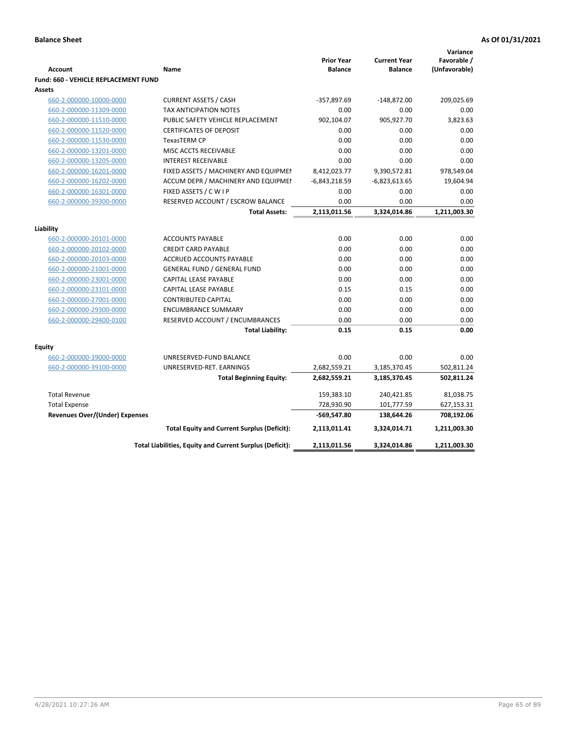**Balance Sheet** **As Of 01/31/2021**

| Account | Name | Prior Year Balance | Current Year Balance | Variance Favorable / (Unfavorable) |
|---|---|---|---|---|
| **Fund: 660 - VEHICLE REPLACEMENT FUND** | | | | |
| **Assets** | | | | |
| 660-2-000000-10000-0000 | CURRENT ASSETS / CASH | -357,897.69 | -148,872.00 | 209,025.69 |
| 660-2-000000-11309-0000 | TAX ANTICIPATION NOTES | 0.00 | 0.00 | 0.00 |
| 660-2-000000-11510-0000 | PUBLIC SAFETY VEHICLE REPLACEMENT | 902,104.07 | 905,927.70 | 3,823.63 |
| 660-2-000000-11520-0000 | CERTIFICATES OF DEPOSIT | 0.00 | 0.00 | 0.00 |
| 660-2-000000-11530-0000 | TexasTERM CP | 0.00 | 0.00 | 0.00 |
| 660-2-000000-13201-0000 | MISC ACCTS RECEIVABLE | 0.00 | 0.00 | 0.00 |
| 660-2-000000-13205-0000 | INTEREST RECEIVABLE | 0.00 | 0.00 | 0.00 |
| 660-2-000000-16201-0000 | FIXED ASSETS / MACHINERY AND EQUIPMEN | 8,412,023.77 | 9,390,572.81 | 978,549.04 |
| 660-2-000000-16202-0000 | ACCUM DEPR / MACHINERY AND EQUIPMEI | -6,843,218.59 | -6,823,613.65 | 19,604.94 |
| 660-2-000000-16301-0000 | FIXED ASSETS / C W I P | 0.00 | 0.00 | 0.00 |
| 660-2-000000-39300-0000 | RESERVED ACCOUNT / ESCROW BALANCE | 0.00 | 0.00 | 0.00 |
| | **Total Assets:** | **2,113,011.56** | **3,324,014.86** | **1,211,003.30** |
| **Liability** | | | | |
| 660-2-000000-20101-0000 | ACCOUNTS PAYABLE | 0.00 | 0.00 | 0.00 |
| 660-2-000000-20102-0000 | CREDIT CARD PAYABLE | 0.00 | 0.00 | 0.00 |
| 660-2-000000-20103-0000 | ACCRUED ACCOUNTS PAYABLE | 0.00 | 0.00 | 0.00 |
| 660-2-000000-21001-0000 | GENERAL FUND / GENERAL FUND | 0.00 | 0.00 | 0.00 |
| 660-2-000000-23001-0000 | CAPITAL LEASE PAYABLE | 0.00 | 0.00 | 0.00 |
| 660-2-000000-23101-0000 | CAPITAL LEASE PAYABLE | 0.15 | 0.15 | 0.00 |
| 660-2-000000-27001-0000 | CONTRIBUTED CAPITAL | 0.00 | 0.00 | 0.00 |
| 660-2-000000-29300-0000 | ENCUMBRANCE SUMMARY | 0.00 | 0.00 | 0.00 |
| 660-2-000000-29400-0100 | RESERVED ACCOUNT / ENCUMBRANCES | 0.00 | 0.00 | 0.00 |
| | **Total Liability:** | **0.15** | **0.15** | **0.00** |
| **Equity** | | | | |
| 660-2-000000-39000-0000 | UNRESERVED-FUND BALANCE | 0.00 | 0.00 | 0.00 |
| 660-2-000000-39100-0000 | UNRESERVED-RET. EARNINGS | 2,682,559.21 | 3,185,370.45 | 502,811.24 |
| | **Total Beginning Equity:** | **2,682,559.21** | **3,185,370.45** | **502,811.24** |
| Total Revenue | | 159,383.10 | 240,421.85 | 81,038.75 |
| Total Expense | | 728,930.90 | 101,777.59 | 627,153.31 |
| **Revenues Over/(Under) Expenses** | | **-569,547.80** | **138,644.26** | **708,192.06** |
| | **Total Equity and Current Surplus (Deficit):** | **2,113,011.41** | **3,324,014.71** | **1,211,003.30** |
| | **Total Liabilities, Equity and Current Surplus (Deficit):** | **2,113,011.56** | **3,324,014.86** | **1,211,003.30** |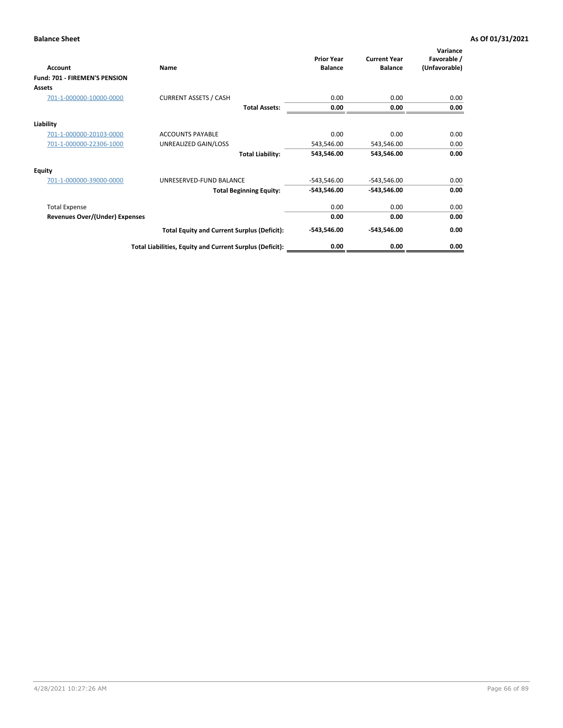**Balance Sheet** — **As Of 01/31/2021**

| Account | Name | Prior Year Balance | Current Year Balance | Variance Favorable / (Unfavorable) |
|---|---|---|---|---|
| **Fund: 701 - FIREMEN'S PENSION** | | | | |
| **Assets** | | | | |
| 701-1-000000-10000-0000 | CURRENT ASSETS / CASH | 0.00 | 0.00 | 0.00 |
| | **Total Assets:** | **0.00** | **0.00** | **0.00** |
| **Liability** | | | | |
| 701-1-000000-20103-0000 | ACCOUNTS PAYABLE | 0.00 | 0.00 | 0.00 |
| 701-1-000000-22306-1000 | UNREALIZED GAIN/LOSS | 543,546.00 | 543,546.00 | 0.00 |
| | **Total Liability:** | **543,546.00** | **543,546.00** | **0.00** |
| **Equity** | | | | |
| 701-1-000000-39000-0000 | UNRESERVED-FUND BALANCE | -543,546.00 | -543,546.00 | 0.00 |
| | **Total Beginning Equity:** | **-543,546.00** | **-543,546.00** | **0.00** |
| Total Expense | | 0.00 | 0.00 | 0.00 |
| **Revenues Over/(Under) Expenses** | | **0.00** | **0.00** | **0.00** |
| | **Total Equity and Current Surplus (Deficit):** | **-543,546.00** | **-543,546.00** | **0.00** |
| | **Total Liabilities, Equity and Current Surplus (Deficit):** | **0.00** | **0.00** | **0.00** |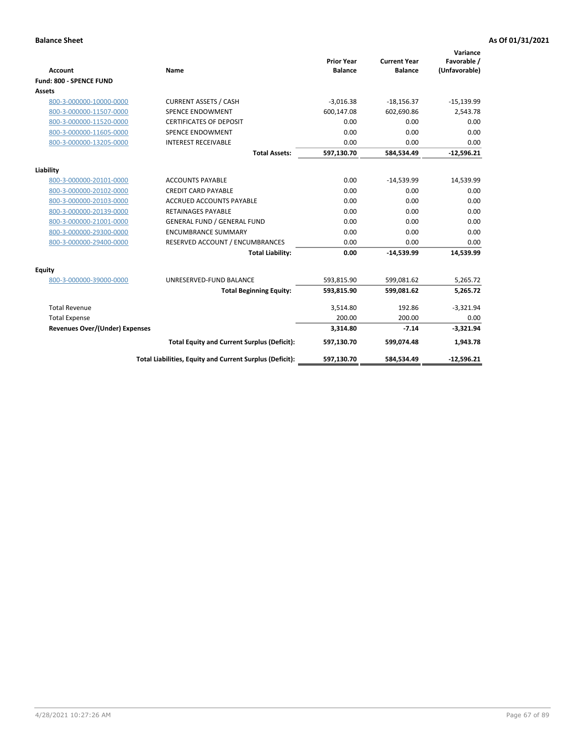**Balance Sheet** **As Of 01/31/2021**

| Account | Name | Prior Year Balance | Current Year Balance | Variance Favorable / (Unfavorable) |
|---|---|---|---|---|
| **Fund: 800 - SPENCE FUND** | | | | |
| **Assets** | | | | |
| 800-3-000000-10000-0000 | CURRENT ASSETS / CASH | -3,016.38 | -18,156.37 | -15,139.99 |
| 800-3-000000-11507-0000 | SPENCE ENDOWMENT | 600,147.08 | 602,690.86 | 2,543.78 |
| 800-3-000000-11520-0000 | CERTIFICATES OF DEPOSIT | 0.00 | 0.00 | 0.00 |
| 800-3-000000-11605-0000 | SPENCE ENDOWMENT | 0.00 | 0.00 | 0.00 |
| 800-3-000000-13205-0000 | INTEREST RECEIVABLE | 0.00 | 0.00 | 0.00 |
| | **Total Assets:** | **597,130.70** | **584,534.49** | **-12,596.21** |
| **Liability** | | | | |
| 800-3-000000-20101-0000 | ACCOUNTS PAYABLE | 0.00 | -14,539.99 | 14,539.99 |
| 800-3-000000-20102-0000 | CREDIT CARD PAYABLE | 0.00 | 0.00 | 0.00 |
| 800-3-000000-20103-0000 | ACCRUED ACCOUNTS PAYABLE | 0.00 | 0.00 | 0.00 |
| 800-3-000000-20139-0000 | RETAINAGES PAYABLE | 0.00 | 0.00 | 0.00 |
| 800-3-000000-21001-0000 | GENERAL FUND / GENERAL FUND | 0.00 | 0.00 | 0.00 |
| 800-3-000000-29300-0000 | ENCUMBRANCE SUMMARY | 0.00 | 0.00 | 0.00 |
| 800-3-000000-29400-0000 | RESERVED ACCOUNT / ENCUMBRANCES | 0.00 | 0.00 | 0.00 |
| | **Total Liability:** | **0.00** | **-14,539.99** | **14,539.99** |
| **Equity** | | | | |
| 800-3-000000-39000-0000 | UNRESERVED-FUND BALANCE | 593,815.90 | 599,081.62 | 5,265.72 |
| | **Total Beginning Equity:** | **593,815.90** | **599,081.62** | **5,265.72** |
| Total Revenue | | 3,514.80 | 192.86 | -3,321.94 |
| Total Expense | | 200.00 | 200.00 | 0.00 |
| **Revenues Over/(Under) Expenses** | | **3,314.80** | **-7.14** | **-3,321.94** |
| | **Total Equity and Current Surplus (Deficit):** | **597,130.70** | **599,074.48** | **1,943.78** |
| | **Total Liabilities, Equity and Current Surplus (Deficit):** | **597,130.70** | **584,534.49** | **-12,596.21** |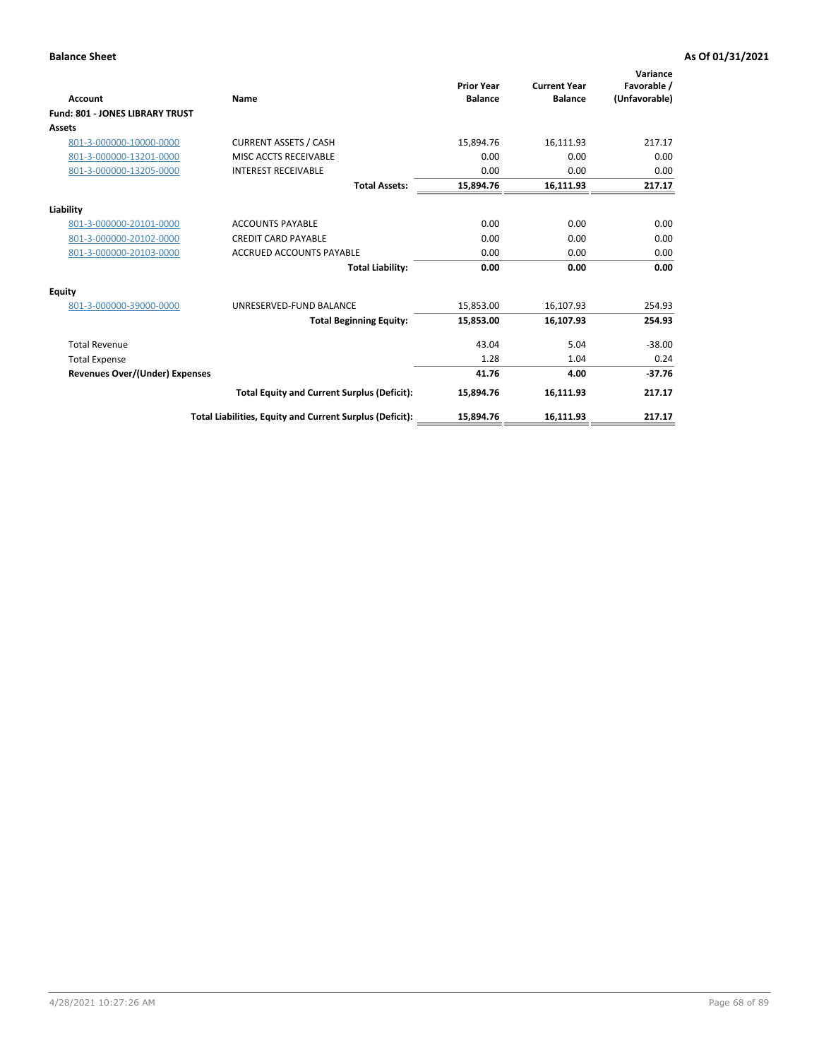**Balance Sheet** **As Of 01/31/2021**

| Account | Name | Prior Year Balance | Current Year Balance | Variance Favorable / (Unfavorable) |
|---|---|---|---|---|
| **Fund: 801 - JONES LIBRARY TRUST** | | | | |
| **Assets** | | | | |
| 801-3-000000-10000-0000 | CURRENT ASSETS / CASH | 15,894.76 | 16,111.93 | 217.17 |
| 801-3-000000-13201-0000 | MISC ACCTS RECEIVABLE | 0.00 | 0.00 | 0.00 |
| 801-3-000000-13205-0000 | INTEREST RECEIVABLE | 0.00 | 0.00 | 0.00 |
| | **Total Assets:** | **15,894.76** | **16,111.93** | **217.17** |
| **Liability** | | | | |
| 801-3-000000-20101-0000 | ACCOUNTS PAYABLE | 0.00 | 0.00 | 0.00 |
| 801-3-000000-20102-0000 | CREDIT CARD PAYABLE | 0.00 | 0.00 | 0.00 |
| 801-3-000000-20103-0000 | ACCRUED ACCOUNTS PAYABLE | 0.00 | 0.00 | 0.00 |
| | **Total Liability:** | **0.00** | **0.00** | **0.00** |
| **Equity** | | | | |
| 801-3-000000-39000-0000 | UNRESERVED-FUND BALANCE | 15,853.00 | 16,107.93 | 254.93 |
| | **Total Beginning Equity:** | **15,853.00** | **16,107.93** | **254.93** |
| Total Revenue | | 43.04 | 5.04 | -38.00 |
| Total Expense | | 1.28 | 1.04 | 0.24 |
| **Revenues Over/(Under) Expenses** | | **41.76** | **4.00** | **-37.76** |
| | **Total Equity and Current Surplus (Deficit):** | **15,894.76** | **16,111.93** | **217.17** |
| | **Total Liabilities, Equity and Current Surplus (Deficit):** | **15,894.76** | **16,111.93** | **217.17** |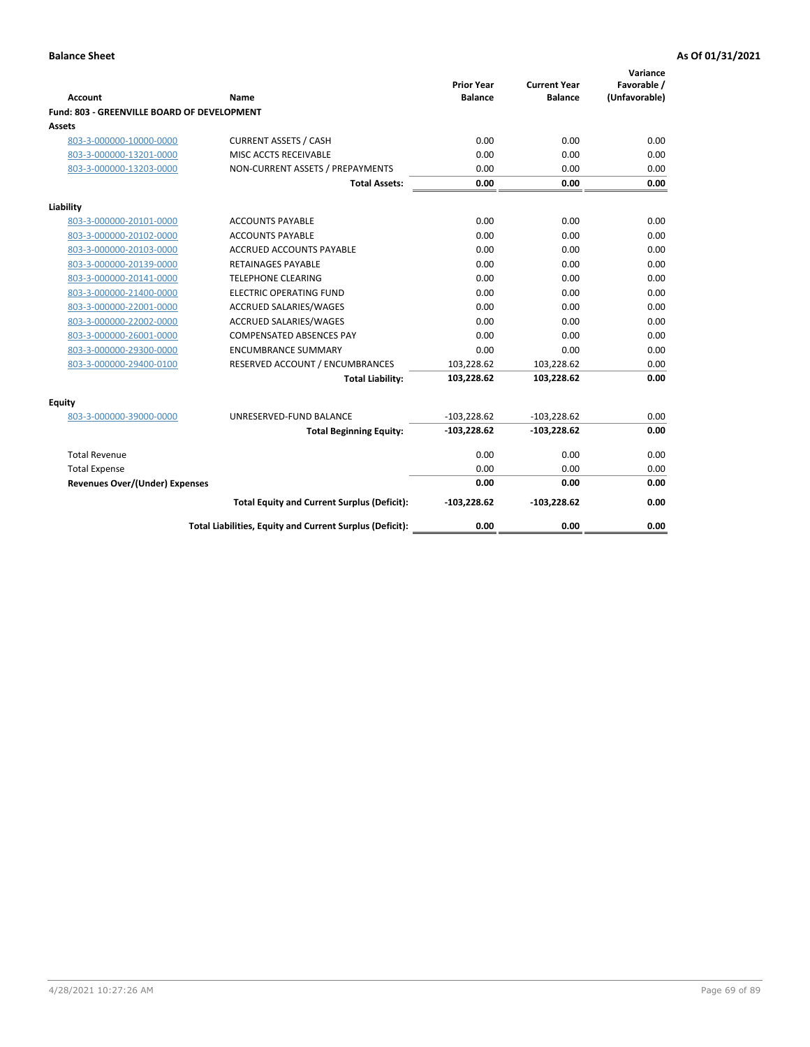**Balance Sheet** | **As Of 01/31/2021**

| Account | Name | Prior Year Balance | Current Year Balance | Variance Favorable / (Unfavorable) |
|---|---|---|---|---|
| **Fund: 803 - GREENVILLE BOARD OF DEVELOPMENT** | | | | |
| **Assets** | | | | |
| 803-3-000000-10000-0000 | CURRENT ASSETS / CASH | 0.00 | 0.00 | 0.00 |
| 803-3-000000-13201-0000 | MISC ACCTS RECEIVABLE | 0.00 | 0.00 | 0.00 |
| 803-3-000000-13203-0000 | NON-CURRENT ASSETS / PREPAYMENTS | 0.00 | 0.00 | 0.00 |
| | **Total Assets:** | **0.00** | **0.00** | **0.00** |
| **Liability** | | | | |
| 803-3-000000-20101-0000 | ACCOUNTS PAYABLE | 0.00 | 0.00 | 0.00 |
| 803-3-000000-20102-0000 | ACCOUNTS PAYABLE | 0.00 | 0.00 | 0.00 |
| 803-3-000000-20103-0000 | ACCRUED ACCOUNTS PAYABLE | 0.00 | 0.00 | 0.00 |
| 803-3-000000-20139-0000 | RETAINAGES PAYABLE | 0.00 | 0.00 | 0.00 |
| 803-3-000000-20141-0000 | TELEPHONE CLEARING | 0.00 | 0.00 | 0.00 |
| 803-3-000000-21400-0000 | ELECTRIC OPERATING FUND | 0.00 | 0.00 | 0.00 |
| 803-3-000000-22001-0000 | ACCRUED SALARIES/WAGES | 0.00 | 0.00 | 0.00 |
| 803-3-000000-22002-0000 | ACCRUED SALARIES/WAGES | 0.00 | 0.00 | 0.00 |
| 803-3-000000-26001-0000 | COMPENSATED ABSENCES PAY | 0.00 | 0.00 | 0.00 |
| 803-3-000000-29300-0000 | ENCUMBRANCE SUMMARY | 0.00 | 0.00 | 0.00 |
| 803-3-000000-29400-0100 | RESERVED ACCOUNT / ENCUMBRANCES | 103,228.62 | 103,228.62 | 0.00 |
| | **Total Liability:** | **103,228.62** | **103,228.62** | **0.00** |
| **Equity** | | | | |
| 803-3-000000-39000-0000 | UNRESERVED-FUND BALANCE | -103,228.62 | -103,228.62 | 0.00 |
| | **Total Beginning Equity:** | **-103,228.62** | **-103,228.62** | **0.00** |
| Total Revenue | | 0.00 | 0.00 | 0.00 |
| Total Expense | | 0.00 | 0.00 | 0.00 |
| **Revenues Over/(Under) Expenses** | | **0.00** | **0.00** | **0.00** |
| | **Total Equity and Current Surplus (Deficit):** | **-103,228.62** | **-103,228.62** | **0.00** |
| | **Total Liabilities, Equity and Current Surplus (Deficit):** | **0.00** | **0.00** | **0.00** |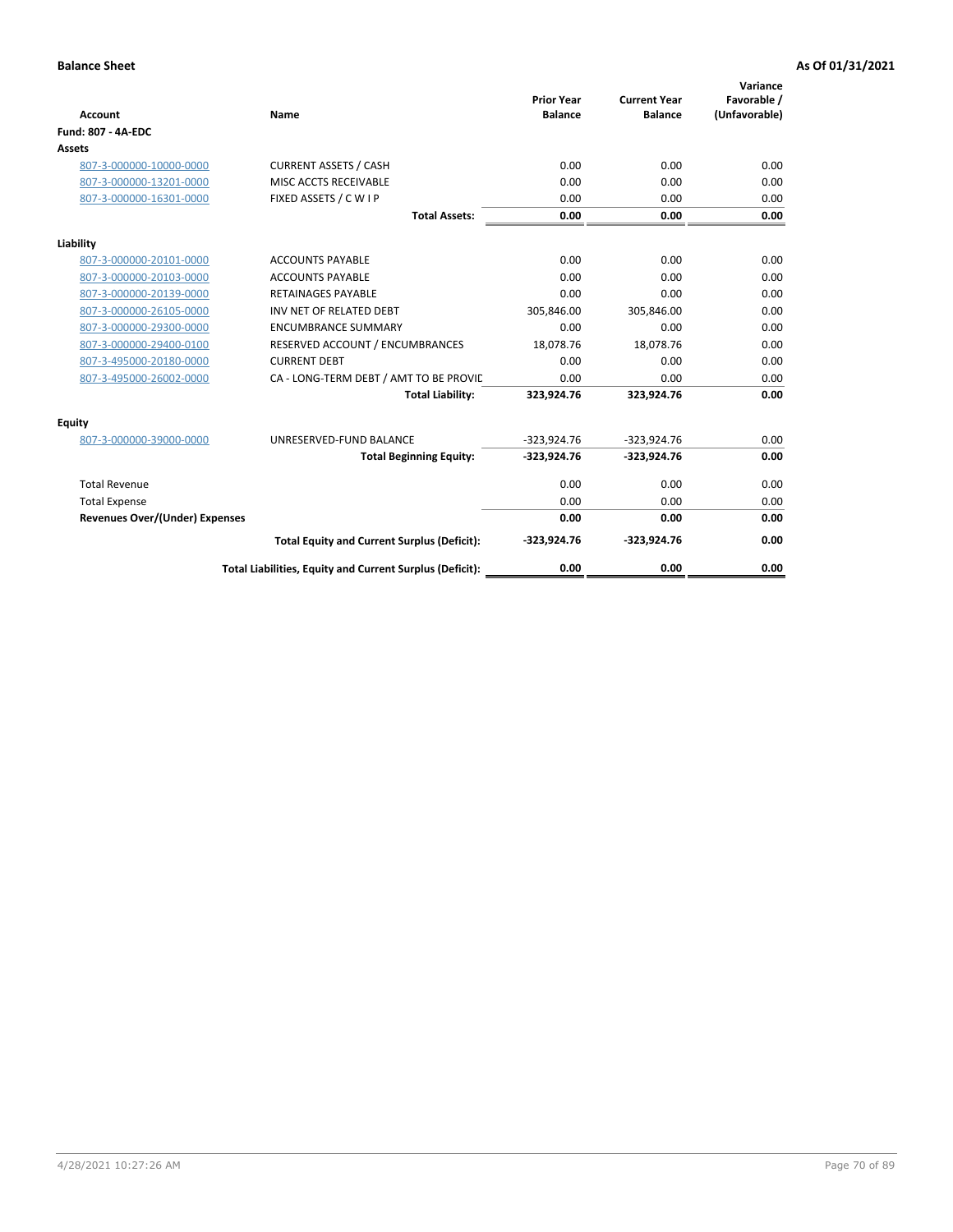**Balance Sheet** | **As Of 01/31/2021**

| Account | Name | Prior Year Balance | Current Year Balance | Variance Favorable / (Unfavorable) |
|---|---|---|---|---|
| **Fund: 807 - 4A-EDC** | | | | |
| **Assets** | | | | |
| 807-3-000000-10000-0000 | CURRENT ASSETS / CASH | 0.00 | 0.00 | 0.00 |
| 807-3-000000-13201-0000 | MISC ACCTS RECEIVABLE | 0.00 | 0.00 | 0.00 |
| 807-3-000000-16301-0000 | FIXED ASSETS / C W I P | 0.00 | 0.00 | 0.00 |
| | **Total Assets:** | **0.00** | **0.00** | **0.00** |
| **Liability** | | | | |
| 807-3-000000-20101-0000 | ACCOUNTS PAYABLE | 0.00 | 0.00 | 0.00 |
| 807-3-000000-20103-0000 | ACCOUNTS PAYABLE | 0.00 | 0.00 | 0.00 |
| 807-3-000000-20139-0000 | RETAINAGES PAYABLE | 0.00 | 0.00 | 0.00 |
| 807-3-000000-26105-0000 | INV NET OF RELATED DEBT | 305,846.00 | 305,846.00 | 0.00 |
| 807-3-000000-29300-0000 | ENCUMBRANCE SUMMARY | 0.00 | 0.00 | 0.00 |
| 807-3-000000-29400-0100 | RESERVED ACCOUNT / ENCUMBRANCES | 18,078.76 | 18,078.76 | 0.00 |
| 807-3-495000-20180-0000 | CURRENT DEBT | 0.00 | 0.00 | 0.00 |
| 807-3-495000-26002-0000 | CA - LONG-TERM DEBT / AMT TO BE PROVIC | 0.00 | 0.00 | 0.00 |
| | **Total Liability:** | **323,924.76** | **323,924.76** | **0.00** |
| **Equity** | | | | |
| 807-3-000000-39000-0000 | UNRESERVED-FUND BALANCE | -323,924.76 | -323,924.76 | 0.00 |
| | **Total Beginning Equity:** | **-323,924.76** | **-323,924.76** | **0.00** |
| Total Revenue | | 0.00 | 0.00 | 0.00 |
| Total Expense | | 0.00 | 0.00 | 0.00 |
| **Revenues Over/(Under) Expenses** | | **0.00** | **0.00** | **0.00** |
| | **Total Equity and Current Surplus (Deficit):** | **-323,924.76** | **-323,924.76** | **0.00** |
| | **Total Liabilities, Equity and Current Surplus (Deficit):** | **0.00** | **0.00** | **0.00** |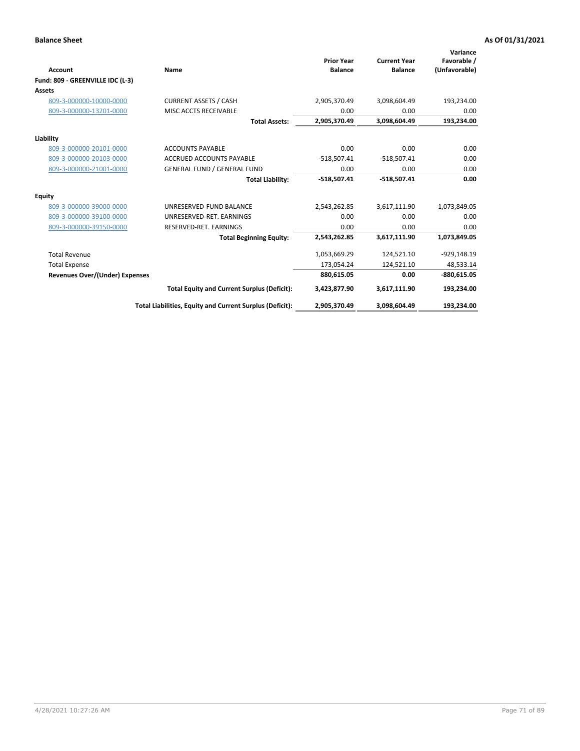**Balance Sheet** **As Of 01/31/2021**

| Account | Name | Prior Year Balance | Current Year Balance | Variance Favorable / (Unfavorable) |
|---|---|---|---|---|
| **Fund: 809 - GREENVILLE IDC (L-3)** | | | | |
| **Assets** | | | | |
| 809-3-000000-10000-0000 | CURRENT ASSETS / CASH | 2,905,370.49 | 3,098,604.49 | 193,234.00 |
| 809-3-000000-13201-0000 | MISC ACCTS RECEIVABLE | 0.00 | 0.00 | 0.00 |
| | **Total Assets:** | **2,905,370.49** | **3,098,604.49** | **193,234.00** |
| **Liability** | | | | |
| 809-3-000000-20101-0000 | ACCOUNTS PAYABLE | 0.00 | 0.00 | 0.00 |
| 809-3-000000-20103-0000 | ACCRUED ACCOUNTS PAYABLE | -518,507.41 | -518,507.41 | 0.00 |
| 809-3-000000-21001-0000 | GENERAL FUND / GENERAL FUND | 0.00 | 0.00 | 0.00 |
| | **Total Liability:** | **-518,507.41** | **-518,507.41** | **0.00** |
| **Equity** | | | | |
| 809-3-000000-39000-0000 | UNRESERVED-FUND BALANCE | 2,543,262.85 | 3,617,111.90 | 1,073,849.05 |
| 809-3-000000-39100-0000 | UNRESERVED-RET. EARNINGS | 0.00 | 0.00 | 0.00 |
| 809-3-000000-39150-0000 | RESERVED-RET. EARNINGS | 0.00 | 0.00 | 0.00 |
| | **Total Beginning Equity:** | **2,543,262.85** | **3,617,111.90** | **1,073,849.05** |
| Total Revenue | | 1,053,669.29 | 124,521.10 | -929,148.19 |
| Total Expense | | 173,054.24 | 124,521.10 | 48,533.14 |
| **Revenues Over/(Under) Expenses** | | **880,615.05** | **0.00** | **-880,615.05** |
| | **Total Equity and Current Surplus (Deficit):** | **3,423,877.90** | **3,617,111.90** | **193,234.00** |
| | **Total Liabilities, Equity and Current Surplus (Deficit):** | **2,905,370.49** | **3,098,604.49** | **193,234.00** |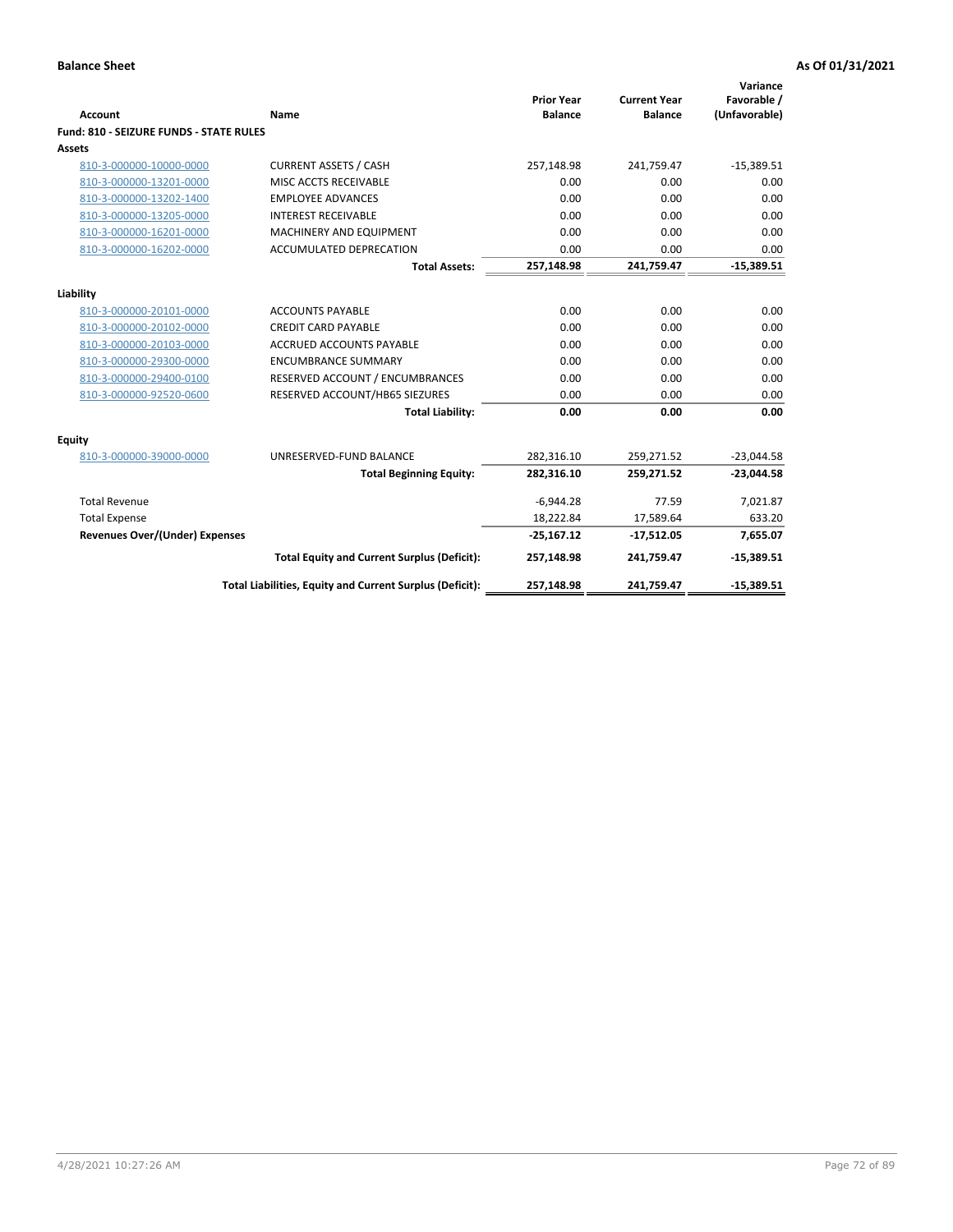**Balance Sheet** **As Of 01/31/2021**

| Account | Name | Prior Year Balance | Current Year Balance | Variance Favorable / (Unfavorable) |
|---|---|---|---|---|
| **Fund: 810 - SEIZURE FUNDS - STATE RULES** | | | | |
| **Assets** | | | | |
| 810-3-000000-10000-0000 | CURRENT ASSETS / CASH | 257,148.98 | 241,759.47 | -15,389.51 |
| 810-3-000000-13201-0000 | MISC ACCTS RECEIVABLE | 0.00 | 0.00 | 0.00 |
| 810-3-000000-13202-1400 | EMPLOYEE ADVANCES | 0.00 | 0.00 | 0.00 |
| 810-3-000000-13205-0000 | INTEREST RECEIVABLE | 0.00 | 0.00 | 0.00 |
| 810-3-000000-16201-0000 | MACHINERY AND EQUIPMENT | 0.00 | 0.00 | 0.00 |
| 810-3-000000-16202-0000 | ACCUMULATED DEPRECATION | 0.00 | 0.00 | 0.00 |
| | **Total Assets:** | **257,148.98** | **241,759.47** | **-15,389.51** |
| **Liability** | | | | |
| 810-3-000000-20101-0000 | ACCOUNTS PAYABLE | 0.00 | 0.00 | 0.00 |
| 810-3-000000-20102-0000 | CREDIT CARD PAYABLE | 0.00 | 0.00 | 0.00 |
| 810-3-000000-20103-0000 | ACCRUED ACCOUNTS PAYABLE | 0.00 | 0.00 | 0.00 |
| 810-3-000000-29300-0000 | ENCUMBRANCE SUMMARY | 0.00 | 0.00 | 0.00 |
| 810-3-000000-29400-0100 | RESERVED ACCOUNT / ENCUMBRANCES | 0.00 | 0.00 | 0.00 |
| 810-3-000000-92520-0600 | RESERVED ACCOUNT/HB65 SIEZURES | 0.00 | 0.00 | 0.00 |
| | **Total Liability:** | **0.00** | **0.00** | **0.00** |
| **Equity** | | | | |
| 810-3-000000-39000-0000 | UNRESERVED-FUND BALANCE | 282,316.10 | 259,271.52 | -23,044.58 |
| | **Total Beginning Equity:** | **282,316.10** | **259,271.52** | **-23,044.58** |
| Total Revenue | | -6,944.28 | 77.59 | 7,021.87 |
| Total Expense | | 18,222.84 | 17,589.64 | 633.20 |
| **Revenues Over/(Under) Expenses** | | **-25,167.12** | **-17,512.05** | **7,655.07** |
| | **Total Equity and Current Surplus (Deficit):** | **257,148.98** | **241,759.47** | **-15,389.51** |
| | **Total Liabilities, Equity and Current Surplus (Deficit):** | **257,148.98** | **241,759.47** | **-15,389.51** |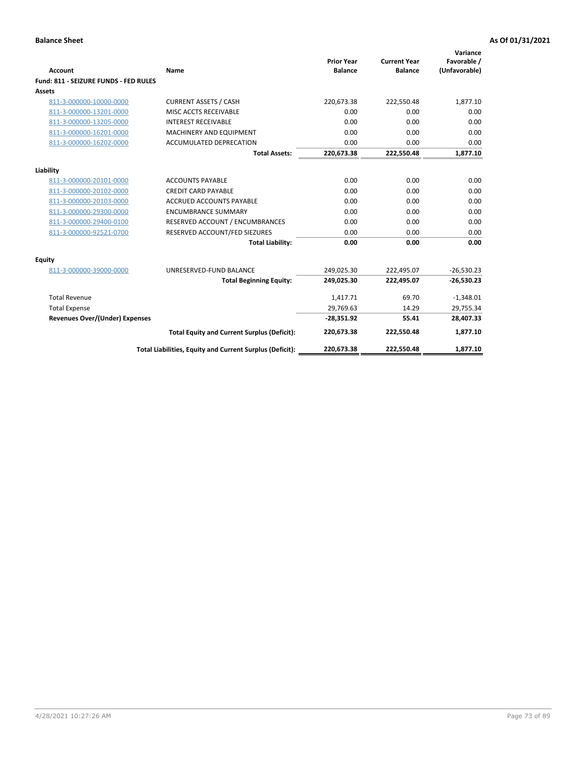**Balance Sheet** **As Of 01/31/2021**

| Account | Name | Prior Year Balance | Current Year Balance | Variance Favorable / (Unfavorable) |
|---|---|---|---|---|
| **Fund: 811 - SEIZURE FUNDS - FED RULES** | | | | |
| **Assets** | | | | |
| 811-3-000000-10000-0000 | CURRENT ASSETS / CASH | 220,673.38 | 222,550.48 | 1,877.10 |
| 811-3-000000-13201-0000 | MISC ACCTS RECEIVABLE | 0.00 | 0.00 | 0.00 |
| 811-3-000000-13205-0000 | INTEREST RECEIVABLE | 0.00 | 0.00 | 0.00 |
| 811-3-000000-16201-0000 | MACHINERY AND EQUIPMENT | 0.00 | 0.00 | 0.00 |
| 811-3-000000-16202-0000 | ACCUMULATED DEPRECATION | 0.00 | 0.00 | 0.00 |
| | **Total Assets:** | **220,673.38** | **222,550.48** | **1,877.10** |
| **Liability** | | | | |
| 811-3-000000-20101-0000 | ACCOUNTS PAYABLE | 0.00 | 0.00 | 0.00 |
| 811-3-000000-20102-0000 | CREDIT CARD PAYABLE | 0.00 | 0.00 | 0.00 |
| 811-3-000000-20103-0000 | ACCRUED ACCOUNTS PAYABLE | 0.00 | 0.00 | 0.00 |
| 811-3-000000-29300-0000 | ENCUMBRANCE SUMMARY | 0.00 | 0.00 | 0.00 |
| 811-3-000000-29400-0100 | RESERVED ACCOUNT / ENCUMBRANCES | 0.00 | 0.00 | 0.00 |
| 811-3-000000-92521-0700 | RESERVED ACCOUNT/FED SIEZURES | 0.00 | 0.00 | 0.00 |
| | **Total Liability:** | **0.00** | **0.00** | **0.00** |
| **Equity** | | | | |
| 811-3-000000-39000-0000 | UNRESERVED-FUND BALANCE | 249,025.30 | 222,495.07 | -26,530.23 |
| | **Total Beginning Equity:** | **249,025.30** | **222,495.07** | **-26,530.23** |
| Total Revenue | | 1,417.71 | 69.70 | -1,348.01 |
| Total Expense | | 29,769.63 | 14.29 | 29,755.34 |
| **Revenues Over/(Under) Expenses** | | **-28,351.92** | **55.41** | **28,407.33** |
| | **Total Equity and Current Surplus (Deficit):** | **220,673.38** | **222,550.48** | **1,877.10** |
| | **Total Liabilities, Equity and Current Surplus (Deficit):** | **220,673.38** | **222,550.48** | **1,877.10** |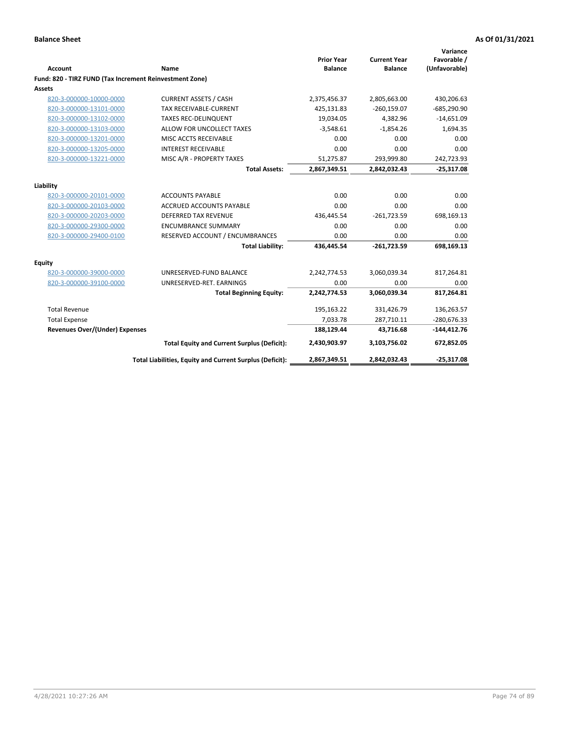**Balance Sheet** **As Of 01/31/2021**

| Account | Name | Prior Year Balance | Current Year Balance | Variance Favorable / (Unfavorable) |
|---|---|---|---|---|
| **Fund: 820 - TIRZ FUND (Tax Increment Reinvestment Zone)** | | | | |
| **Assets** | | | | |
| 820-3-000000-10000-0000 | CURRENT ASSETS / CASH | 2,375,456.37 | 2,805,663.00 | 430,206.63 |
| 820-3-000000-13101-0000 | TAX RECEIVABLE-CURRENT | 425,131.83 | -260,159.07 | -685,290.90 |
| 820-3-000000-13102-0000 | TAXES REC-DELINQUENT | 19,034.05 | 4,382.96 | -14,651.09 |
| 820-3-000000-13103-0000 | ALLOW FOR UNCOLLECT TAXES | -3,548.61 | -1,854.26 | 1,694.35 |
| 820-3-000000-13201-0000 | MISC ACCTS RECEIVABLE | 0.00 | 0.00 | 0.00 |
| 820-3-000000-13205-0000 | INTEREST RECEIVABLE | 0.00 | 0.00 | 0.00 |
| 820-3-000000-13221-0000 | MISC A/R - PROPERTY TAXES | 51,275.87 | 293,999.80 | 242,723.93 |
| | **Total Assets:** | **2,867,349.51** | **2,842,032.43** | **-25,317.08** |
| **Liability** | | | | |
| 820-3-000000-20101-0000 | ACCOUNTS PAYABLE | 0.00 | 0.00 | 0.00 |
| 820-3-000000-20103-0000 | ACCRUED ACCOUNTS PAYABLE | 0.00 | 0.00 | 0.00 |
| 820-3-000000-20203-0000 | DEFERRED TAX REVENUE | 436,445.54 | -261,723.59 | 698,169.13 |
| 820-3-000000-29300-0000 | ENCUMBRANCE SUMMARY | 0.00 | 0.00 | 0.00 |
| 820-3-000000-29400-0100 | RESERVED ACCOUNT / ENCUMBRANCES | 0.00 | 0.00 | 0.00 |
| | **Total Liability:** | **436,445.54** | **-261,723.59** | **698,169.13** |
| **Equity** | | | | |
| 820-3-000000-39000-0000 | UNRESERVED-FUND BALANCE | 2,242,774.53 | 3,060,039.34 | 817,264.81 |
| 820-3-000000-39100-0000 | UNRESERVED-RET. EARNINGS | 0.00 | 0.00 | 0.00 |
| | **Total Beginning Equity:** | **2,242,774.53** | **3,060,039.34** | **817,264.81** |
| Total Revenue | | 195,163.22 | 331,426.79 | 136,263.57 |
| Total Expense | | 7,033.78 | 287,710.11 | -280,676.33 |
| **Revenues Over/(Under) Expenses** | | **188,129.44** | **43,716.68** | **-144,412.76** |
| | **Total Equity and Current Surplus (Deficit):** | **2,430,903.97** | **3,103,756.02** | **672,852.05** |
| | **Total Liabilities, Equity and Current Surplus (Deficit):** | **2,867,349.51** | **2,842,032.43** | **-25,317.08** |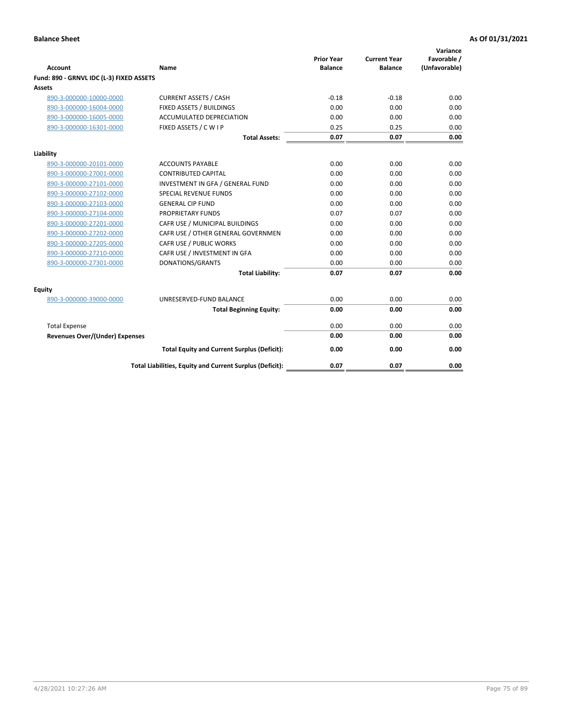**Balance Sheet** **As Of 01/31/2021**

| Account | Name | Prior Year Balance | Current Year Balance | Variance Favorable / (Unfavorable) |
|---|---|---|---|---|
| **Fund: 890 - GRNVL IDC (L-3) FIXED ASSETS** | | | | |
| **Assets** | | | | |
| 890-3-000000-10000-0000 | CURRENT ASSETS / CASH | -0.18 | -0.18 | 0.00 |
| 890-3-000000-16004-0000 | FIXED ASSETS / BUILDINGS | 0.00 | 0.00 | 0.00 |
| 890-3-000000-16005-0000 | ACCUMULATED DEPRECIATION | 0.00 | 0.00 | 0.00 |
| 890-3-000000-16301-0000 | FIXED ASSETS / C W I P | 0.25 | 0.25 | 0.00 |
| | **Total Assets:** | **0.07** | **0.07** | **0.00** |
| **Liability** | | | | |
| 890-3-000000-20101-0000 | ACCOUNTS PAYABLE | 0.00 | 0.00 | 0.00 |
| 890-3-000000-27001-0000 | CONTRIBUTED CAPITAL | 0.00 | 0.00 | 0.00 |
| 890-3-000000-27101-0000 | INVESTMENT IN GFA / GENERAL FUND | 0.00 | 0.00 | 0.00 |
| 890-3-000000-27102-0000 | SPECIAL REVENUE FUNDS | 0.00 | 0.00 | 0.00 |
| 890-3-000000-27103-0000 | GENERAL CIP FUND | 0.00 | 0.00 | 0.00 |
| 890-3-000000-27104-0000 | PROPRIETARY FUNDS | 0.07 | 0.07 | 0.00 |
| 890-3-000000-27201-0000 | CAFR USE / MUNICIPAL BUILDINGS | 0.00 | 0.00 | 0.00 |
| 890-3-000000-27202-0000 | CAFR USE / OTHER GENERAL GOVERNMEN | 0.00 | 0.00 | 0.00 |
| 890-3-000000-27205-0000 | CAFR USE / PUBLIC WORKS | 0.00 | 0.00 | 0.00 |
| 890-3-000000-27210-0000 | CAFR USE / INVESTMENT IN GFA | 0.00 | 0.00 | 0.00 |
| 890-3-000000-27301-0000 | DONATIONS/GRANTS | 0.00 | 0.00 | 0.00 |
| | **Total Liability:** | **0.07** | **0.07** | **0.00** |
| **Equity** | | | | |
| 890-3-000000-39000-0000 | UNRESERVED-FUND BALANCE | 0.00 | 0.00 | 0.00 |
| | **Total Beginning Equity:** | **0.00** | **0.00** | **0.00** |
| Total Expense | | 0.00 | 0.00 | 0.00 |
| **Revenues Over/(Under) Expenses** | | **0.00** | **0.00** | **0.00** |
| | **Total Equity and Current Surplus (Deficit):** | **0.00** | **0.00** | **0.00** |
| | **Total Liabilities, Equity and Current Surplus (Deficit):** | **0.07** | **0.07** | **0.00** |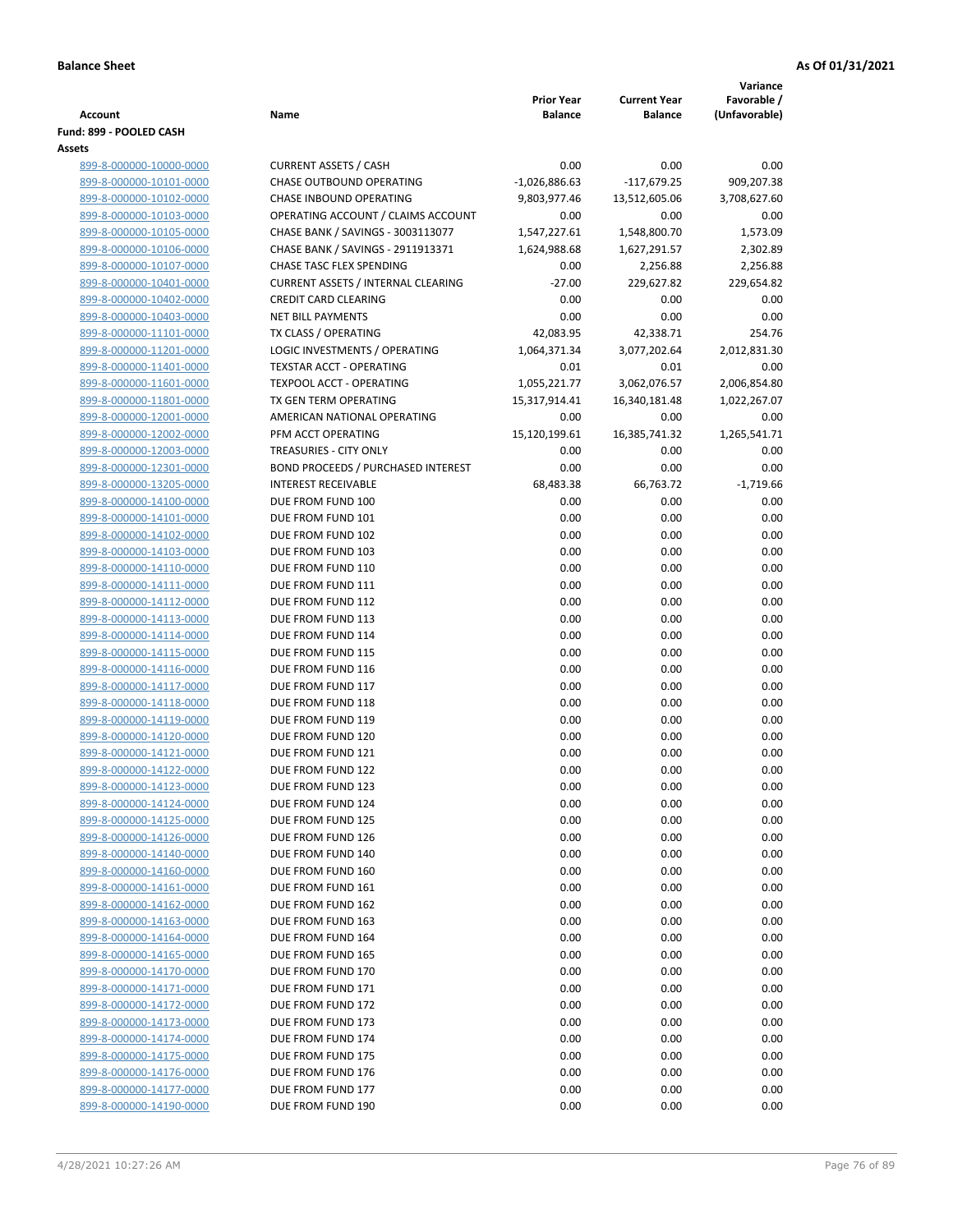**Balance Sheet** **As Of 01/31/2021**

| Account | Name | Prior Year Balance | Current Year Balance | Variance Favorable / (Unfavorable) |
|---|---|---|---|---|
| **Fund: 899 - POOLED CASH** | | | | |
| **Assets** | | | | |
| 899-8-000000-10000-0000 | CURRENT ASSETS / CASH | 0.00 | 0.00 | 0.00 |
| 899-8-000000-10101-0000 | CHASE OUTBOUND OPERATING | -1,026,886.63 | -117,679.25 | 909,207.38 |
| 899-8-000000-10102-0000 | CHASE INBOUND OPERATING | 9,803,977.46 | 13,512,605.06 | 3,708,627.60 |
| 899-8-000000-10103-0000 | OPERATING ACCOUNT / CLAIMS ACCOUNT | 0.00 | 0.00 | 0.00 |
| 899-8-000000-10105-0000 | CHASE BANK / SAVINGS - 3003113077 | 1,547,227.61 | 1,548,800.70 | 1,573.09 |
| 899-8-000000-10106-0000 | CHASE BANK / SAVINGS - 2911913371 | 1,624,988.68 | 1,627,291.57 | 2,302.89 |
| 899-8-000000-10107-0000 | CHASE TASC FLEX SPENDING | 0.00 | 2,256.88 | 2,256.88 |
| 899-8-000000-10401-0000 | CURRENT ASSETS / INTERNAL CLEARING | -27.00 | 229,627.82 | 229,654.82 |
| 899-8-000000-10402-0000 | CREDIT CARD CLEARING | 0.00 | 0.00 | 0.00 |
| 899-8-000000-10403-0000 | NET BILL PAYMENTS | 0.00 | 0.00 | 0.00 |
| 899-8-000000-11101-0000 | TX CLASS / OPERATING | 42,083.95 | 42,338.71 | 254.76 |
| 899-8-000000-11201-0000 | LOGIC INVESTMENTS / OPERATING | 1,064,371.34 | 3,077,202.64 | 2,012,831.30 |
| 899-8-000000-11401-0000 | TEXSTAR ACCT - OPERATING | 0.01 | 0.01 | 0.00 |
| 899-8-000000-11601-0000 | TEXPOOL ACCT - OPERATING | 1,055,221.77 | 3,062,076.57 | 2,006,854.80 |
| 899-8-000000-11801-0000 | TX GEN TERM OPERATING | 15,317,914.41 | 16,340,181.48 | 1,022,267.07 |
| 899-8-000000-12001-0000 | AMERICAN NATIONAL OPERATING | 0.00 | 0.00 | 0.00 |
| 899-8-000000-12002-0000 | PFM ACCT OPERATING | 15,120,199.61 | 16,385,741.32 | 1,265,541.71 |
| 899-8-000000-12003-0000 | TREASURIES - CITY ONLY | 0.00 | 0.00 | 0.00 |
| 899-8-000000-12301-0000 | BOND PROCEEDS / PURCHASED INTEREST | 0.00 | 0.00 | 0.00 |
| 899-8-000000-13205-0000 | INTEREST RECEIVABLE | 68,483.38 | 66,763.72 | -1,719.66 |
| 899-8-000000-14100-0000 | DUE FROM FUND 100 | 0.00 | 0.00 | 0.00 |
| 899-8-000000-14101-0000 | DUE FROM FUND 101 | 0.00 | 0.00 | 0.00 |
| 899-8-000000-14102-0000 | DUE FROM FUND 102 | 0.00 | 0.00 | 0.00 |
| 899-8-000000-14103-0000 | DUE FROM FUND 103 | 0.00 | 0.00 | 0.00 |
| 899-8-000000-14110-0000 | DUE FROM FUND 110 | 0.00 | 0.00 | 0.00 |
| 899-8-000000-14111-0000 | DUE FROM FUND 111 | 0.00 | 0.00 | 0.00 |
| 899-8-000000-14112-0000 | DUE FROM FUND 112 | 0.00 | 0.00 | 0.00 |
| 899-8-000000-14113-0000 | DUE FROM FUND 113 | 0.00 | 0.00 | 0.00 |
| 899-8-000000-14114-0000 | DUE FROM FUND 114 | 0.00 | 0.00 | 0.00 |
| 899-8-000000-14115-0000 | DUE FROM FUND 115 | 0.00 | 0.00 | 0.00 |
| 899-8-000000-14116-0000 | DUE FROM FUND 116 | 0.00 | 0.00 | 0.00 |
| 899-8-000000-14117-0000 | DUE FROM FUND 117 | 0.00 | 0.00 | 0.00 |
| 899-8-000000-14118-0000 | DUE FROM FUND 118 | 0.00 | 0.00 | 0.00 |
| 899-8-000000-14119-0000 | DUE FROM FUND 119 | 0.00 | 0.00 | 0.00 |
| 899-8-000000-14120-0000 | DUE FROM FUND 120 | 0.00 | 0.00 | 0.00 |
| 899-8-000000-14121-0000 | DUE FROM FUND 121 | 0.00 | 0.00 | 0.00 |
| 899-8-000000-14122-0000 | DUE FROM FUND 122 | 0.00 | 0.00 | 0.00 |
| 899-8-000000-14123-0000 | DUE FROM FUND 123 | 0.00 | 0.00 | 0.00 |
| 899-8-000000-14124-0000 | DUE FROM FUND 124 | 0.00 | 0.00 | 0.00 |
| 899-8-000000-14125-0000 | DUE FROM FUND 125 | 0.00 | 0.00 | 0.00 |
| 899-8-000000-14126-0000 | DUE FROM FUND 126 | 0.00 | 0.00 | 0.00 |
| 899-8-000000-14140-0000 | DUE FROM FUND 140 | 0.00 | 0.00 | 0.00 |
| 899-8-000000-14160-0000 | DUE FROM FUND 160 | 0.00 | 0.00 | 0.00 |
| 899-8-000000-14161-0000 | DUE FROM FUND 161 | 0.00 | 0.00 | 0.00 |
| 899-8-000000-14162-0000 | DUE FROM FUND 162 | 0.00 | 0.00 | 0.00 |
| 899-8-000000-14163-0000 | DUE FROM FUND 163 | 0.00 | 0.00 | 0.00 |
| 899-8-000000-14164-0000 | DUE FROM FUND 164 | 0.00 | 0.00 | 0.00 |
| 899-8-000000-14165-0000 | DUE FROM FUND 165 | 0.00 | 0.00 | 0.00 |
| 899-8-000000-14170-0000 | DUE FROM FUND 170 | 0.00 | 0.00 | 0.00 |
| 899-8-000000-14171-0000 | DUE FROM FUND 171 | 0.00 | 0.00 | 0.00 |
| 899-8-000000-14172-0000 | DUE FROM FUND 172 | 0.00 | 0.00 | 0.00 |
| 899-8-000000-14173-0000 | DUE FROM FUND 173 | 0.00 | 0.00 | 0.00 |
| 899-8-000000-14174-0000 | DUE FROM FUND 174 | 0.00 | 0.00 | 0.00 |
| 899-8-000000-14175-0000 | DUE FROM FUND 175 | 0.00 | 0.00 | 0.00 |
| 899-8-000000-14176-0000 | DUE FROM FUND 176 | 0.00 | 0.00 | 0.00 |
| 899-8-000000-14177-0000 | DUE FROM FUND 177 | 0.00 | 0.00 | 0.00 |
| 899-8-000000-14190-0000 | DUE FROM FUND 190 | 0.00 | 0.00 | 0.00 |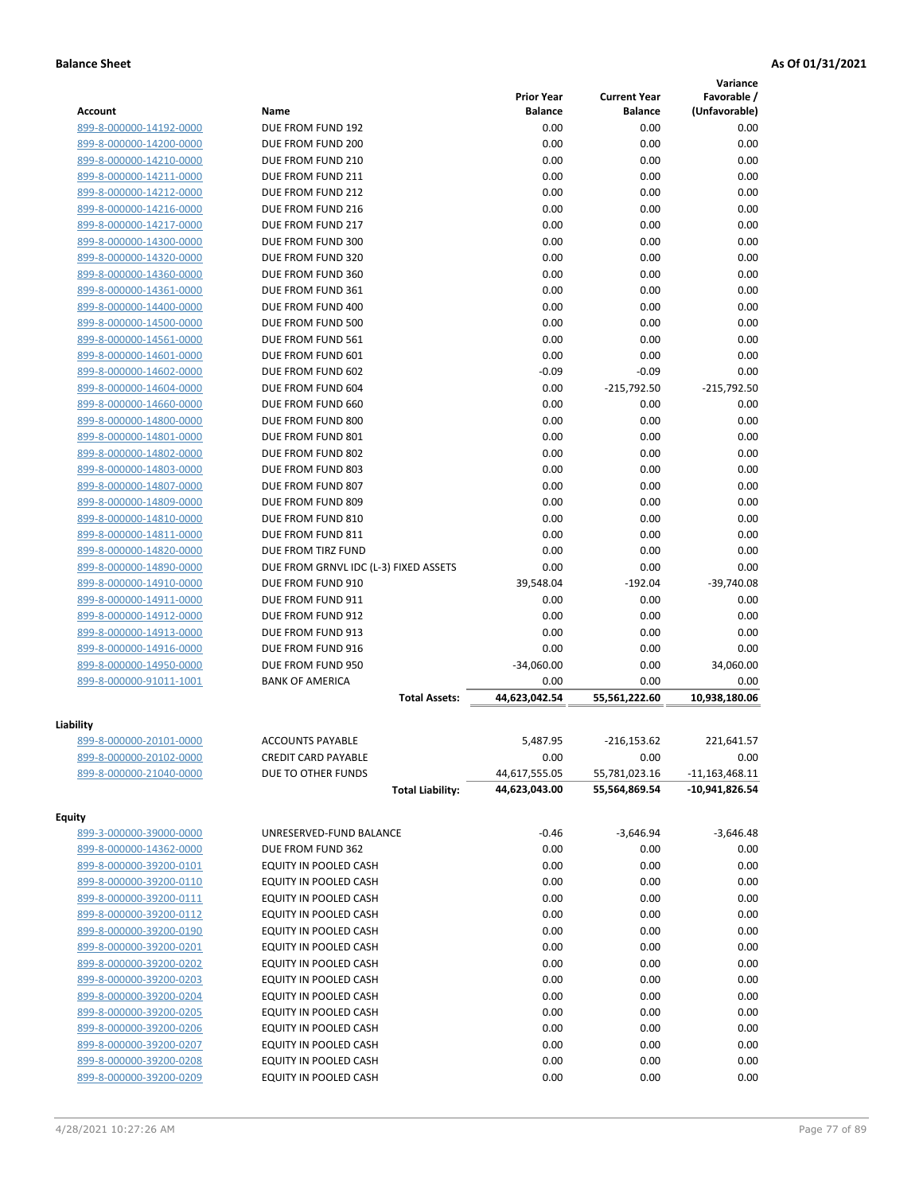**Balance Sheet** **As Of 01/31/2021**

| Account | Name | Prior Year Balance | Current Year Balance | Variance Favorable / (Unfavorable) |
|---|---|---|---|---|
| 899-8-000000-14192-0000 | DUE FROM FUND 192 | 0.00 | 0.00 | 0.00 |
| 899-8-000000-14200-0000 | DUE FROM FUND 200 | 0.00 | 0.00 | 0.00 |
| 899-8-000000-14210-0000 | DUE FROM FUND 210 | 0.00 | 0.00 | 0.00 |
| 899-8-000000-14211-0000 | DUE FROM FUND 211 | 0.00 | 0.00 | 0.00 |
| 899-8-000000-14212-0000 | DUE FROM FUND 212 | 0.00 | 0.00 | 0.00 |
| 899-8-000000-14216-0000 | DUE FROM FUND 216 | 0.00 | 0.00 | 0.00 |
| 899-8-000000-14217-0000 | DUE FROM FUND 217 | 0.00 | 0.00 | 0.00 |
| 899-8-000000-14300-0000 | DUE FROM FUND 300 | 0.00 | 0.00 | 0.00 |
| 899-8-000000-14320-0000 | DUE FROM FUND 320 | 0.00 | 0.00 | 0.00 |
| 899-8-000000-14360-0000 | DUE FROM FUND 360 | 0.00 | 0.00 | 0.00 |
| 899-8-000000-14361-0000 | DUE FROM FUND 361 | 0.00 | 0.00 | 0.00 |
| 899-8-000000-14400-0000 | DUE FROM FUND 400 | 0.00 | 0.00 | 0.00 |
| 899-8-000000-14500-0000 | DUE FROM FUND 500 | 0.00 | 0.00 | 0.00 |
| 899-8-000000-14561-0000 | DUE FROM FUND 561 | 0.00 | 0.00 | 0.00 |
| 899-8-000000-14601-0000 | DUE FROM FUND 601 | 0.00 | 0.00 | 0.00 |
| 899-8-000000-14602-0000 | DUE FROM FUND 602 | -0.09 | -0.09 | 0.00 |
| 899-8-000000-14604-0000 | DUE FROM FUND 604 | 0.00 | -215,792.50 | -215,792.50 |
| 899-8-000000-14660-0000 | DUE FROM FUND 660 | 0.00 | 0.00 | 0.00 |
| 899-8-000000-14800-0000 | DUE FROM FUND 800 | 0.00 | 0.00 | 0.00 |
| 899-8-000000-14801-0000 | DUE FROM FUND 801 | 0.00 | 0.00 | 0.00 |
| 899-8-000000-14802-0000 | DUE FROM FUND 802 | 0.00 | 0.00 | 0.00 |
| 899-8-000000-14803-0000 | DUE FROM FUND 803 | 0.00 | 0.00 | 0.00 |
| 899-8-000000-14807-0000 | DUE FROM FUND 807 | 0.00 | 0.00 | 0.00 |
| 899-8-000000-14809-0000 | DUE FROM FUND 809 | 0.00 | 0.00 | 0.00 |
| 899-8-000000-14810-0000 | DUE FROM FUND 810 | 0.00 | 0.00 | 0.00 |
| 899-8-000000-14811-0000 | DUE FROM FUND 811 | 0.00 | 0.00 | 0.00 |
| 899-8-000000-14820-0000 | DUE FROM TIRZ FUND | 0.00 | 0.00 | 0.00 |
| 899-8-000000-14890-0000 | DUE FROM GRNVL IDC (L-3) FIXED ASSETS | 0.00 | 0.00 | 0.00 |
| 899-8-000000-14910-0000 | DUE FROM FUND 910 | 39,548.04 | -192.04 | -39,740.08 |
| 899-8-000000-14911-0000 | DUE FROM FUND 911 | 0.00 | 0.00 | 0.00 |
| 899-8-000000-14912-0000 | DUE FROM FUND 912 | 0.00 | 0.00 | 0.00 |
| 899-8-000000-14913-0000 | DUE FROM FUND 913 | 0.00 | 0.00 | 0.00 |
| 899-8-000000-14916-0000 | DUE FROM FUND 916 | 0.00 | 0.00 | 0.00 |
| 899-8-000000-14950-0000 | DUE FROM FUND 950 | -34,060.00 | 0.00 | 34,060.00 |
| 899-8-000000-91011-1001 | BANK OF AMERICA | 0.00 | 0.00 | 0.00 |
| | **Total Assets:** | **44,623,042.54** | **55,561,222.60** | **10,938,180.06** |
| **Liability** | | | | |
| 899-8-000000-20101-0000 | ACCOUNTS PAYABLE | 5,487.95 | -216,153.62 | 221,641.57 |
| 899-8-000000-20102-0000 | CREDIT CARD PAYABLE | 0.00 | 0.00 | 0.00 |
| 899-8-000000-21040-0000 | DUE TO OTHER FUNDS | 44,617,555.05 | 55,781,023.16 | -11,163,468.11 |
| | **Total Liability:** | **44,623,043.00** | **55,564,869.54** | **-10,941,826.54** |
| **Equity** | | | | |
| 899-3-000000-39000-0000 | UNRESERVED-FUND BALANCE | -0.46 | -3,646.94 | -3,646.48 |
| 899-8-000000-14362-0000 | DUE FROM FUND 362 | 0.00 | 0.00 | 0.00 |
| 899-8-000000-39200-0101 | EQUITY IN POOLED CASH | 0.00 | 0.00 | 0.00 |
| 899-8-000000-39200-0110 | EQUITY IN POOLED CASH | 0.00 | 0.00 | 0.00 |
| 899-8-000000-39200-0111 | EQUITY IN POOLED CASH | 0.00 | 0.00 | 0.00 |
| 899-8-000000-39200-0112 | EQUITY IN POOLED CASH | 0.00 | 0.00 | 0.00 |
| 899-8-000000-39200-0190 | EQUITY IN POOLED CASH | 0.00 | 0.00 | 0.00 |
| 899-8-000000-39200-0201 | EQUITY IN POOLED CASH | 0.00 | 0.00 | 0.00 |
| 899-8-000000-39200-0202 | EQUITY IN POOLED CASH | 0.00 | 0.00 | 0.00 |
| 899-8-000000-39200-0203 | EQUITY IN POOLED CASH | 0.00 | 0.00 | 0.00 |
| 899-8-000000-39200-0204 | EQUITY IN POOLED CASH | 0.00 | 0.00 | 0.00 |
| 899-8-000000-39200-0205 | EQUITY IN POOLED CASH | 0.00 | 0.00 | 0.00 |
| 899-8-000000-39200-0206 | EQUITY IN POOLED CASH | 0.00 | 0.00 | 0.00 |
| 899-8-000000-39200-0207 | EQUITY IN POOLED CASH | 0.00 | 0.00 | 0.00 |
| 899-8-000000-39200-0208 | EQUITY IN POOLED CASH | 0.00 | 0.00 | 0.00 |
| 899-8-000000-39200-0209 | EQUITY IN POOLED CASH | 0.00 | 0.00 | 0.00 |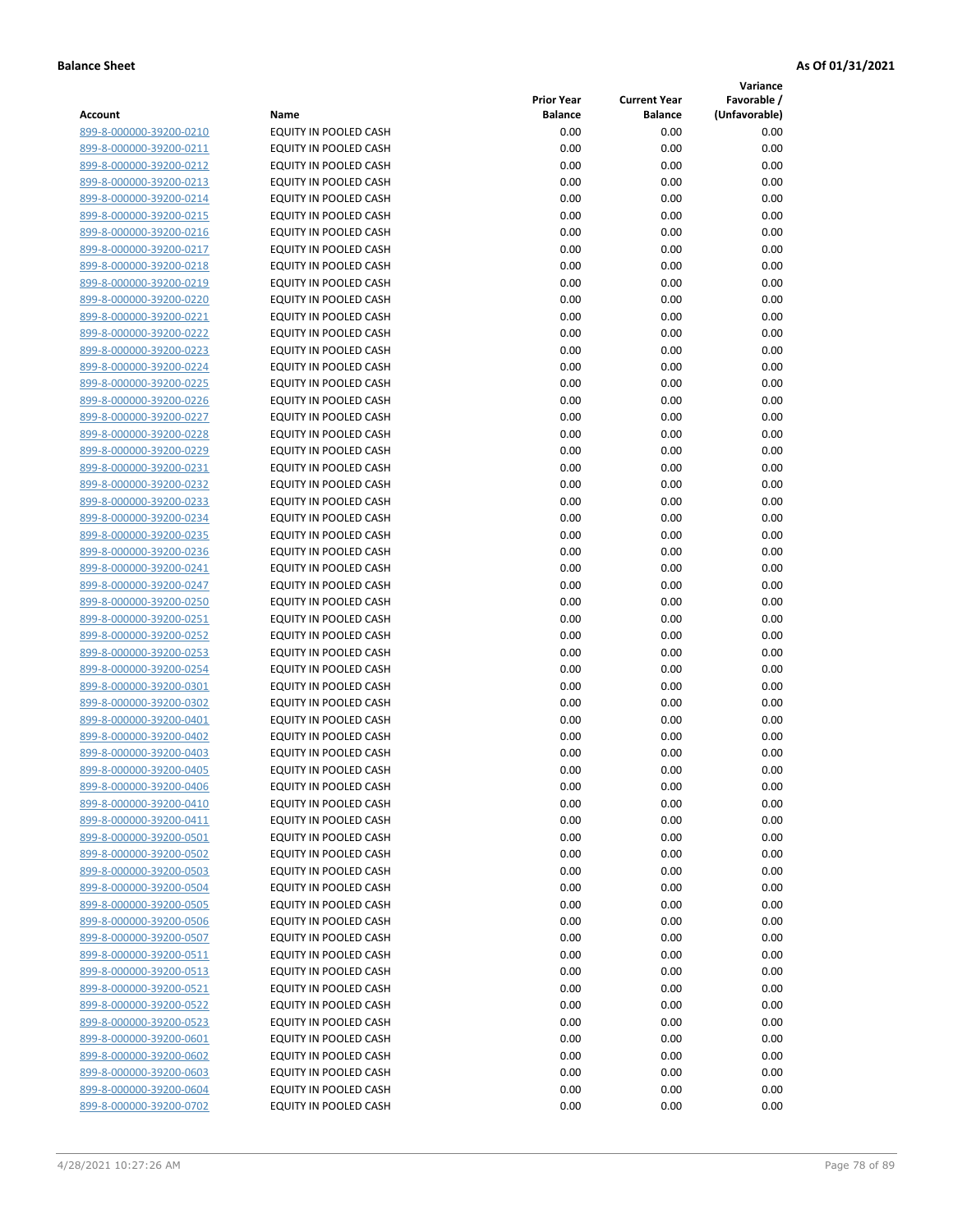**Balance Sheet** **As Of 01/31/2021**

| Account | Name | Prior Year Balance | Current Year Balance | Variance Favorable / (Unfavorable) |
|---|---|---|---|---|
| 899-8-000000-39200-0210 | EQUITY IN POOLED CASH | 0.00 | 0.00 | 0.00 |
| 899-8-000000-39200-0211 | EQUITY IN POOLED CASH | 0.00 | 0.00 | 0.00 |
| 899-8-000000-39200-0212 | EQUITY IN POOLED CASH | 0.00 | 0.00 | 0.00 |
| 899-8-000000-39200-0213 | EQUITY IN POOLED CASH | 0.00 | 0.00 | 0.00 |
| 899-8-000000-39200-0214 | EQUITY IN POOLED CASH | 0.00 | 0.00 | 0.00 |
| 899-8-000000-39200-0215 | EQUITY IN POOLED CASH | 0.00 | 0.00 | 0.00 |
| 899-8-000000-39200-0216 | EQUITY IN POOLED CASH | 0.00 | 0.00 | 0.00 |
| 899-8-000000-39200-0217 | EQUITY IN POOLED CASH | 0.00 | 0.00 | 0.00 |
| 899-8-000000-39200-0218 | EQUITY IN POOLED CASH | 0.00 | 0.00 | 0.00 |
| 899-8-000000-39200-0219 | EQUITY IN POOLED CASH | 0.00 | 0.00 | 0.00 |
| 899-8-000000-39200-0220 | EQUITY IN POOLED CASH | 0.00 | 0.00 | 0.00 |
| 899-8-000000-39200-0221 | EQUITY IN POOLED CASH | 0.00 | 0.00 | 0.00 |
| 899-8-000000-39200-0222 | EQUITY IN POOLED CASH | 0.00 | 0.00 | 0.00 |
| 899-8-000000-39200-0223 | EQUITY IN POOLED CASH | 0.00 | 0.00 | 0.00 |
| 899-8-000000-39200-0224 | EQUITY IN POOLED CASH | 0.00 | 0.00 | 0.00 |
| 899-8-000000-39200-0225 | EQUITY IN POOLED CASH | 0.00 | 0.00 | 0.00 |
| 899-8-000000-39200-0226 | EQUITY IN POOLED CASH | 0.00 | 0.00 | 0.00 |
| 899-8-000000-39200-0227 | EQUITY IN POOLED CASH | 0.00 | 0.00 | 0.00 |
| 899-8-000000-39200-0228 | EQUITY IN POOLED CASH | 0.00 | 0.00 | 0.00 |
| 899-8-000000-39200-0229 | EQUITY IN POOLED CASH | 0.00 | 0.00 | 0.00 |
| 899-8-000000-39200-0231 | EQUITY IN POOLED CASH | 0.00 | 0.00 | 0.00 |
| 899-8-000000-39200-0232 | EQUITY IN POOLED CASH | 0.00 | 0.00 | 0.00 |
| 899-8-000000-39200-0233 | EQUITY IN POOLED CASH | 0.00 | 0.00 | 0.00 |
| 899-8-000000-39200-0234 | EQUITY IN POOLED CASH | 0.00 | 0.00 | 0.00 |
| 899-8-000000-39200-0235 | EQUITY IN POOLED CASH | 0.00 | 0.00 | 0.00 |
| 899-8-000000-39200-0236 | EQUITY IN POOLED CASH | 0.00 | 0.00 | 0.00 |
| 899-8-000000-39200-0241 | EQUITY IN POOLED CASH | 0.00 | 0.00 | 0.00 |
| 899-8-000000-39200-0247 | EQUITY IN POOLED CASH | 0.00 | 0.00 | 0.00 |
| 899-8-000000-39200-0250 | EQUITY IN POOLED CASH | 0.00 | 0.00 | 0.00 |
| 899-8-000000-39200-0251 | EQUITY IN POOLED CASH | 0.00 | 0.00 | 0.00 |
| 899-8-000000-39200-0252 | EQUITY IN POOLED CASH | 0.00 | 0.00 | 0.00 |
| 899-8-000000-39200-0253 | EQUITY IN POOLED CASH | 0.00 | 0.00 | 0.00 |
| 899-8-000000-39200-0254 | EQUITY IN POOLED CASH | 0.00 | 0.00 | 0.00 |
| 899-8-000000-39200-0301 | EQUITY IN POOLED CASH | 0.00 | 0.00 | 0.00 |
| 899-8-000000-39200-0302 | EQUITY IN POOLED CASH | 0.00 | 0.00 | 0.00 |
| 899-8-000000-39200-0401 | EQUITY IN POOLED CASH | 0.00 | 0.00 | 0.00 |
| 899-8-000000-39200-0402 | EQUITY IN POOLED CASH | 0.00 | 0.00 | 0.00 |
| 899-8-000000-39200-0403 | EQUITY IN POOLED CASH | 0.00 | 0.00 | 0.00 |
| 899-8-000000-39200-0405 | EQUITY IN POOLED CASH | 0.00 | 0.00 | 0.00 |
| 899-8-000000-39200-0406 | EQUITY IN POOLED CASH | 0.00 | 0.00 | 0.00 |
| 899-8-000000-39200-0410 | EQUITY IN POOLED CASH | 0.00 | 0.00 | 0.00 |
| 899-8-000000-39200-0411 | EQUITY IN POOLED CASH | 0.00 | 0.00 | 0.00 |
| 899-8-000000-39200-0501 | EQUITY IN POOLED CASH | 0.00 | 0.00 | 0.00 |
| 899-8-000000-39200-0502 | EQUITY IN POOLED CASH | 0.00 | 0.00 | 0.00 |
| 899-8-000000-39200-0503 | EQUITY IN POOLED CASH | 0.00 | 0.00 | 0.00 |
| 899-8-000000-39200-0504 | EQUITY IN POOLED CASH | 0.00 | 0.00 | 0.00 |
| 899-8-000000-39200-0505 | EQUITY IN POOLED CASH | 0.00 | 0.00 | 0.00 |
| 899-8-000000-39200-0506 | EQUITY IN POOLED CASH | 0.00 | 0.00 | 0.00 |
| 899-8-000000-39200-0507 | EQUITY IN POOLED CASH | 0.00 | 0.00 | 0.00 |
| 899-8-000000-39200-0511 | EQUITY IN POOLED CASH | 0.00 | 0.00 | 0.00 |
| 899-8-000000-39200-0513 | EQUITY IN POOLED CASH | 0.00 | 0.00 | 0.00 |
| 899-8-000000-39200-0521 | EQUITY IN POOLED CASH | 0.00 | 0.00 | 0.00 |
| 899-8-000000-39200-0522 | EQUITY IN POOLED CASH | 0.00 | 0.00 | 0.00 |
| 899-8-000000-39200-0523 | EQUITY IN POOLED CASH | 0.00 | 0.00 | 0.00 |
| 899-8-000000-39200-0601 | EQUITY IN POOLED CASH | 0.00 | 0.00 | 0.00 |
| 899-8-000000-39200-0602 | EQUITY IN POOLED CASH | 0.00 | 0.00 | 0.00 |
| 899-8-000000-39200-0603 | EQUITY IN POOLED CASH | 0.00 | 0.00 | 0.00 |
| 899-8-000000-39200-0604 | EQUITY IN POOLED CASH | 0.00 | 0.00 | 0.00 |
| 899-8-000000-39200-0702 | EQUITY IN POOLED CASH | 0.00 | 0.00 | 0.00 |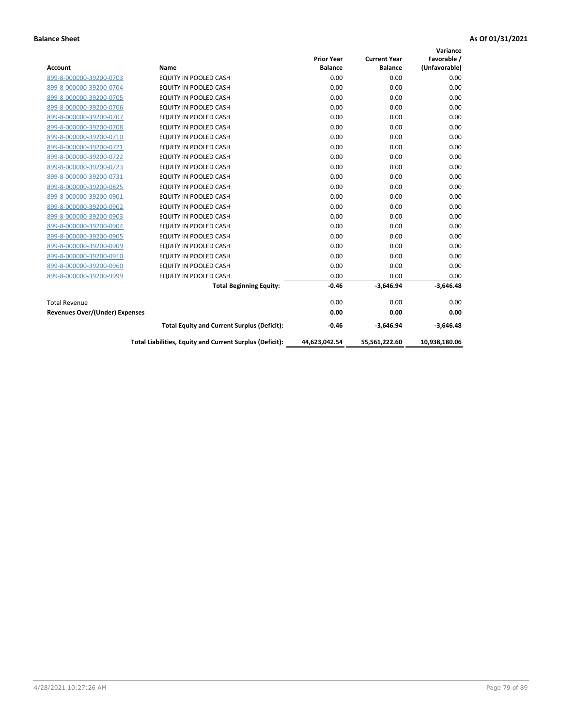**Balance Sheet** **As Of 01/31/2021**

| Account | Name | Prior Year Balance | Current Year Balance | Variance Favorable / (Unfavorable) |
|---|---|---|---|---|
| 899-8-000000-39200-0703 | EQUITY IN POOLED CASH | 0.00 | 0.00 | 0.00 |
| 899-8-000000-39200-0704 | EQUITY IN POOLED CASH | 0.00 | 0.00 | 0.00 |
| 899-8-000000-39200-0705 | EQUITY IN POOLED CASH | 0.00 | 0.00 | 0.00 |
| 899-8-000000-39200-0706 | EQUITY IN POOLED CASH | 0.00 | 0.00 | 0.00 |
| 899-8-000000-39200-0707 | EQUITY IN POOLED CASH | 0.00 | 0.00 | 0.00 |
| 899-8-000000-39200-0708 | EQUITY IN POOLED CASH | 0.00 | 0.00 | 0.00 |
| 899-8-000000-39200-0710 | EQUITY IN POOLED CASH | 0.00 | 0.00 | 0.00 |
| 899-8-000000-39200-0721 | EQUITY IN POOLED CASH | 0.00 | 0.00 | 0.00 |
| 899-8-000000-39200-0722 | EQUITY IN POOLED CASH | 0.00 | 0.00 | 0.00 |
| 899-8-000000-39200-0723 | EQUITY IN POOLED CASH | 0.00 | 0.00 | 0.00 |
| 899-8-000000-39200-0731 | EQUITY IN POOLED CASH | 0.00 | 0.00 | 0.00 |
| 899-8-000000-39200-0825 | EQUITY IN POOLED CASH | 0.00 | 0.00 | 0.00 |
| 899-8-000000-39200-0901 | EQUITY IN POOLED CASH | 0.00 | 0.00 | 0.00 |
| 899-8-000000-39200-0902 | EQUITY IN POOLED CASH | 0.00 | 0.00 | 0.00 |
| 899-8-000000-39200-0903 | EQUITY IN POOLED CASH | 0.00 | 0.00 | 0.00 |
| 899-8-000000-39200-0904 | EQUITY IN POOLED CASH | 0.00 | 0.00 | 0.00 |
| 899-8-000000-39200-0905 | EQUITY IN POOLED CASH | 0.00 | 0.00 | 0.00 |
| 899-8-000000-39200-0909 | EQUITY IN POOLED CASH | 0.00 | 0.00 | 0.00 |
| 899-8-000000-39200-0910 | EQUITY IN POOLED CASH | 0.00 | 0.00 | 0.00 |
| 899-8-000000-39200-0960 | EQUITY IN POOLED CASH | 0.00 | 0.00 | 0.00 |
| 899-8-000000-39200-9999 | EQUITY IN POOLED CASH | 0.00 | 0.00 | 0.00 |
| | **Total Beginning Equity:** | **-0.46** | **-3,646.94** | **-3,646.48** |
| Total Revenue | | 0.00 | 0.00 | 0.00 |
| **Revenues Over/(Under) Expenses** | | **0.00** | **0.00** | **0.00** |
| | **Total Equity and Current Surplus (Deficit):** | **-0.46** | **-3,646.94** | **-3,646.48** |
| | **Total Liabilities, Equity and Current Surplus (Deficit):** | **44,623,042.54** | **55,561,222.60** | **10,938,180.06** |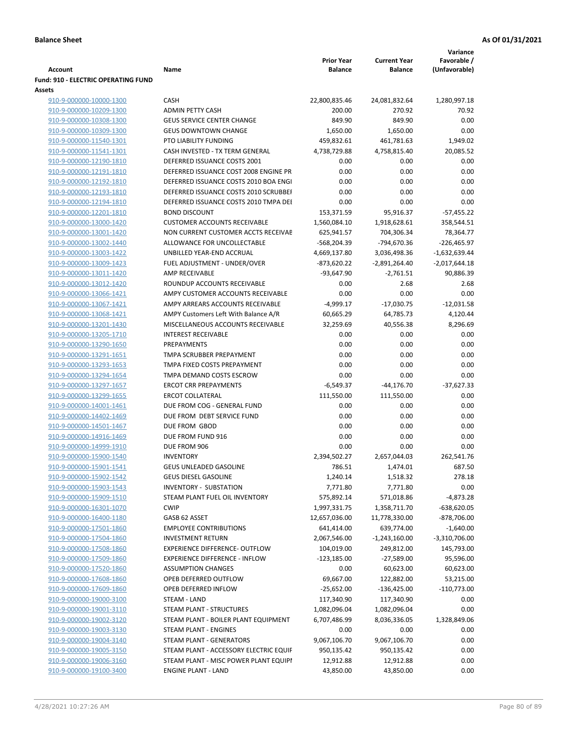**Balance Sheet** **As Of 01/31/2021**

| Account | Name | Prior Year Balance | Current Year Balance | Variance Favorable / (Unfavorable) |
|---|---|---|---|---|
| **Fund: 910 - ELECTRIC OPERATING FUND** | | | | |
| **Assets** | | | | |
| 910-9-000000-10000-1300 | CASH | 22,800,835.46 | 24,081,832.64 | 1,280,997.18 |
| 910-9-000000-10209-1300 | ADMIN PETTY CASH | 200.00 | 270.92 | 70.92 |
| 910-9-000000-10308-1300 | GEUS SERVICE CENTER CHANGE | 849.90 | 849.90 | 0.00 |
| 910-9-000000-10309-1300 | GEUS DOWNTOWN CHANGE | 1,650.00 | 1,650.00 | 0.00 |
| 910-9-000000-11540-1301 | PTO LIABILITY FUNDING | 459,832.61 | 461,781.63 | 1,949.02 |
| 910-9-000000-11541-1301 | CASH INVESTED - TX TERM GENERAL | 4,738,729.88 | 4,758,815.40 | 20,085.52 |
| 910-9-000000-12190-1810 | DEFERRED ISSUANCE COSTS 2001 | 0.00 | 0.00 | 0.00 |
| 910-9-000000-12191-1810 | DEFERRED ISSUANCE COST 2008 ENGINE PR | 0.00 | 0.00 | 0.00 |
| 910-9-000000-12192-1810 | DEFERRED ISSUANCE COSTS 2010 BOA ENGI | 0.00 | 0.00 | 0.00 |
| 910-9-000000-12193-1810 | DEFERRED ISSUANCE COSTS 2010 SCRUBBEI | 0.00 | 0.00 | 0.00 |
| 910-9-000000-12194-1810 | DEFERRED ISSUANCE COSTS 2010 TMPA DEI | 0.00 | 0.00 | 0.00 |
| 910-9-000000-12201-1810 | BOND DISCOUNT | 153,371.59 | 95,916.37 | -57,455.22 |
| 910-9-000000-13000-1420 | CUSTOMER ACCOUNTS RECEIVABLE | 1,560,084.10 | 1,918,628.61 | 358,544.51 |
| 910-9-000000-13001-1420 | NON CURRENT CUSTOMER ACCTS RECEIVAE | 625,941.57 | 704,306.34 | 78,364.77 |
| 910-9-000000-13002-1440 | ALLOWANCE FOR UNCOLLECTABLE | -568,204.39 | -794,670.36 | -226,465.97 |
| 910-9-000000-13003-1422 | UNBILLED YEAR-END ACCRUAL | 4,669,137.80 | 3,036,498.36 | -1,632,639.44 |
| 910-9-000000-13009-1423 | FUEL ADJUSTMENT - UNDER/OVER | -873,620.22 | -2,891,264.40 | -2,017,644.18 |
| 910-9-000000-13011-1420 | AMP RECEIVABLE | -93,647.90 | -2,761.51 | 90,886.39 |
| 910-9-000000-13012-1420 | ROUNDUP ACCOUNTS RECEIVABLE | 0.00 | 2.68 | 2.68 |
| 910-9-000000-13066-1421 | AMPY CUSTOMER ACCOUNTS RECEIVABLE | 0.00 | 0.00 | 0.00 |
| 910-9-000000-13067-1421 | AMPY ARREARS ACCOUNTS RECEIVABLE | -4,999.17 | -17,030.75 | -12,031.58 |
| 910-9-000000-13068-1421 | AMPY Customers Left With Balance A/R | 60,665.29 | 64,785.73 | 4,120.44 |
| 910-9-000000-13201-1430 | MISCELLANEOUS ACCOUNTS RECEIVABLE | 32,259.69 | 40,556.38 | 8,296.69 |
| 910-9-000000-13205-1710 | INTEREST RECEIVABLE | 0.00 | 0.00 | 0.00 |
| 910-9-000000-13290-1650 | PREPAYMENTS | 0.00 | 0.00 | 0.00 |
| 910-9-000000-13291-1651 | TMPA SCRUBBER PREPAYMENT | 0.00 | 0.00 | 0.00 |
| 910-9-000000-13293-1653 | TMPA FIXED COSTS PREPAYMENT | 0.00 | 0.00 | 0.00 |
| 910-9-000000-13294-1654 | TMPA DEMAND COSTS ESCROW | 0.00 | 0.00 | 0.00 |
| 910-9-000000-13297-1657 | ERCOT CRR PREPAYMENTS | -6,549.37 | -44,176.70 | -37,627.33 |
| 910-9-000000-13299-1655 | ERCOT COLLATERAL | 111,550.00 | 111,550.00 | 0.00 |
| 910-9-000000-14001-1461 | DUE FROM COG - GENERAL FUND | 0.00 | 0.00 | 0.00 |
| 910-9-000000-14402-1469 | DUE FROM DEBT SERVICE FUND | 0.00 | 0.00 | 0.00 |
| 910-9-000000-14501-1467 | DUE FROM GBOD | 0.00 | 0.00 | 0.00 |
| 910-9-000000-14916-1469 | DUE FROM FUND 916 | 0.00 | 0.00 | 0.00 |
| 910-9-000000-14999-1910 | DUE FROM 906 | 0.00 | 0.00 | 0.00 |
| 910-9-000000-15900-1540 | INVENTORY | 2,394,502.27 | 2,657,044.03 | 262,541.76 |
| 910-9-000000-15901-1541 | GEUS UNLEADED GASOLINE | 786.51 | 1,474.01 | 687.50 |
| 910-9-000000-15902-1542 | GEUS DIESEL GASOLINE | 1,240.14 | 1,518.32 | 278.18 |
| 910-9-000000-15903-1543 | INVENTORY - SUBSTATION | 7,771.80 | 7,771.80 | 0.00 |
| 910-9-000000-15909-1510 | STEAM PLANT FUEL OIL INVENTORY | 575,892.14 | 571,018.86 | -4,873.28 |
| 910-9-000000-16301-1070 | CWIP | 1,997,331.75 | 1,358,711.70 | -638,620.05 |
| 910-9-000000-16400-1180 | GASB 62 ASSET | 12,657,036.00 | 11,778,330.00 | -878,706.00 |
| 910-9-000000-17501-1860 | EMPLOYEE CONTRIBUTIONS | 641,414.00 | 639,774.00 | -1,640.00 |
| 910-9-000000-17504-1860 | INVESTMENT RETURN | 2,067,546.00 | -1,243,160.00 | -3,310,706.00 |
| 910-9-000000-17508-1860 | EXPERIENCE DIFFERENCE- OUTFLOW | 104,019.00 | 249,812.00 | 145,793.00 |
| 910-9-000000-17509-1860 | EXPERIENCE DIFFERENCE - INFLOW | -123,185.00 | -27,589.00 | 95,596.00 |
| 910-9-000000-17520-1860 | ASSUMPTION CHANGES | 0.00 | 60,623.00 | 60,623.00 |
| 910-9-000000-17608-1860 | OPEB DEFERRED OUTFLOW | 69,667.00 | 122,882.00 | 53,215.00 |
| 910-9-000000-17609-1860 | OPEB DEFERRED INFLOW | -25,652.00 | -136,425.00 | -110,773.00 |
| 910-9-000000-19000-3100 | STEAM - LAND | 117,340.90 | 117,340.90 | 0.00 |
| 910-9-000000-19001-3110 | STEAM PLANT - STRUCTURES | 1,082,096.04 | 1,082,096.04 | 0.00 |
| 910-9-000000-19002-3120 | STEAM PLANT - BOILER PLANT EQUIPMENT | 6,707,486.99 | 8,036,336.05 | 1,328,849.06 |
| 910-9-000000-19003-3130 | STEAM PLANT - ENGINES | 0.00 | 0.00 | 0.00 |
| 910-9-000000-19004-3140 | STEAM PLANT - GENERATORS | 9,067,106.70 | 9,067,106.70 | 0.00 |
| 910-9-000000-19005-3150 | STEAM PLANT - ACCESSORY ELECTRIC EQUIF | 950,135.42 | 950,135.42 | 0.00 |
| 910-9-000000-19006-3160 | STEAM PLANT - MISC POWER PLANT EQUIPI | 12,912.88 | 12,912.88 | 0.00 |
| 910-9-000000-19100-3400 | ENGINE PLANT - LAND | 43,850.00 | 43,850.00 | 0.00 |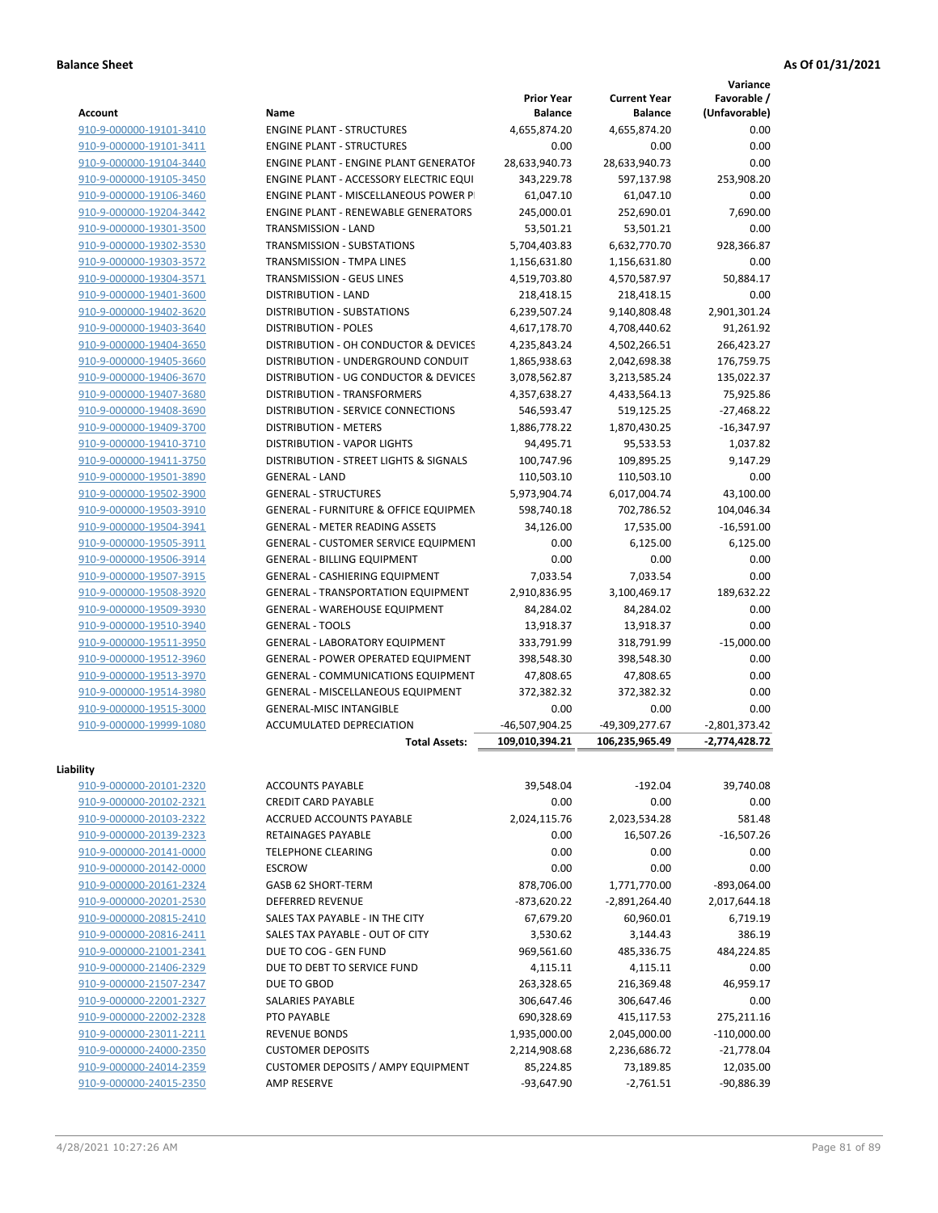**Balance Sheet** **As Of 01/31/2021**

| Account | Name | Prior Year Balance | Current Year Balance | Variance Favorable / (Unfavorable) |
|---|---|---|---|---|
| 910-9-000000-19101-3410 | ENGINE PLANT - STRUCTURES | 4,655,874.20 | 4,655,874.20 | 0.00 |
| 910-9-000000-19101-3411 | ENGINE PLANT - STRUCTURES | 0.00 | 0.00 | 0.00 |
| 910-9-000000-19104-3440 | ENGINE PLANT - ENGINE PLANT GENERATOF | 28,633,940.73 | 28,633,940.73 | 0.00 |
| 910-9-000000-19105-3450 | ENGINE PLANT - ACCESSORY ELECTRIC EQUI | 343,229.78 | 597,137.98 | 253,908.20 |
| 910-9-000000-19106-3460 | ENGINE PLANT - MISCELLANEOUS POWER PI | 61,047.10 | 61,047.10 | 0.00 |
| 910-9-000000-19204-3442 | ENGINE PLANT - RENEWABLE GENERATORS | 245,000.01 | 252,690.01 | 7,690.00 |
| 910-9-000000-19301-3500 | TRANSMISSION - LAND | 53,501.21 | 53,501.21 | 0.00 |
| 910-9-000000-19302-3530 | TRANSMISSION - SUBSTATIONS | 5,704,403.83 | 6,632,770.70 | 928,366.87 |
| 910-9-000000-19303-3572 | TRANSMISSION - TMPA LINES | 1,156,631.80 | 1,156,631.80 | 0.00 |
| 910-9-000000-19304-3571 | TRANSMISSION - GEUS LINES | 4,519,703.80 | 4,570,587.97 | 50,884.17 |
| 910-9-000000-19401-3600 | DISTRIBUTION - LAND | 218,418.15 | 218,418.15 | 0.00 |
| 910-9-000000-19402-3620 | DISTRIBUTION - SUBSTATIONS | 6,239,507.24 | 9,140,808.48 | 2,901,301.24 |
| 910-9-000000-19403-3640 | DISTRIBUTION - POLES | 4,617,178.70 | 4,708,440.62 | 91,261.92 |
| 910-9-000000-19404-3650 | DISTRIBUTION - OH CONDUCTOR & DEVICES | 4,235,843.24 | 4,502,266.51 | 266,423.27 |
| 910-9-000000-19405-3660 | DISTRIBUTION - UNDERGROUND CONDUIT | 1,865,938.63 | 2,042,698.38 | 176,759.75 |
| 910-9-000000-19406-3670 | DISTRIBUTION - UG CONDUCTOR & DEVICES | 3,078,562.87 | 3,213,585.24 | 135,022.37 |
| 910-9-000000-19407-3680 | DISTRIBUTION - TRANSFORMERS | 4,357,638.27 | 4,433,564.13 | 75,925.86 |
| 910-9-000000-19408-3690 | DISTRIBUTION - SERVICE CONNECTIONS | 546,593.47 | 519,125.25 | -27,468.22 |
| 910-9-000000-19409-3700 | DISTRIBUTION - METERS | 1,886,778.22 | 1,870,430.25 | -16,347.97 |
| 910-9-000000-19410-3710 | DISTRIBUTION - VAPOR LIGHTS | 94,495.71 | 95,533.53 | 1,037.82 |
| 910-9-000000-19411-3750 | DISTRIBUTION - STREET LIGHTS & SIGNALS | 100,747.96 | 109,895.25 | 9,147.29 |
| 910-9-000000-19501-3890 | GENERAL - LAND | 110,503.10 | 110,503.10 | 0.00 |
| 910-9-000000-19502-3900 | GENERAL - STRUCTURES | 5,973,904.74 | 6,017,004.74 | 43,100.00 |
| 910-9-000000-19503-3910 | GENERAL - FURNITURE & OFFICE EQUIPMEN | 598,740.18 | 702,786.52 | 104,046.34 |
| 910-9-000000-19504-3941 | GENERAL - METER READING ASSETS | 34,126.00 | 17,535.00 | -16,591.00 |
| 910-9-000000-19505-3911 | GENERAL - CUSTOMER SERVICE EQUIPMENT | 0.00 | 6,125.00 | 6,125.00 |
| 910-9-000000-19506-3914 | GENERAL - BILLING EQUIPMENT | 0.00 | 0.00 | 0.00 |
| 910-9-000000-19507-3915 | GENERAL - CASHIERING EQUIPMENT | 7,033.54 | 7,033.54 | 0.00 |
| 910-9-000000-19508-3920 | GENERAL - TRANSPORTATION EQUIPMENT | 2,910,836.95 | 3,100,469.17 | 189,632.22 |
| 910-9-000000-19509-3930 | GENERAL - WAREHOUSE EQUIPMENT | 84,284.02 | 84,284.02 | 0.00 |
| 910-9-000000-19510-3940 | GENERAL - TOOLS | 13,918.37 | 13,918.37 | 0.00 |
| 910-9-000000-19511-3950 | GENERAL - LABORATORY EQUIPMENT | 333,791.99 | 318,791.99 | -15,000.00 |
| 910-9-000000-19512-3960 | GENERAL - POWER OPERATED EQUIPMENT | 398,548.30 | 398,548.30 | 0.00 |
| 910-9-000000-19513-3970 | GENERAL - COMMUNICATIONS EQUIPMENT | 47,808.65 | 47,808.65 | 0.00 |
| 910-9-000000-19514-3980 | GENERAL - MISCELLANEOUS EQUIPMENT | 372,382.32 | 372,382.32 | 0.00 |
| 910-9-000000-19515-3000 | GENERAL-MISC INTANGIBLE | 0.00 | 0.00 | 0.00 |
| 910-9-000000-19999-1080 | ACCUMULATED DEPRECIATION | -46,507,904.25 | -49,309,277.67 | -2,801,373.42 |
| | **Total Assets:** | **109,010,394.21** | **106,235,965.49** | **-2,774,428.72** |

**Liability**

| Account | Name | Prior Year Balance | Current Year Balance | Variance Favorable / (Unfavorable) |
|---|---|---|---|---|
| 910-9-000000-20101-2320 | ACCOUNTS PAYABLE | 39,548.04 | -192.04 | 39,740.08 |
| 910-9-000000-20102-2321 | CREDIT CARD PAYABLE | 0.00 | 0.00 | 0.00 |
| 910-9-000000-20103-2322 | ACCRUED ACCOUNTS PAYABLE | 2,024,115.76 | 2,023,534.28 | 581.48 |
| 910-9-000000-20139-2323 | RETAINAGES PAYABLE | 0.00 | 16,507.26 | -16,507.26 |
| 910-9-000000-20141-0000 | TELEPHONE CLEARING | 0.00 | 0.00 | 0.00 |
| 910-9-000000-20142-0000 | ESCROW | 0.00 | 0.00 | 0.00 |
| 910-9-000000-20161-2324 | GASB 62 SHORT-TERM | 878,706.00 | 1,771,770.00 | -893,064.00 |
| 910-9-000000-20201-2530 | DEFERRED REVENUE | -873,620.22 | -2,891,264.40 | 2,017,644.18 |
| 910-9-000000-20815-2410 | SALES TAX PAYABLE - IN THE CITY | 67,679.20 | 60,960.01 | 6,719.19 |
| 910-9-000000-20816-2411 | SALES TAX PAYABLE - OUT OF CITY | 3,530.62 | 3,144.43 | 386.19 |
| 910-9-000000-21001-2341 | DUE TO COG - GEN FUND | 969,561.60 | 485,336.75 | 484,224.85 |
| 910-9-000000-21406-2329 | DUE TO DEBT TO SERVICE FUND | 4,115.11 | 4,115.11 | 0.00 |
| 910-9-000000-21507-2347 | DUE TO GBOD | 263,328.65 | 216,369.48 | 46,959.17 |
| 910-9-000000-22001-2327 | SALARIES PAYABLE | 306,647.46 | 306,647.46 | 0.00 |
| 910-9-000000-22002-2328 | PTO PAYABLE | 690,328.69 | 415,117.53 | 275,211.16 |
| 910-9-000000-23011-2211 | REVENUE BONDS | 1,935,000.00 | 2,045,000.00 | -110,000.00 |
| 910-9-000000-24000-2350 | CUSTOMER DEPOSITS | 2,214,908.68 | 2,236,686.72 | -21,778.04 |
| 910-9-000000-24014-2359 | CUSTOMER DEPOSITS / AMPY EQUIPMENT | 85,224.85 | 73,189.85 | 12,035.00 |
| 910-9-000000-24015-2350 | AMP RESERVE | -93,647.90 | -2,761.51 | -90,886.39 |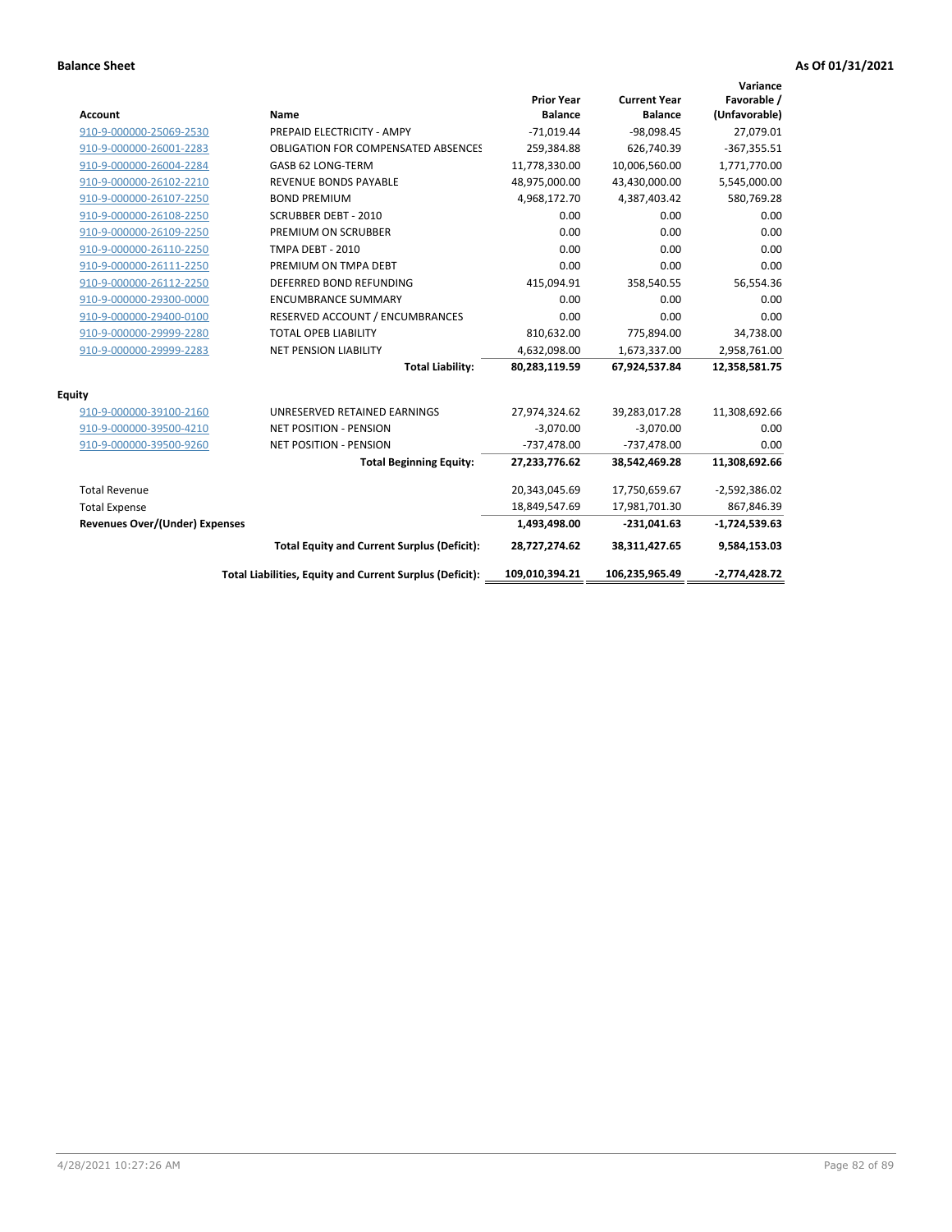**Balance Sheet** **As Of 01/31/2021**

| Account | Name | Prior Year Balance | Current Year Balance | Variance Favorable / (Unfavorable) |
|---|---|---|---|---|
| 910-9-000000-25069-2530 | PREPAID ELECTRICITY - AMPY | -71,019.44 | -98,098.45 | 27,079.01 |
| 910-9-000000-26001-2283 | OBLIGATION FOR COMPENSATED ABSENCES | 259,384.88 | 626,740.39 | -367,355.51 |
| 910-9-000000-26004-2284 | GASB 62 LONG-TERM | 11,778,330.00 | 10,006,560.00 | 1,771,770.00 |
| 910-9-000000-26102-2210 | REVENUE BONDS PAYABLE | 48,975,000.00 | 43,430,000.00 | 5,545,000.00 |
| 910-9-000000-26107-2250 | BOND PREMIUM | 4,968,172.70 | 4,387,403.42 | 580,769.28 |
| 910-9-000000-26108-2250 | SCRUBBER DEBT - 2010 | 0.00 | 0.00 | 0.00 |
| 910-9-000000-26109-2250 | PREMIUM ON SCRUBBER | 0.00 | 0.00 | 0.00 |
| 910-9-000000-26110-2250 | TMPA DEBT - 2010 | 0.00 | 0.00 | 0.00 |
| 910-9-000000-26111-2250 | PREMIUM ON TMPA DEBT | 0.00 | 0.00 | 0.00 |
| 910-9-000000-26112-2250 | DEFERRED BOND REFUNDING | 415,094.91 | 358,540.55 | 56,554.36 |
| 910-9-000000-29300-0000 | ENCUMBRANCE SUMMARY | 0.00 | 0.00 | 0.00 |
| 910-9-000000-29400-0100 | RESERVED ACCOUNT / ENCUMBRANCES | 0.00 | 0.00 | 0.00 |
| 910-9-000000-29999-2280 | TOTAL OPEB LIABILITY | 810,632.00 | 775,894.00 | 34,738.00 |
| 910-9-000000-29999-2283 | NET PENSION LIABILITY | 4,632,098.00 | 1,673,337.00 | 2,958,761.00 |
| | **Total Liability:** | **80,283,119.59** | **67,924,537.84** | **12,358,581.75** |
| **Equity** | | | | |
| 910-9-000000-39100-2160 | UNRESERVED RETAINED EARNINGS | 27,974,324.62 | 39,283,017.28 | 11,308,692.66 |
| 910-9-000000-39500-4210 | NET POSITION - PENSION | -3,070.00 | -3,070.00 | 0.00 |
| 910-9-000000-39500-9260 | NET POSITION - PENSION | -737,478.00 | -737,478.00 | 0.00 |
| | **Total Beginning Equity:** | **27,233,776.62** | **38,542,469.28** | **11,308,692.66** |
| Total Revenue | | 20,343,045.69 | 17,750,659.67 | -2,592,386.02 |
| Total Expense | | 18,849,547.69 | 17,981,701.30 | 867,846.39 |
| **Revenues Over/(Under) Expenses** | | **1,493,498.00** | **-231,041.63** | **-1,724,539.63** |
| | **Total Equity and Current Surplus (Deficit):** | **28,727,274.62** | **38,311,427.65** | **9,584,153.03** |
| | **Total Liabilities, Equity and Current Surplus (Deficit):** | **109,010,394.21** | **106,235,965.49** | **-2,774,428.72** |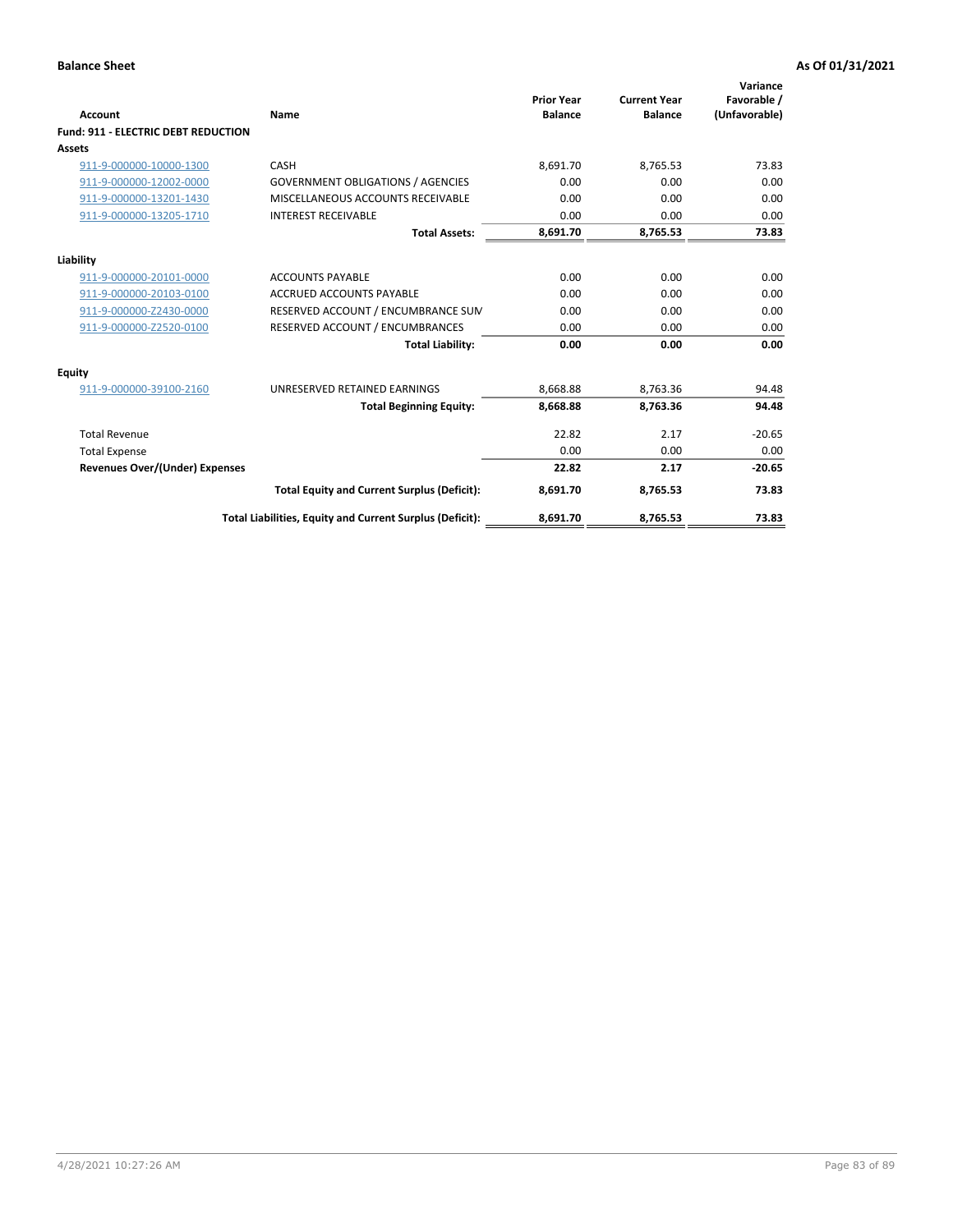**Balance Sheet** **As Of 01/31/2021**

| Account | Name | Prior Year Balance | Current Year Balance | Variance Favorable / (Unfavorable) |
|---|---|---|---|---|
| **Fund: 911 - ELECTRIC DEBT REDUCTION** | | | | |
| **Assets** | | | | |
| 911-9-000000-10000-1300 | CASH | 8,691.70 | 8,765.53 | 73.83 |
| 911-9-000000-12002-0000 | GOVERNMENT OBLIGATIONS / AGENCIES | 0.00 | 0.00 | 0.00 |
| 911-9-000000-13201-1430 | MISCELLANEOUS ACCOUNTS RECEIVABLE | 0.00 | 0.00 | 0.00 |
| 911-9-000000-13205-1710 | INTEREST RECEIVABLE | 0.00 | 0.00 | 0.00 |
| | **Total Assets:** | **8,691.70** | **8,765.53** | **73.83** |
| **Liability** | | | | |
| 911-9-000000-20101-0000 | ACCOUNTS PAYABLE | 0.00 | 0.00 | 0.00 |
| 911-9-000000-20103-0100 | ACCRUED ACCOUNTS PAYABLE | 0.00 | 0.00 | 0.00 |
| 911-9-000000-Z2430-0000 | RESERVED ACCOUNT / ENCUMBRANCE SUM | 0.00 | 0.00 | 0.00 |
| 911-9-000000-Z2520-0100 | RESERVED ACCOUNT / ENCUMBRANCES | 0.00 | 0.00 | 0.00 |
| | **Total Liability:** | **0.00** | **0.00** | **0.00** |
| **Equity** | | | | |
| 911-9-000000-39100-2160 | UNRESERVED RETAINED EARNINGS | 8,668.88 | 8,763.36 | 94.48 |
| | **Total Beginning Equity:** | **8,668.88** | **8,763.36** | **94.48** |
| Total Revenue | | 22.82 | 2.17 | -20.65 |
| Total Expense | | 0.00 | 0.00 | 0.00 |
| **Revenues Over/(Under) Expenses** | | **22.82** | **2.17** | **-20.65** |
| | **Total Equity and Current Surplus (Deficit):** | **8,691.70** | **8,765.53** | **73.83** |
| | **Total Liabilities, Equity and Current Surplus (Deficit):** | **8,691.70** | **8,765.53** | **73.83** |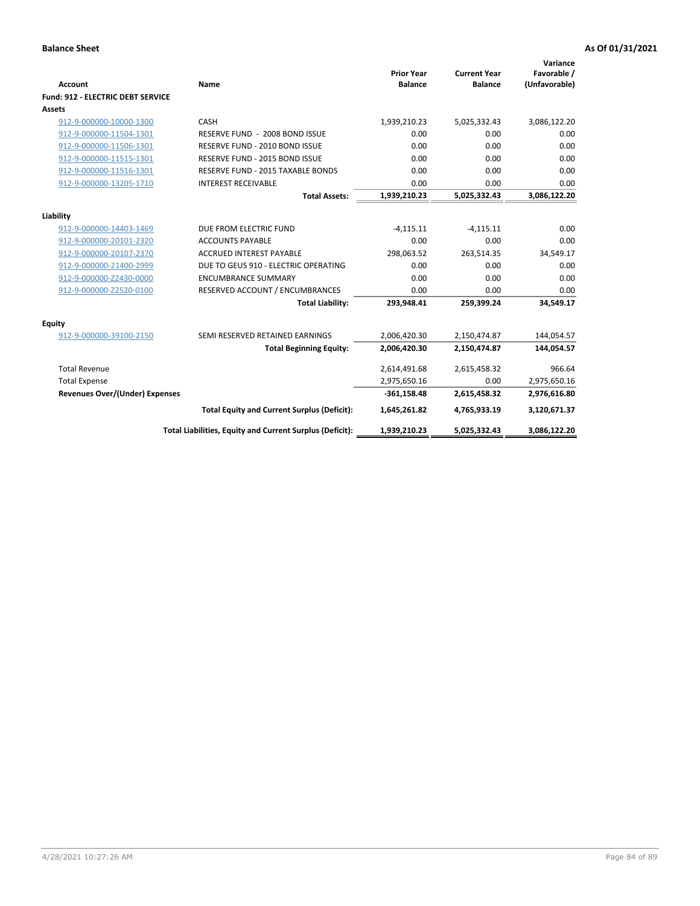**Balance Sheet** | **As Of 01/31/2021**

| Account | Name | Prior Year Balance | Current Year Balance | Variance Favorable / (Unfavorable) |
|---|---|---|---|---|
| **Fund: 912 - ELECTRIC DEBT SERVICE** | | | | |
| **Assets** | | | | |
| 912-9-000000-10000-1300 | CASH | 1,939,210.23 | 5,025,332.43 | 3,086,122.20 |
| 912-9-000000-11504-1301 | RESERVE FUND - 2008 BOND ISSUE | 0.00 | 0.00 | 0.00 |
| 912-9-000000-11506-1301 | RESERVE FUND - 2010 BOND ISSUE | 0.00 | 0.00 | 0.00 |
| 912-9-000000-11515-1301 | RESERVE FUND - 2015 BOND ISSUE | 0.00 | 0.00 | 0.00 |
| 912-9-000000-11516-1301 | RESERVE FUND - 2015 TAXABLE BONDS | 0.00 | 0.00 | 0.00 |
| 912-9-000000-13205-1710 | INTEREST RECEIVABLE | 0.00 | 0.00 | 0.00 |
| | **Total Assets:** | **1,939,210.23** | **5,025,332.43** | **3,086,122.20** |
| **Liability** | | | | |
| 912-9-000000-14403-1469 | DUE FROM ELECTRIC FUND | -4,115.11 | -4,115.11 | 0.00 |
| 912-9-000000-20101-2320 | ACCOUNTS PAYABLE | 0.00 | 0.00 | 0.00 |
| 912-9-000000-20107-2370 | ACCRUED INTEREST PAYABLE | 298,063.52 | 263,514.35 | 34,549.17 |
| 912-9-000000-21400-2999 | DUE TO GEUS 910 - ELECTRIC OPERATING | 0.00 | 0.00 | 0.00 |
| 912-9-000000-Z2430-0000 | ENCUMBRANCE SUMMARY | 0.00 | 0.00 | 0.00 |
| 912-9-000000-Z2520-0100 | RESERVED ACCOUNT / ENCUMBRANCES | 0.00 | 0.00 | 0.00 |
| | **Total Liability:** | **293,948.41** | **259,399.24** | **34,549.17** |
| **Equity** | | | | |
| 912-9-000000-39100-2150 | SEMI RESERVED RETAINED EARNINGS | 2,006,420.30 | 2,150,474.87 | 144,054.57 |
| | **Total Beginning Equity:** | **2,006,420.30** | **2,150,474.87** | **144,054.57** |
| Total Revenue | | 2,614,491.68 | 2,615,458.32 | 966.64 |
| Total Expense | | 2,975,650.16 | 0.00 | 2,975,650.16 |
| **Revenues Over/(Under) Expenses** | | **-361,158.48** | **2,615,458.32** | **2,976,616.80** |
| | **Total Equity and Current Surplus (Deficit):** | **1,645,261.82** | **4,765,933.19** | **3,120,671.37** |
| | **Total Liabilities, Equity and Current Surplus (Deficit):** | **1,939,210.23** | **5,025,332.43** | **3,086,122.20** |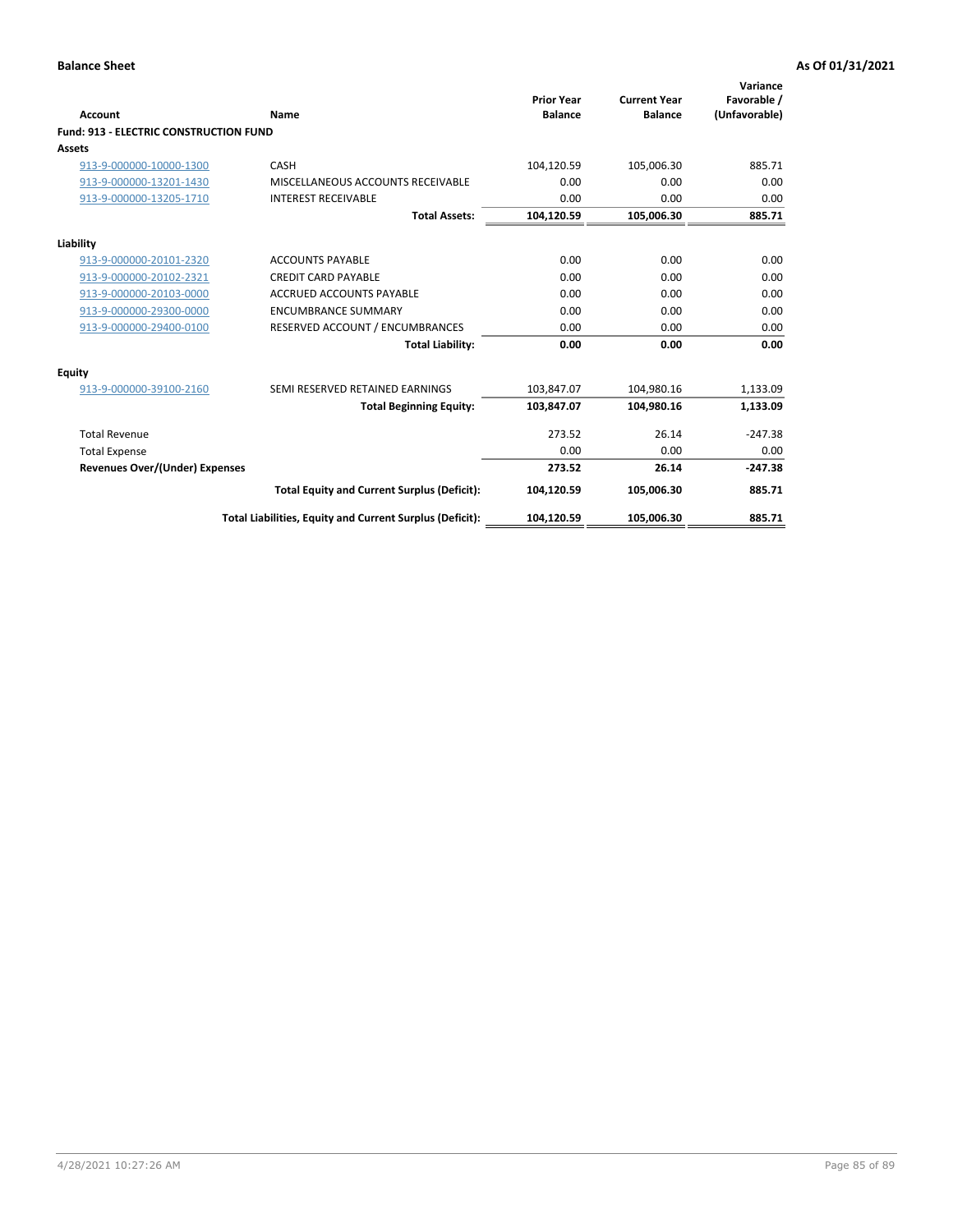**Balance Sheet** **As Of 01/31/2021**

| Account | Name | Prior Year Balance | Current Year Balance | Variance Favorable / (Unfavorable) |
|---|---|---|---|---|
| **Fund: 913 - ELECTRIC CONSTRUCTION FUND** | | | | |
| **Assets** | | | | |
| 913-9-000000-10000-1300 | CASH | 104,120.59 | 105,006.30 | 885.71 |
| 913-9-000000-13201-1430 | MISCELLANEOUS ACCOUNTS RECEIVABLE | 0.00 | 0.00 | 0.00 |
| 913-9-000000-13205-1710 | INTEREST RECEIVABLE | 0.00 | 0.00 | 0.00 |
| | **Total Assets:** | **104,120.59** | **105,006.30** | **885.71** |
| **Liability** | | | | |
| 913-9-000000-20101-2320 | ACCOUNTS PAYABLE | 0.00 | 0.00 | 0.00 |
| 913-9-000000-20102-2321 | CREDIT CARD PAYABLE | 0.00 | 0.00 | 0.00 |
| 913-9-000000-20103-0000 | ACCRUED ACCOUNTS PAYABLE | 0.00 | 0.00 | 0.00 |
| 913-9-000000-29300-0000 | ENCUMBRANCE SUMMARY | 0.00 | 0.00 | 0.00 |
| 913-9-000000-29400-0100 | RESERVED ACCOUNT / ENCUMBRANCES | 0.00 | 0.00 | 0.00 |
| | **Total Liability:** | **0.00** | **0.00** | **0.00** |
| **Equity** | | | | |
| 913-9-000000-39100-2160 | SEMI RESERVED RETAINED EARNINGS | 103,847.07 | 104,980.16 | 1,133.09 |
| | **Total Beginning Equity:** | **103,847.07** | **104,980.16** | **1,133.09** |
| Total Revenue | | 273.52 | 26.14 | -247.38 |
| Total Expense | | 0.00 | 0.00 | 0.00 |
| **Revenues Over/(Under) Expenses** | | **273.52** | **26.14** | **-247.38** |
| | **Total Equity and Current Surplus (Deficit):** | **104,120.59** | **105,006.30** | **885.71** |
| | **Total Liabilities, Equity and Current Surplus (Deficit):** | **104,120.59** | **105,006.30** | **885.71** |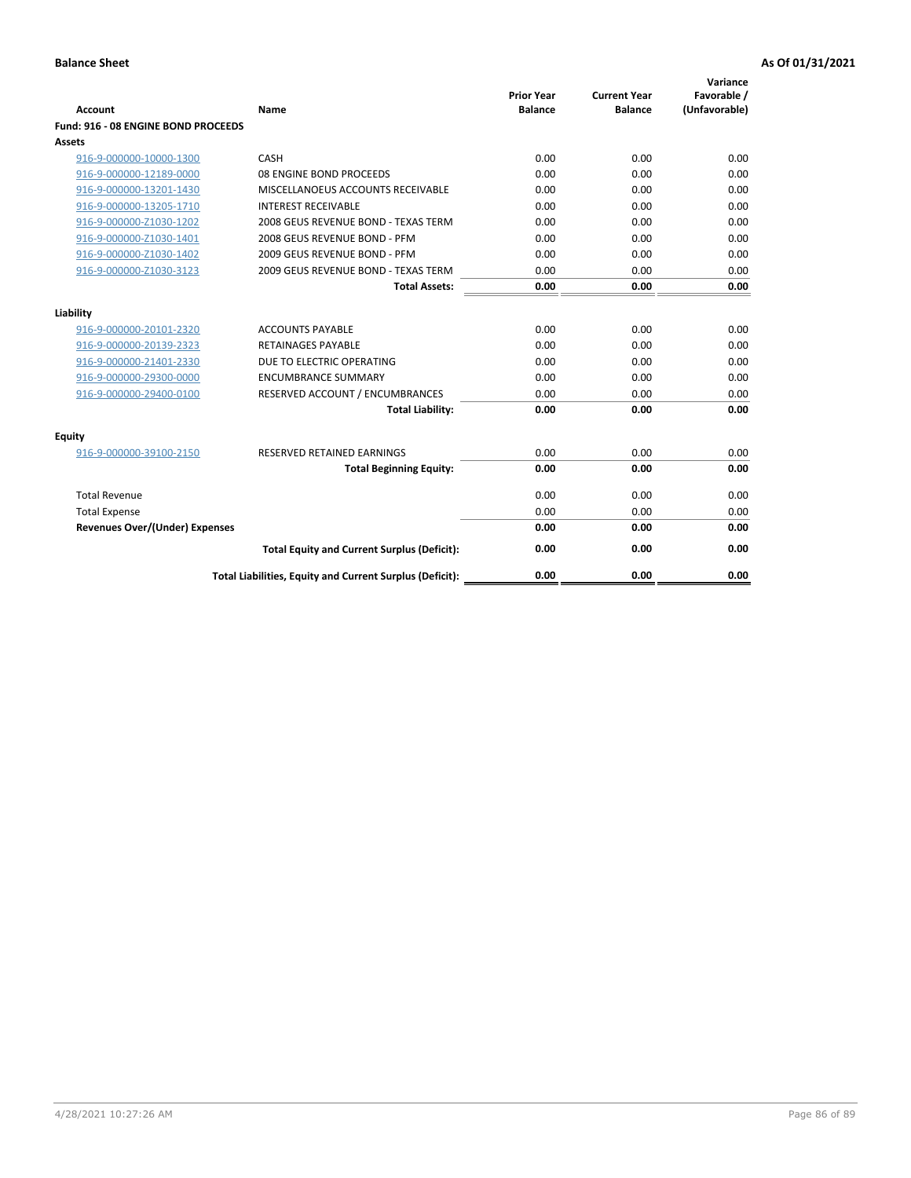**Balance Sheet** **As Of 01/31/2021**

| Account | Name | Prior Year Balance | Current Year Balance | Variance Favorable / (Unfavorable) |
|---|---|---|---|---|
| **Fund: 916 - 08 ENGINE BOND PROCEEDS** | | | | |
| **Assets** | | | | |
| 916-9-000000-10000-1300 | CASH | 0.00 | 0.00 | 0.00 |
| 916-9-000000-12189-0000 | 08 ENGINE BOND PROCEEDS | 0.00 | 0.00 | 0.00 |
| 916-9-000000-13201-1430 | MISCELLANOEUS ACCOUNTS RECEIVABLE | 0.00 | 0.00 | 0.00 |
| 916-9-000000-13205-1710 | INTEREST RECEIVABLE | 0.00 | 0.00 | 0.00 |
| 916-9-000000-Z1030-1202 | 2008 GEUS REVENUE BOND - TEXAS TERM | 0.00 | 0.00 | 0.00 |
| 916-9-000000-Z1030-1401 | 2008 GEUS REVENUE BOND - PFM | 0.00 | 0.00 | 0.00 |
| 916-9-000000-Z1030-1402 | 2009 GEUS REVENUE BOND - PFM | 0.00 | 0.00 | 0.00 |
| 916-9-000000-Z1030-3123 | 2009 GEUS REVENUE BOND - TEXAS TERM | 0.00 | 0.00 | 0.00 |
| | **Total Assets:** | **0.00** | **0.00** | **0.00** |
| **Liability** | | | | |
| 916-9-000000-20101-2320 | ACCOUNTS PAYABLE | 0.00 | 0.00 | 0.00 |
| 916-9-000000-20139-2323 | RETAINAGES PAYABLE | 0.00 | 0.00 | 0.00 |
| 916-9-000000-21401-2330 | DUE TO ELECTRIC OPERATING | 0.00 | 0.00 | 0.00 |
| 916-9-000000-29300-0000 | ENCUMBRANCE SUMMARY | 0.00 | 0.00 | 0.00 |
| 916-9-000000-29400-0100 | RESERVED ACCOUNT / ENCUMBRANCES | 0.00 | 0.00 | 0.00 |
| | **Total Liability:** | **0.00** | **0.00** | **0.00** |
| **Equity** | | | | |
| 916-9-000000-39100-2150 | RESERVED RETAINED EARNINGS | 0.00 | 0.00 | 0.00 |
| | **Total Beginning Equity:** | **0.00** | **0.00** | **0.00** |
| Total Revenue | | 0.00 | 0.00 | 0.00 |
| Total Expense | | 0.00 | 0.00 | 0.00 |
| **Revenues Over/(Under) Expenses** | | **0.00** | **0.00** | **0.00** |
| | **Total Equity and Current Surplus (Deficit):** | **0.00** | **0.00** | **0.00** |
| | **Total Liabilities, Equity and Current Surplus (Deficit):** | **0.00** | **0.00** | **0.00** |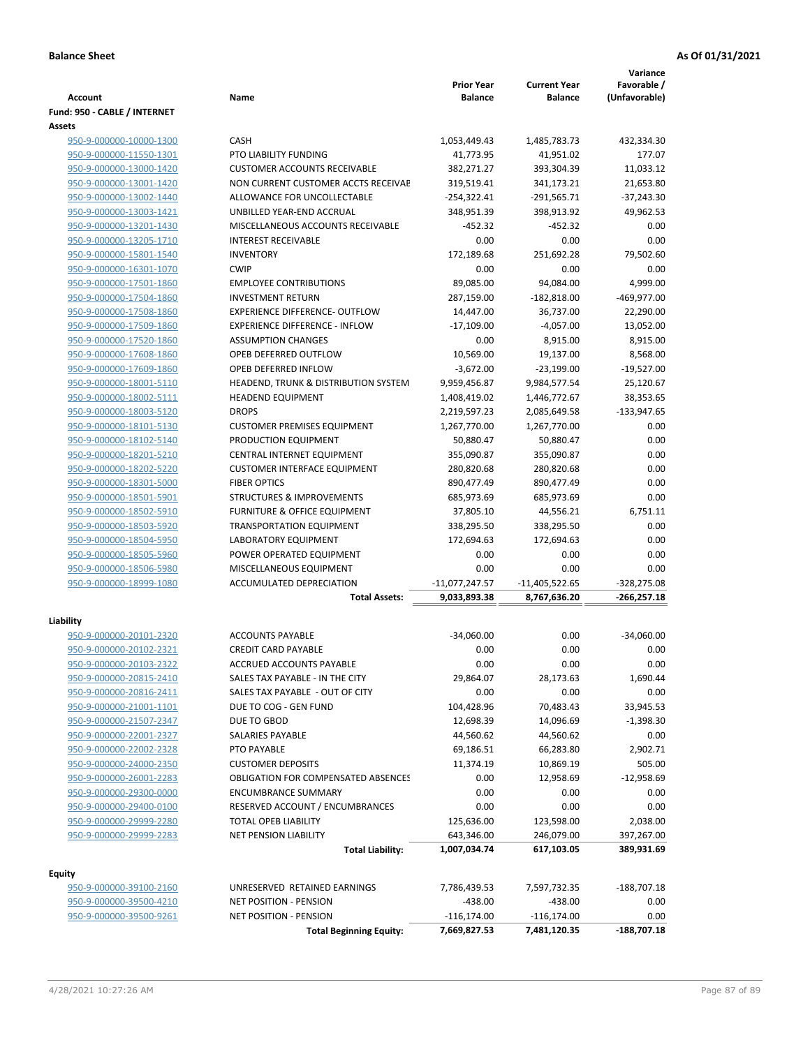**Balance Sheet** **As Of 01/31/2021**

| Account | Name | Prior Year Balance | Current Year Balance | Variance Favorable / (Unfavorable) |
|---|---|---|---|---|
| **Fund: 950 - CABLE / INTERNET** | | | | |
| **Assets** | | | | |
| 950-9-000000-10000-1300 | CASH | 1,053,449.43 | 1,485,783.73 | 432,334.30 |
| 950-9-000000-11550-1301 | PTO LIABILITY FUNDING | 41,773.95 | 41,951.02 | 177.07 |
| 950-9-000000-13000-1420 | CUSTOMER ACCOUNTS RECEIVABLE | 382,271.27 | 393,304.39 | 11,033.12 |
| 950-9-000000-13001-1420 | NON CURRENT CUSTOMER ACCTS RECEIVAE | 319,519.41 | 341,173.21 | 21,653.80 |
| 950-9-000000-13002-1440 | ALLOWANCE FOR UNCOLLECTABLE | -254,322.41 | -291,565.71 | -37,243.30 |
| 950-9-000000-13003-1421 | UNBILLED YEAR-END ACCRUAL | 348,951.39 | 398,913.92 | 49,962.53 |
| 950-9-000000-13201-1430 | MISCELLANEOUS ACCOUNTS RECEIVABLE | -452.32 | -452.32 | 0.00 |
| 950-9-000000-13205-1710 | INTEREST RECEIVABLE | 0.00 | 0.00 | 0.00 |
| 950-9-000000-15801-1540 | INVENTORY | 172,189.68 | 251,692.28 | 79,502.60 |
| 950-9-000000-16301-1070 | CWIP | 0.00 | 0.00 | 0.00 |
| 950-9-000000-17501-1860 | EMPLOYEE CONTRIBUTIONS | 89,085.00 | 94,084.00 | 4,999.00 |
| 950-9-000000-17504-1860 | INVESTMENT RETURN | 287,159.00 | -182,818.00 | -469,977.00 |
| 950-9-000000-17508-1860 | EXPERIENCE DIFFERENCE- OUTFLOW | 14,447.00 | 36,737.00 | 22,290.00 |
| 950-9-000000-17509-1860 | EXPERIENCE DIFFERENCE - INFLOW | -17,109.00 | -4,057.00 | 13,052.00 |
| 950-9-000000-17520-1860 | ASSUMPTION CHANGES | 0.00 | 8,915.00 | 8,915.00 |
| 950-9-000000-17608-1860 | OPEB DEFERRED OUTFLOW | 10,569.00 | 19,137.00 | 8,568.00 |
| 950-9-000000-17609-1860 | OPEB DEFERRED INFLOW | -3,672.00 | -23,199.00 | -19,527.00 |
| 950-9-000000-18001-5110 | HEADEND, TRUNK & DISTRIBUTION SYSTEM | 9,959,456.87 | 9,984,577.54 | 25,120.67 |
| 950-9-000000-18002-5111 | HEADEND EQUIPMENT | 1,408,419.02 | 1,446,772.67 | 38,353.65 |
| 950-9-000000-18003-5120 | DROPS | 2,219,597.23 | 2,085,649.58 | -133,947.65 |
| 950-9-000000-18101-5130 | CUSTOMER PREMISES EQUIPMENT | 1,267,770.00 | 1,267,770.00 | 0.00 |
| 950-9-000000-18102-5140 | PRODUCTION EQUIPMENT | 50,880.47 | 50,880.47 | 0.00 |
| 950-9-000000-18201-5210 | CENTRAL INTERNET EQUIPMENT | 355,090.87 | 355,090.87 | 0.00 |
| 950-9-000000-18202-5220 | CUSTOMER INTERFACE EQUIPMENT | 280,820.68 | 280,820.68 | 0.00 |
| 950-9-000000-18301-5000 | FIBER OPTICS | 890,477.49 | 890,477.49 | 0.00 |
| 950-9-000000-18501-5901 | STRUCTURES & IMPROVEMENTS | 685,973.69 | 685,973.69 | 0.00 |
| 950-9-000000-18502-5910 | FURNITURE & OFFICE EQUIPMENT | 37,805.10 | 44,556.21 | 6,751.11 |
| 950-9-000000-18503-5920 | TRANSPORTATION EQUIPMENT | 338,295.50 | 338,295.50 | 0.00 |
| 950-9-000000-18504-5950 | LABORATORY EQUIPMENT | 172,694.63 | 172,694.63 | 0.00 |
| 950-9-000000-18505-5960 | POWER OPERATED EQUIPMENT | 0.00 | 0.00 | 0.00 |
| 950-9-000000-18506-5980 | MISCELLANEOUS EQUIPMENT | 0.00 | 0.00 | 0.00 |
| 950-9-000000-18999-1080 | ACCUMULATED DEPRECIATION | -11,077,247.57 | -11,405,522.65 | -328,275.08 |
| | **Total Assets:** | **9,033,893.38** | **8,767,636.20** | **-266,257.18** |
| **Liability** | | | | |
| 950-9-000000-20101-2320 | ACCOUNTS PAYABLE | -34,060.00 | 0.00 | -34,060.00 |
| 950-9-000000-20102-2321 | CREDIT CARD PAYABLE | 0.00 | 0.00 | 0.00 |
| 950-9-000000-20103-2322 | ACCRUED ACCOUNTS PAYABLE | 0.00 | 0.00 | 0.00 |
| 950-9-000000-20815-2410 | SALES TAX PAYABLE - IN THE CITY | 29,864.07 | 28,173.63 | 1,690.44 |
| 950-9-000000-20816-2411 | SALES TAX PAYABLE - OUT OF CITY | 0.00 | 0.00 | 0.00 |
| 950-9-000000-21001-1101 | DUE TO COG - GEN FUND | 104,428.96 | 70,483.43 | 33,945.53 |
| 950-9-000000-21507-2347 | DUE TO GBOD | 12,698.39 | 14,096.69 | -1,398.30 |
| 950-9-000000-22001-2327 | SALARIES PAYABLE | 44,560.62 | 44,560.62 | 0.00 |
| 950-9-000000-22002-2328 | PTO PAYABLE | 69,186.51 | 66,283.80 | 2,902.71 |
| 950-9-000000-24000-2350 | CUSTOMER DEPOSITS | 11,374.19 | 10,869.19 | 505.00 |
| 950-9-000000-26001-2283 | OBLIGATION FOR COMPENSATED ABSENCES | 0.00 | 12,958.69 | -12,958.69 |
| 950-9-000000-29300-0000 | ENCUMBRANCE SUMMARY | 0.00 | 0.00 | 0.00 |
| 950-9-000000-29400-0100 | RESERVED ACCOUNT / ENCUMBRANCES | 0.00 | 0.00 | 0.00 |
| 950-9-000000-29999-2280 | TOTAL OPEB LIABILITY | 125,636.00 | 123,598.00 | 2,038.00 |
| 950-9-000000-29999-2283 | NET PENSION LIABILITY | 643,346.00 | 246,079.00 | 397,267.00 |
| | **Total Liability:** | **1,007,034.74** | **617,103.05** | **389,931.69** |
| **Equity** | | | | |
| 950-9-000000-39100-2160 | UNRESERVED RETAINED EARNINGS | 7,786,439.53 | 7,597,732.35 | -188,707.18 |
| 950-9-000000-39500-4210 | NET POSITION - PENSION | -438.00 | -438.00 | 0.00 |
| 950-9-000000-39500-9261 | NET POSITION - PENSION | -116,174.00 | -116,174.00 | 0.00 |
| | **Total Beginning Equity:** | **7,669,827.53** | **7,481,120.35** | **-188,707.18** |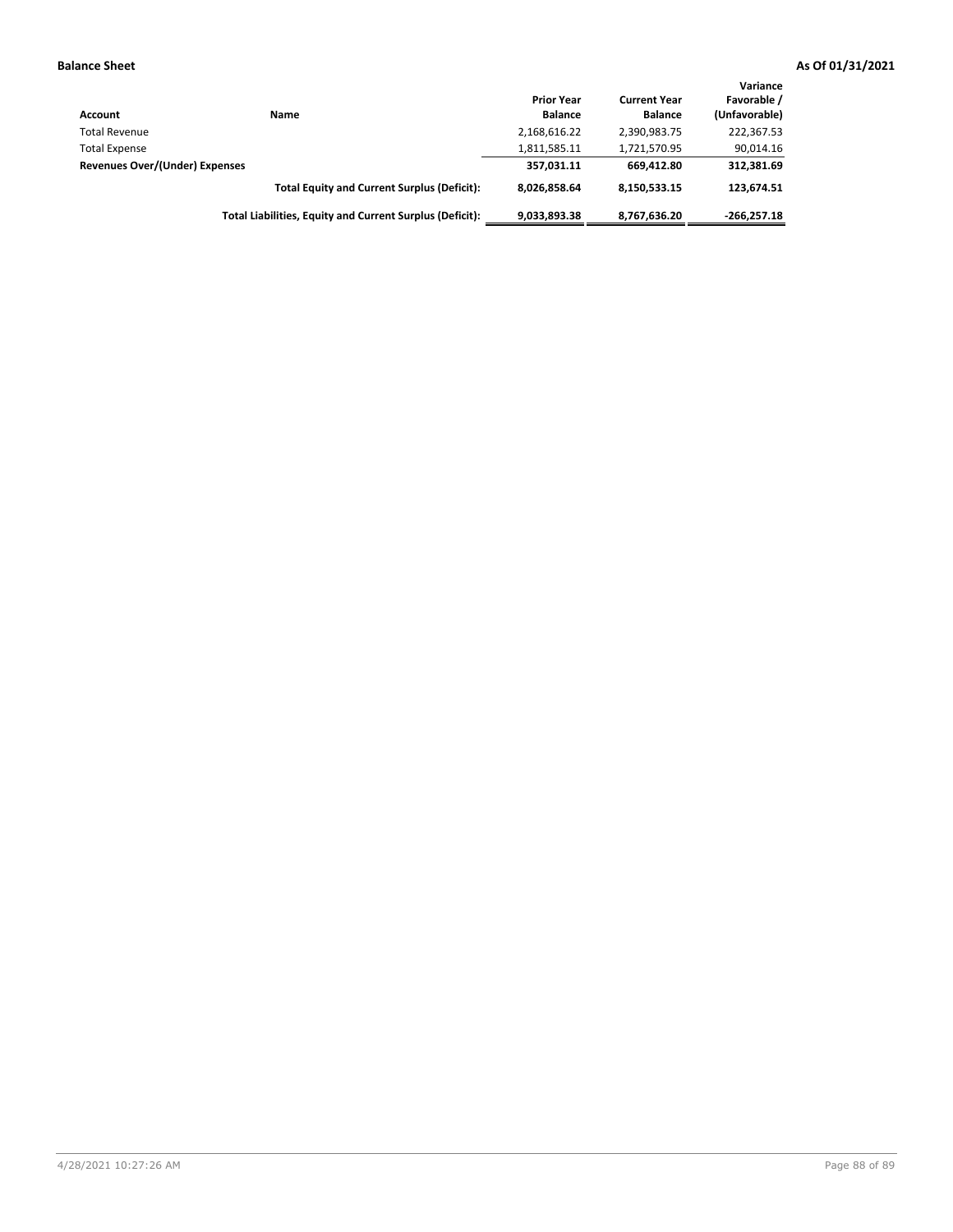**Balance Sheet** **As Of 01/31/2021**

| Account | Name | Prior Year Balance | Current Year Balance | Variance Favorable / (Unfavorable) |
|---|---|---|---|---|
| Total Revenue | | 2,168,616.22 | 2,390,983.75 | 222,367.53 |
| Total Expense | | 1,811,585.11 | 1,721,570.95 | 90,014.16 |
| **Revenues Over/(Under) Expenses** | | **357,031.11** | **669,412.80** | **312,381.69** |
| | **Total Equity and Current Surplus (Deficit):** | **8,026,858.64** | **8,150,533.15** | **123,674.51** |
| | **Total Liabilities, Equity and Current Surplus (Deficit):** | **9,033,893.38** | **8,767,636.20** | **-266,257.18** |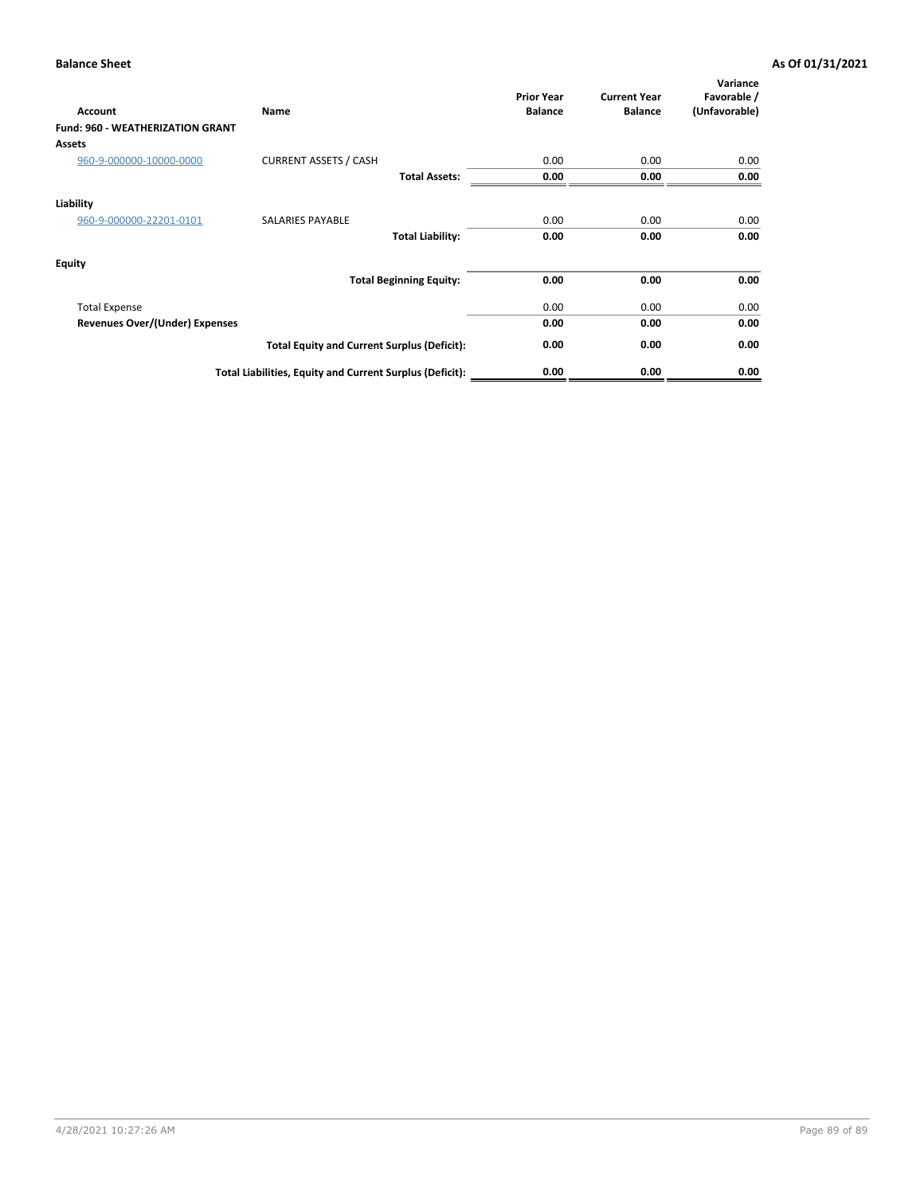**Balance Sheet** **As Of 01/31/2021**

| Account | Name | Prior Year Balance | Current Year Balance | Variance Favorable / (Unfavorable) |
|---|---|---|---|---|
| **Fund: 960 - WEATHERIZATION GRANT** | | | | |
| **Assets** | | | | |
| 960-9-000000-10000-0000 | CURRENT ASSETS / CASH | 0.00 | 0.00 | 0.00 |
| | **Total Assets:** | **0.00** | **0.00** | **0.00** |
| **Liability** | | | | |
| 960-9-000000-22201-0101 | SALARIES PAYABLE | 0.00 | 0.00 | 0.00 |
| | **Total Liability:** | **0.00** | **0.00** | **0.00** |
| **Equity** | | | | |
| | **Total Beginning Equity:** | **0.00** | **0.00** | **0.00** |
| Total Expense | | 0.00 | 0.00 | 0.00 |
| **Revenues Over/(Under) Expenses** | | **0.00** | **0.00** | **0.00** |
| | **Total Equity and Current Surplus (Deficit):** | **0.00** | **0.00** | **0.00** |
| | **Total Liabilities, Equity and Current Surplus (Deficit):** | **0.00** | **0.00** | **0.00** |